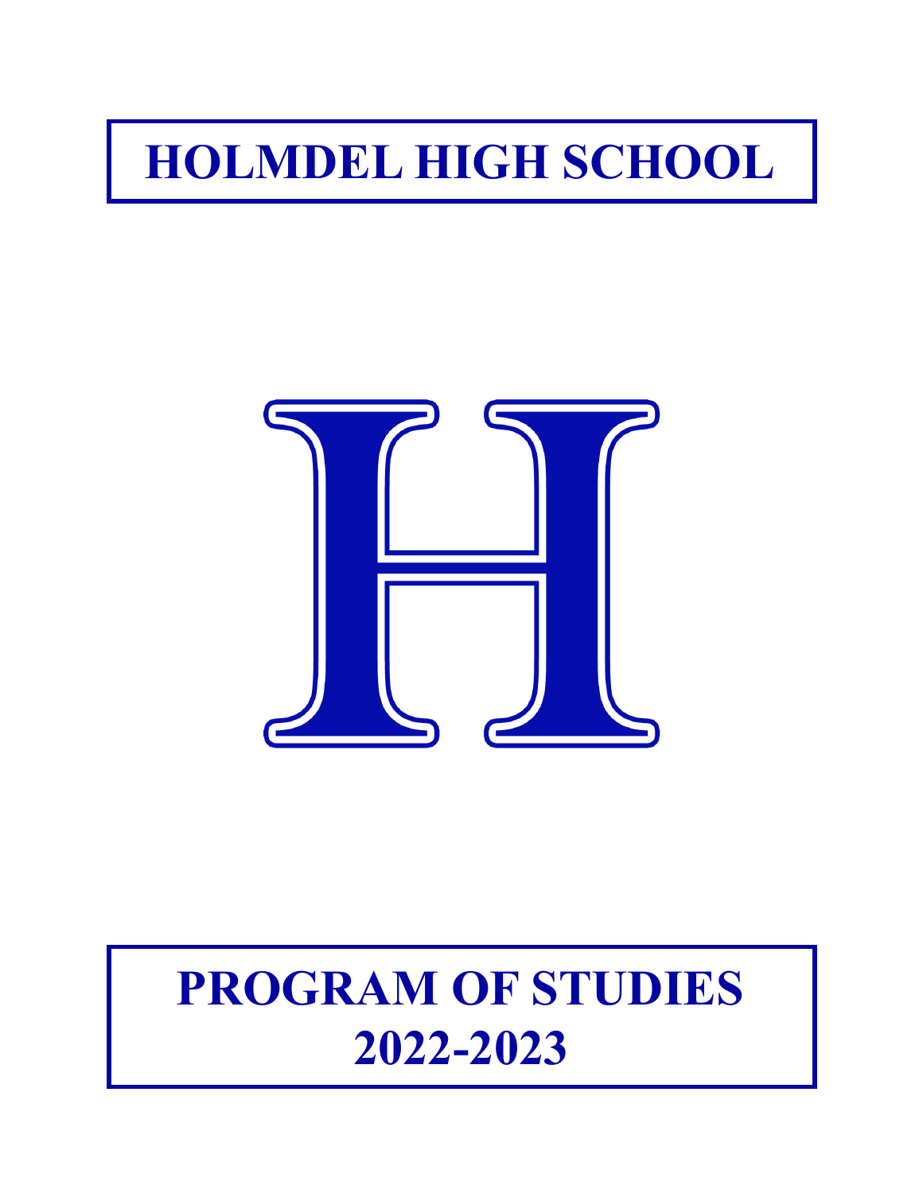# HOLMDEL HIGH SCHOOL

# PROGRAM OF STUDIES
# 2022-2023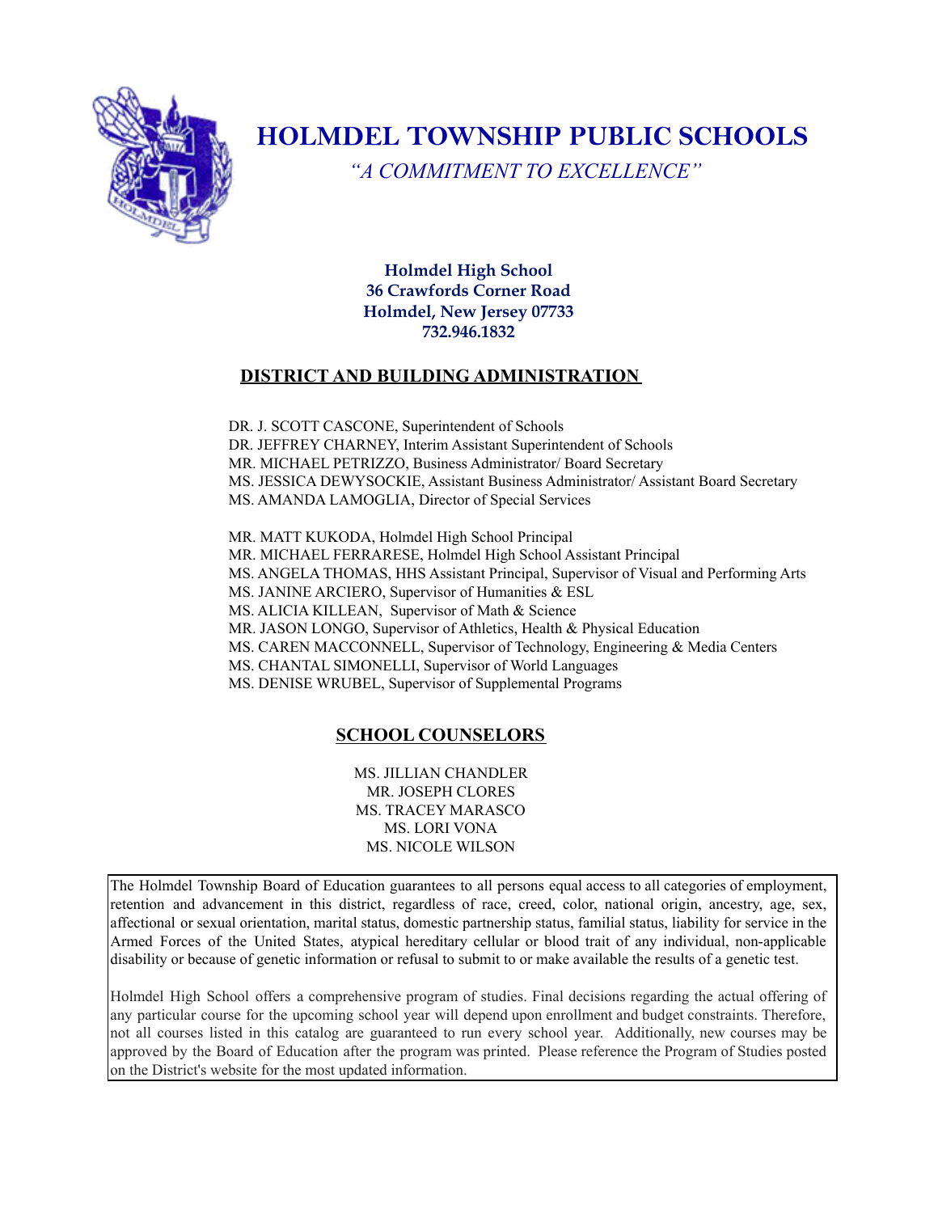# HOLMDEL TOWNSHIP PUBLIC SCHOOLS

*"A COMMITMENT TO EXCELLENCE"*

**Holmdel High School**
**36 Crawfords Corner Road**
**Holmdel, New Jersey 07733**
**732.946.1832**

## DISTRICT AND BUILDING ADMINISTRATION

DR. J. SCOTT CASCONE, Superintendent of Schools
DR. JEFFREY CHARNEY, Interim Assistant Superintendent of Schools
MR. MICHAEL PETRIZZO, Business Administrator/ Board Secretary
MS. JESSICA DEWYSOCKIE, Assistant Business Administrator/ Assistant Board Secretary
MS. AMANDA LAMOGLIA, Director of Special Services

MR. MATT KUKODA, Holmdel High School Principal
MR. MICHAEL FERRARESE, Holmdel High School Assistant Principal
MS. ANGELA THOMAS, HHS Assistant Principal, Supervisor of Visual and Performing Arts
MS. JANINE ARCIERO, Supervisor of Humanities & ESL
MS. ALICIA KILLEAN, Supervisor of Math & Science
MR. JASON LONGO, Supervisor of Athletics, Health & Physical Education
MS. CAREN MACCONNELL, Supervisor of Technology, Engineering & Media Centers
MS. CHANTAL SIMONELLI, Supervisor of World Languages
MS. DENISE WRUBEL, Supervisor of Supplemental Programs

## SCHOOL COUNSELORS

MS. JILLIAN CHANDLER
MR. JOSEPH CLORES
MS. TRACEY MARASCO
MS. LORI VONA
MS. NICOLE WILSON

The Holmdel Township Board of Education guarantees to all persons equal access to all categories of employment, retention and advancement in this district, regardless of race, creed, color, national origin, ancestry, age, sex, affectional or sexual orientation, marital status, domestic partnership status, familial status, liability for service in the Armed Forces of the United States, atypical hereditary cellular or blood trait of any individual, non-applicable disability or because of genetic information or refusal to submit to or make available the results of a genetic test.

Holmdel High School offers a comprehensive program of studies. Final decisions regarding the actual offering of any particular course for the upcoming school year will depend upon enrollment and budget constraints. Therefore, not all courses listed in this catalog are guaranteed to run every school year. Additionally, new courses may be approved by the Board of Education after the program was printed. Please reference the Program of Studies posted on the District's website for the most updated information.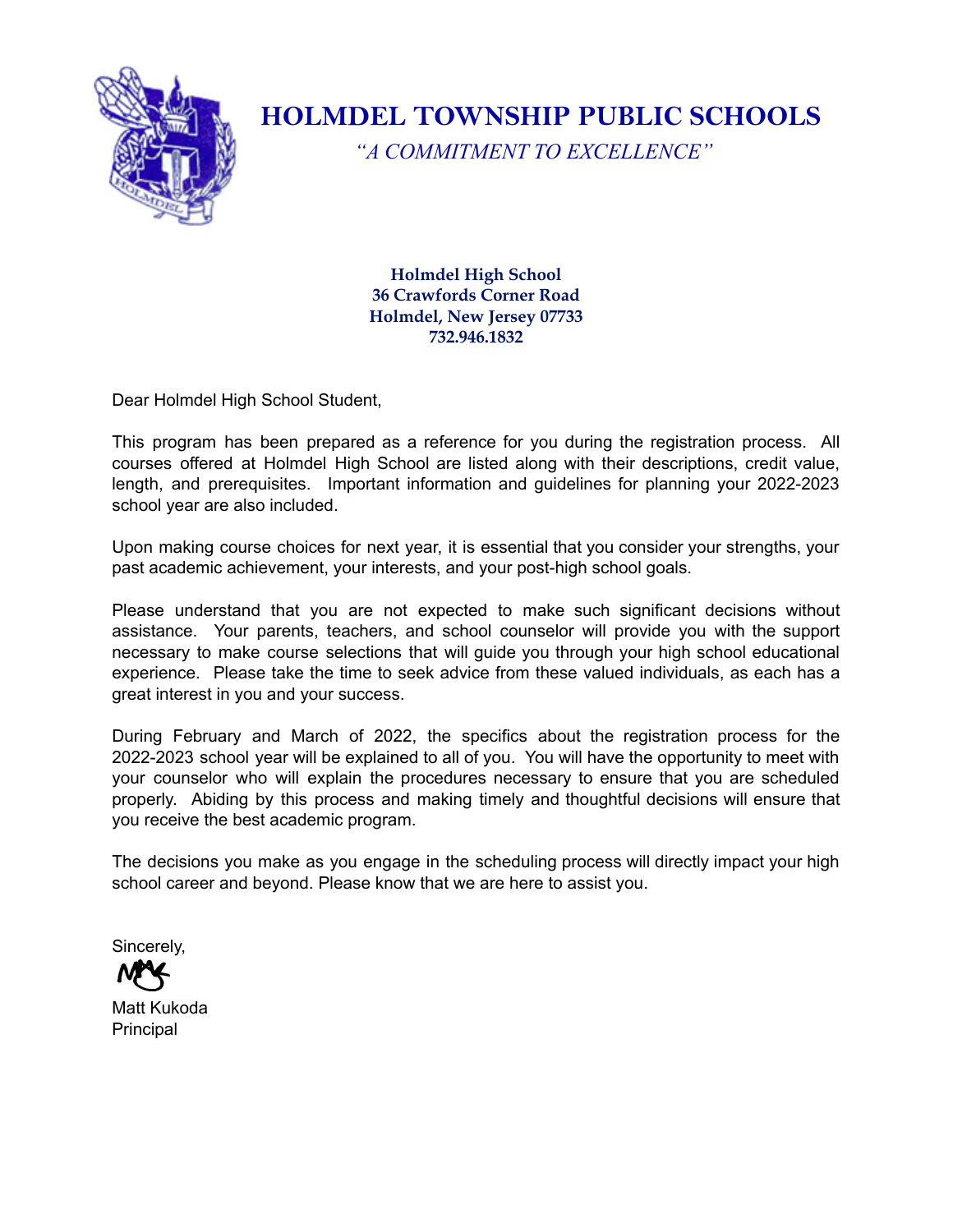# HOLMDEL TOWNSHIP PUBLIC SCHOOLS

*"A COMMITMENT TO EXCELLENCE"*

**Holmdel High School**
**36 Crawfords Corner Road**
**Holmdel, New Jersey 07733**
**732.946.1832**

Dear Holmdel High School Student,

This program has been prepared as a reference for you during the registration process. All courses offered at Holmdel High School are listed along with their descriptions, credit value, length, and prerequisites. Important information and guidelines for planning your 2022-2023 school year are also included.

Upon making course choices for next year, it is essential that you consider your strengths, your past academic achievement, your interests, and your post-high school goals.

Please understand that you are not expected to make such significant decisions without assistance. Your parents, teachers, and school counselor will provide you with the support necessary to make course selections that will guide you through your high school educational experience. Please take the time to seek advice from these valued individuals, as each has a great interest in you and your success.

During February and March of 2022, the specifics about the registration process for the 2022-2023 school year will be explained to all of you. You will have the opportunity to meet with your counselor who will explain the procedures necessary to ensure that you are scheduled properly. Abiding by this process and making timely and thoughtful decisions will ensure that you receive the best academic program.

The decisions you make as you engage in the scheduling process will directly impact your high school career and beyond. Please know that we are here to assist you.

Sincerely,

Matt Kukoda
Principal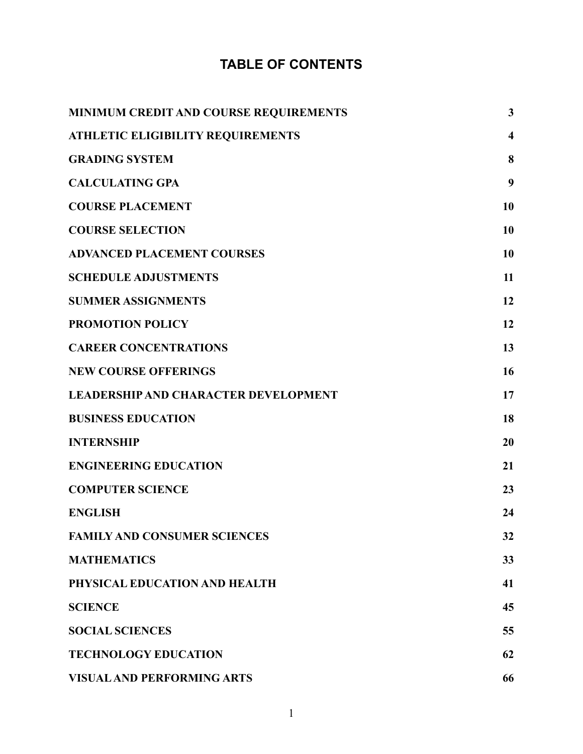# TABLE OF CONTENTS

| | |
|---|---|
| **MINIMUM CREDIT AND COURSE REQUIREMENTS** | **3** |
| **ATHLETIC ELIGIBILITY REQUIREMENTS** | **4** |
| **GRADING SYSTEM** | **8** |
| **CALCULATING GPA** | **9** |
| **COURSE PLACEMENT** | **10** |
| **COURSE SELECTION** | **10** |
| **ADVANCED PLACEMENT COURSES** | **10** |
| **SCHEDULE ADJUSTMENTS** | **11** |
| **SUMMER ASSIGNMENTS** | **12** |
| **PROMOTION POLICY** | **12** |
| **CAREER CONCENTRATIONS** | **13** |
| **NEW COURSE OFFERINGS** | **16** |
| **LEADERSHIP AND CHARACTER DEVELOPMENT** | **17** |
| **BUSINESS EDUCATION** | **18** |
| **INTERNSHIP** | **20** |
| **ENGINEERING EDUCATION** | **21** |
| **COMPUTER SCIENCE** | **23** |
| **ENGLISH** | **24** |
| **FAMILY AND CONSUMER SCIENCES** | **32** |
| **MATHEMATICS** | **33** |
| **PHYSICAL EDUCATION AND HEALTH** | **41** |
| **SCIENCE** | **45** |
| **SOCIAL SCIENCES** | **55** |
| **TECHNOLOGY EDUCATION** | **62** |
| **VISUAL AND PERFORMING ARTS** | **66** |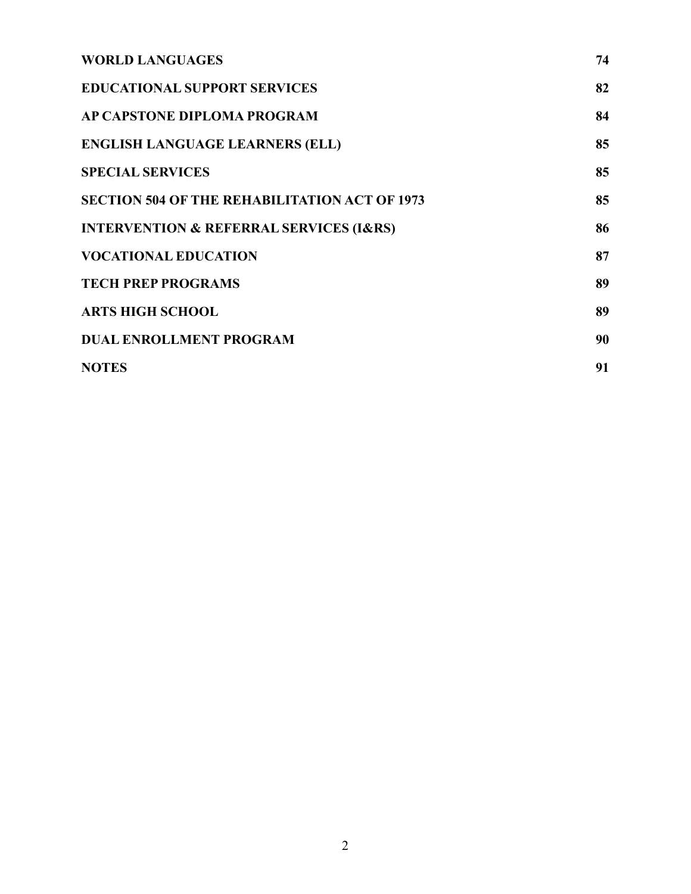| | |
|---|---|
| **WORLD LANGUAGES** | **74** |
| **EDUCATIONAL SUPPORT SERVICES** | **82** |
| **AP CAPSTONE DIPLOMA PROGRAM** | **84** |
| **ENGLISH LANGUAGE LEARNERS (ELL)** | **85** |
| **SPECIAL SERVICES** | **85** |
| **SECTION 504 OF THE REHABILITATION ACT OF 1973** | **85** |
| **INTERVENTION & REFERRAL SERVICES (I&RS)** | **86** |
| **VOCATIONAL EDUCATION** | **87** |
| **TECH PREP PROGRAMS** | **89** |
| **ARTS HIGH SCHOOL** | **89** |
| **DUAL ENROLLMENT PROGRAM** | **90** |
| **NOTES** | **91** |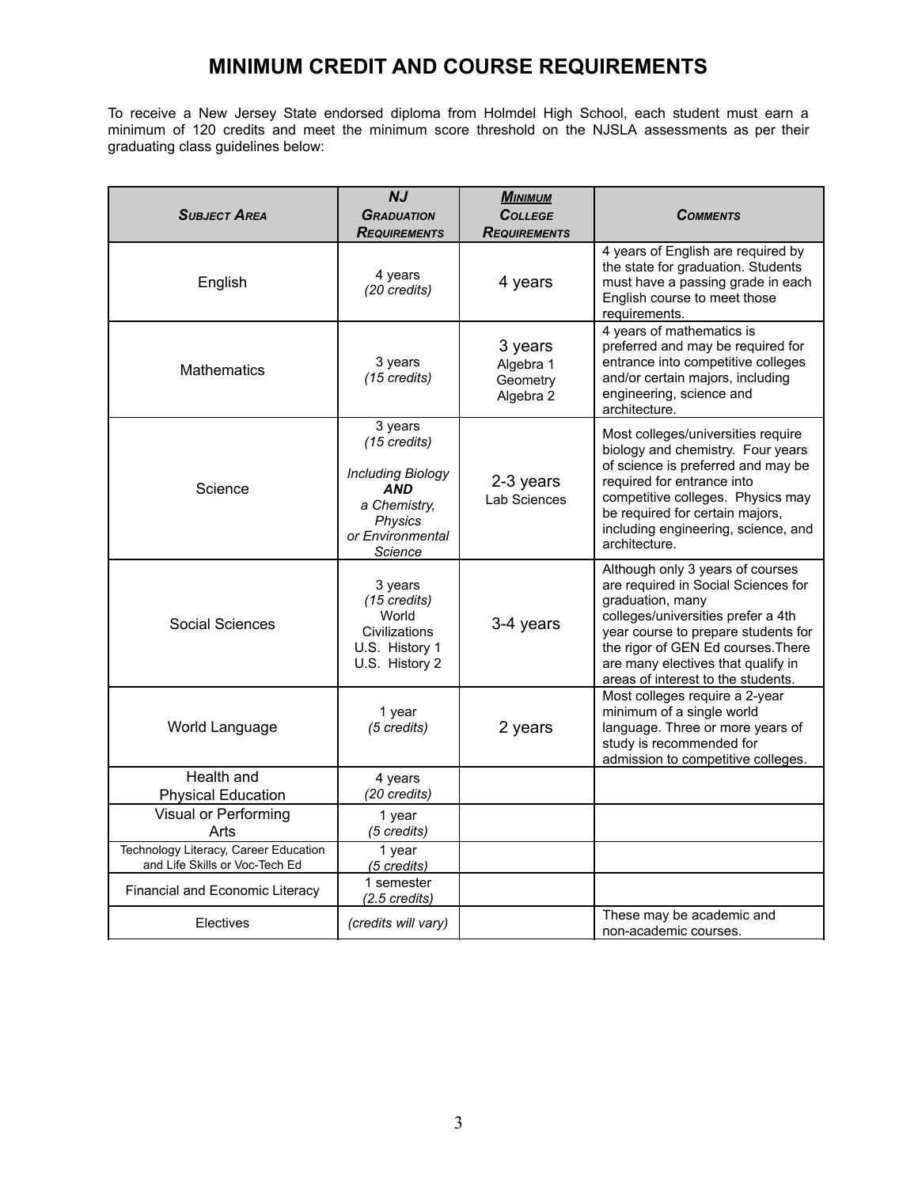# MINIMUM CREDIT AND COURSE REQUIREMENTS

To receive a New Jersey State endorsed diploma from Holmdel High School, each student must earn a minimum of 120 credits and meet the minimum score threshold on the NJSLA assessments as per their graduating class guidelines below:

| *Subject Area* | *NJ Graduation Requirements* | *Minimum College Requirements* | *Comments* |
|---|---|---|---|
| English | 4 years *(20 credits)* | 4 years | 4 years of English are required by the state for graduation. Students must have a passing grade in each English course to meet those requirements. |
| Mathematics | 3 years *(15 credits)* | 3 years Algebra 1 Geometry Algebra 2 | 4 years of mathematics is preferred and may be required for entrance into competitive colleges and/or certain majors, including engineering, science and architecture. |
| Science | 3 years *(15 credits)* *Including Biology* ***AND*** *a Chemistry, Physics or Environmental Science* | 2-3 years Lab Sciences | Most colleges/universities require biology and chemistry. Four years of science is preferred and may be required for entrance into competitive colleges. Physics may be required for certain majors, including engineering, science, and architecture. |
| Social Sciences | 3 years *(15 credits)* World Civilizations U.S. History 1 U.S. History 2 | 3-4 years | Although only 3 years of courses are required in Social Sciences for graduation, many colleges/universities prefer a 4th year course to prepare students for the rigor of GEN Ed courses.There are many electives that qualify in areas of interest to the students. |
| World Language | 1 year *(5 credits)* | 2 years | Most colleges require a 2-year minimum of a single world language. Three or more years of study is recommended for admission to competitive colleges. |
| Health and Physical Education | 4 years *(20 credits)* | | |
| Visual or Performing Arts | 1 year *(5 credits)* | | |
| Technology Literacy, Career Education and Life Skills or Voc-Tech Ed | 1 year *(5 credits)* | | |
| Financial and Economic Literacy | 1 semester *(2.5 credits)* | | |
| Electives | *(credits will vary)* | | These may be academic and non-academic courses. |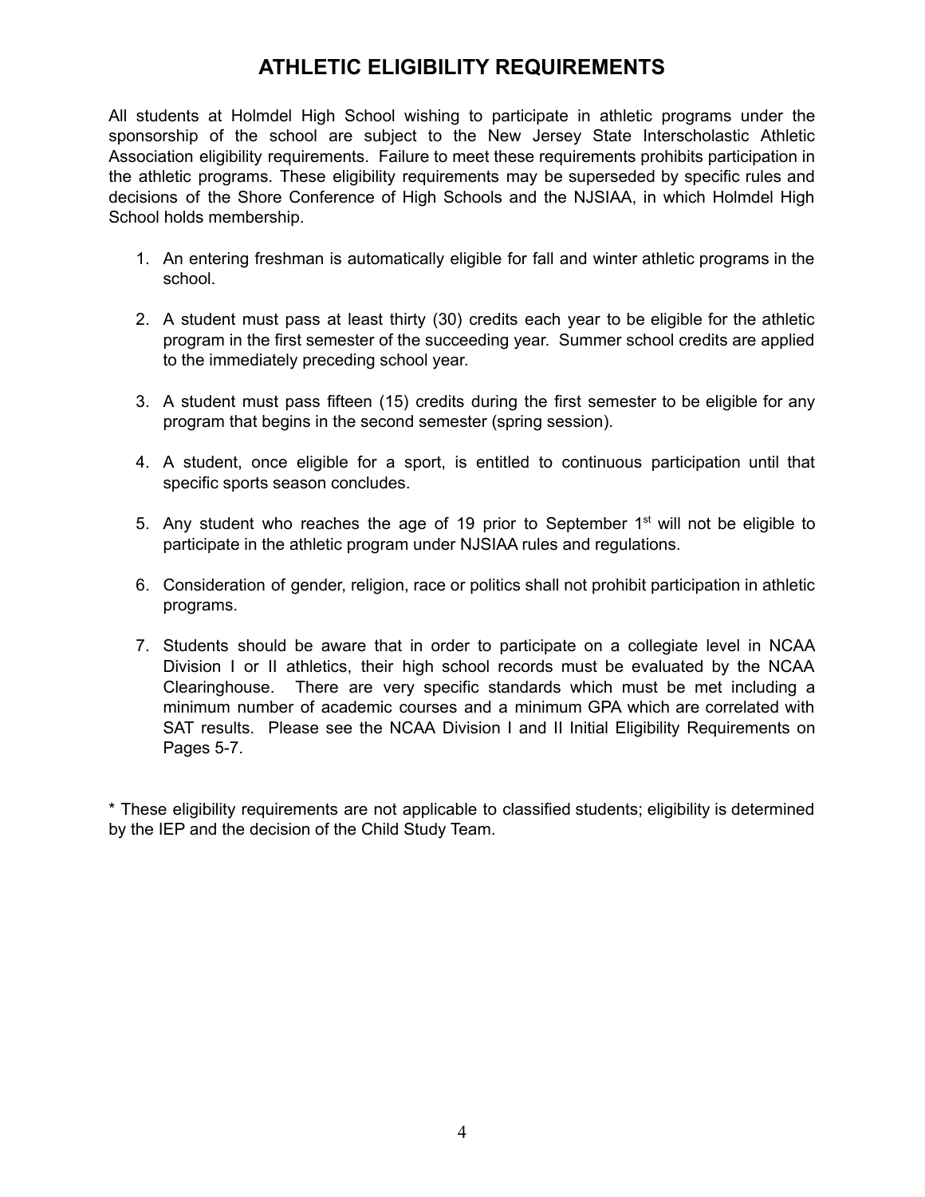# ATHLETIC ELIGIBILITY REQUIREMENTS

All students at Holmdel High School wishing to participate in athletic programs under the sponsorship of the school are subject to the New Jersey State Interscholastic Athletic Association eligibility requirements. Failure to meet these requirements prohibits participation in the athletic programs. These eligibility requirements may be superseded by specific rules and decisions of the Shore Conference of High Schools and the NJSIAA, in which Holmdel High School holds membership.

1. An entering freshman is automatically eligible for fall and winter athletic programs in the school.

2. A student must pass at least thirty (30) credits each year to be eligible for the athletic program in the first semester of the succeeding year. Summer school credits are applied to the immediately preceding school year.

3. A student must pass fifteen (15) credits during the first semester to be eligible for any program that begins in the second semester (spring session).

4. A student, once eligible for a sport, is entitled to continuous participation until that specific sports season concludes.

5. Any student who reaches the age of 19 prior to September 1st will not be eligible to participate in the athletic program under NJSIAA rules and regulations.

6. Consideration of gender, religion, race or politics shall not prohibit participation in athletic programs.

7. Students should be aware that in order to participate on a collegiate level in NCAA Division I or II athletics, their high school records must be evaluated by the NCAA Clearinghouse. There are very specific standards which must be met including a minimum number of academic courses and a minimum GPA which are correlated with SAT results. Please see the NCAA Division I and II Initial Eligibility Requirements on Pages 5-7.

* These eligibility requirements are not applicable to classified students; eligibility is determined by the IEP and the decision of the Child Study Team.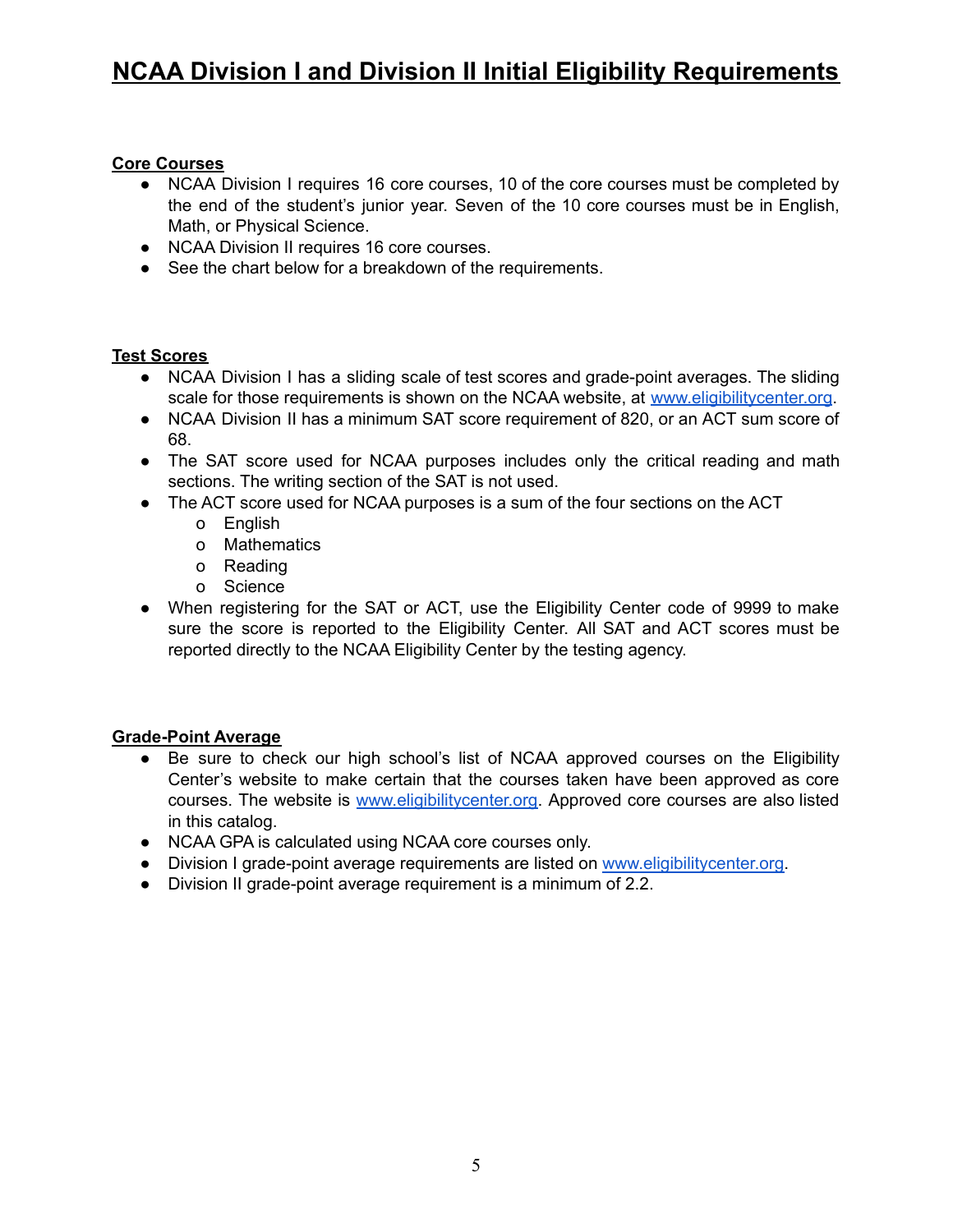# NCAA Division I and Division II Initial Eligibility Requirements

## Core Courses

- NCAA Division I requires 16 core courses, 10 of the core courses must be completed by the end of the student's junior year. Seven of the 10 core courses must be in English, Math, or Physical Science.
- NCAA Division II requires 16 core courses.
- See the chart below for a breakdown of the requirements.

## Test Scores

- NCAA Division I has a sliding scale of test scores and grade-point averages. The sliding scale for those requirements is shown on the NCAA website, at www.eligibilitycenter.org.
- NCAA Division II has a minimum SAT score requirement of 820, or an ACT sum score of 68.
- The SAT score used for NCAA purposes includes only the critical reading and math sections. The writing section of the SAT is not used.
- The ACT score used for NCAA purposes is a sum of the four sections on the ACT
  - English
  - Mathematics
  - Reading
  - Science
- When registering for the SAT or ACT, use the Eligibility Center code of 9999 to make sure the score is reported to the Eligibility Center. All SAT and ACT scores must be reported directly to the NCAA Eligibility Center by the testing agency.

## Grade-Point Average

- Be sure to check our high school's list of NCAA approved courses on the Eligibility Center's website to make certain that the courses taken have been approved as core courses. The website is www.eligibilitycenter.org. Approved core courses are also listed in this catalog.
- NCAA GPA is calculated using NCAA core courses only.
- Division I grade-point average requirements are listed on www.eligibilitycenter.org.
- Division II grade-point average requirement is a minimum of 2.2.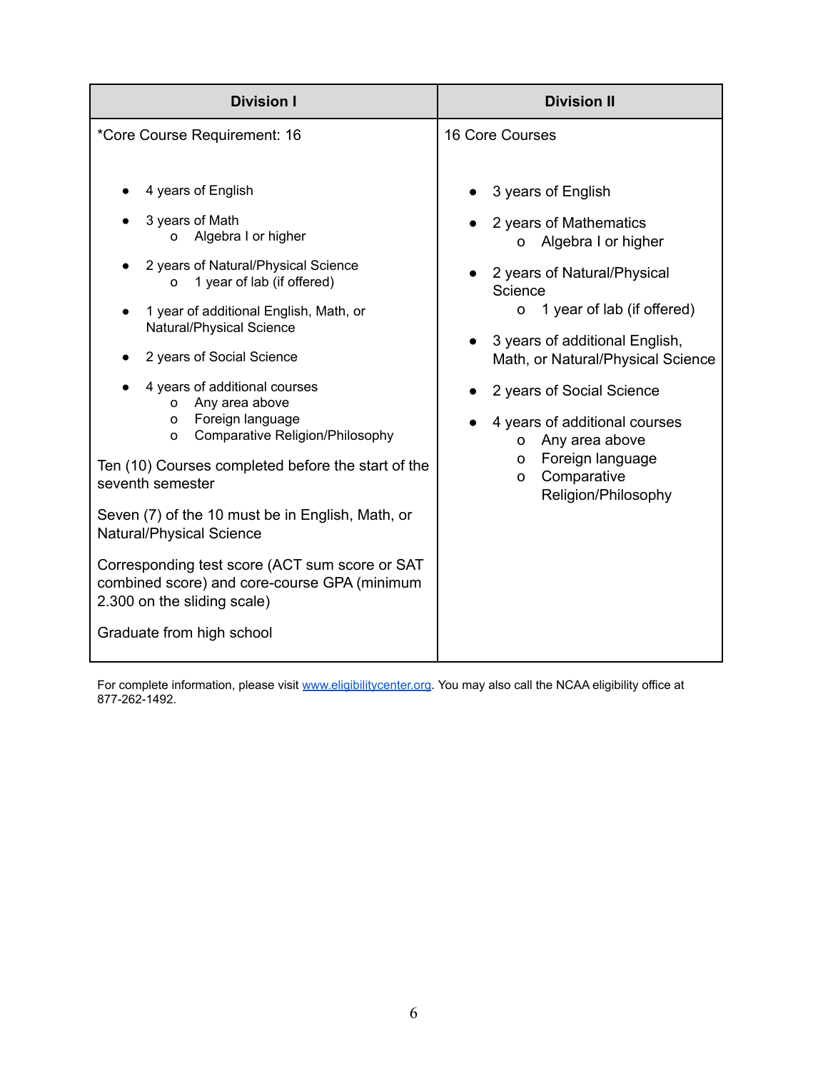| Division I | Division II |
|---|---|
| *Core Course Requirement: 16<br><br>• 4 years of English<br>• 3 years of Math<br>  o Algebra I or higher<br>• 2 years of Natural/Physical Science<br>  o 1 year of lab (if offered)<br>• 1 year of additional English, Math, or Natural/Physical Science<br>• 2 years of Social Science<br>• 4 years of additional courses<br>  o Any area above<br>  o Foreign language<br>  o Comparative Religion/Philosophy<br><br>Ten (10) Courses completed before the start of the seventh semester<br><br>Seven (7) of the 10 must be in English, Math, or Natural/Physical Science<br><br>Corresponding test score (ACT sum score or SAT combined score) and core-course GPA (minimum 2.300 on the sliding scale)<br><br>Graduate from high school | 16 Core Courses<br><br>• 3 years of English<br>• 2 years of Mathematics<br>  o Algebra I or higher<br>• 2 years of Natural/Physical Science<br>  o 1 year of lab (if offered)<br>• 3 years of additional English, Math, or Natural/Physical Science<br>• 2 years of Social Science<br>• 4 years of additional courses<br>  o Any area above<br>  o Foreign language<br>  o Comparative Religion/Philosophy |

For complete information, please visit [www.eligibilitycenter.org](http://www.eligibilitycenter.org). You may also call the NCAA eligibility office at 877-262-1492.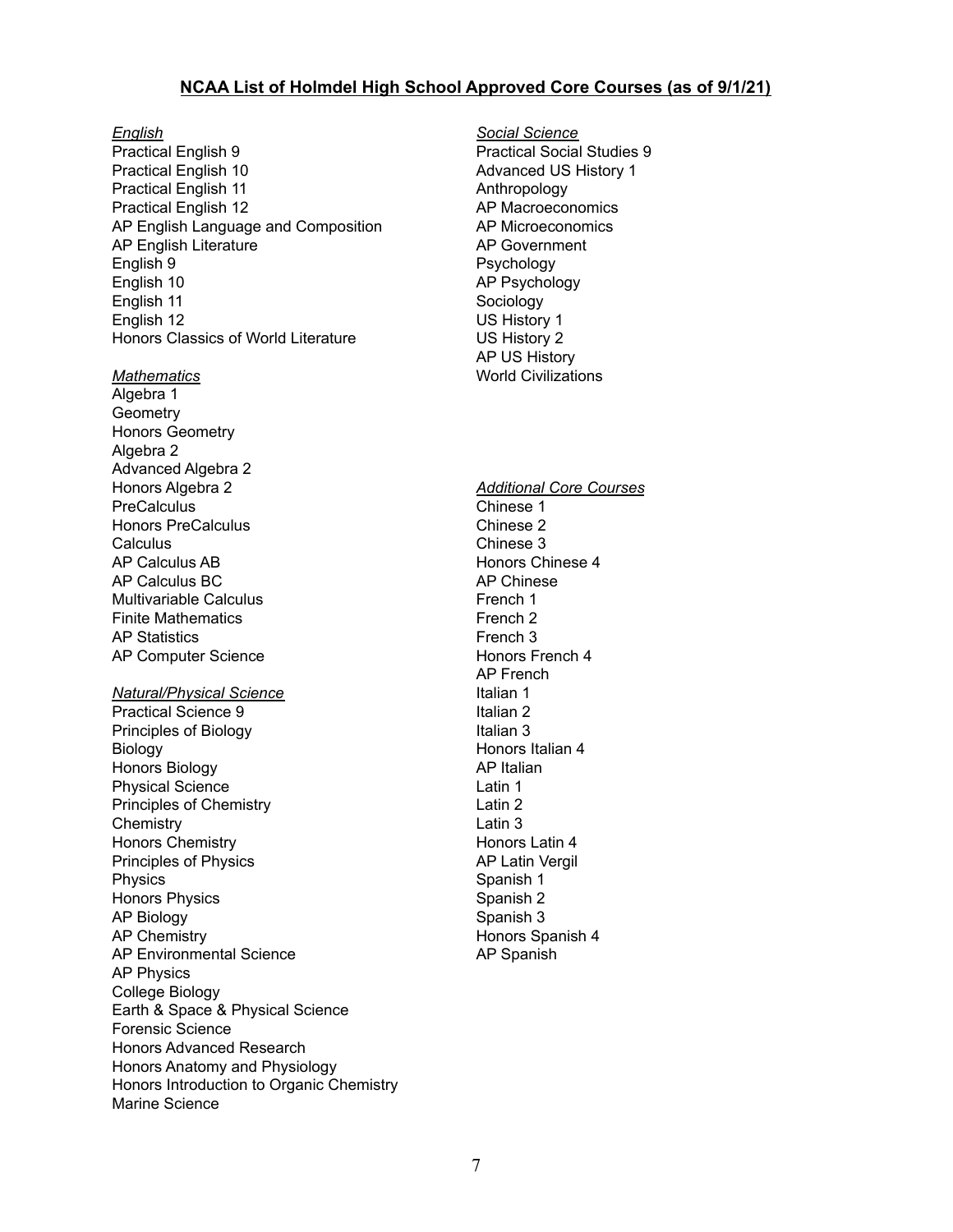## NCAA List of Holmdel High School Approved Core Courses (as of 9/1/21)

*English*

Practical English 9
Practical English 10
Practical English 11
Practical English 12
AP English Language and Composition
AP English Literature
English 9
English 10
English 11
English 12
Honors Classics of World Literature

*Mathematics*

Algebra 1
Geometry
Honors Geometry
Algebra 2
Advanced Algebra 2
Honors Algebra 2
PreCalculus
Honors PreCalculus
Calculus
AP Calculus AB
AP Calculus BC
Multivariable Calculus
Finite Mathematics
AP Statistics
AP Computer Science

*Natural/Physical Science*

Practical Science 9
Principles of Biology
Biology
Honors Biology
Physical Science
Principles of Chemistry
Chemistry
Honors Chemistry
Principles of Physics
Physics
Honors Physics
AP Biology
AP Chemistry
AP Environmental Science
AP Physics
College Biology
Earth & Space & Physical Science
Forensic Science
Honors Advanced Research
Honors Anatomy and Physiology
Honors Introduction to Organic Chemistry
Marine Science

*Social Science*

Practical Social Studies 9
Advanced US History 1
Anthropology
AP Macroeconomics
AP Microeconomics
AP Government
Psychology
AP Psychology
Sociology
US History 1
US History 2
AP US History
World Civilizations

*Additional Core Courses*

Chinese 1
Chinese 2
Chinese 3
Honors Chinese 4
AP Chinese
French 1
French 2
French 3
Honors French 4
AP French
Italian 1
Italian 2
Italian 3
Honors Italian 4
AP Italian
Latin 1
Latin 2
Latin 3
Honors Latin 4
AP Latin Vergil
Spanish 1
Spanish 2
Spanish 3
Honors Spanish 4
AP Spanish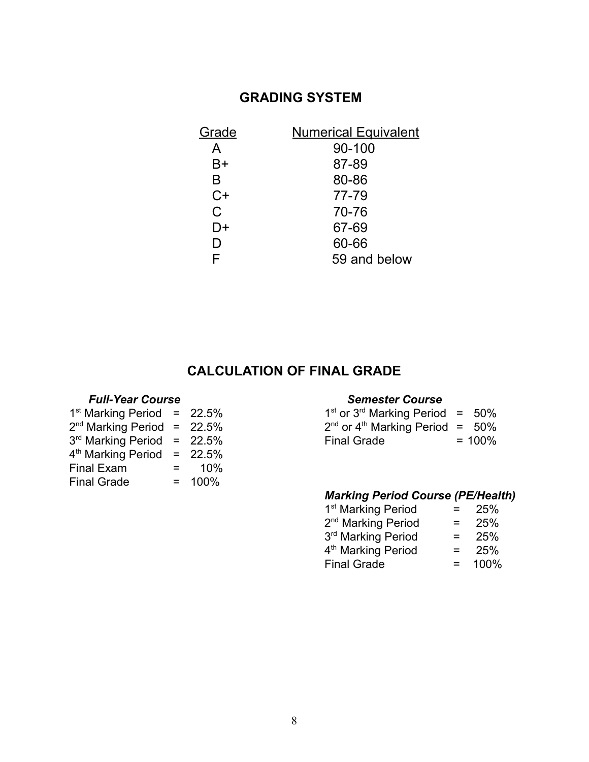## GRADING SYSTEM

| Grade | Numerical Equivalent |
| --- | --- |
| A | 90-100 |
| B+ | 87-89 |
| B | 80-86 |
| C+ | 77-79 |
| C | 70-76 |
| D+ | 67-69 |
| D | 60-66 |
| F | 59 and below |

## CALCULATION OF FINAL GRADE

***Full-Year Course***

| | | |
| --- | --- | --- |
| 1st Marking Period | = | 22.5% |
| 2nd Marking Period | = | 22.5% |
| 3rd Marking Period | = | 22.5% |
| 4th Marking Period | = | 22.5% |
| Final Exam | = | 10% |
| Final Grade | = | 100% |

***Semester Course***

| | | |
| --- | --- | --- |
| 1st or 3rd Marking Period | = | 50% |
| 2nd or 4th Marking Period | = | 50% |
| Final Grade | = | 100% |

***Marking Period Course (PE/Health)***

| | | |
| --- | --- | --- |
| 1st Marking Period | = | 25% |
| 2nd Marking Period | = | 25% |
| 3rd Marking Period | = | 25% |
| 4th Marking Period | = | 25% |
| Final Grade | = | 100% |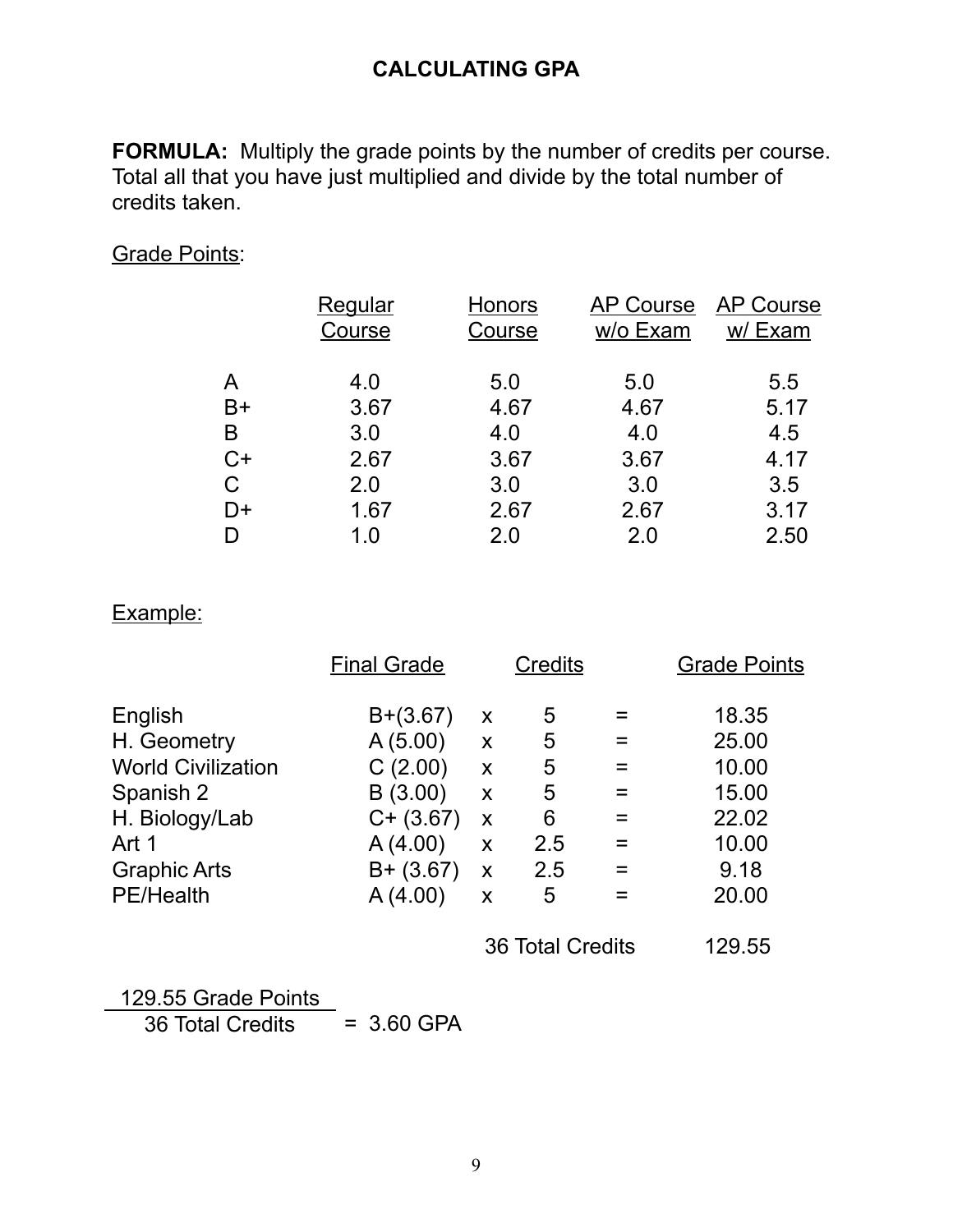# CALCULATING GPA

**FORMULA:** Multiply the grade points by the number of credits per course. Total all that you have just multiplied and divide by the total number of credits taken.

Grade Points:

| | Regular Course | Honors Course | AP Course w/o Exam | AP Course w/ Exam |
|---|---|---|---|---|
| A | 4.0 | 5.0 | 5.0 | 5.5 |
| B+ | 3.67 | 4.67 | 4.67 | 5.17 |
| B | 3.0 | 4.0 | 4.0 | 4.5 |
| C+ | 2.67 | 3.67 | 3.67 | 4.17 |
| C | 2.0 | 3.0 | 3.0 | 3.5 |
| D+ | 1.67 | 2.67 | 2.67 | 3.17 |
| D | 1.0 | 2.0 | 2.0 | 2.50 |

Example:

| | Final Grade | | Credits | | Grade Points |
|---|---|---|---|---|---|
| English | B+(3.67) | x | 5 | = | 18.35 |
| H. Geometry | A (5.00) | x | 5 | = | 25.00 |
| World Civilization | C (2.00) | x | 5 | = | 10.00 |
| Spanish 2 | B (3.00) | x | 5 | = | 15.00 |
| H. Biology/Lab | C+ (3.67) | x | 6 | = | 22.02 |
| Art 1 | A (4.00) | x | 2.5 | = | 10.00 |
| Graphic Arts | B+ (3.67) | x | 2.5 | = | 9.18 |
| PE/Health | A (4.00) | x | 5 | = | 20.00 |
| | | | 36 Total Credits | | 129.55 |

$$\frac{\text{129.55 Grade Points}}{\text{36 Total Credits}} = \text{3.60 GPA}$$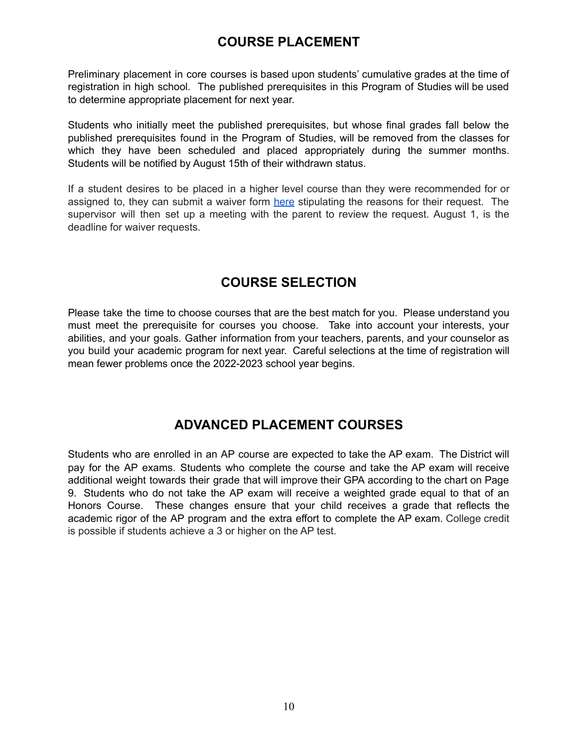## COURSE PLACEMENT

Preliminary placement in core courses is based upon students' cumulative grades at the time of registration in high school. The published prerequisites in this Program of Studies will be used to determine appropriate placement for next year.

Students who initially meet the published prerequisites, but whose final grades fall below the published prerequisites found in the Program of Studies, will be removed from the classes for which they have been scheduled and placed appropriately during the summer months. Students will be notified by August 15th of their withdrawn status.

If a student desires to be placed in a higher level course than they were recommended for or assigned to, they can submit a waiver form here stipulating the reasons for their request. The supervisor will then set up a meeting with the parent to review the request. August 1, is the deadline for waiver requests.

## COURSE SELECTION

Please take the time to choose courses that are the best match for you. Please understand you must meet the prerequisite for courses you choose. Take into account your interests, your abilities, and your goals. Gather information from your teachers, parents, and your counselor as you build your academic program for next year. Careful selections at the time of registration will mean fewer problems once the 2022-2023 school year begins.

## ADVANCED PLACEMENT COURSES

Students who are enrolled in an AP course are expected to take the AP exam. The District will pay for the AP exams. Students who complete the course and take the AP exam will receive additional weight towards their grade that will improve their GPA according to the chart on Page 9. Students who do not take the AP exam will receive a weighted grade equal to that of an Honors Course. These changes ensure that your child receives a grade that reflects the academic rigor of the AP program and the extra effort to complete the AP exam. College credit is possible if students achieve a 3 or higher on the AP test.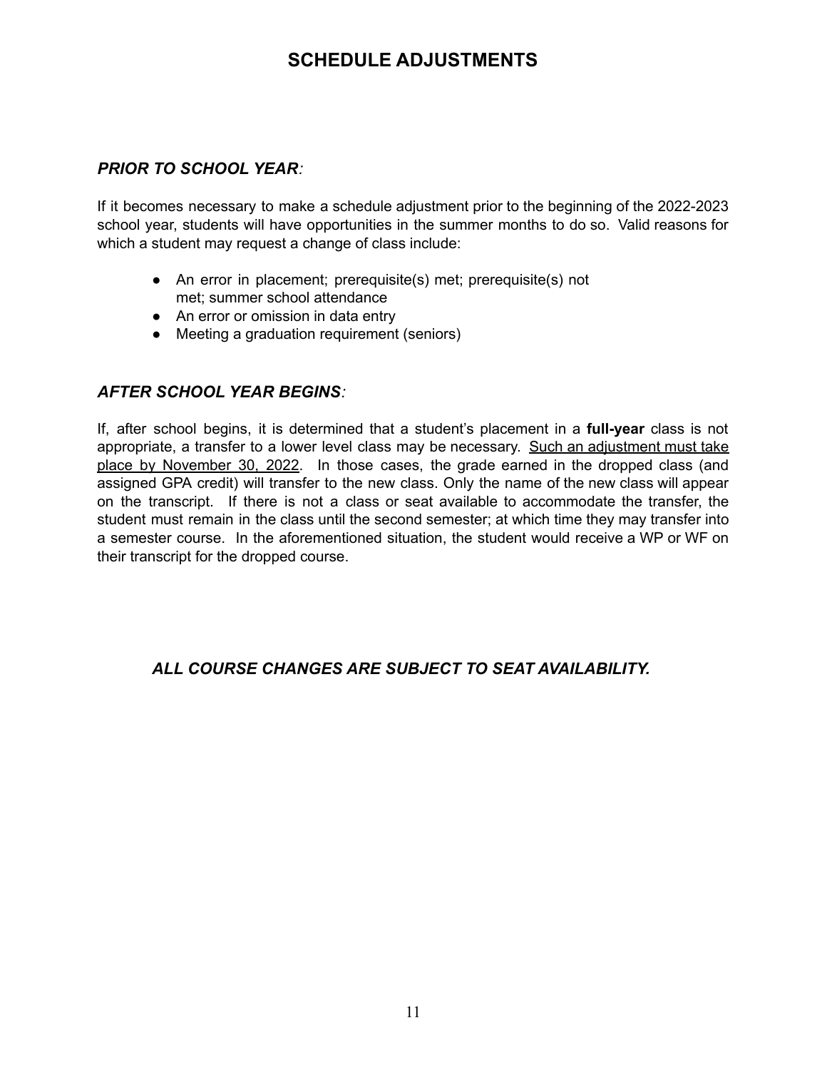# SCHEDULE ADJUSTMENTS

## *PRIOR TO SCHOOL YEAR:*

If it becomes necessary to make a schedule adjustment prior to the beginning of the 2022-2023 school year, students will have opportunities in the summer months to do so. Valid reasons for which a student may request a change of class include:

- An error in placement; prerequisite(s) met; prerequisite(s) not met; summer school attendance
- An error or omission in data entry
- Meeting a graduation requirement (seniors)

## *AFTER SCHOOL YEAR BEGINS:*

If, after school begins, it is determined that a student's placement in a **full-year** class is not appropriate, a transfer to a lower level class may be necessary. <u>Such an adjustment must take place by November 30, 2022</u>. In those cases, the grade earned in the dropped class (and assigned GPA credit) will transfer to the new class. Only the name of the new class will appear on the transcript. If there is not a class or seat available to accommodate the transfer, the student must remain in the class until the second semester; at which time they may transfer into a semester course. In the aforementioned situation, the student would receive a WP or WF on their transcript for the dropped course.

***ALL COURSE CHANGES ARE SUBJECT TO SEAT AVAILABILITY.***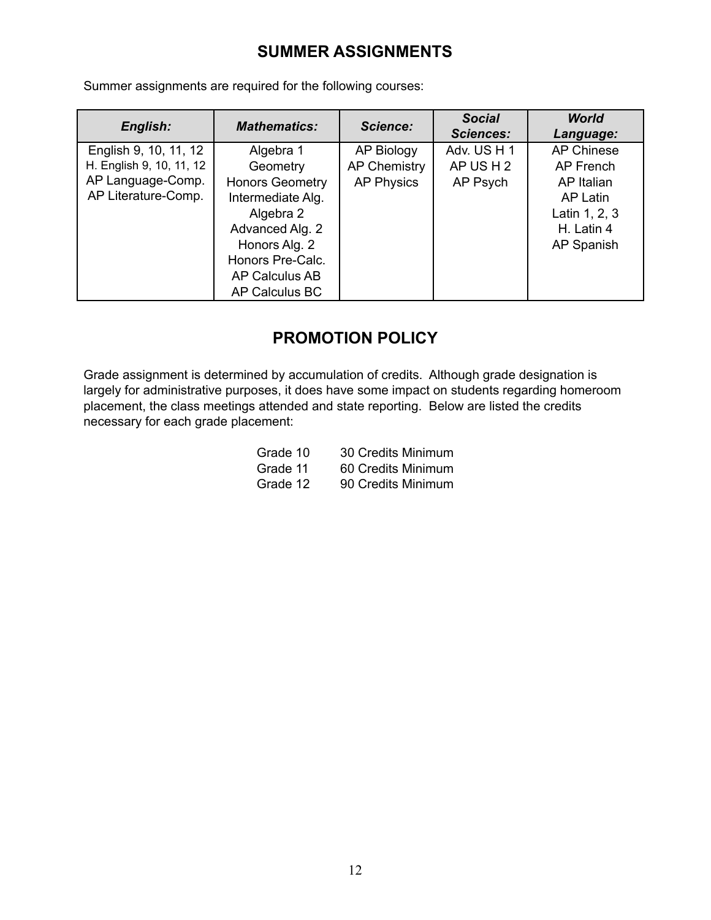## SUMMER ASSIGNMENTS

Summer assignments are required for the following courses:

| ***English:*** | ***Mathematics:*** | ***Science:*** | ***Social Sciences:*** | ***World Language:*** |
|---|---|---|---|---|
| English 9, 10, 11, 12 | Algebra 1 | AP Biology | Adv. US H 1 | AP Chinese |
| H. English 9, 10, 11, 12 | Geometry | AP Chemistry | AP US H 2 | AP French |
| AP Language-Comp. | Honors Geometry | AP Physics | AP Psych | AP Italian |
| AP Literature-Comp. | Intermediate Alg. | | | AP Latin |
| | Algebra 2 | | | Latin 1, 2, 3 |
| | Advanced Alg. 2 | | | H. Latin 4 |
| | Honors Alg. 2 | | | AP Spanish |
| | Honors Pre-Calc. | | | |
| | AP Calculus AB | | | |
| | AP Calculus BC | | | |

## PROMOTION POLICY

Grade assignment is determined by accumulation of credits. Although grade designation is largely for administrative purposes, it does have some impact on students regarding homeroom placement, the class meetings attended and state reporting. Below are listed the credits necessary for each grade placement:

| | |
|---|---|
| Grade 10 | 30 Credits Minimum |
| Grade 11 | 60 Credits Minimum |
| Grade 12 | 90 Credits Minimum |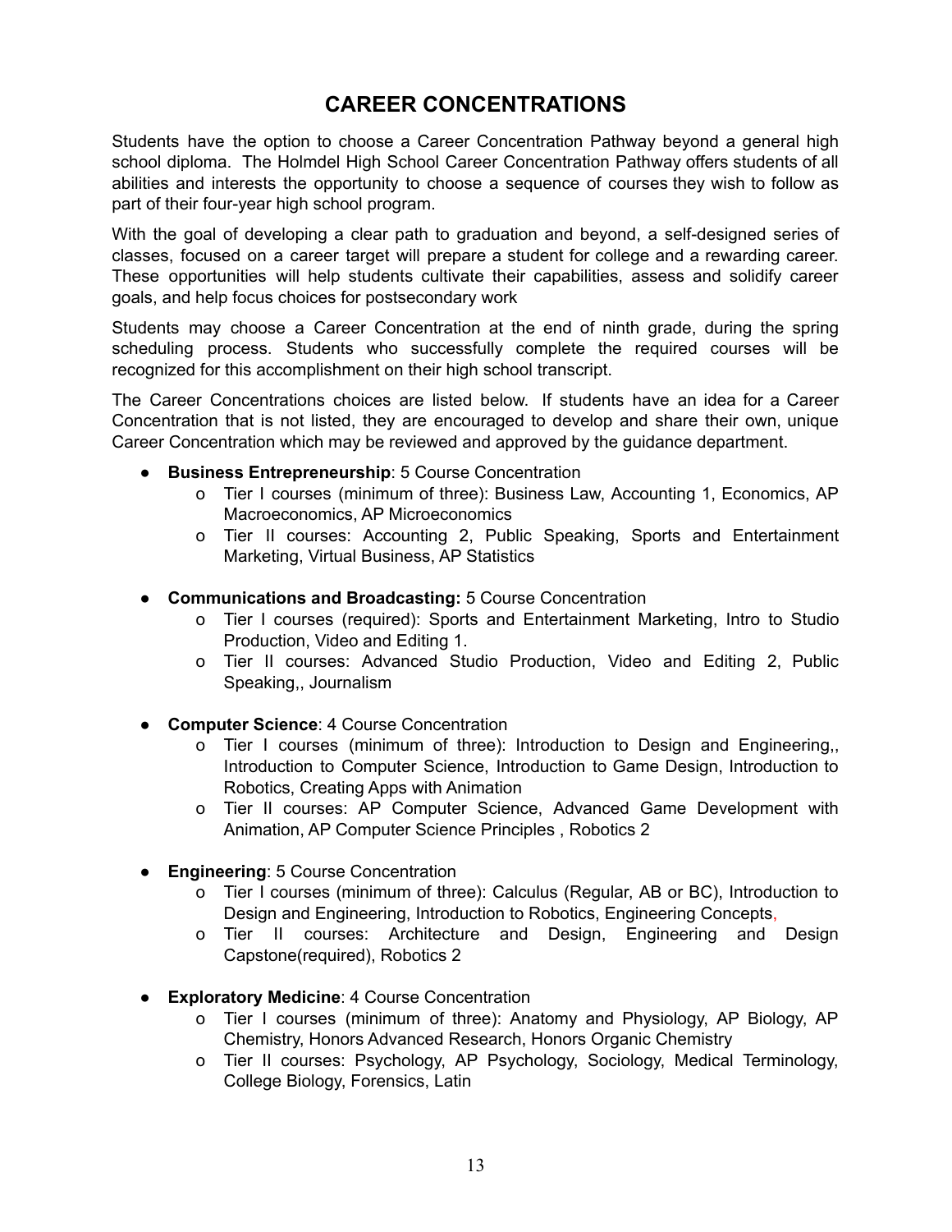# CAREER CONCENTRATIONS

Students have the option to choose a Career Concentration Pathway beyond a general high school diploma. The Holmdel High School Career Concentration Pathway offers students of all abilities and interests the opportunity to choose a sequence of courses they wish to follow as part of their four-year high school program.

With the goal of developing a clear path to graduation and beyond, a self-designed series of classes, focused on a career target will prepare a student for college and a rewarding career. These opportunities will help students cultivate their capabilities, assess and solidify career goals, and help focus choices for postsecondary work

Students may choose a Career Concentration at the end of ninth grade, during the spring scheduling process. Students who successfully complete the required courses will be recognized for this accomplishment on their high school transcript.

The Career Concentrations choices are listed below. If students have an idea for a Career Concentration that is not listed, they are encouraged to develop and share their own, unique Career Concentration which may be reviewed and approved by the guidance department.

- **Business Entrepreneurship**: 5 Course Concentration
  - Tier I courses (minimum of three): Business Law, Accounting 1, Economics, AP Macroeconomics, AP Microeconomics
  - Tier II courses: Accounting 2, Public Speaking, Sports and Entertainment Marketing, Virtual Business, AP Statistics

- **Communications and Broadcasting:** 5 Course Concentration
  - Tier I courses (required): Sports and Entertainment Marketing, Intro to Studio Production, Video and Editing 1.
  - Tier II courses: Advanced Studio Production, Video and Editing 2, Public Speaking,, Journalism

- **Computer Science**: 4 Course Concentration
  - Tier I courses (minimum of three): Introduction to Design and Engineering,, Introduction to Computer Science, Introduction to Game Design, Introduction to Robotics, Creating Apps with Animation
  - Tier II courses: AP Computer Science, Advanced Game Development with Animation, AP Computer Science Principles , Robotics 2

- **Engineering**: 5 Course Concentration
  - Tier I courses (minimum of three): Calculus (Regular, AB or BC), Introduction to Design and Engineering, Introduction to Robotics, Engineering Concepts,
  - Tier II courses: Architecture and Design, Engineering and Design Capstone(required), Robotics 2

- **Exploratory Medicine**: 4 Course Concentration
  - Tier I courses (minimum of three): Anatomy and Physiology, AP Biology, AP Chemistry, Honors Advanced Research, Honors Organic Chemistry
  - Tier II courses: Psychology, AP Psychology, Sociology, Medical Terminology, College Biology, Forensics, Latin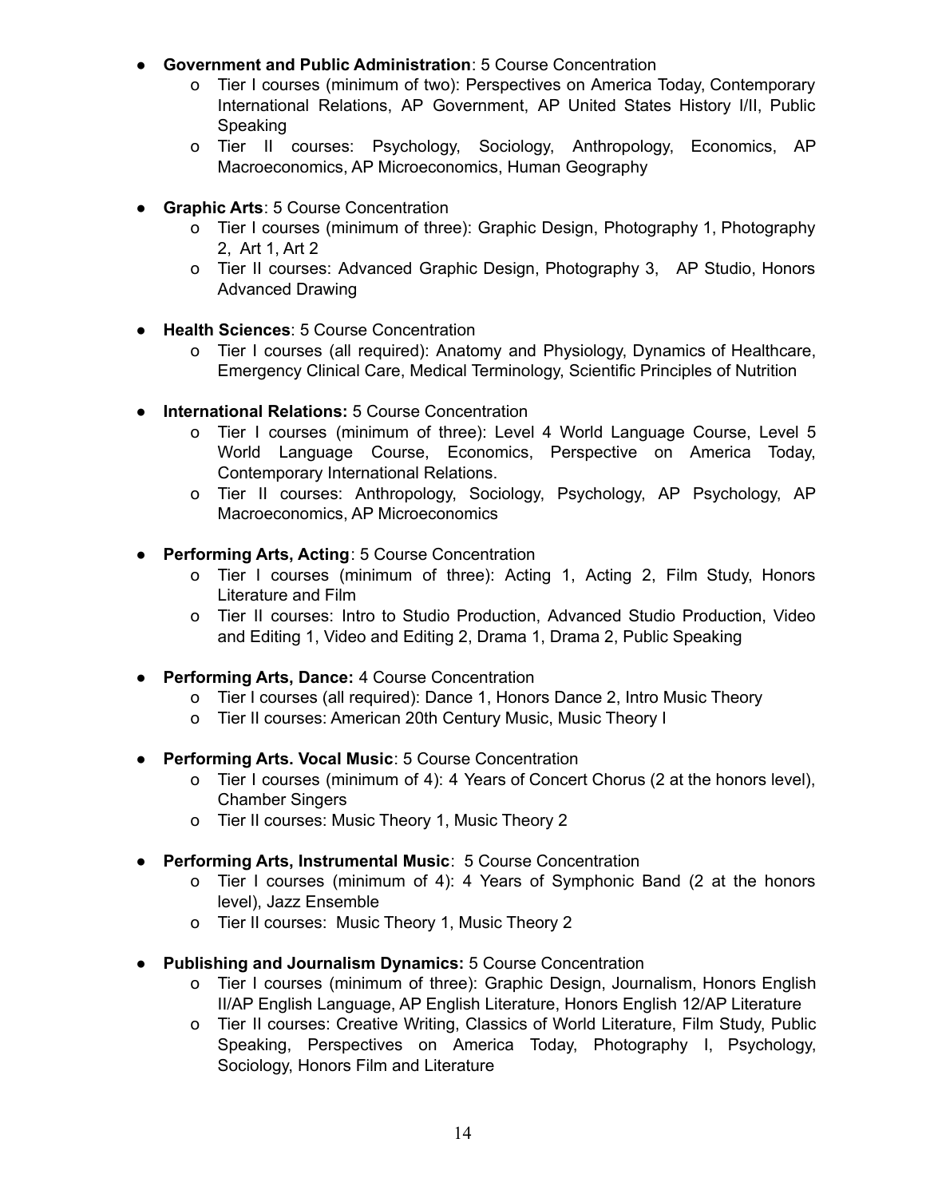- **Government and Public Administration**: 5 Course Concentration
    - Tier I courses (minimum of two): Perspectives on America Today, Contemporary International Relations, AP Government, AP United States History I/II, Public Speaking
    - Tier II courses: Psychology, Sociology, Anthropology, Economics, AP Macroeconomics, AP Microeconomics, Human Geography

- **Graphic Arts**: 5 Course Concentration
    - Tier I courses (minimum of three): Graphic Design, Photography 1, Photography 2, Art 1, Art 2
    - Tier II courses: Advanced Graphic Design, Photography 3, AP Studio, Honors Advanced Drawing

- **Health Sciences**: 5 Course Concentration
    - Tier I courses (all required): Anatomy and Physiology, Dynamics of Healthcare, Emergency Clinical Care, Medical Terminology, Scientific Principles of Nutrition

- **International Relations:** 5 Course Concentration
    - Tier I courses (minimum of three): Level 4 World Language Course, Level 5 World Language Course, Economics, Perspective on America Today, Contemporary International Relations.
    - Tier II courses: Anthropology, Sociology, Psychology, AP Psychology, AP Macroeconomics, AP Microeconomics

- **Performing Arts, Acting**: 5 Course Concentration
    - Tier I courses (minimum of three): Acting 1, Acting 2, Film Study, Honors Literature and Film
    - Tier II courses: Intro to Studio Production, Advanced Studio Production, Video and Editing 1, Video and Editing 2, Drama 1, Drama 2, Public Speaking

- **Performing Arts, Dance:** 4 Course Concentration
    - Tier I courses (all required): Dance 1, Honors Dance 2, Intro Music Theory
    - Tier II courses: American 20th Century Music, Music Theory I

- **Performing Arts. Vocal Music**: 5 Course Concentration
    - Tier I courses (minimum of 4): 4 Years of Concert Chorus (2 at the honors level), Chamber Singers
    - Tier II courses: Music Theory 1, Music Theory 2

- **Performing Arts, Instrumental Music**: 5 Course Concentration
    - Tier I courses (minimum of 4): 4 Years of Symphonic Band (2 at the honors level), Jazz Ensemble
    - Tier II courses: Music Theory 1, Music Theory 2

- **Publishing and Journalism Dynamics:** 5 Course Concentration
    - Tier I courses (minimum of three): Graphic Design, Journalism, Honors English II/AP English Language, AP English Literature, Honors English 12/AP Literature
    - Tier II courses: Creative Writing, Classics of World Literature, Film Study, Public Speaking, Perspectives on America Today, Photography I, Psychology, Sociology, Honors Film and Literature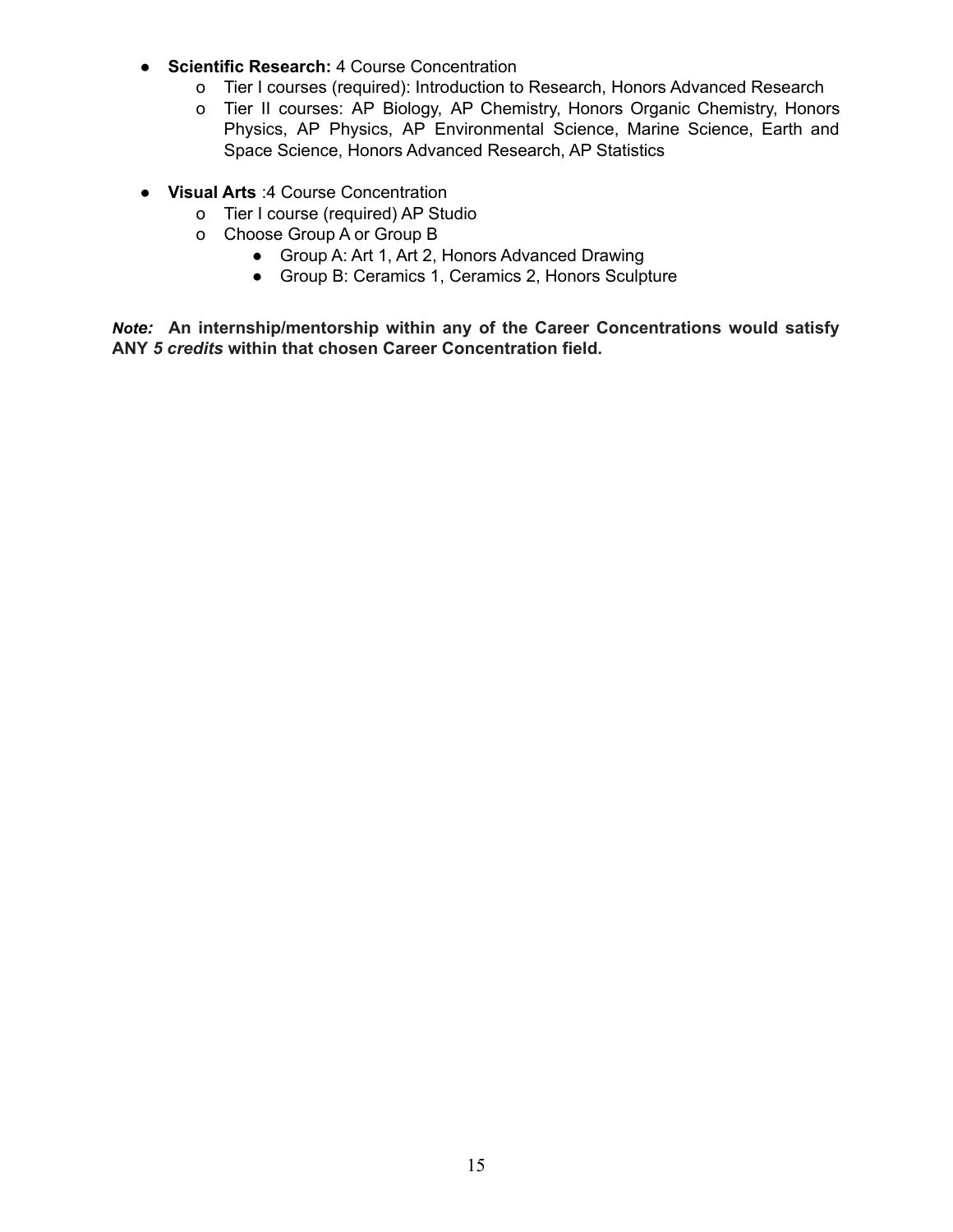- **Scientific Research:** 4 Course Concentration
  - Tier I courses (required): Introduction to Research, Honors Advanced Research
  - Tier II courses: AP Biology, AP Chemistry, Honors Organic Chemistry, Honors Physics, AP Physics, AP Environmental Science, Marine Science, Earth and Space Science, Honors Advanced Research, AP Statistics

- **Visual Arts** :4 Course Concentration
  - Tier I course (required) AP Studio
  - Choose Group A or Group B
    - Group A: Art 1, Art 2, Honors Advanced Drawing
    - Group B: Ceramics 1, Ceramics 2, Honors Sculpture

***Note:*** **An internship/mentorship within any of the Career Concentrations would satisfy ANY *5 credits* within that chosen Career Concentration field.**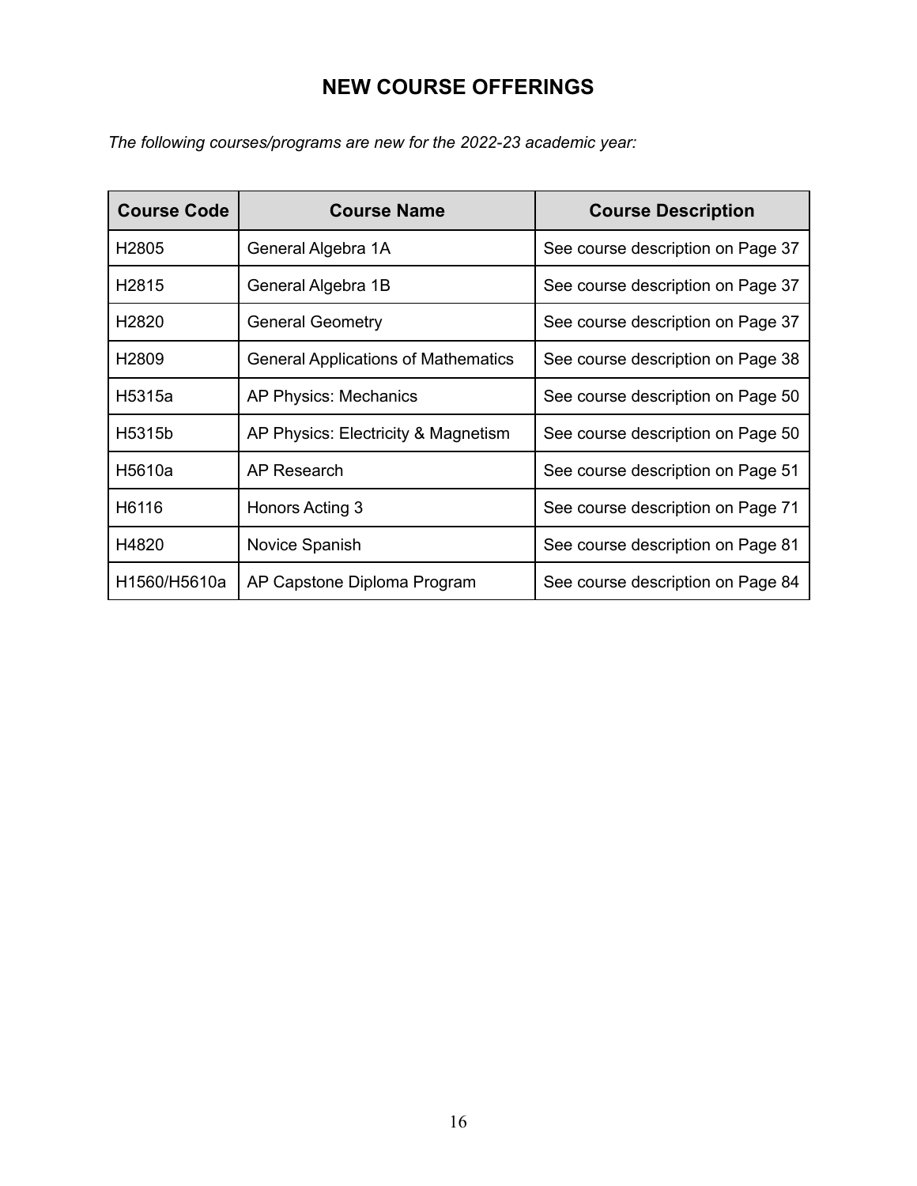# NEW COURSE OFFERINGS

*The following courses/programs are new for the 2022-23 academic year:*

| Course Code | Course Name | Course Description |
|---|---|---|
| H2805 | General Algebra 1A | See course description on Page 37 |
| H2815 | General Algebra 1B | See course description on Page 37 |
| H2820 | General Geometry | See course description on Page 37 |
| H2809 | General Applications of Mathematics | See course description on Page 38 |
| H5315a | AP Physics: Mechanics | See course description on Page 50 |
| H5315b | AP Physics: Electricity & Magnetism | See course description on Page 50 |
| H5610a | AP Research | See course description on Page 51 |
| H6116 | Honors Acting 3 | See course description on Page 71 |
| H4820 | Novice Spanish | See course description on Page 81 |
| H1560/H5610a | AP Capstone Diploma Program | See course description on Page 84 |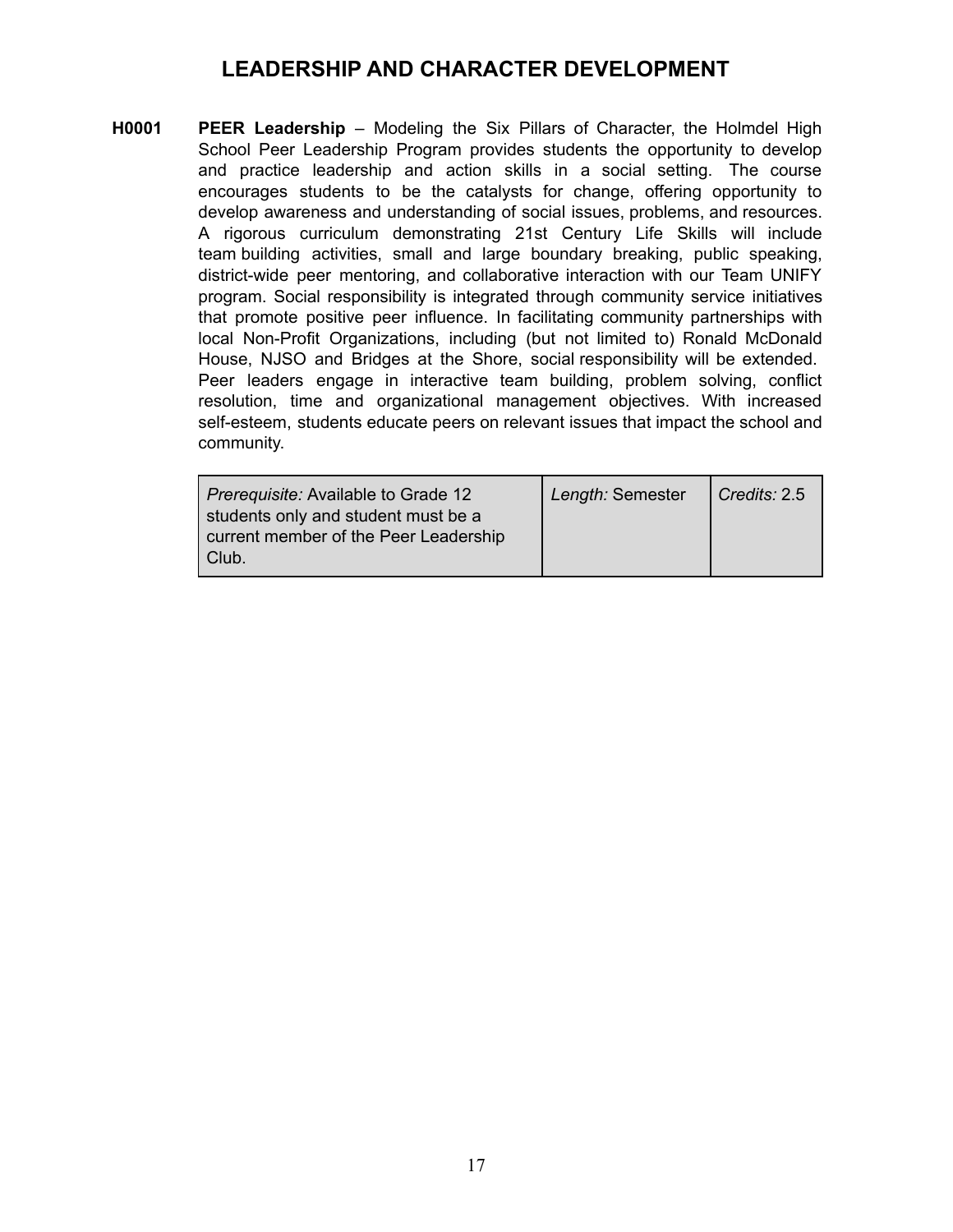# LEADERSHIP AND CHARACTER DEVELOPMENT

**H0001** **PEER Leadership** – Modeling the Six Pillars of Character, the Holmdel High School Peer Leadership Program provides students the opportunity to develop and practice leadership and action skills in a social setting. The course encourages students to be the catalysts for change, offering opportunity to develop awareness and understanding of social issues, problems, and resources. A rigorous curriculum demonstrating 21st Century Life Skills will include team building activities, small and large boundary breaking, public speaking, district-wide peer mentoring, and collaborative interaction with our Team UNIFY program. Social responsibility is integrated through community service initiatives that promote positive peer influence. In facilitating community partnerships with local Non-Profit Organizations, including (but not limited to) Ronald McDonald House, NJSO and Bridges at the Shore, social responsibility will be extended. Peer leaders engage in interactive team building, problem solving, conflict resolution, time and organizational management objectives. With increased self-esteem, students educate peers on relevant issues that impact the school and community.

| *Prerequisite:* Available to Grade 12 students only and student must be a current member of the Peer Leadership Club. | *Length:* Semester | *Credits:* 2.5 |
|---|---|---|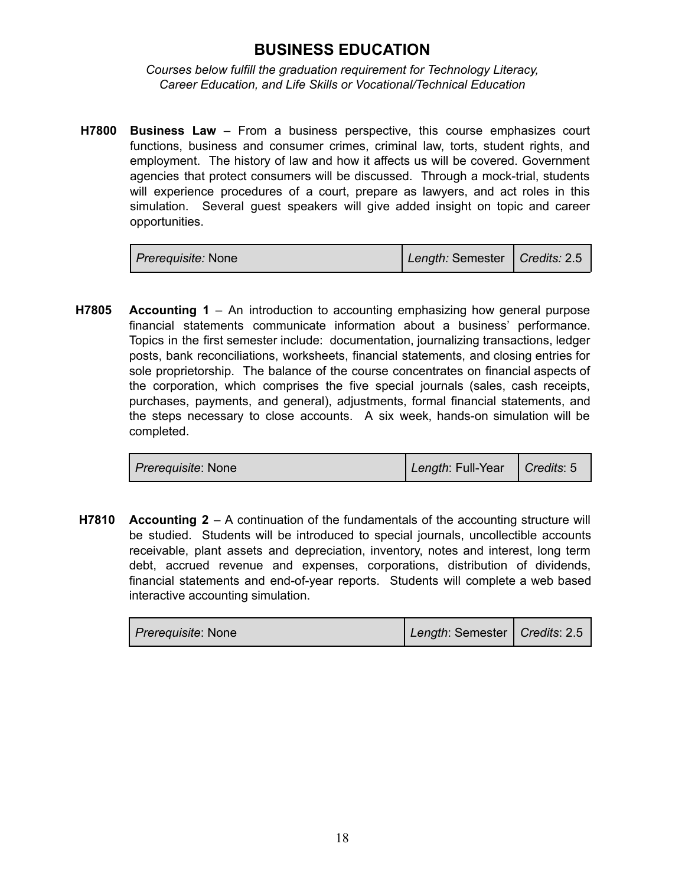# BUSINESS EDUCATION

*Courses below fulfill the graduation requirement for Technology Literacy, Career Education, and Life Skills or Vocational/Technical Education*

**H7800** **Business Law** – From a business perspective, this course emphasizes court functions, business and consumer crimes, criminal law, torts, student rights, and employment. The history of law and how it affects us will be covered. Government agencies that protect consumers will be discussed. Through a mock-trial, students will experience procedures of a court, prepare as lawyers, and act roles in this simulation. Several guest speakers will give added insight on topic and career opportunities.

| *Prerequisite:* None | *Length:* Semester | *Credits:* 2.5 |
|---|---|---|

**H7805** **Accounting 1** – An introduction to accounting emphasizing how general purpose financial statements communicate information about a business' performance. Topics in the first semester include: documentation, journalizing transactions, ledger posts, bank reconciliations, worksheets, financial statements, and closing entries for sole proprietorship. The balance of the course concentrates on financial aspects of the corporation, which comprises the five special journals (sales, cash receipts, purchases, payments, and general), adjustments, formal financial statements, and the steps necessary to close accounts. A six week, hands-on simulation will be completed.

| *Prerequisite*: None | *Length*: Full-Year | *Credits*: 5 |
|---|---|---|

**H7810** **Accounting 2** – A continuation of the fundamentals of the accounting structure will be studied. Students will be introduced to special journals, uncollectible accounts receivable, plant assets and depreciation, inventory, notes and interest, long term debt, accrued revenue and expenses, corporations, distribution of dividends, financial statements and end-of-year reports. Students will complete a web based interactive accounting simulation.

| *Prerequisite*: None | *Length*: Semester | *Credits*: 2.5 |
|---|---|---|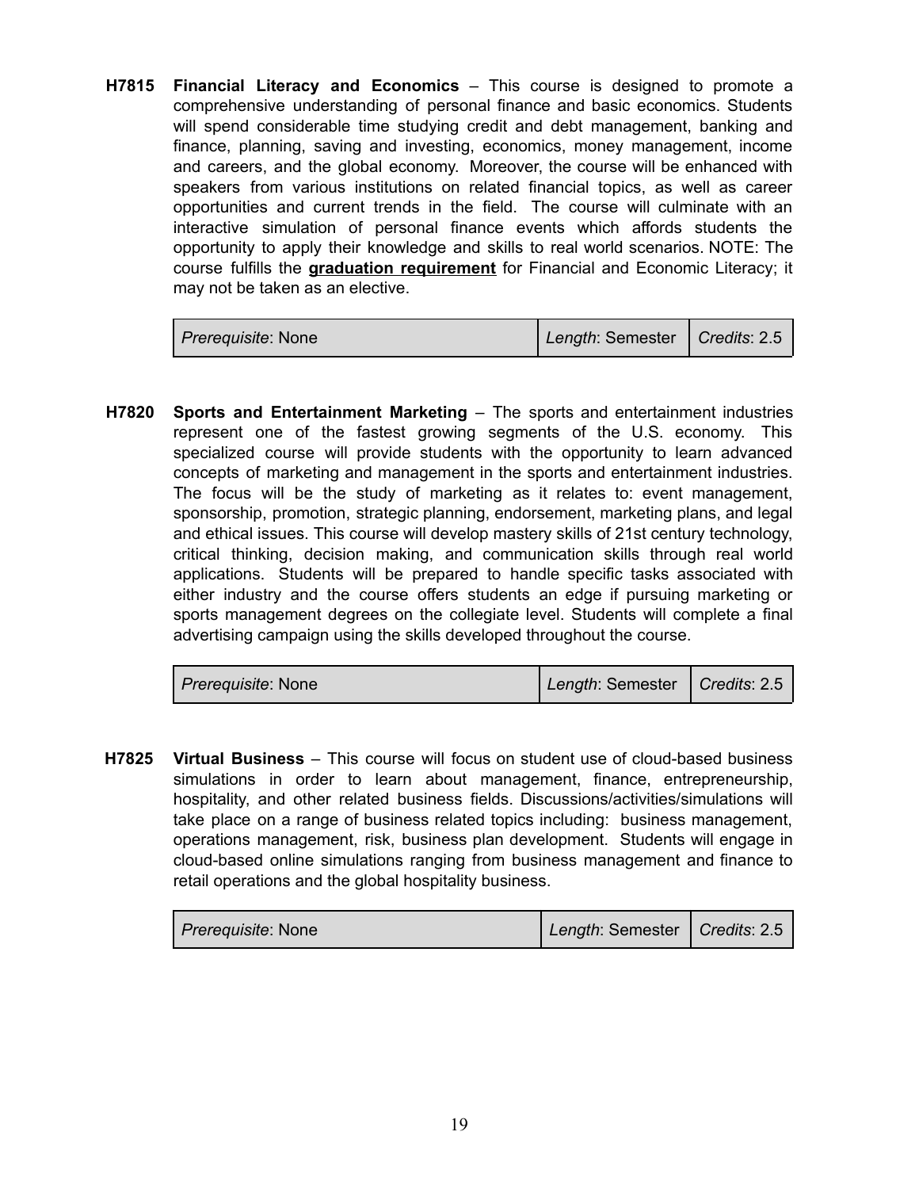**H7815** **Financial Literacy and Economics** – This course is designed to promote a comprehensive understanding of personal finance and basic economics. Students will spend considerable time studying credit and debt management, banking and finance, planning, saving and investing, economics, money management, income and careers, and the global economy. Moreover, the course will be enhanced with speakers from various institutions on related financial topics, as well as career opportunities and current trends in the field. The course will culminate with an interactive simulation of personal finance events which affords students the opportunity to apply their knowledge and skills to real world scenarios. NOTE: The course fulfills the **graduation requirement** for Financial and Economic Literacy; it may not be taken as an elective.

| *Prerequisite*: None | *Length*: Semester | *Credits*: 2.5 |
|---|---|---|

**H7820** **Sports and Entertainment Marketing** – The sports and entertainment industries represent one of the fastest growing segments of the U.S. economy. This specialized course will provide students with the opportunity to learn advanced concepts of marketing and management in the sports and entertainment industries. The focus will be the study of marketing as it relates to: event management, sponsorship, promotion, strategic planning, endorsement, marketing plans, and legal and ethical issues. This course will develop mastery skills of 21st century technology, critical thinking, decision making, and communication skills through real world applications. Students will be prepared to handle specific tasks associated with either industry and the course offers students an edge if pursuing marketing or sports management degrees on the collegiate level. Students will complete a final advertising campaign using the skills developed throughout the course.

| *Prerequisite*: None | *Length*: Semester | *Credits*: 2.5 |
|---|---|---|

**H7825** **Virtual Business** – This course will focus on student use of cloud-based business simulations in order to learn about management, finance, entrepreneurship, hospitality, and other related business fields. Discussions/activities/simulations will take place on a range of business related topics including: business management, operations management, risk, business plan development. Students will engage in cloud-based online simulations ranging from business management and finance to retail operations and the global hospitality business.

| *Prerequisite*: None | *Length*: Semester | *Credits*: 2.5 |
|---|---|---|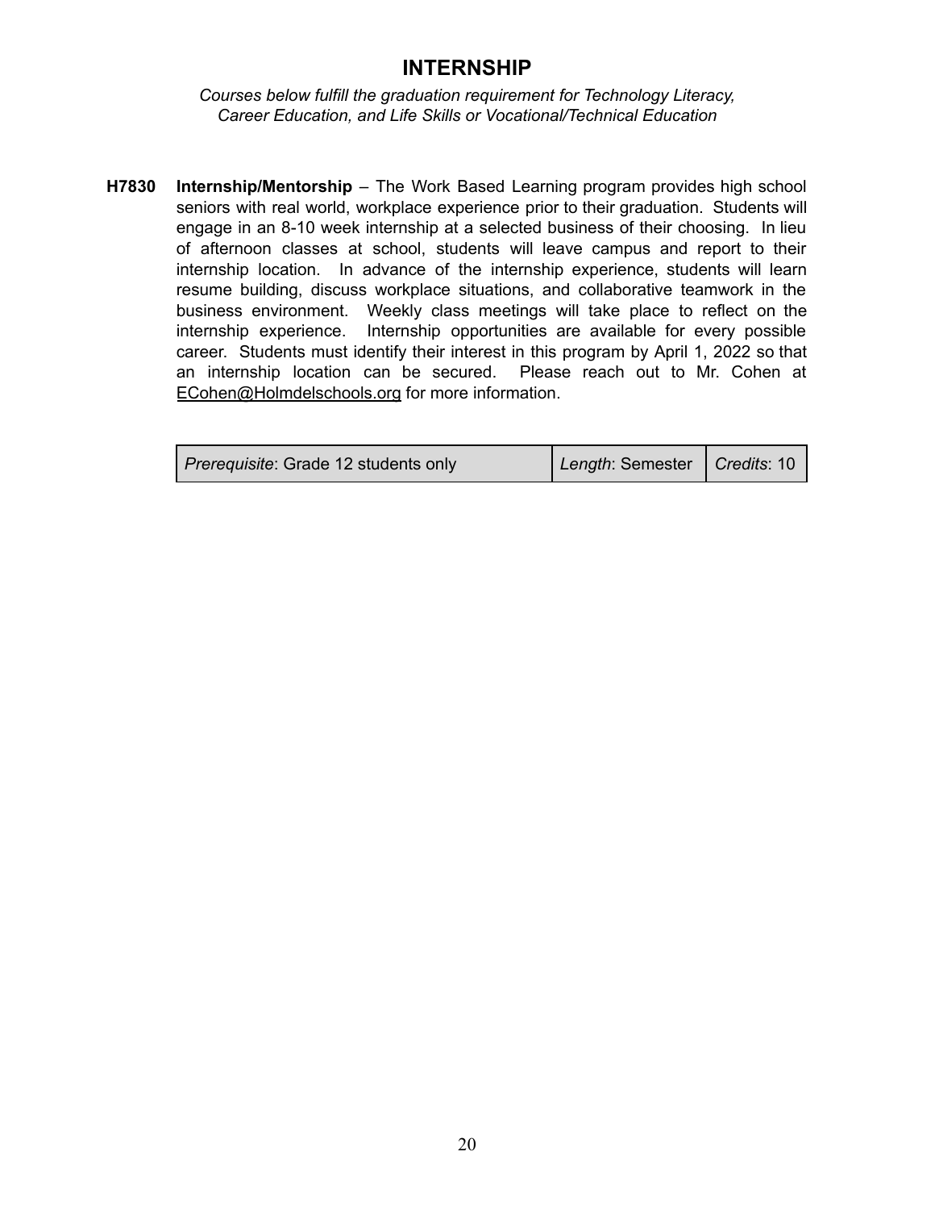# INTERNSHIP

*Courses below fulfill the graduation requirement for Technology Literacy, Career Education, and Life Skills or Vocational/Technical Education*

**H7830 Internship/Mentorship** – The Work Based Learning program provides high school seniors with real world, workplace experience prior to their graduation. Students will engage in an 8-10 week internship at a selected business of their choosing. In lieu of afternoon classes at school, students will leave campus and report to their internship location. In advance of the internship experience, students will learn resume building, discuss workplace situations, and collaborative teamwork in the business environment. Weekly class meetings will take place to reflect on the internship experience. Internship opportunities are available for every possible career. Students must identify their interest in this program by April 1, 2022 so that an internship location can be secured. Please reach out to Mr. Cohen at ECohen@Holmdelschools.org for more information.

| *Prerequisite*: Grade 12 students only | *Length*: Semester | *Credits*: 10 |
|---|---|---|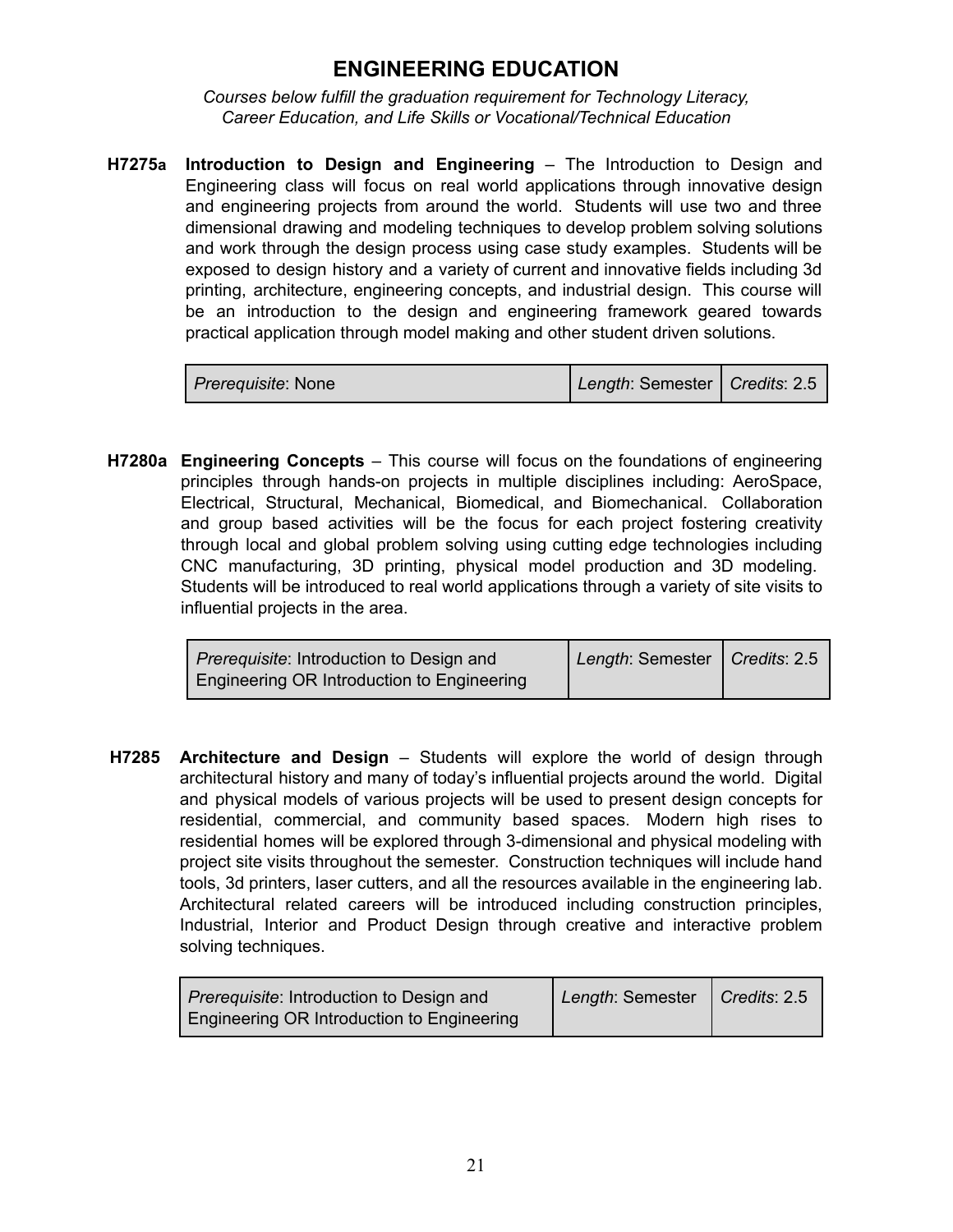# ENGINEERING EDUCATION

*Courses below fulfill the graduation requirement for Technology Literacy, Career Education, and Life Skills or Vocational/Technical Education*

**H7275a Introduction to Design and Engineering** – The Introduction to Design and Engineering class will focus on real world applications through innovative design and engineering projects from around the world. Students will use two and three dimensional drawing and modeling techniques to develop problem solving solutions and work through the design process using case study examples. Students will be exposed to design history and a variety of current and innovative fields including 3d printing, architecture, engineering concepts, and industrial design. This course will be an introduction to the design and engineering framework geared towards practical application through model making and other student driven solutions.

| *Prerequisite*: None | *Length*: Semester | *Credits*: 2.5 |
|---|---|---|

**H7280a Engineering Concepts** – This course will focus on the foundations of engineering principles through hands-on projects in multiple disciplines including: AeroSpace, Electrical, Structural, Mechanical, Biomedical, and Biomechanical. Collaboration and group based activities will be the focus for each project fostering creativity through local and global problem solving using cutting edge technologies including CNC manufacturing, 3D printing, physical model production and 3D modeling. Students will be introduced to real world applications through a variety of site visits to influential projects in the area.

| *Prerequisite*: Introduction to Design and Engineering OR Introduction to Engineering | *Length*: Semester | *Credits*: 2.5 |
|---|---|---|

**H7285 Architecture and Design** – Students will explore the world of design through architectural history and many of today's influential projects around the world. Digital and physical models of various projects will be used to present design concepts for residential, commercial, and community based spaces. Modern high rises to residential homes will be explored through 3-dimensional and physical modeling with project site visits throughout the semester. Construction techniques will include hand tools, 3d printers, laser cutters, and all the resources available in the engineering lab. Architectural related careers will be introduced including construction principles, Industrial, Interior and Product Design through creative and interactive problem solving techniques.

| *Prerequisite*: Introduction to Design and Engineering OR Introduction to Engineering | *Length*: Semester | *Credits*: 2.5 |
|---|---|---|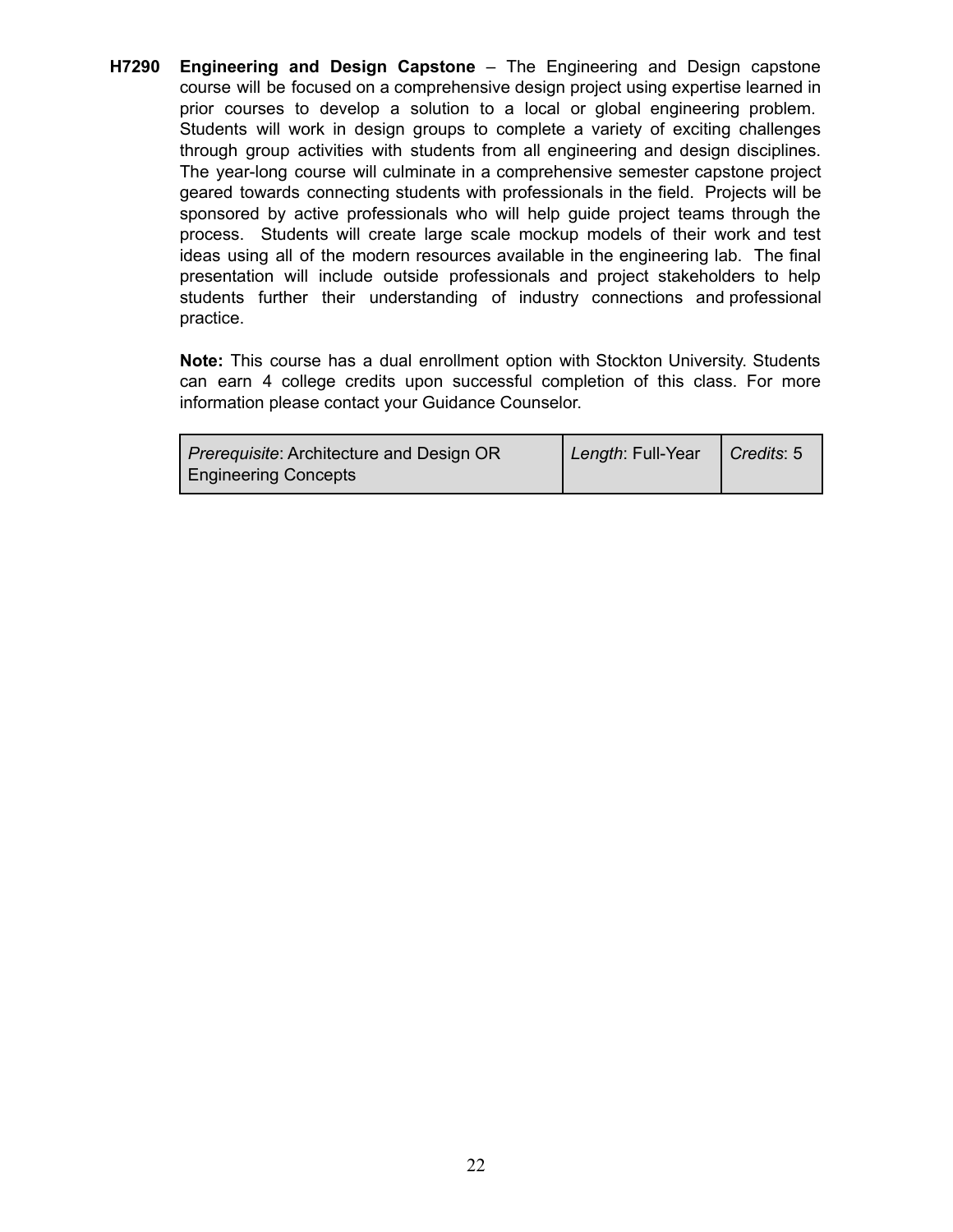**H7290 Engineering and Design Capstone** – The Engineering and Design capstone course will be focused on a comprehensive design project using expertise learned in prior courses to develop a solution to a local or global engineering problem. Students will work in design groups to complete a variety of exciting challenges through group activities with students from all engineering and design disciplines. The year-long course will culminate in a comprehensive semester capstone project geared towards connecting students with professionals in the field. Projects will be sponsored by active professionals who will help guide project teams through the process. Students will create large scale mockup models of their work and test ideas using all of the modern resources available in the engineering lab. The final presentation will include outside professionals and project stakeholders to help students further their understanding of industry connections and professional practice.

**Note:** This course has a dual enrollment option with Stockton University. Students can earn 4 college credits upon successful completion of this class. For more information please contact your Guidance Counselor.

| *Prerequisite*: Architecture and Design OR Engineering Concepts | *Length*: Full-Year | *Credits*: 5 |
|---|---|---|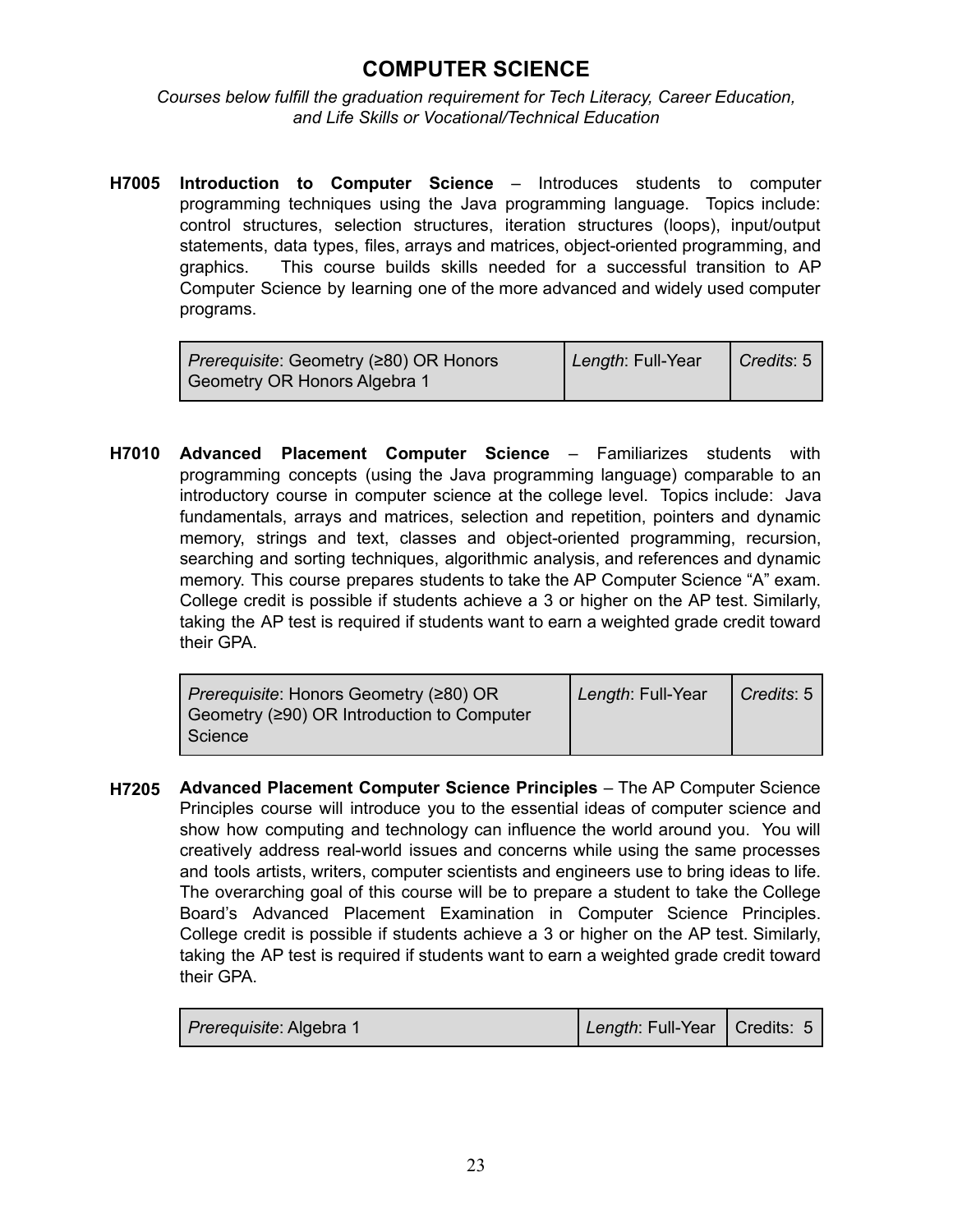# COMPUTER SCIENCE

*Courses below fulfill the graduation requirement for Tech Literacy, Career Education, and Life Skills or Vocational/Technical Education*

**H7005 Introduction to Computer Science** – Introduces students to computer programming techniques using the Java programming language. Topics include: control structures, selection structures, iteration structures (loops), input/output statements, data types, files, arrays and matrices, object-oriented programming, and graphics. This course builds skills needed for a successful transition to AP Computer Science by learning one of the more advanced and widely used computer programs.

| *Prerequisite*: Geometry (≥80) OR Honors Geometry OR Honors Algebra 1 | *Length*: Full-Year | *Credits*: 5 |
|---|---|---|

**H7010 Advanced Placement Computer Science** – Familiarizes students with programming concepts (using the Java programming language) comparable to an introductory course in computer science at the college level. Topics include: Java fundamentals, arrays and matrices, selection and repetition, pointers and dynamic memory, strings and text, classes and object-oriented programming, recursion, searching and sorting techniques, algorithmic analysis, and references and dynamic memory. This course prepares students to take the AP Computer Science "A" exam. College credit is possible if students achieve a 3 or higher on the AP test. Similarly, taking the AP test is required if students want to earn a weighted grade credit toward their GPA.

| *Prerequisite*: Honors Geometry (≥80) OR Geometry (≥90) OR Introduction to Computer Science | *Length*: Full-Year | *Credits*: 5 |
|---|---|---|

**H7205 Advanced Placement Computer Science Principles** – The AP Computer Science Principles course will introduce you to the essential ideas of computer science and show how computing and technology can influence the world around you. You will creatively address real-world issues and concerns while using the same processes and tools artists, writers, computer scientists and engineers use to bring ideas to life. The overarching goal of this course will be to prepare a student to take the College Board's Advanced Placement Examination in Computer Science Principles. College credit is possible if students achieve a 3 or higher on the AP test. Similarly, taking the AP test is required if students want to earn a weighted grade credit toward their GPA.

| *Prerequisite*: Algebra 1 | *Length*: Full-Year | Credits: 5 |
|---|---|---|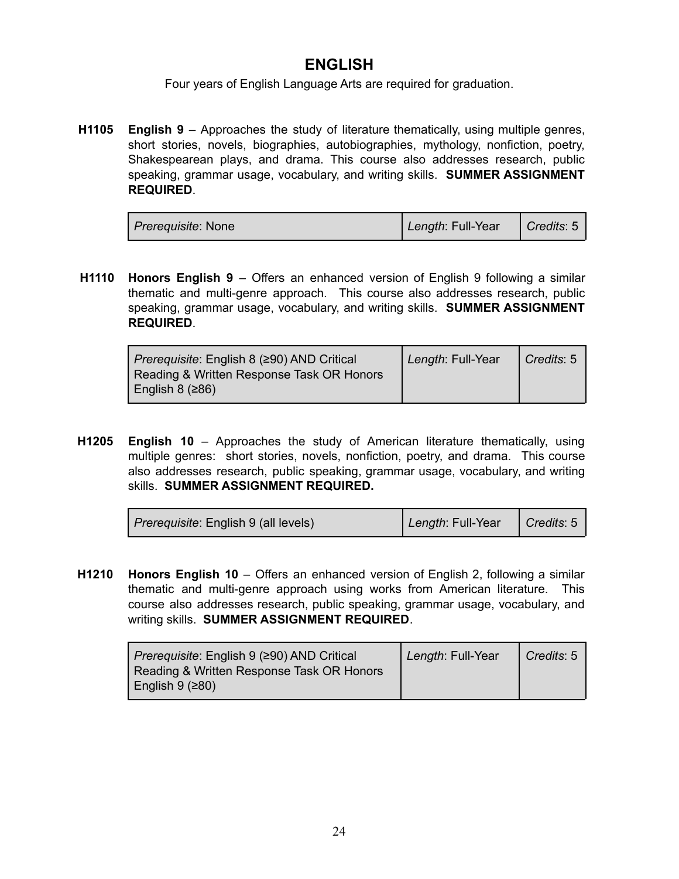# ENGLISH

Four years of English Language Arts are required for graduation.

**H1105** **English 9** – Approaches the study of literature thematically, using multiple genres, short stories, novels, biographies, autobiographies, mythology, nonfiction, poetry, Shakespearean plays, and drama. This course also addresses research, public speaking, grammar usage, vocabulary, and writing skills. **SUMMER ASSIGNMENT REQUIRED**.

| *Prerequisite*: None | *Length*: Full-Year | *Credits*: 5 |
|---|---|---|

**H1110** **Honors English 9** – Offers an enhanced version of English 9 following a similar thematic and multi-genre approach. This course also addresses research, public speaking, grammar usage, vocabulary, and writing skills. **SUMMER ASSIGNMENT REQUIRED**.

| *Prerequisite*: English 8 (≥90) AND Critical Reading & Written Response Task OR Honors English 8 (≥86) | *Length*: Full-Year | *Credits*: 5 |
|---|---|---|

**H1205** **English 10** – Approaches the study of American literature thematically, using multiple genres: short stories, novels, nonfiction, poetry, and drama. This course also addresses research, public speaking, grammar usage, vocabulary, and writing skills. **SUMMER ASSIGNMENT REQUIRED.**

| *Prerequisite*: English 9 (all levels) | *Length*: Full-Year | *Credits*: 5 |
|---|---|---|

**H1210** **Honors English 10** – Offers an enhanced version of English 2, following a similar thematic and multi-genre approach using works from American literature. This course also addresses research, public speaking, grammar usage, vocabulary, and writing skills. **SUMMER ASSIGNMENT REQUIRED**.

| *Prerequisite*: English 9 (≥90) AND Critical Reading & Written Response Task OR Honors English 9 (≥80) | *Length*: Full-Year | *Credits*: 5 |
|---|---|---|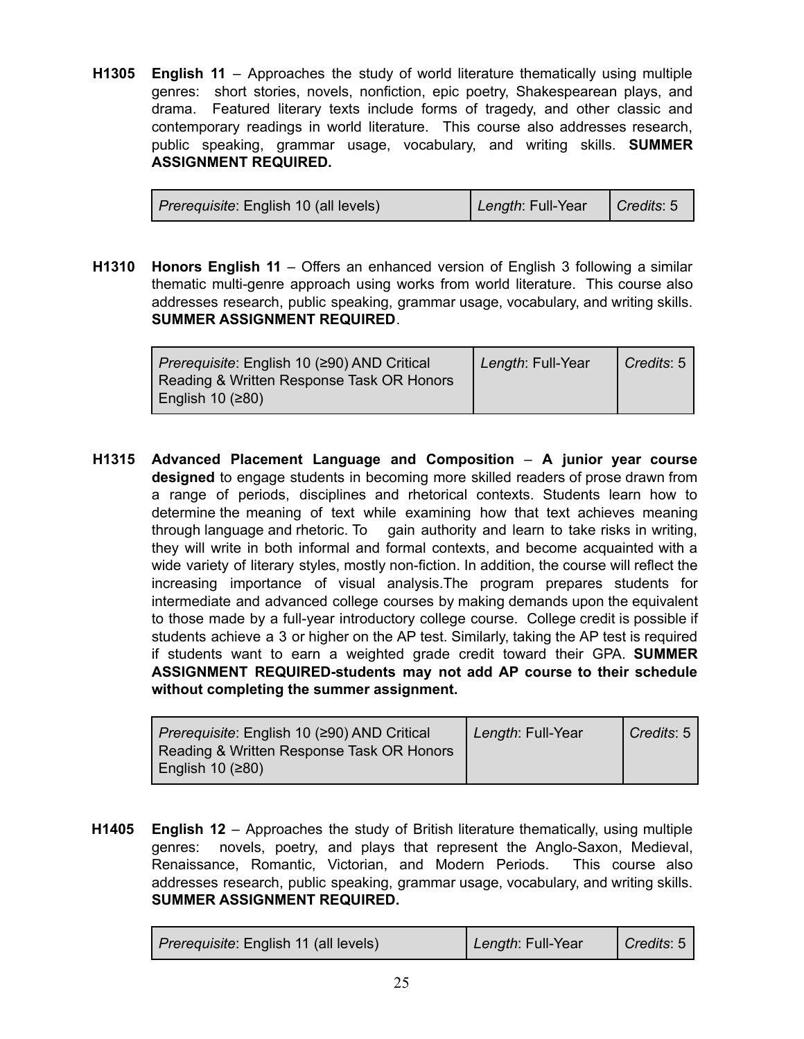**H1305** **English 11** – Approaches the study of world literature thematically using multiple genres: short stories, novels, nonfiction, epic poetry, Shakespearean plays, and drama. Featured literary texts include forms of tragedy, and other classic and contemporary readings in world literature. This course also addresses research, public speaking, grammar usage, vocabulary, and writing skills. **SUMMER ASSIGNMENT REQUIRED.**

| *Prerequisite*: English 10 (all levels) | *Length*: Full-Year | *Credits*: 5 |
|---|---|---|

**H1310** **Honors English 11** – Offers an enhanced version of English 3 following a similar thematic multi-genre approach using works from world literature. This course also addresses research, public speaking, grammar usage, vocabulary, and writing skills. **SUMMER ASSIGNMENT REQUIRED**.

| *Prerequisite*: English 10 (≥90) AND Critical Reading & Written Response Task OR Honors English 10 (≥80) | *Length*: Full-Year | *Credits*: 5 |
|---|---|---|

**H1315** **Advanced Placement Language and Composition** – **A junior year course designed** to engage students in becoming more skilled readers of prose drawn from a range of periods, disciplines and rhetorical contexts. Students learn how to determine the meaning of text while examining how that text achieves meaning through language and rhetoric. To gain authority and learn to take risks in writing, they will write in both informal and formal contexts, and become acquainted with a wide variety of literary styles, mostly non-fiction. In addition, the course will reflect the increasing importance of visual analysis.The program prepares students for intermediate and advanced college courses by making demands upon the equivalent to those made by a full-year introductory college course. College credit is possible if students achieve a 3 or higher on the AP test. Similarly, taking the AP test is required if students want to earn a weighted grade credit toward their GPA. **SUMMER ASSIGNMENT REQUIRED-students may not add AP course to their schedule without completing the summer assignment.**

| *Prerequisite*: English 10 (≥90) AND Critical Reading & Written Response Task OR Honors English 10 (≥80) | *Length*: Full-Year | *Credits*: 5 |
|---|---|---|

**H1405** **English 12** – Approaches the study of British literature thematically, using multiple genres: novels, poetry, and plays that represent the Anglo-Saxon, Medieval, Renaissance, Romantic, Victorian, and Modern Periods. This course also addresses research, public speaking, grammar usage, vocabulary, and writing skills. **SUMMER ASSIGNMENT REQUIRED.**

| *Prerequisite*: English 11 (all levels) | *Length*: Full-Year | *Credits*: 5 |
|---|---|---|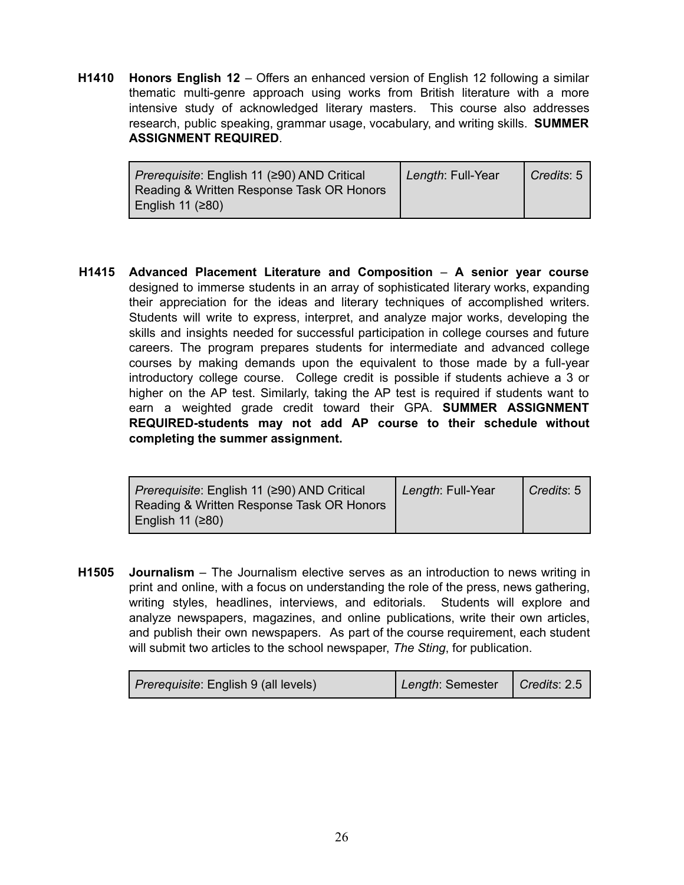**H1410 Honors English 12** – Offers an enhanced version of English 12 following a similar thematic multi-genre approach using works from British literature with a more intensive study of acknowledged literary masters. This course also addresses research, public speaking, grammar usage, vocabulary, and writing skills. **SUMMER ASSIGNMENT REQUIRED**.

| *Prerequisite*: English 11 (≥90) AND Critical Reading & Written Response Task OR Honors English 11 (≥80) | *Length*: Full-Year | *Credits*: 5 |
|---|---|---|

**H1415 Advanced Placement Literature and Composition** – **A senior year course** designed to immerse students in an array of sophisticated literary works, expanding their appreciation for the ideas and literary techniques of accomplished writers. Students will write to express, interpret, and analyze major works, developing the skills and insights needed for successful participation in college courses and future careers. The program prepares students for intermediate and advanced college courses by making demands upon the equivalent to those made by a full-year introductory college course. College credit is possible if students achieve a 3 or higher on the AP test. Similarly, taking the AP test is required if students want to earn a weighted grade credit toward their GPA. **SUMMER ASSIGNMENT REQUIRED-students may not add AP course to their schedule without completing the summer assignment.**

| *Prerequisite*: English 11 (≥90) AND Critical Reading & Written Response Task OR Honors English 11 (≥80) | *Length*: Full-Year | *Credits*: 5 |
|---|---|---|

**H1505 Journalism** – The Journalism elective serves as an introduction to news writing in print and online, with a focus on understanding the role of the press, news gathering, writing styles, headlines, interviews, and editorials. Students will explore and analyze newspapers, magazines, and online publications, write their own articles, and publish their own newspapers. As part of the course requirement, each student will submit two articles to the school newspaper, *The Sting*, for publication.

| *Prerequisite*: English 9 (all levels) | *Length*: Semester | *Credits*: 2.5 |
|---|---|---|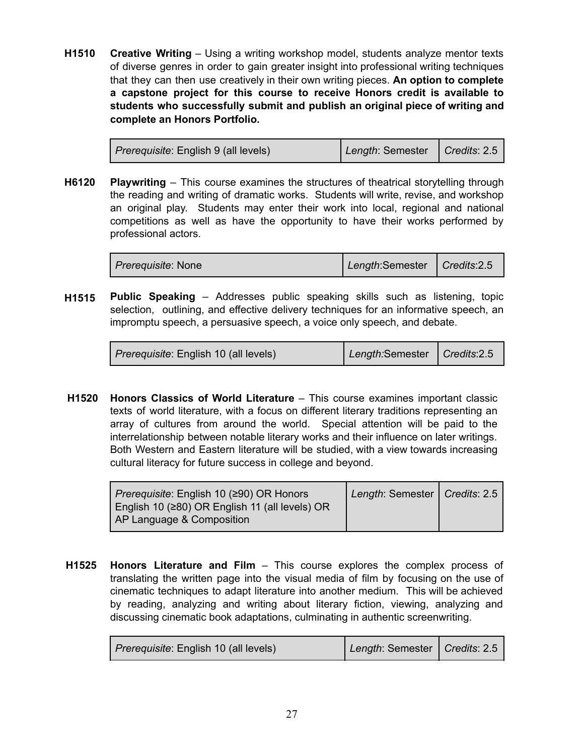**H1510 Creative Writing** – Using a writing workshop model, students analyze mentor texts of diverse genres in order to gain greater insight into professional writing techniques that they can then use creatively in their own writing pieces. **An option to complete a capstone project for this course to receive Honors credit is available to students who successfully submit and publish an original piece of writing and complete an Honors Portfolio.**

| *Prerequisite*: English 9 (all levels) | *Length*: Semester | *Credits*: 2.5 |
|---|---|---|

**H6120 Playwriting** – This course examines the structures of theatrical storytelling through the reading and writing of dramatic works. Students will write, revise, and workshop an original play. Students may enter their work into local, regional and national competitions as well as have the opportunity to have their works performed by professional actors.

| *Prerequisite*: None | *Length*:Semester | *Credits*:2.5 |
|---|---|---|

**H1515 Public Speaking** – Addresses public speaking skills such as listening, topic selection, outlining, and effective delivery techniques for an informative speech, an impromptu speech, a persuasive speech, a voice only speech, and debate.

| *Prerequisite*: English 10 (all levels) | *Length:*Semester | *Credits*:2.5 |
|---|---|---|

**H1520 Honors Classics of World Literature** – This course examines important classic texts of world literature, with a focus on different literary traditions representing an array of cultures from around the world. Special attention will be paid to the interrelationship between notable literary works and their influence on later writings. Both Western and Eastern literature will be studied, with a view towards increasing cultural literacy for future success in college and beyond.

| *Prerequisite*: English 10 (≥90) OR Honors English 10 (≥80) OR English 11 (all levels) OR AP Language & Composition | *Length*: Semester | *Credits*: 2.5 |
|---|---|---|

**H1525 Honors Literature and Film** – This course explores the complex process of translating the written page into the visual media of film by focusing on the use of cinematic techniques to adapt literature into another medium. This will be achieved by reading, analyzing and writing about literary fiction, viewing, analyzing and discussing cinematic book adaptations, culminating in authentic screenwriting.

| *Prerequisite*: English 10 (all levels) | *Length*: Semester | *Credits*: 2.5 |
|---|---|---|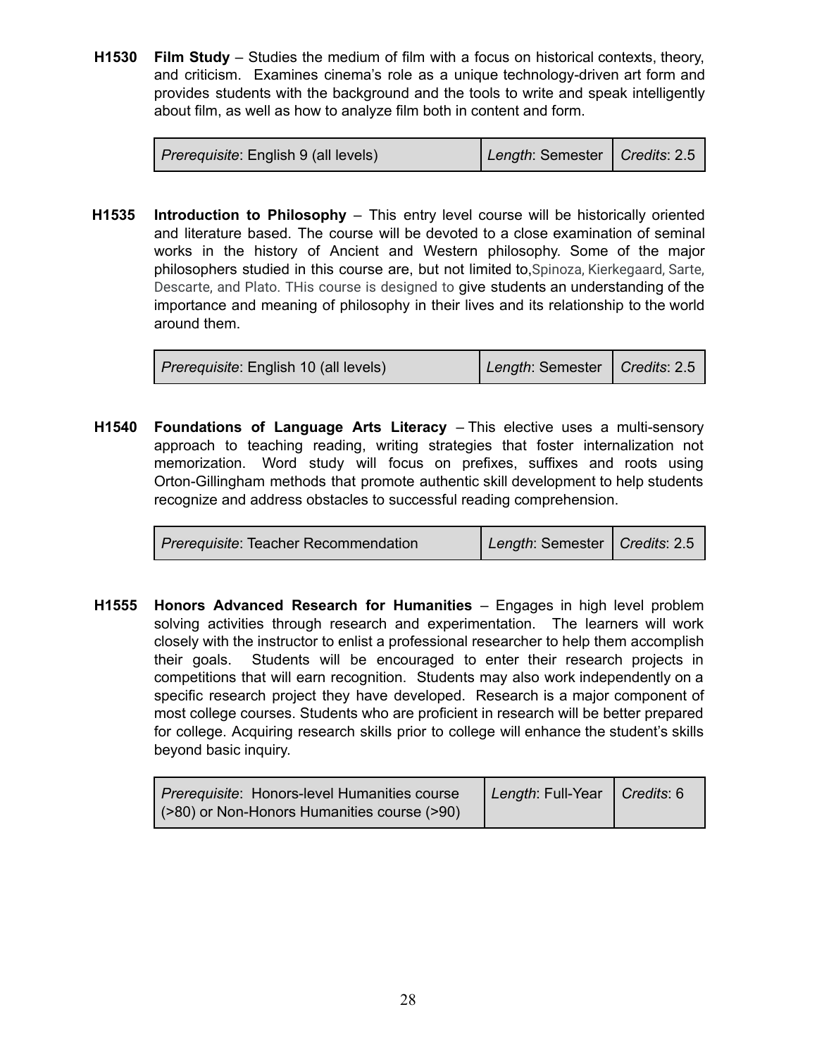**H1530 Film Study** – Studies the medium of film with a focus on historical contexts, theory, and criticism. Examines cinema's role as a unique technology-driven art form and provides students with the background and the tools to write and speak intelligently about film, as well as how to analyze film both in content and form.

| *Prerequisite*: English 9 (all levels) | *Length*: Semester | *Credits*: 2.5 |
|---|---|---|

**H1535 Introduction to Philosophy** – This entry level course will be historically oriented and literature based. The course will be devoted to a close examination of seminal works in the history of Ancient and Western philosophy. Some of the major philosophers studied in this course are, but not limited to,Spinoza, Kierkegaard, Sarte, Descarte, and Plato. THis course is designed to give students an understanding of the importance and meaning of philosophy in their lives and its relationship to the world around them.

| *Prerequisite*: English 10 (all levels) | *Length*: Semester | *Credits*: 2.5 |
|---|---|---|

**H1540 Foundations of Language Arts Literacy** – This elective uses a multi-sensory approach to teaching reading, writing strategies that foster internalization not memorization. Word study will focus on prefixes, suffixes and roots using Orton-Gillingham methods that promote authentic skill development to help students recognize and address obstacles to successful reading comprehension.

| *Prerequisite*: Teacher Recommendation | *Length*: Semester | *Credits*: 2.5 |
|---|---|---|

**H1555 Honors Advanced Research for Humanities** – Engages in high level problem solving activities through research and experimentation. The learners will work closely with the instructor to enlist a professional researcher to help them accomplish their goals. Students will be encouraged to enter their research projects in competitions that will earn recognition. Students may also work independently on a specific research project they have developed. Research is a major component of most college courses. Students who are proficient in research will be better prepared for college. Acquiring research skills prior to college will enhance the student's skills beyond basic inquiry.

| *Prerequisite*: Honors-level Humanities course (>80) or Non-Honors Humanities course (>90) | *Length*: Full-Year | *Credits*: 6 |
|---|---|---|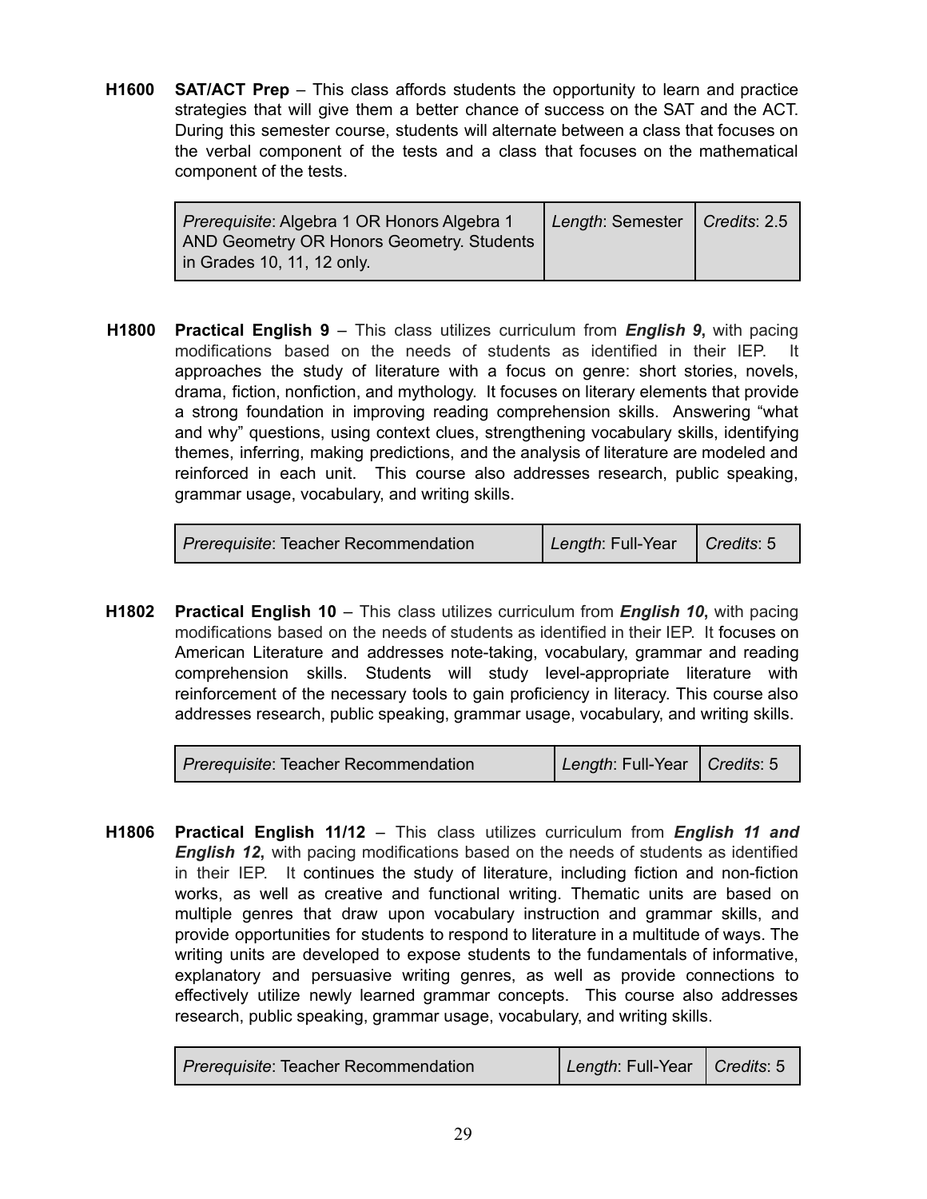**H1600 SAT/ACT Prep** – This class affords students the opportunity to learn and practice strategies that will give them a better chance of success on the SAT and the ACT. During this semester course, students will alternate between a class that focuses on the verbal component of the tests and a class that focuses on the mathematical component of the tests.

| *Prerequisite*: Algebra 1 OR Honors Algebra 1 AND Geometry OR Honors Geometry. Students in Grades 10, 11, 12 only. | *Length*: Semester | *Credits*: 2.5 |
|---|---|---|

**H1800 Practical English 9** – This class utilizes curriculum from ***English 9***, with pacing modifications based on the needs of students as identified in their IEP. It approaches the study of literature with a focus on genre: short stories, novels, drama, fiction, nonfiction, and mythology. It focuses on literary elements that provide a strong foundation in improving reading comprehension skills. Answering "what and why" questions, using context clues, strengthening vocabulary skills, identifying themes, inferring, making predictions, and the analysis of literature are modeled and reinforced in each unit. This course also addresses research, public speaking, grammar usage, vocabulary, and writing skills.

| *Prerequisite*: Teacher Recommendation | *Length*: Full-Year | *Credits*: 5 |
|---|---|---|

**H1802 Practical English 10** – This class utilizes curriculum from ***English 10***, with pacing modifications based on the needs of students as identified in their IEP. It focuses on American Literature and addresses note-taking, vocabulary, grammar and reading comprehension skills. Students will study level-appropriate literature with reinforcement of the necessary tools to gain proficiency in literacy. This course also addresses research, public speaking, grammar usage, vocabulary, and writing skills.

| *Prerequisite*: Teacher Recommendation | *Length*: Full-Year | *Credits*: 5 |
|---|---|---|

**H1806 Practical English 11/12** – This class utilizes curriculum from ***English 11 and English 12***, with pacing modifications based on the needs of students as identified in their IEP. It continues the study of literature, including fiction and non-fiction works, as well as creative and functional writing. Thematic units are based on multiple genres that draw upon vocabulary instruction and grammar skills, and provide opportunities for students to respond to literature in a multitude of ways. The writing units are developed to expose students to the fundamentals of informative, explanatory and persuasive writing genres, as well as provide connections to effectively utilize newly learned grammar concepts. This course also addresses research, public speaking, grammar usage, vocabulary, and writing skills.

| *Prerequisite*: Teacher Recommendation | *Length*: Full-Year | *Credits*: 5 |
|---|---|---|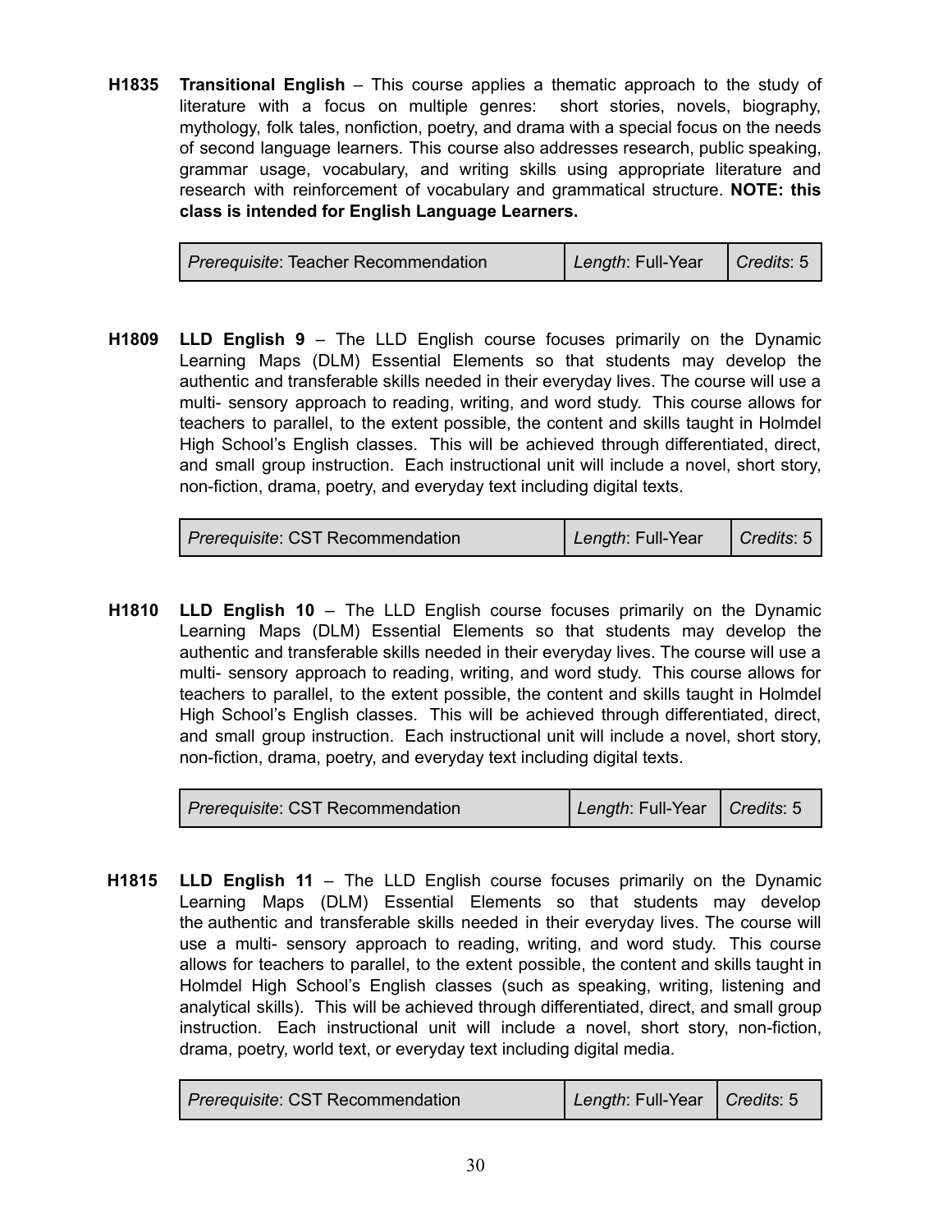**H1835** **Transitional English** – This course applies a thematic approach to the study of literature with a focus on multiple genres: short stories, novels, biography, mythology, folk tales, nonfiction, poetry, and drama with a special focus on the needs of second language learners. This course also addresses research, public speaking, grammar usage, vocabulary, and writing skills using appropriate literature and research with reinforcement of vocabulary and grammatical structure. **NOTE: this class is intended for English Language Learners.**

| *Prerequisite*: Teacher Recommendation | *Length*: Full-Year | *Credits*: 5 |
|---|---|---|

**H1809** **LLD English 9** – The LLD English course focuses primarily on the Dynamic Learning Maps (DLM) Essential Elements so that students may develop the authentic and transferable skills needed in their everyday lives. The course will use a multi- sensory approach to reading, writing, and word study. This course allows for teachers to parallel, to the extent possible, the content and skills taught in Holmdel High School's English classes. This will be achieved through differentiated, direct, and small group instruction. Each instructional unit will include a novel, short story, non-fiction, drama, poetry, and everyday text including digital texts.

| *Prerequisite*: CST Recommendation | *Length*: Full-Year | *Credits*: 5 |
|---|---|---|

**H1810** **LLD English 10** – The LLD English course focuses primarily on the Dynamic Learning Maps (DLM) Essential Elements so that students may develop the authentic and transferable skills needed in their everyday lives. The course will use a multi- sensory approach to reading, writing, and word study. This course allows for teachers to parallel, to the extent possible, the content and skills taught in Holmdel High School's English classes. This will be achieved through differentiated, direct, and small group instruction. Each instructional unit will include a novel, short story, non-fiction, drama, poetry, and everyday text including digital texts.

| *Prerequisite*: CST Recommendation | *Length*: Full-Year | *Credits*: 5 |
|---|---|---|

**H1815** **LLD English 11** – The LLD English course focuses primarily on the Dynamic Learning Maps (DLM) Essential Elements so that students may develop the authentic and transferable skills needed in their everyday lives. The course will use a multi- sensory approach to reading, writing, and word study. This course allows for teachers to parallel, to the extent possible, the content and skills taught in Holmdel High School's English classes (such as speaking, writing, listening and analytical skills). This will be achieved through differentiated, direct, and small group instruction. Each instructional unit will include a novel, short story, non-fiction, drama, poetry, world text, or everyday text including digital media.

| *Prerequisite*: CST Recommendation | *Length*: Full-Year | *Credits*: 5 |
|---|---|---|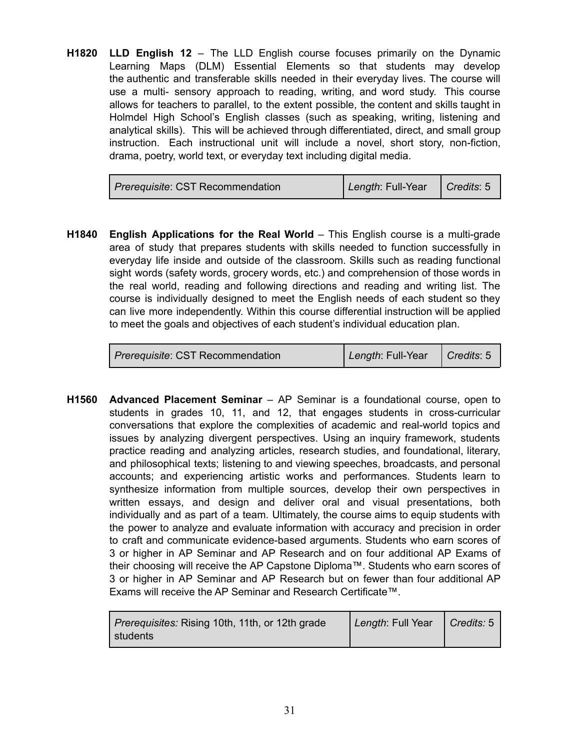**H1820 LLD English 12** – The LLD English course focuses primarily on the Dynamic Learning Maps (DLM) Essential Elements so that students may develop the authentic and transferable skills needed in their everyday lives. The course will use a multi- sensory approach to reading, writing, and word study. This course allows for teachers to parallel, to the extent possible, the content and skills taught in Holmdel High School's English classes (such as speaking, writing, listening and analytical skills). This will be achieved through differentiated, direct, and small group instruction. Each instructional unit will include a novel, short story, non-fiction, drama, poetry, world text, or everyday text including digital media.

| *Prerequisite*: CST Recommendation | *Length*: Full-Year | *Credits*: 5 |
|---|---|---|

**H1840 English Applications for the Real World** – This English course is a multi-grade area of study that prepares students with skills needed to function successfully in everyday life inside and outside of the classroom. Skills such as reading functional sight words (safety words, grocery words, etc.) and comprehension of those words in the real world, reading and following directions and reading and writing list. The course is individually designed to meet the English needs of each student so they can live more independently. Within this course differential instruction will be applied to meet the goals and objectives of each student's individual education plan.

| *Prerequisite*: CST Recommendation | *Length*: Full-Year | *Credits*: 5 |
|---|---|---|

**H1560 Advanced Placement Seminar** – AP Seminar is a foundational course, open to students in grades 10, 11, and 12, that engages students in cross-curricular conversations that explore the complexities of academic and real-world topics and issues by analyzing divergent perspectives. Using an inquiry framework, students practice reading and analyzing articles, research studies, and foundational, literary, and philosophical texts; listening to and viewing speeches, broadcasts, and personal accounts; and experiencing artistic works and performances. Students learn to synthesize information from multiple sources, develop their own perspectives in written essays, and design and deliver oral and visual presentations, both individually and as part of a team. Ultimately, the course aims to equip students with the power to analyze and evaluate information with accuracy and precision in order to craft and communicate evidence-based arguments. Students who earn scores of 3 or higher in AP Seminar and AP Research and on four additional AP Exams of their choosing will receive the AP Capstone Diploma™. Students who earn scores of 3 or higher in AP Seminar and AP Research but on fewer than four additional AP Exams will receive the AP Seminar and Research Certificate™.

| *Prerequisites:* Rising 10th, 11th, or 12th grade students | *Length*: Full Year | *Credits:* 5 |
|---|---|---|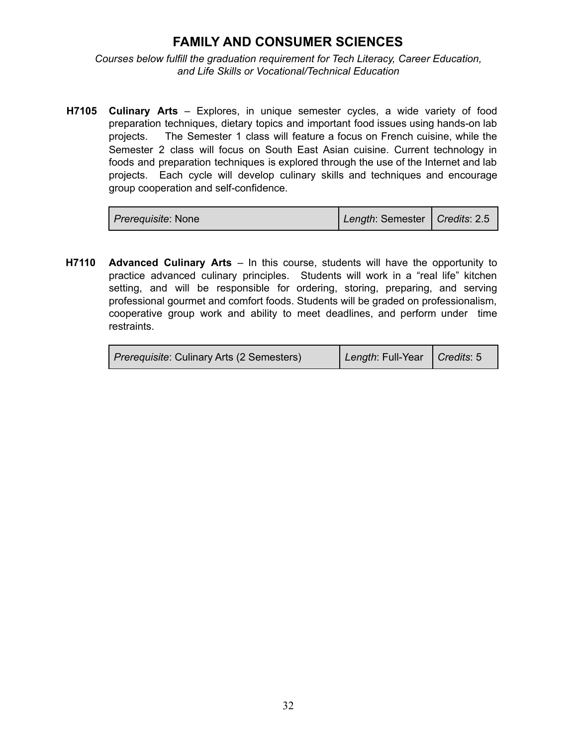# FAMILY AND CONSUMER SCIENCES

*Courses below fulfill the graduation requirement for Tech Literacy, Career Education, and Life Skills or Vocational/Technical Education*

**H7105** **Culinary Arts** – Explores, in unique semester cycles, a wide variety of food preparation techniques, dietary topics and important food issues using hands-on lab projects. The Semester 1 class will feature a focus on French cuisine, while the Semester 2 class will focus on South East Asian cuisine. Current technology in foods and preparation techniques is explored through the use of the Internet and lab projects. Each cycle will develop culinary skills and techniques and encourage group cooperation and self-confidence.

| *Prerequisite*: None | *Length*: Semester | *Credits*: 2.5 |
|---|---|---|

**H7110** **Advanced Culinary Arts** – In this course, students will have the opportunity to practice advanced culinary principles. Students will work in a "real life" kitchen setting, and will be responsible for ordering, storing, preparing, and serving professional gourmet and comfort foods. Students will be graded on professionalism, cooperative group work and ability to meet deadlines, and perform under time restraints.

| *Prerequisite*: Culinary Arts (2 Semesters) | *Length*: Full-Year | *Credits*: 5 |
|---|---|---|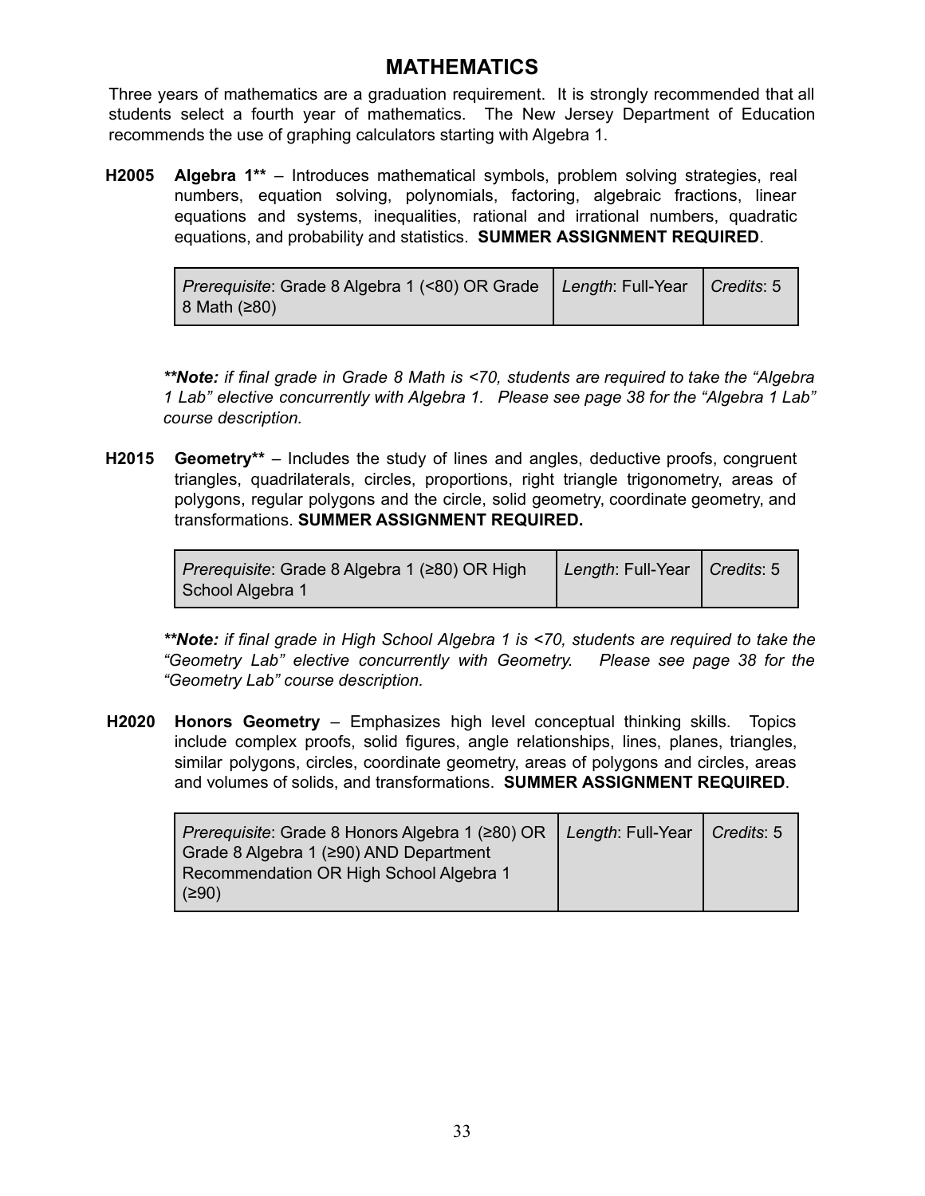# MATHEMATICS

Three years of mathematics are a graduation requirement. It is strongly recommended that all students select a fourth year of mathematics. The New Jersey Department of Education recommends the use of graphing calculators starting with Algebra 1.

**H2005** **Algebra 1\*\*** – Introduces mathematical symbols, problem solving strategies, real numbers, equation solving, polynomials, factoring, algebraic fractions, linear equations and systems, inequalities, rational and irrational numbers, quadratic equations, and probability and statistics. **SUMMER ASSIGNMENT REQUIRED**.

| *Prerequisite*: Grade 8 Algebra 1 (<80) OR Grade 8 Math (≥80) | *Length*: Full-Year | *Credits*: 5 |
|---|---|---|

***\*\*Note:** if final grade in Grade 8 Math is <70, students are required to take the "Algebra 1 Lab" elective concurrently with Algebra 1. Please see page 38 for the "Algebra 1 Lab" course description.*

**H2015** **Geometry\*\*** – Includes the study of lines and angles, deductive proofs, congruent triangles, quadrilaterals, circles, proportions, right triangle trigonometry, areas of polygons, regular polygons and the circle, solid geometry, coordinate geometry, and transformations. **SUMMER ASSIGNMENT REQUIRED.**

| *Prerequisite*: Grade 8 Algebra 1 (≥80) OR High School Algebra 1 | *Length*: Full-Year | *Credits*: 5 |
|---|---|---|

***\*\*Note:** if final grade in High School Algebra 1 is <70, students are required to take the "Geometry Lab" elective concurrently with Geometry. Please see page 38 for the "Geometry Lab" course description.*

**H2020** **Honors Geometry** – Emphasizes high level conceptual thinking skills. Topics include complex proofs, solid figures, angle relationships, lines, planes, triangles, similar polygons, circles, coordinate geometry, areas of polygons and circles, areas and volumes of solids, and transformations. **SUMMER ASSIGNMENT REQUIRED**.

| *Prerequisite*: Grade 8 Honors Algebra 1 (≥80) OR Grade 8 Algebra 1 (≥90) AND Department Recommendation OR High School Algebra 1 (≥90) | *Length*: Full-Year | *Credits*: 5 |
|---|---|---|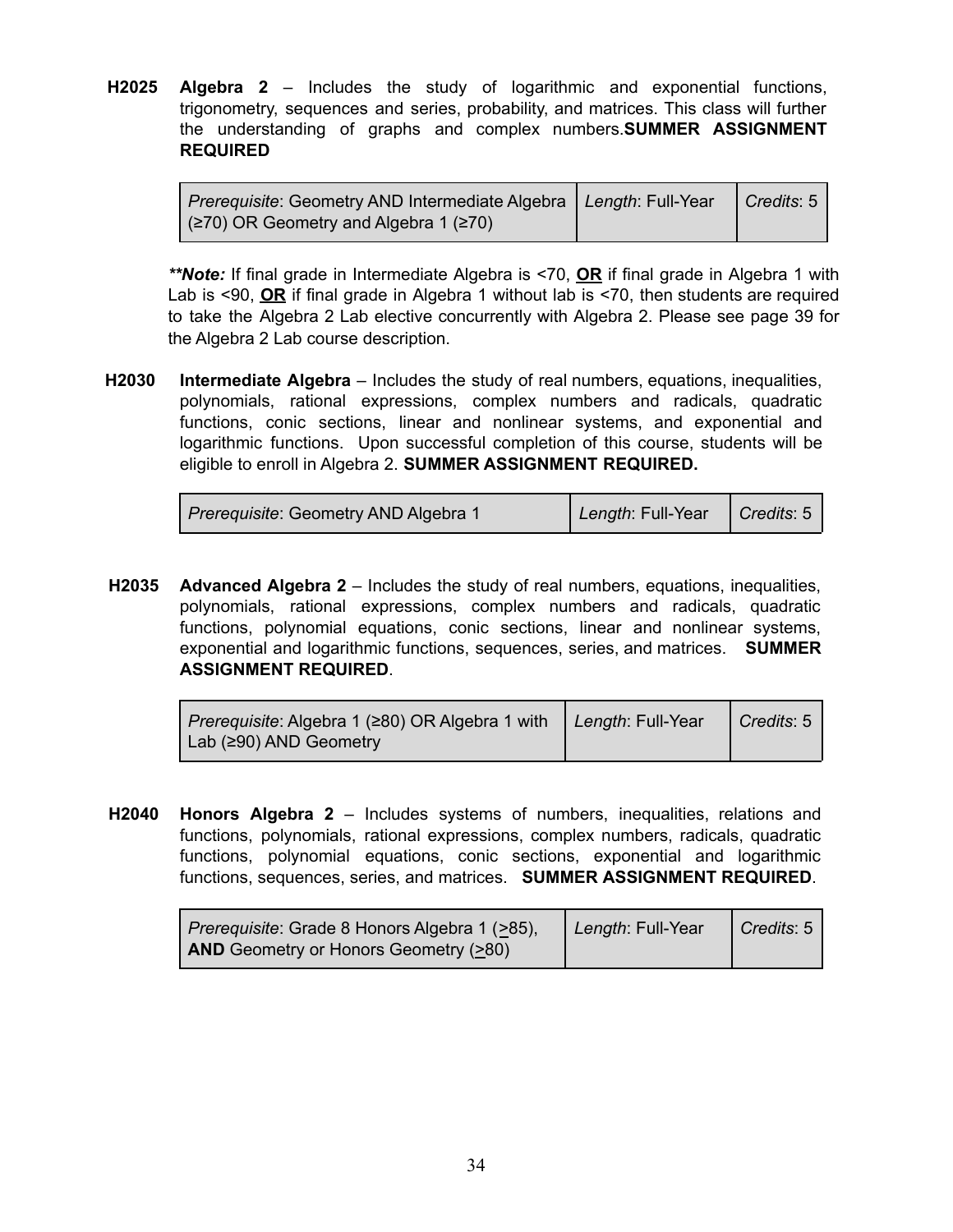**H2025 Algebra 2** – Includes the study of logarithmic and exponential functions, trigonometry, sequences and series, probability, and matrices. This class will further the understanding of graphs and complex numbers.**SUMMER ASSIGNMENT REQUIRED**

| *Prerequisite*: Geometry AND Intermediate Algebra (≥70) OR Geometry and Algebra 1 (≥70) | *Length*: Full-Year | *Credits*: 5 |
|---|---|---|

***\*\*Note:*** If final grade in Intermediate Algebra is <70, **OR** if final grade in Algebra 1 with Lab is <90, **OR** if final grade in Algebra 1 without lab is <70, then students are required to take the Algebra 2 Lab elective concurrently with Algebra 2. Please see page 39 for the Algebra 2 Lab course description.

**H2030 Intermediate Algebra** – Includes the study of real numbers, equations, inequalities, polynomials, rational expressions, complex numbers and radicals, quadratic functions, conic sections, linear and nonlinear systems, and exponential and logarithmic functions. Upon successful completion of this course, students will be eligible to enroll in Algebra 2. **SUMMER ASSIGNMENT REQUIRED.**

| *Prerequisite*: Geometry AND Algebra 1 | *Length*: Full-Year | *Credits*: 5 |
|---|---|---|

**H2035 Advanced Algebra 2** – Includes the study of real numbers, equations, inequalities, polynomials, rational expressions, complex numbers and radicals, quadratic functions, polynomial equations, conic sections, linear and nonlinear systems, exponential and logarithmic functions, sequences, series, and matrices. **SUMMER ASSIGNMENT REQUIRED**.

| *Prerequisite*: Algebra 1 (≥80) OR Algebra 1 with Lab (≥90) AND Geometry | *Length*: Full-Year | *Credits*: 5 |
|---|---|---|

**H2040 Honors Algebra 2** – Includes systems of numbers, inequalities, relations and functions, polynomials, rational expressions, complex numbers, radicals, quadratic functions, polynomial equations, conic sections, exponential and logarithmic functions, sequences, series, and matrices. **SUMMER ASSIGNMENT REQUIRED**.

| *Prerequisite*: Grade 8 Honors Algebra 1 (≥85), **AND** Geometry or Honors Geometry (≥80) | *Length*: Full-Year | *Credits*: 5 |
|---|---|---|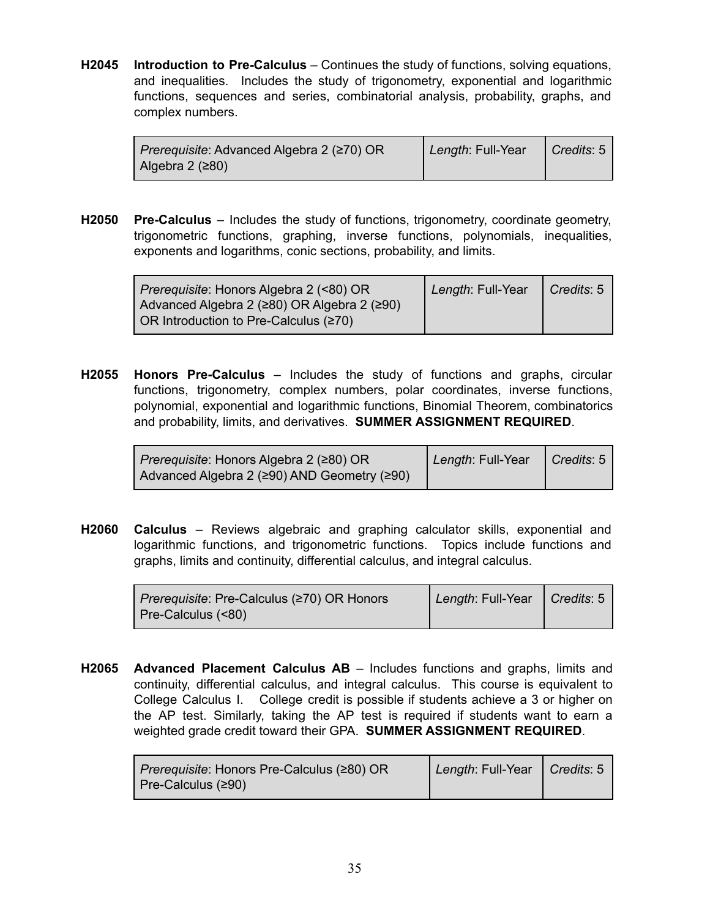**H2045 Introduction to Pre-Calculus** – Continues the study of functions, solving equations, and inequalities. Includes the study of trigonometry, exponential and logarithmic functions, sequences and series, combinatorial analysis, probability, graphs, and complex numbers.

| *Prerequisite*: Advanced Algebra 2 (≥70) OR Algebra 2 (≥80) | *Length*: Full-Year | *Credits*: 5 |
|---|---|---|

**H2050 Pre-Calculus** – Includes the study of functions, trigonometry, coordinate geometry, trigonometric functions, graphing, inverse functions, polynomials, inequalities, exponents and logarithms, conic sections, probability, and limits.

| *Prerequisite*: Honors Algebra 2 (<80) OR Advanced Algebra 2 (≥80) OR Algebra 2 (≥90) OR Introduction to Pre-Calculus (≥70) | *Length*: Full-Year | *Credits*: 5 |
|---|---|---|

**H2055 Honors Pre-Calculus** – Includes the study of functions and graphs, circular functions, trigonometry, complex numbers, polar coordinates, inverse functions, polynomial, exponential and logarithmic functions, Binomial Theorem, combinatorics and probability, limits, and derivatives. **SUMMER ASSIGNMENT REQUIRED**.

| *Prerequisite*: Honors Algebra 2 (≥80) OR Advanced Algebra 2 (≥90) AND Geometry (≥90) | *Length*: Full-Year | *Credits*: 5 |
|---|---|---|

**H2060 Calculus** – Reviews algebraic and graphing calculator skills, exponential and logarithmic functions, and trigonometric functions. Topics include functions and graphs, limits and continuity, differential calculus, and integral calculus.

| *Prerequisite*: Pre-Calculus (≥70) OR Honors Pre-Calculus (<80) | *Length*: Full-Year | *Credits*: 5 |
|---|---|---|

**H2065 Advanced Placement Calculus AB** – Includes functions and graphs, limits and continuity, differential calculus, and integral calculus. This course is equivalent to College Calculus I. College credit is possible if students achieve a 3 or higher on the AP test. Similarly, taking the AP test is required if students want to earn a weighted grade credit toward their GPA. **SUMMER ASSIGNMENT REQUIRED**.

| *Prerequisite*: Honors Pre-Calculus (≥80) OR Pre-Calculus (≥90) | *Length*: Full-Year | *Credits*: 5 |
|---|---|---|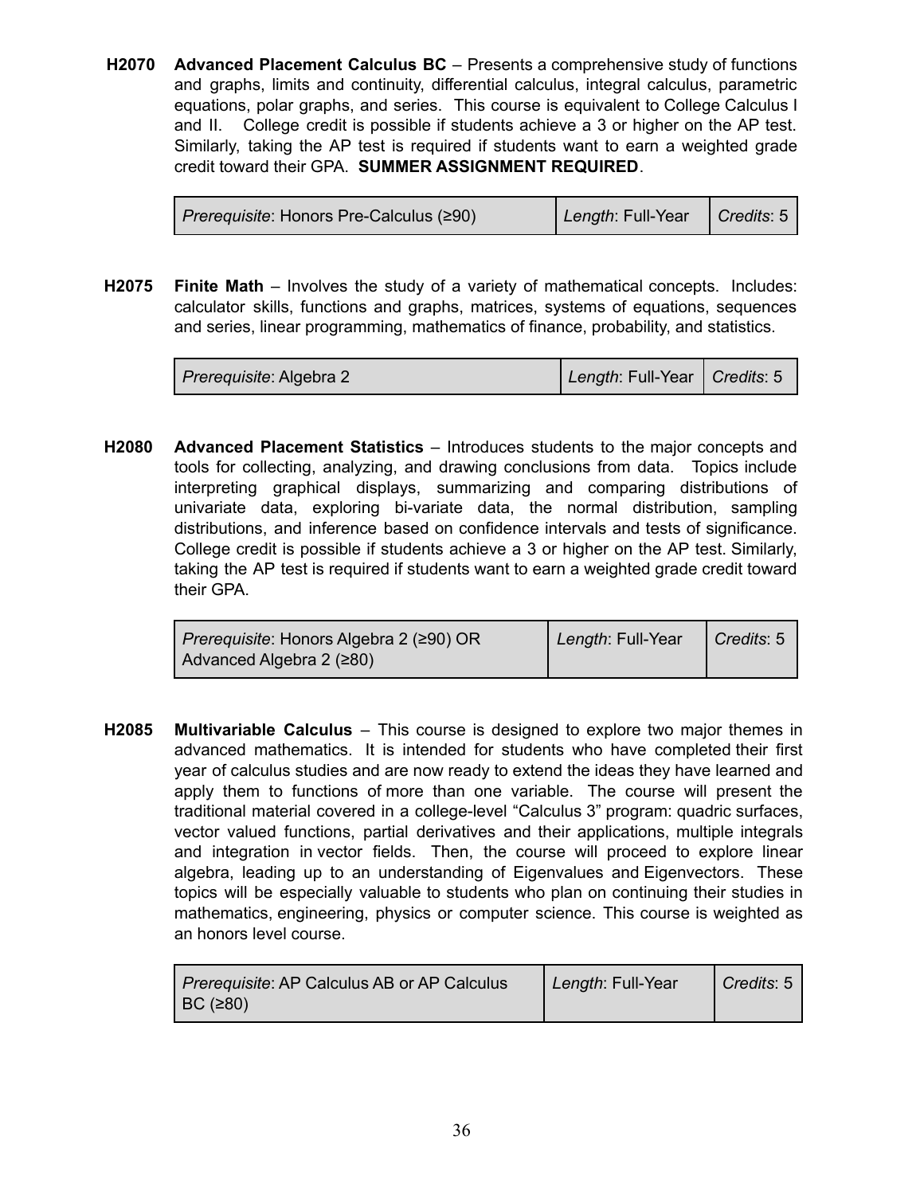**H2070 Advanced Placement Calculus BC** – Presents a comprehensive study of functions and graphs, limits and continuity, differential calculus, integral calculus, parametric equations, polar graphs, and series. This course is equivalent to College Calculus I and II. College credit is possible if students achieve a 3 or higher on the AP test. Similarly, taking the AP test is required if students want to earn a weighted grade credit toward their GPA. **SUMMER ASSIGNMENT REQUIRED**.

| *Prerequisite*: Honors Pre-Calculus (≥90) | *Length*: Full-Year | *Credits*: 5 |
|---|---|---|

**H2075 Finite Math** – Involves the study of a variety of mathematical concepts. Includes: calculator skills, functions and graphs, matrices, systems of equations, sequences and series, linear programming, mathematics of finance, probability, and statistics.

| *Prerequisite*: Algebra 2 | *Length*: Full-Year | *Credits*: 5 |
|---|---|---|

**H2080 Advanced Placement Statistics** – Introduces students to the major concepts and tools for collecting, analyzing, and drawing conclusions from data. Topics include interpreting graphical displays, summarizing and comparing distributions of univariate data, exploring bi-variate data, the normal distribution, sampling distributions, and inference based on confidence intervals and tests of significance. College credit is possible if students achieve a 3 or higher on the AP test. Similarly, taking the AP test is required if students want to earn a weighted grade credit toward their GPA.

| *Prerequisite*: Honors Algebra 2 (≥90) OR Advanced Algebra 2 (≥80) | *Length*: Full-Year | *Credits*: 5 |
|---|---|---|

**H2085 Multivariable Calculus** – This course is designed to explore two major themes in advanced mathematics. It is intended for students who have completed their first year of calculus studies and are now ready to extend the ideas they have learned and apply them to functions of more than one variable. The course will present the traditional material covered in a college-level "Calculus 3" program: quadric surfaces, vector valued functions, partial derivatives and their applications, multiple integrals and integration in vector fields. Then, the course will proceed to explore linear algebra, leading up to an understanding of Eigenvalues and Eigenvectors. These topics will be especially valuable to students who plan on continuing their studies in mathematics, engineering, physics or computer science. This course is weighted as an honors level course.

| *Prerequisite*: AP Calculus AB or AP Calculus BC (≥80) | *Length*: Full-Year | *Credits*: 5 |
|---|---|---|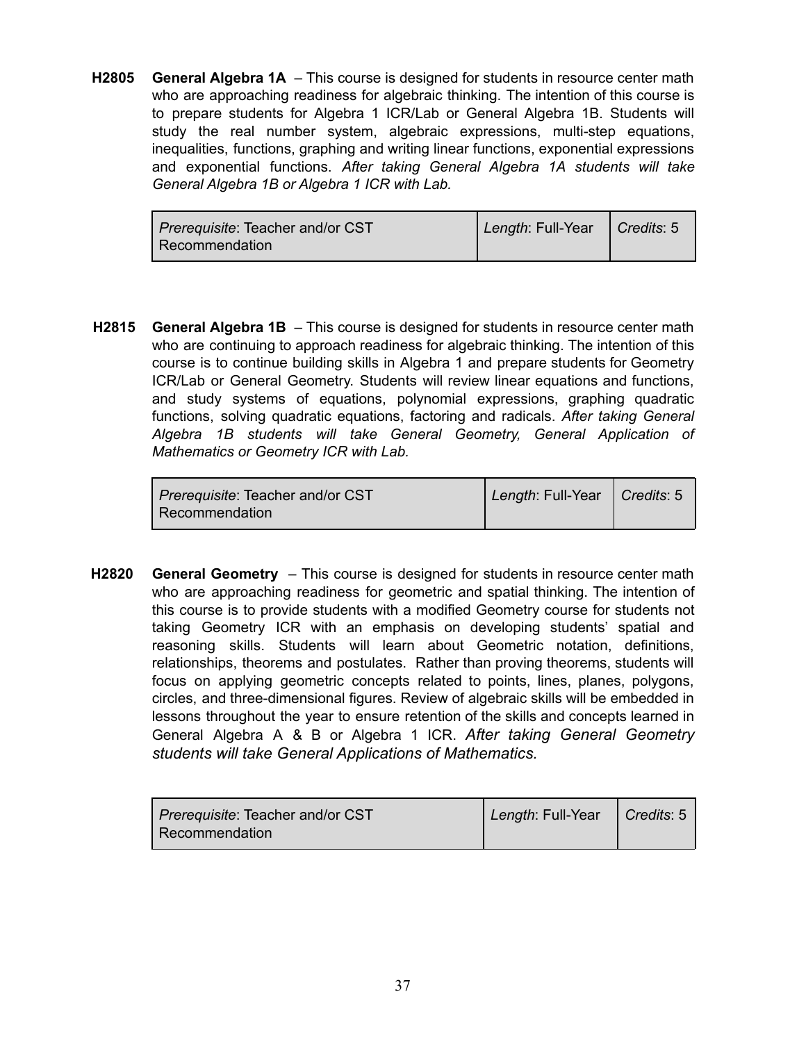**H2805 General Algebra 1A** – This course is designed for students in resource center math who are approaching readiness for algebraic thinking. The intention of this course is to prepare students for Algebra 1 ICR/Lab or General Algebra 1B. Students will study the real number system, algebraic expressions, multi-step equations, inequalities, functions, graphing and writing linear functions, exponential expressions and exponential functions. *After taking General Algebra 1A students will take General Algebra 1B or Algebra 1 ICR with Lab.*

| *Prerequisite*: Teacher and/or CST Recommendation | *Length*: Full-Year | *Credits*: 5 |
|---|---|---|

**H2815 General Algebra 1B** – This course is designed for students in resource center math who are continuing to approach readiness for algebraic thinking. The intention of this course is to continue building skills in Algebra 1 and prepare students for Geometry ICR/Lab or General Geometry. Students will review linear equations and functions, and study systems of equations, polynomial expressions, graphing quadratic functions, solving quadratic equations, factoring and radicals. *After taking General Algebra 1B students will take General Geometry, General Application of Mathematics or Geometry ICR with Lab.*

| *Prerequisite*: Teacher and/or CST Recommendation | *Length*: Full-Year | *Credits*: 5 |
|---|---|---|

**H2820 General Geometry** – This course is designed for students in resource center math who are approaching readiness for geometric and spatial thinking. The intention of this course is to provide students with a modified Geometry course for students not taking Geometry ICR with an emphasis on developing students' spatial and reasoning skills. Students will learn about Geometric notation, definitions, relationships, theorems and postulates. Rather than proving theorems, students will focus on applying geometric concepts related to points, lines, planes, polygons, circles, and three-dimensional figures. Review of algebraic skills will be embedded in lessons throughout the year to ensure retention of the skills and concepts learned in General Algebra A & B or Algebra 1 ICR. *After taking General Geometry students will take General Applications of Mathematics.*

| *Prerequisite*: Teacher and/or CST Recommendation | *Length*: Full-Year | *Credits*: 5 |
|---|---|---|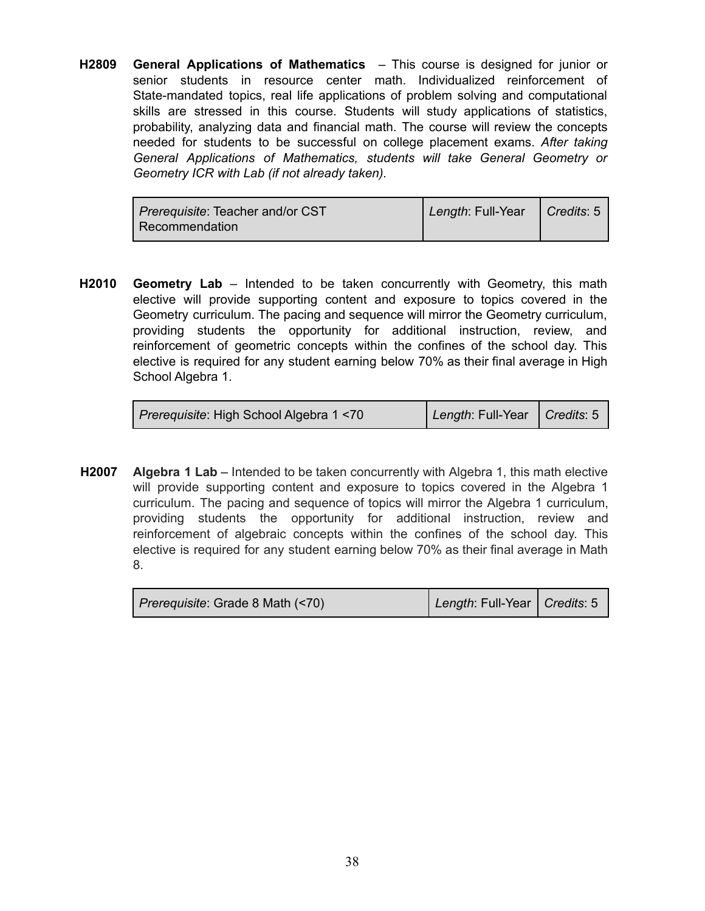**H2809 General Applications of Mathematics** – This course is designed for junior or senior students in resource center math. Individualized reinforcement of State-mandated topics, real life applications of problem solving and computational skills are stressed in this course. Students will study applications of statistics, probability, analyzing data and financial math. The course will review the concepts needed for students to be successful on college placement exams. *After taking General Applications of Mathematics, students will take General Geometry or Geometry ICR with Lab (if not already taken).*

| *Prerequisite*: Teacher and/or CST Recommendation | *Length*: Full-Year | *Credits*: 5 |
|---|---|---|

**H2010 Geometry Lab** – Intended to be taken concurrently with Geometry, this math elective will provide supporting content and exposure to topics covered in the Geometry curriculum. The pacing and sequence will mirror the Geometry curriculum, providing students the opportunity for additional instruction, review, and reinforcement of geometric concepts within the confines of the school day. This elective is required for any student earning below 70% as their final average in High School Algebra 1.

| *Prerequisite*: High School Algebra 1 <70 | *Length*: Full-Year | *Credits*: 5 |
|---|---|---|

**H2007 Algebra 1 Lab** – Intended to be taken concurrently with Algebra 1, this math elective will provide supporting content and exposure to topics covered in the Algebra 1 curriculum. The pacing and sequence of topics will mirror the Algebra 1 curriculum, providing students the opportunity for additional instruction, review and reinforcement of algebraic concepts within the confines of the school day. This elective is required for any student earning below 70% as their final average in Math 8.

| *Prerequisite*: Grade 8 Math (<70) | *Length*: Full-Year | *Credits*: 5 |
|---|---|---|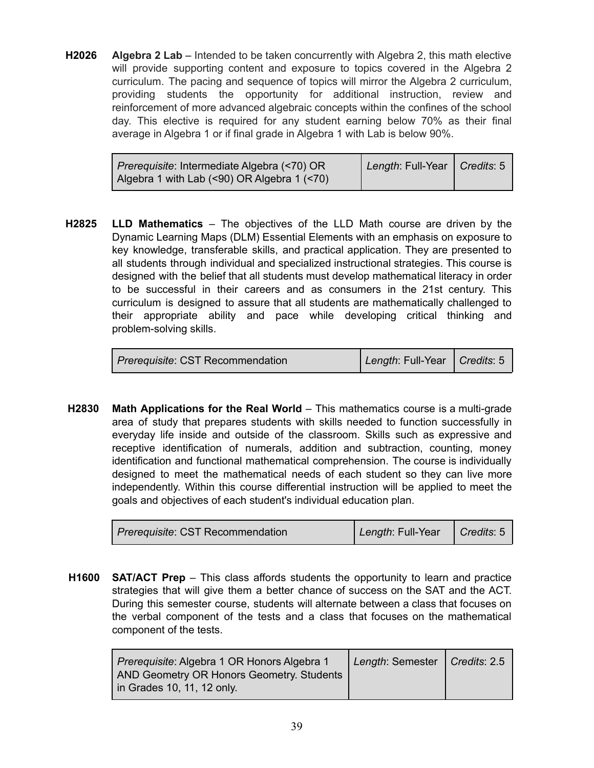**H2026** **Algebra 2 Lab** – Intended to be taken concurrently with Algebra 2, this math elective will provide supporting content and exposure to topics covered in the Algebra 2 curriculum. The pacing and sequence of topics will mirror the Algebra 2 curriculum, providing students the opportunity for additional instruction, review and reinforcement of more advanced algebraic concepts within the confines of the school day. This elective is required for any student earning below 70% as their final average in Algebra 1 or if final grade in Algebra 1 with Lab is below 90%.

| *Prerequisite*: Intermediate Algebra (<70) OR Algebra 1 with Lab (<90) OR Algebra 1 (<70) | *Length*: Full-Year | *Credits*: 5 |
|---|---|---|

**H2825** **LLD Mathematics** – The objectives of the LLD Math course are driven by the Dynamic Learning Maps (DLM) Essential Elements with an emphasis on exposure to key knowledge, transferable skills, and practical application. They are presented to all students through individual and specialized instructional strategies. This course is designed with the belief that all students must develop mathematical literacy in order to be successful in their careers and as consumers in the 21st century. This curriculum is designed to assure that all students are mathematically challenged to their appropriate ability and pace while developing critical thinking and problem-solving skills.

| *Prerequisite*: CST Recommendation | *Length*: Full-Year | *Credits*: 5 |
|---|---|---|

**H2830** **Math Applications for the Real World** – This mathematics course is a multi-grade area of study that prepares students with skills needed to function successfully in everyday life inside and outside of the classroom. Skills such as expressive and receptive identification of numerals, addition and subtraction, counting, money identification and functional mathematical comprehension. The course is individually designed to meet the mathematical needs of each student so they can live more independently. Within this course differential instruction will be applied to meet the goals and objectives of each student's individual education plan.

| *Prerequisite*: CST Recommendation | *Length*: Full-Year | *Credits*: 5 |
|---|---|---|

**H1600** **SAT/ACT Prep** – This class affords students the opportunity to learn and practice strategies that will give them a better chance of success on the SAT and the ACT. During this semester course, students will alternate between a class that focuses on the verbal component of the tests and a class that focuses on the mathematical component of the tests.

| *Prerequisite*: Algebra 1 OR Honors Algebra 1 AND Geometry OR Honors Geometry. Students in Grades 10, 11, 12 only. | *Length*: Semester | *Credits*: 2.5 |
|---|---|---|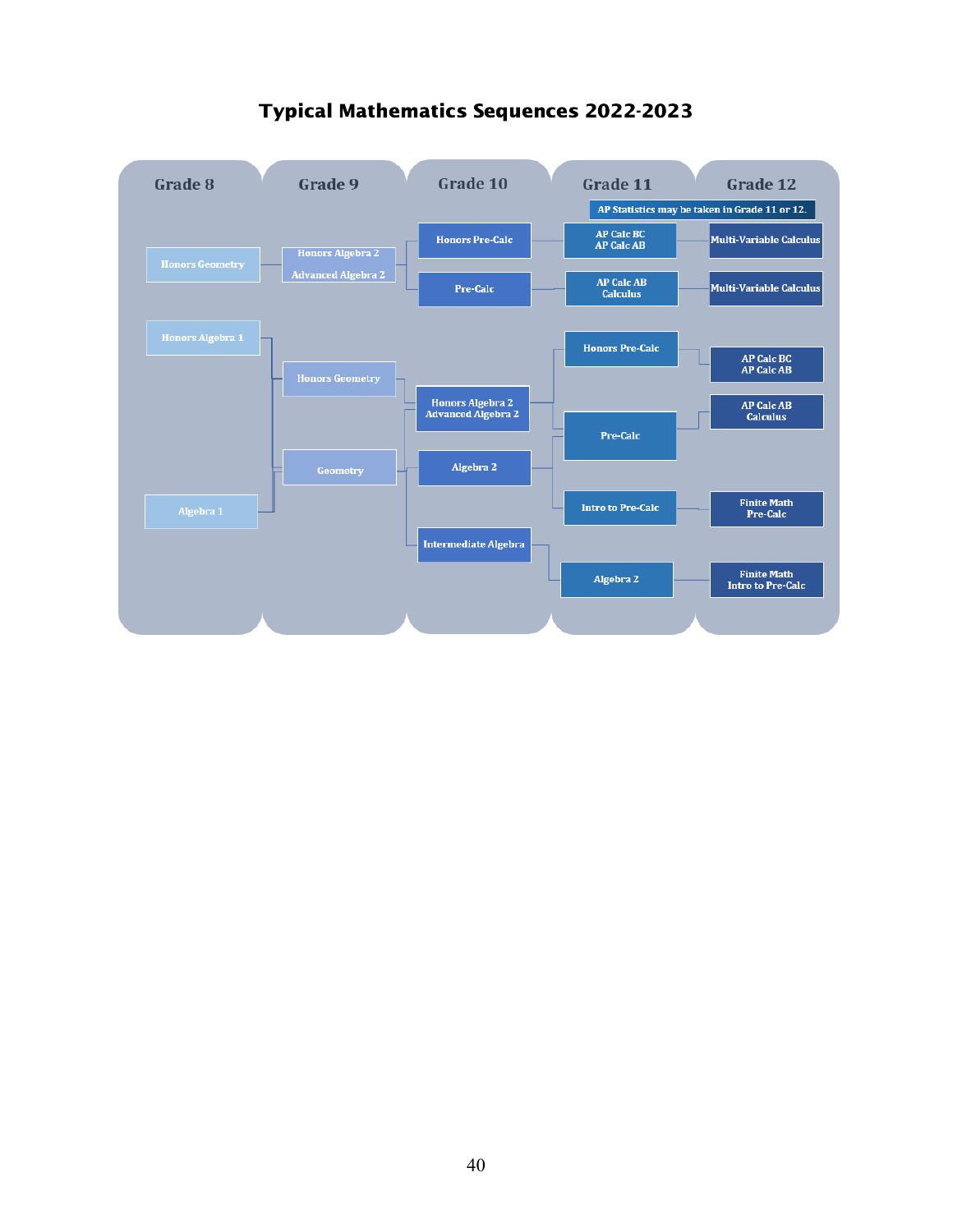# Typical Mathematics Sequences 2022-2023

| Grade 8 | Grade 9 | Grade 10 | Grade 11 | Grade 12 |
|---|---|---|---|---|
| | | | AP Statistics may be taken in Grade 11 or 12. | |
| Honors Geometry | Honors Algebra 2 / Advanced Algebra 2 | Honors Pre-Calc | AP Calc BC / AP Calc AB | Multi-Variable Calculus |
| | | Pre-Calc | AP Calc AB / Calculus | Multi-Variable Calculus |
| Honors Algebra 1 | Honors Geometry | Honors Algebra 2 / Advanced Algebra 2 | Honors Pre-Calc | AP Calc BC / AP Calc AB |
| | | | Pre-Calc | AP Calc AB / Calculus |
| Algebra 1 | Geometry | Algebra 2 | Intro to Pre-Calc | Finite Math / Pre-Calc |
| | | Intermediate Algebra | Algebra 2 | Finite Math / Intro to Pre-Calc |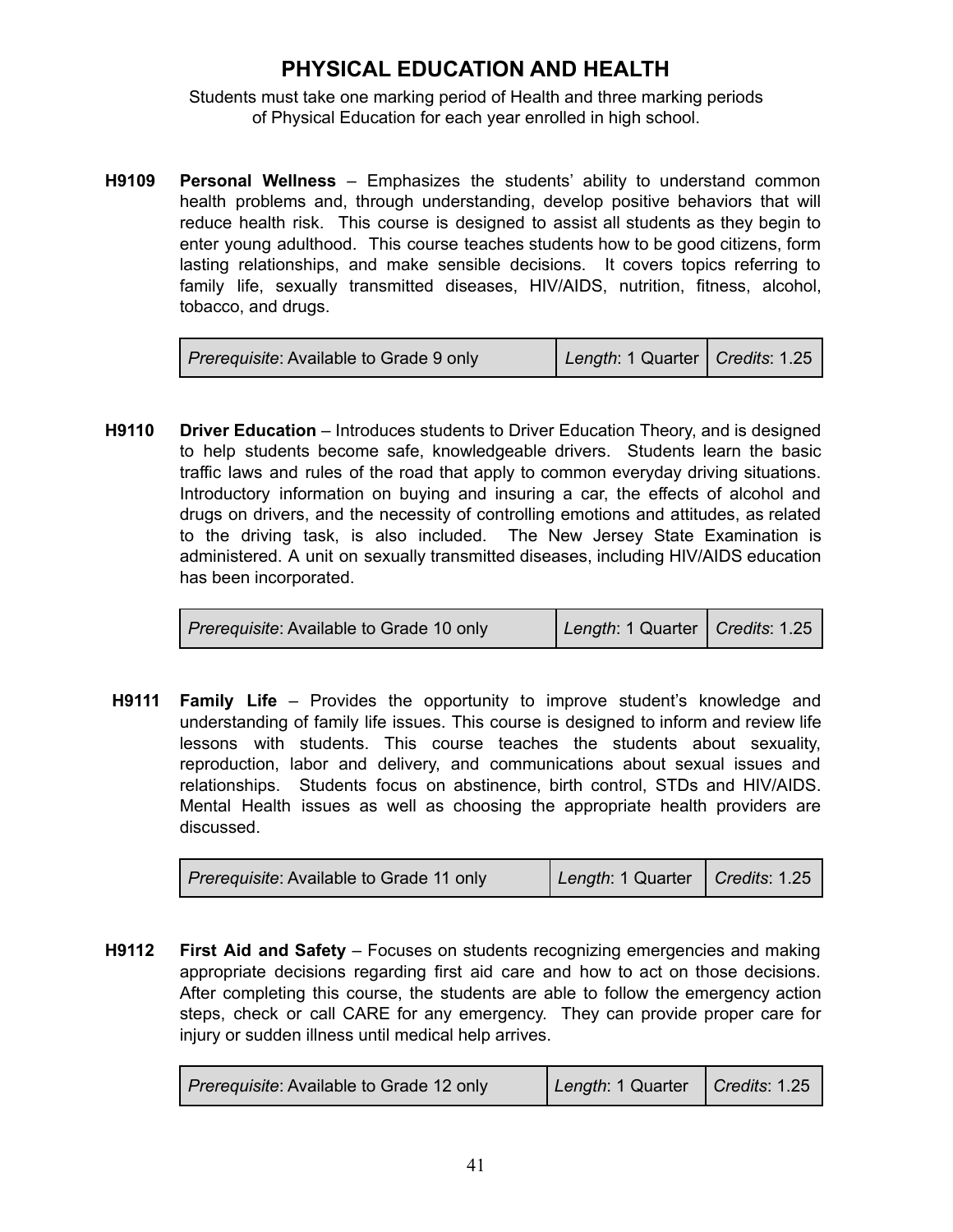# PHYSICAL EDUCATION AND HEALTH

Students must take one marking period of Health and three marking periods of Physical Education for each year enrolled in high school.

**H9109** **Personal Wellness** – Emphasizes the students' ability to understand common health problems and, through understanding, develop positive behaviors that will reduce health risk. This course is designed to assist all students as they begin to enter young adulthood. This course teaches students how to be good citizens, form lasting relationships, and make sensible decisions. It covers topics referring to family life, sexually transmitted diseases, HIV/AIDS, nutrition, fitness, alcohol, tobacco, and drugs.

| *Prerequisite*: Available to Grade 9 only | *Length*: 1 Quarter | *Credits*: 1.25 |
|---|---|---|

**H9110** **Driver Education** – Introduces students to Driver Education Theory, and is designed to help students become safe, knowledgeable drivers. Students learn the basic traffic laws and rules of the road that apply to common everyday driving situations. Introductory information on buying and insuring a car, the effects of alcohol and drugs on drivers, and the necessity of controlling emotions and attitudes, as related to the driving task, is also included. The New Jersey State Examination is administered. A unit on sexually transmitted diseases, including HIV/AIDS education has been incorporated.

| *Prerequisite*: Available to Grade 10 only | *Length*: 1 Quarter | *Credits*: 1.25 |
|---|---|---|

**H9111** **Family Life** – Provides the opportunity to improve student's knowledge and understanding of family life issues. This course is designed to inform and review life lessons with students. This course teaches the students about sexuality, reproduction, labor and delivery, and communications about sexual issues and relationships. Students focus on abstinence, birth control, STDs and HIV/AIDS. Mental Health issues as well as choosing the appropriate health providers are discussed.

| *Prerequisite*: Available to Grade 11 only | *Length*: 1 Quarter | *Credits*: 1.25 |
|---|---|---|

**H9112** **First Aid and Safety** – Focuses on students recognizing emergencies and making appropriate decisions regarding first aid care and how to act on those decisions. After completing this course, the students are able to follow the emergency action steps, check or call CARE for any emergency. They can provide proper care for injury or sudden illness until medical help arrives.

| *Prerequisite*: Available to Grade 12 only | *Length*: 1 Quarter | *Credits*: 1.25 |
|---|---|---|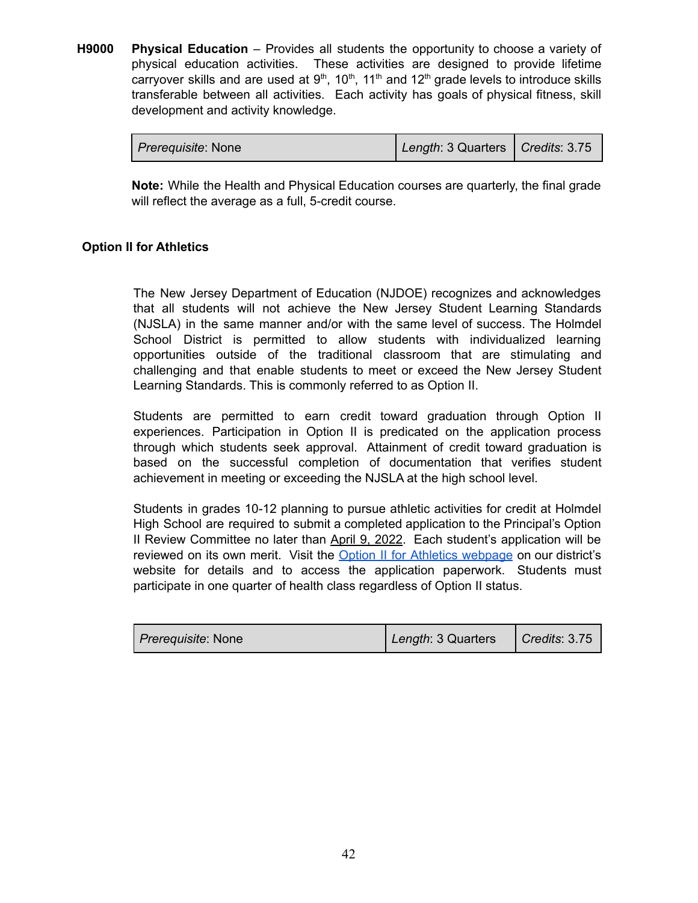**H9000** **Physical Education** – Provides all students the opportunity to choose a variety of physical education activities. These activities are designed to provide lifetime carryover skills and are used at 9th, 10th, 11th and 12th grade levels to introduce skills transferable between all activities. Each activity has goals of physical fitness, skill development and activity knowledge.

| *Prerequisite*: None | *Length*: 3 Quarters | *Credits*: 3.75 |
|---|---|---|

**Note:** While the Health and Physical Education courses are quarterly, the final grade will reflect the average as a full, 5-credit course.

**Option II for Athletics**

The New Jersey Department of Education (NJDOE) recognizes and acknowledges that all students will not achieve the New Jersey Student Learning Standards (NJSLA) in the same manner and/or with the same level of success. The Holmdel School District is permitted to allow students with individualized learning opportunities outside of the traditional classroom that are stimulating and challenging and that enable students to meet or exceed the New Jersey Student Learning Standards. This is commonly referred to as Option II.

Students are permitted to earn credit toward graduation through Option II experiences. Participation in Option II is predicated on the application process through which students seek approval. Attainment of credit toward graduation is based on the successful completion of documentation that verifies student achievement in meeting or exceeding the NJSLA at the high school level.

Students in grades 10-12 planning to pursue athletic activities for credit at Holmdel High School are required to submit a completed application to the Principal's Option II Review Committee no later than April 9, 2022. Each student's application will be reviewed on its own merit. Visit the Option II for Athletics webpage on our district's website for details and to access the application paperwork. Students must participate in one quarter of health class regardless of Option II status.

| *Prerequisite*: None | *Length*: 3 Quarters | *Credits*: 3.75 |
|---|---|---|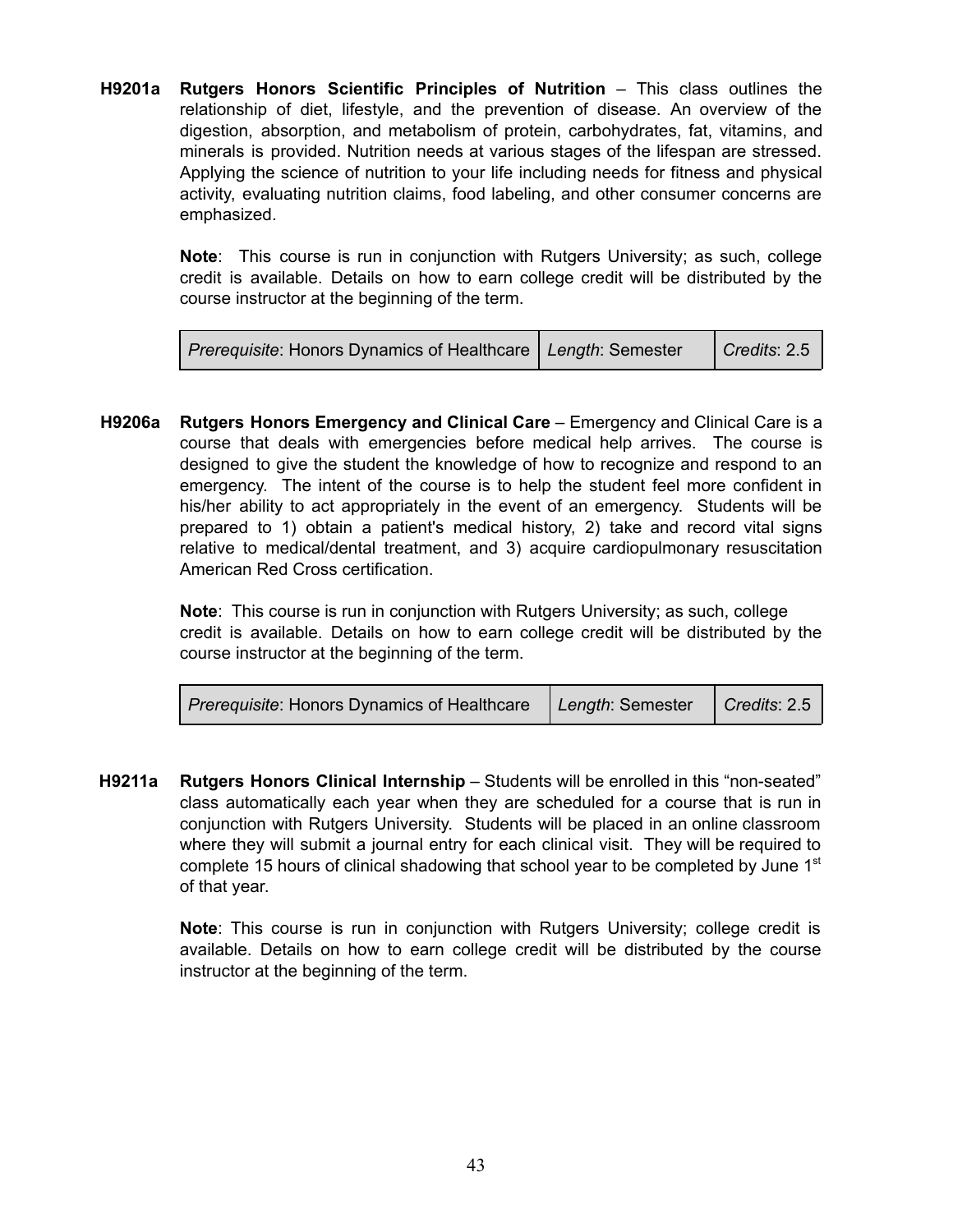**H9201a** **Rutgers Honors Scientific Principles of Nutrition** – This class outlines the relationship of diet, lifestyle, and the prevention of disease. An overview of the digestion, absorption, and metabolism of protein, carbohydrates, fat, vitamins, and minerals is provided. Nutrition needs at various stages of the lifespan are stressed. Applying the science of nutrition to your life including needs for fitness and physical activity, evaluating nutrition claims, food labeling, and other consumer concerns are emphasized.

**Note**: This course is run in conjunction with Rutgers University; as such, college credit is available. Details on how to earn college credit will be distributed by the course instructor at the beginning of the term.

| *Prerequisite*: Honors Dynamics of Healthcare | *Length*: Semester | *Credits*: 2.5 |
|---|---|---|

**H9206a** **Rutgers Honors Emergency and Clinical Care** – Emergency and Clinical Care is a course that deals with emergencies before medical help arrives. The course is designed to give the student the knowledge of how to recognize and respond to an emergency. The intent of the course is to help the student feel more confident in his/her ability to act appropriately in the event of an emergency. Students will be prepared to 1) obtain a patient's medical history, 2) take and record vital signs relative to medical/dental treatment, and 3) acquire cardiopulmonary resuscitation American Red Cross certification.

**Note**: This course is run in conjunction with Rutgers University; as such, college credit is available. Details on how to earn college credit will be distributed by the course instructor at the beginning of the term.

| *Prerequisite*: Honors Dynamics of Healthcare | *Length*: Semester | *Credits*: 2.5 |
|---|---|---|

**H9211a** **Rutgers Honors Clinical Internship** – Students will be enrolled in this "non-seated" class automatically each year when they are scheduled for a course that is run in conjunction with Rutgers University. Students will be placed in an online classroom where they will submit a journal entry for each clinical visit. They will be required to complete 15 hours of clinical shadowing that school year to be completed by June 1st of that year.

**Note**: This course is run in conjunction with Rutgers University; college credit is available. Details on how to earn college credit will be distributed by the course instructor at the beginning of the term.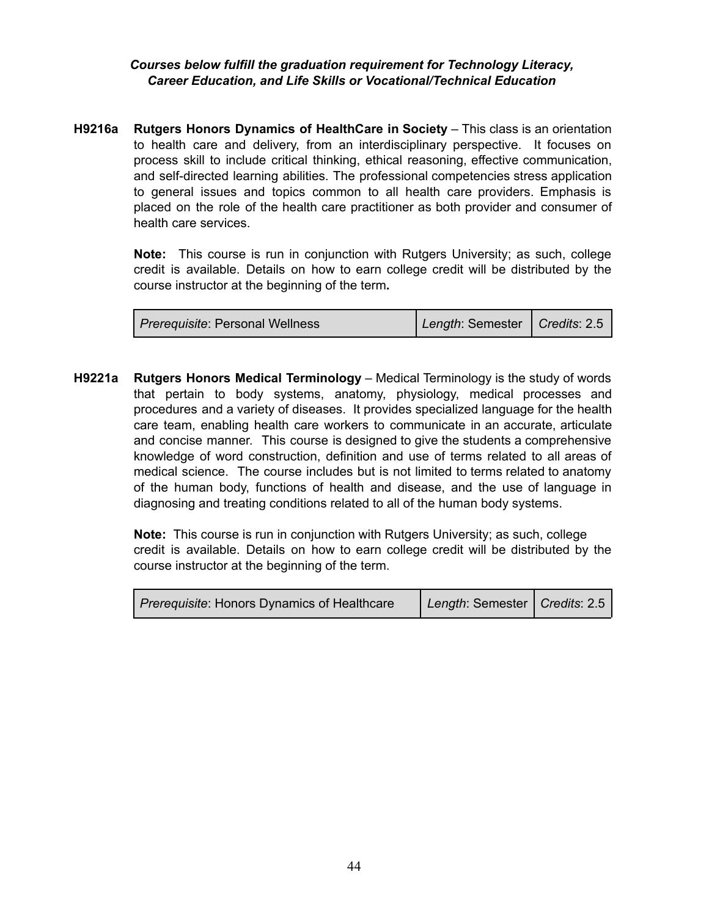***Courses below fulfill the graduation requirement for Technology Literacy, Career Education, and Life Skills or Vocational/Technical Education***

**H9216a** **Rutgers Honors Dynamics of HealthCare in Society** – This class is an orientation to health care and delivery, from an interdisciplinary perspective. It focuses on process skill to include critical thinking, ethical reasoning, effective communication, and self-directed learning abilities. The professional competencies stress application to general issues and topics common to all health care providers. Emphasis is placed on the role of the health care practitioner as both provider and consumer of health care services.

**Note:** This course is run in conjunction with Rutgers University; as such, college credit is available. Details on how to earn college credit will be distributed by the course instructor at the beginning of the term**.**

| *Prerequisite*: Personal Wellness | *Length*: Semester | *Credits*: 2.5 |
|---|---|---|

**H9221a** **Rutgers Honors Medical Terminology** – Medical Terminology is the study of words that pertain to body systems, anatomy, physiology, medical processes and procedures and a variety of diseases. It provides specialized language for the health care team, enabling health care workers to communicate in an accurate, articulate and concise manner. This course is designed to give the students a comprehensive knowledge of word construction, definition and use of terms related to all areas of medical science. The course includes but is not limited to terms related to anatomy of the human body, functions of health and disease, and the use of language in diagnosing and treating conditions related to all of the human body systems.

**Note:** This course is run in conjunction with Rutgers University; as such, college credit is available. Details on how to earn college credit will be distributed by the course instructor at the beginning of the term.

| *Prerequisite*: Honors Dynamics of Healthcare | *Length*: Semester | *Credits*: 2.5 |
|---|---|---|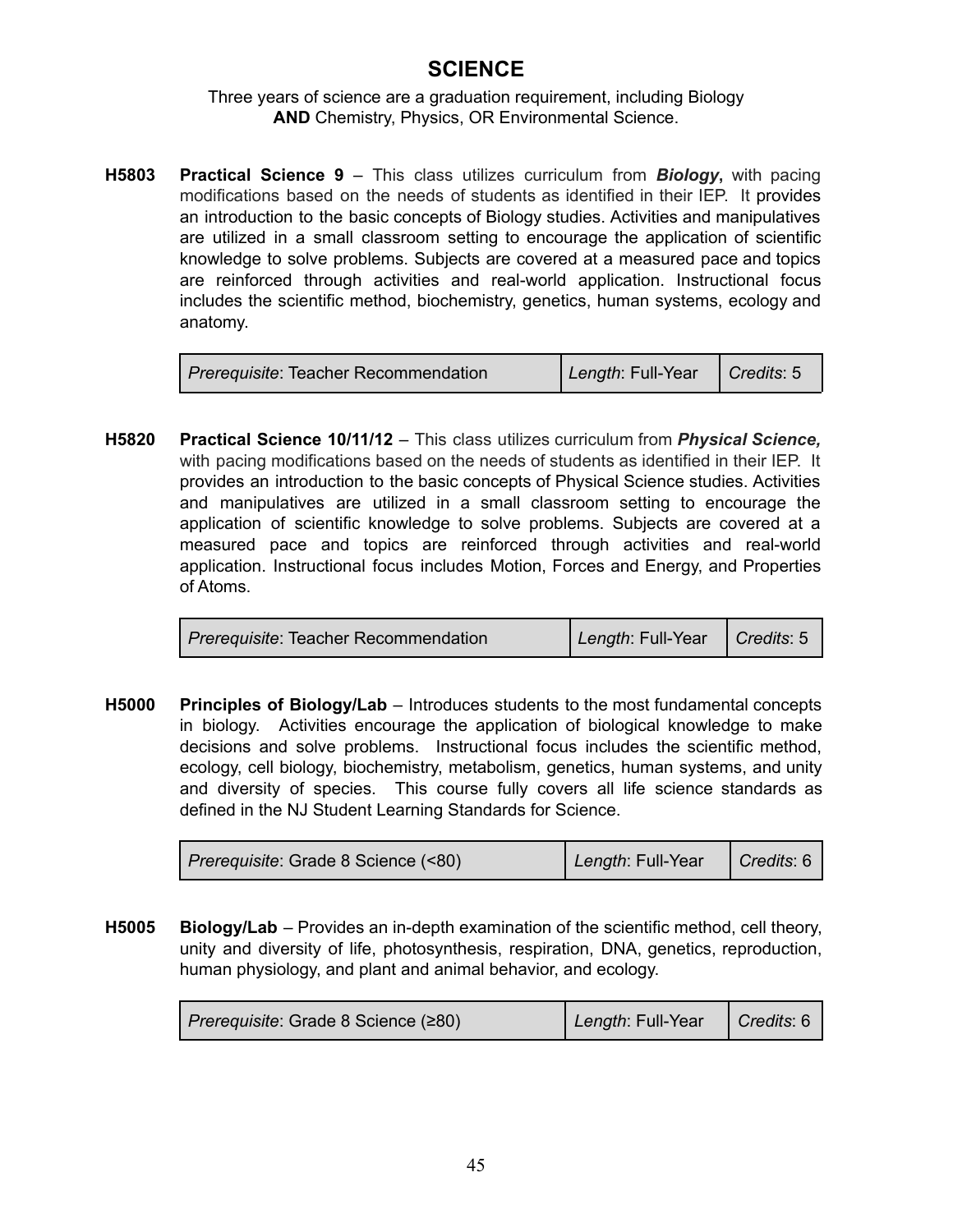# SCIENCE

Three years of science are a graduation requirement, including Biology **AND** Chemistry, Physics, OR Environmental Science.

**H5803** **Practical Science 9** – This class utilizes curriculum from ***Biology*****,** with pacing modifications based on the needs of students as identified in their IEP. It provides an introduction to the basic concepts of Biology studies. Activities and manipulatives are utilized in a small classroom setting to encourage the application of scientific knowledge to solve problems. Subjects are covered at a measured pace and topics are reinforced through activities and real-world application. Instructional focus includes the scientific method, biochemistry, genetics, human systems, ecology and anatomy.

| *Prerequisite*: Teacher Recommendation | *Length*: Full-Year | *Credits*: 5 |
|---|---|---|

**H5820** **Practical Science 10/11/12** – This class utilizes curriculum from ***Physical Science,*** with pacing modifications based on the needs of students as identified in their IEP. It provides an introduction to the basic concepts of Physical Science studies. Activities and manipulatives are utilized in a small classroom setting to encourage the application of scientific knowledge to solve problems. Subjects are covered at a measured pace and topics are reinforced through activities and real-world application. Instructional focus includes Motion, Forces and Energy, and Properties of Atoms.

| *Prerequisite*: Teacher Recommendation | *Length*: Full-Year | *Credits*: 5 |
|---|---|---|

**H5000** **Principles of Biology/Lab** – Introduces students to the most fundamental concepts in biology. Activities encourage the application of biological knowledge to make decisions and solve problems. Instructional focus includes the scientific method, ecology, cell biology, biochemistry, metabolism, genetics, human systems, and unity and diversity of species. This course fully covers all life science standards as defined in the NJ Student Learning Standards for Science.

| *Prerequisite*: Grade 8 Science (<80) | *Length*: Full-Year | *Credits*: 6 |
|---|---|---|

**H5005** **Biology/Lab** – Provides an in-depth examination of the scientific method, cell theory, unity and diversity of life, photosynthesis, respiration, DNA, genetics, reproduction, human physiology, and plant and animal behavior, and ecology.

| *Prerequisite*: Grade 8 Science (≥80) | *Length*: Full-Year | *Credits*: 6 |
|---|---|---|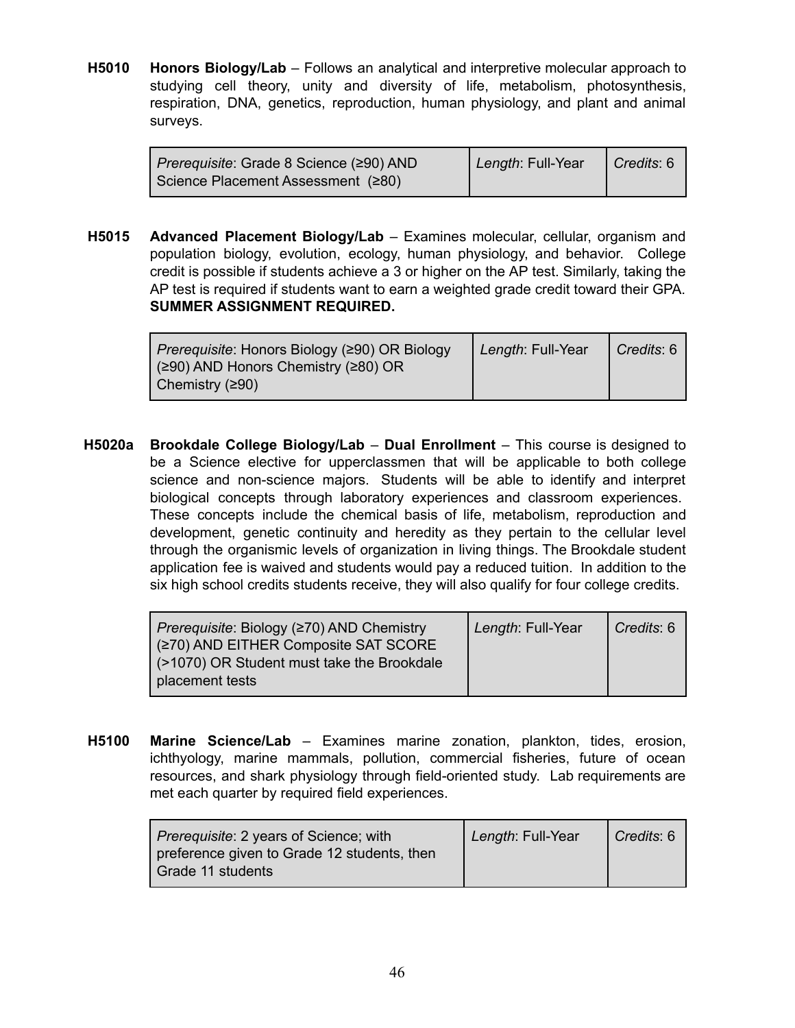**H5010 Honors Biology/Lab** – Follows an analytical and interpretive molecular approach to studying cell theory, unity and diversity of life, metabolism, photosynthesis, respiration, DNA, genetics, reproduction, human physiology, and plant and animal surveys.

| *Prerequisite*: Grade 8 Science (≥90) AND Science Placement Assessment (≥80) | *Length*: Full-Year | *Credits*: 6 |
|---|---|---|

**H5015 Advanced Placement Biology/Lab** – Examines molecular, cellular, organism and population biology, evolution, ecology, human physiology, and behavior. College credit is possible if students achieve a 3 or higher on the AP test. Similarly, taking the AP test is required if students want to earn a weighted grade credit toward their GPA. **SUMMER ASSIGNMENT REQUIRED.**

| *Prerequisite*: Honors Biology (≥90) OR Biology (≥90) AND Honors Chemistry (≥80) OR Chemistry (≥90) | *Length*: Full-Year | *Credits*: 6 |
|---|---|---|

**H5020a Brookdale College Biology/Lab** – **Dual Enrollment** – This course is designed to be a Science elective for upperclassmen that will be applicable to both college science and non-science majors. Students will be able to identify and interpret biological concepts through laboratory experiences and classroom experiences. These concepts include the chemical basis of life, metabolism, reproduction and development, genetic continuity and heredity as they pertain to the cellular level through the organismic levels of organization in living things. The Brookdale student application fee is waived and students would pay a reduced tuition. In addition to the six high school credits students receive, they will also qualify for four college credits.

| *Prerequisite*: Biology (≥70) AND Chemistry (≥70) AND EITHER Composite SAT SCORE (>1070) OR Student must take the Brookdale placement tests | *Length*: Full-Year | *Credits*: 6 |
|---|---|---|

**H5100 Marine Science/Lab** – Examines marine zonation, plankton, tides, erosion, ichthyology, marine mammals, pollution, commercial fisheries, future of ocean resources, and shark physiology through field-oriented study. Lab requirements are met each quarter by required field experiences.

| *Prerequisite*: 2 years of Science; with preference given to Grade 12 students, then Grade 11 students | *Length*: Full-Year | *Credits*: 6 |
|---|---|---|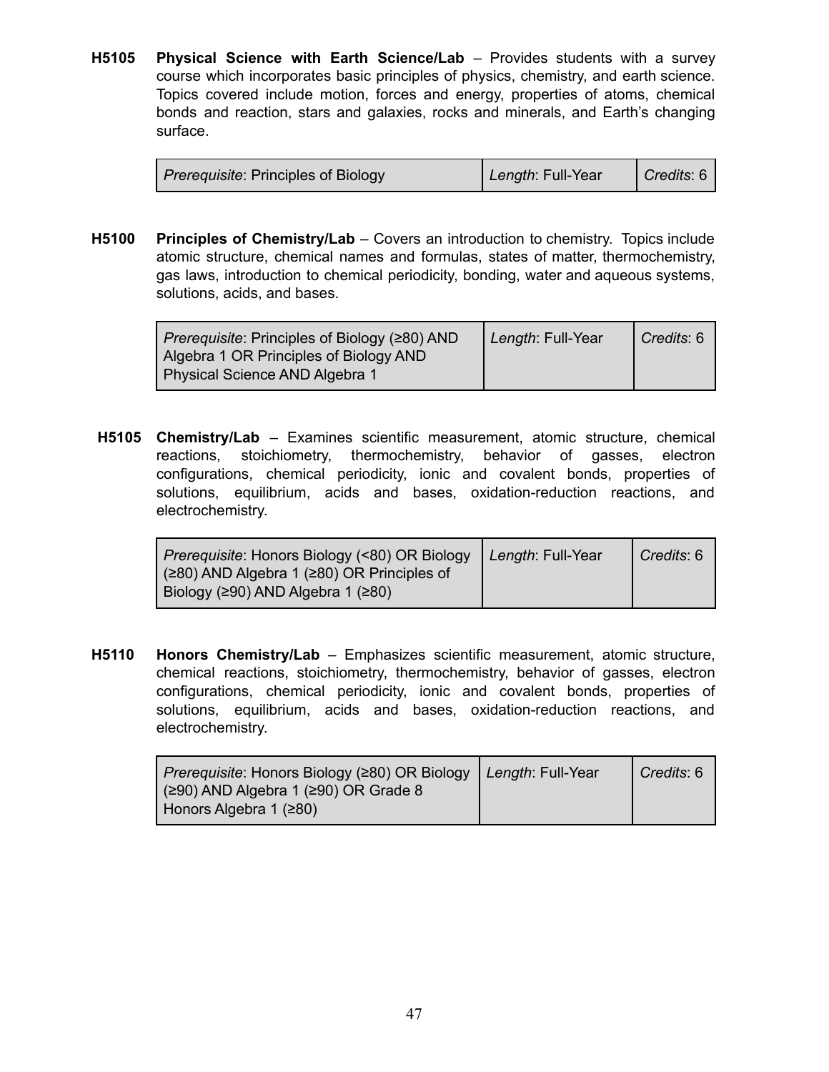**H5105 Physical Science with Earth Science/Lab** – Provides students with a survey course which incorporates basic principles of physics, chemistry, and earth science. Topics covered include motion, forces and energy, properties of atoms, chemical bonds and reaction, stars and galaxies, rocks and minerals, and Earth's changing surface.

| *Prerequisite*: Principles of Biology | *Length*: Full-Year | *Credits*: 6 |
|---|---|---|

**H5100 Principles of Chemistry/Lab** – Covers an introduction to chemistry. Topics include atomic structure, chemical names and formulas, states of matter, thermochemistry, gas laws, introduction to chemical periodicity, bonding, water and aqueous systems, solutions, acids, and bases.

| *Prerequisite*: Principles of Biology (≥80) AND Algebra 1 OR Principles of Biology AND Physical Science AND Algebra 1 | *Length*: Full-Year | *Credits*: 6 |
|---|---|---|

**H5105 Chemistry/Lab** – Examines scientific measurement, atomic structure, chemical reactions, stoichiometry, thermochemistry, behavior of gasses, electron configurations, chemical periodicity, ionic and covalent bonds, properties of solutions, equilibrium, acids and bases, oxidation-reduction reactions, and electrochemistry.

| *Prerequisite*: Honors Biology (<80) OR Biology (≥80) AND Algebra 1 (≥80) OR Principles of Biology (≥90) AND Algebra 1 (≥80) | *Length*: Full-Year | *Credits*: 6 |
|---|---|---|

**H5110 Honors Chemistry/Lab** – Emphasizes scientific measurement, atomic structure, chemical reactions, stoichiometry, thermochemistry, behavior of gasses, electron configurations, chemical periodicity, ionic and covalent bonds, properties of solutions, equilibrium, acids and bases, oxidation-reduction reactions, and electrochemistry.

| *Prerequisite*: Honors Biology (≥80) OR Biology (≥90) AND Algebra 1 (≥90) OR Grade 8 Honors Algebra 1 (≥80) | *Length*: Full-Year | *Credits*: 6 |
|---|---|---|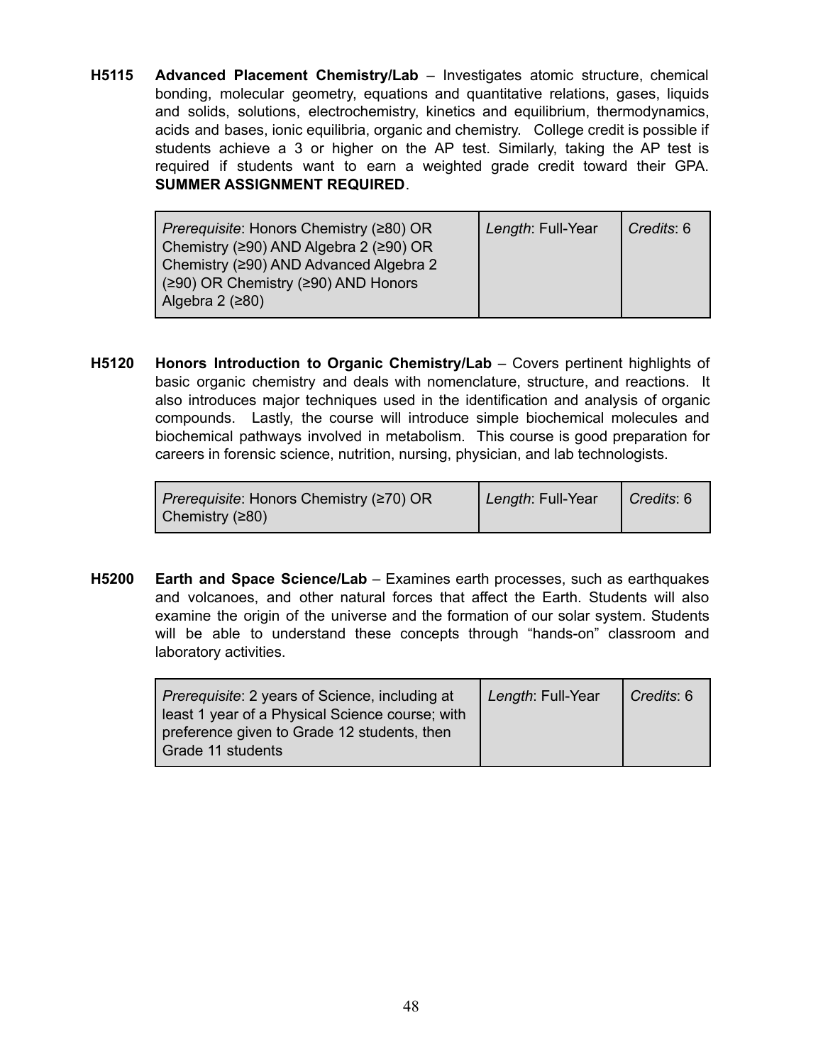**H5115 Advanced Placement Chemistry/Lab** – Investigates atomic structure, chemical bonding, molecular geometry, equations and quantitative relations, gases, liquids and solids, solutions, electrochemistry, kinetics and equilibrium, thermodynamics, acids and bases, ionic equilibria, organic and chemistry. College credit is possible if students achieve a 3 or higher on the AP test. Similarly, taking the AP test is required if students want to earn a weighted grade credit toward their GPA. **SUMMER ASSIGNMENT REQUIRED**.

| *Prerequisite*: Honors Chemistry (≥80) OR Chemistry (≥90) AND Algebra 2 (≥90) OR Chemistry (≥90) AND Advanced Algebra 2 (≥90) OR Chemistry (≥90) AND Honors Algebra 2 (≥80) | *Length*: Full-Year | *Credits*: 6 |
|---|---|---|

**H5120 Honors Introduction to Organic Chemistry/Lab** – Covers pertinent highlights of basic organic chemistry and deals with nomenclature, structure, and reactions. It also introduces major techniques used in the identification and analysis of organic compounds. Lastly, the course will introduce simple biochemical molecules and biochemical pathways involved in metabolism. This course is good preparation for careers in forensic science, nutrition, nursing, physician, and lab technologists.

| *Prerequisite*: Honors Chemistry (≥70) OR Chemistry (≥80) | *Length*: Full-Year | *Credits*: 6 |
|---|---|---|

**H5200 Earth and Space Science/Lab** – Examines earth processes, such as earthquakes and volcanoes, and other natural forces that affect the Earth. Students will also examine the origin of the universe and the formation of our solar system. Students will be able to understand these concepts through "hands-on" classroom and laboratory activities.

| *Prerequisite*: 2 years of Science, including at least 1 year of a Physical Science course; with preference given to Grade 12 students, then Grade 11 students | *Length*: Full-Year | *Credits*: 6 |
|---|---|---|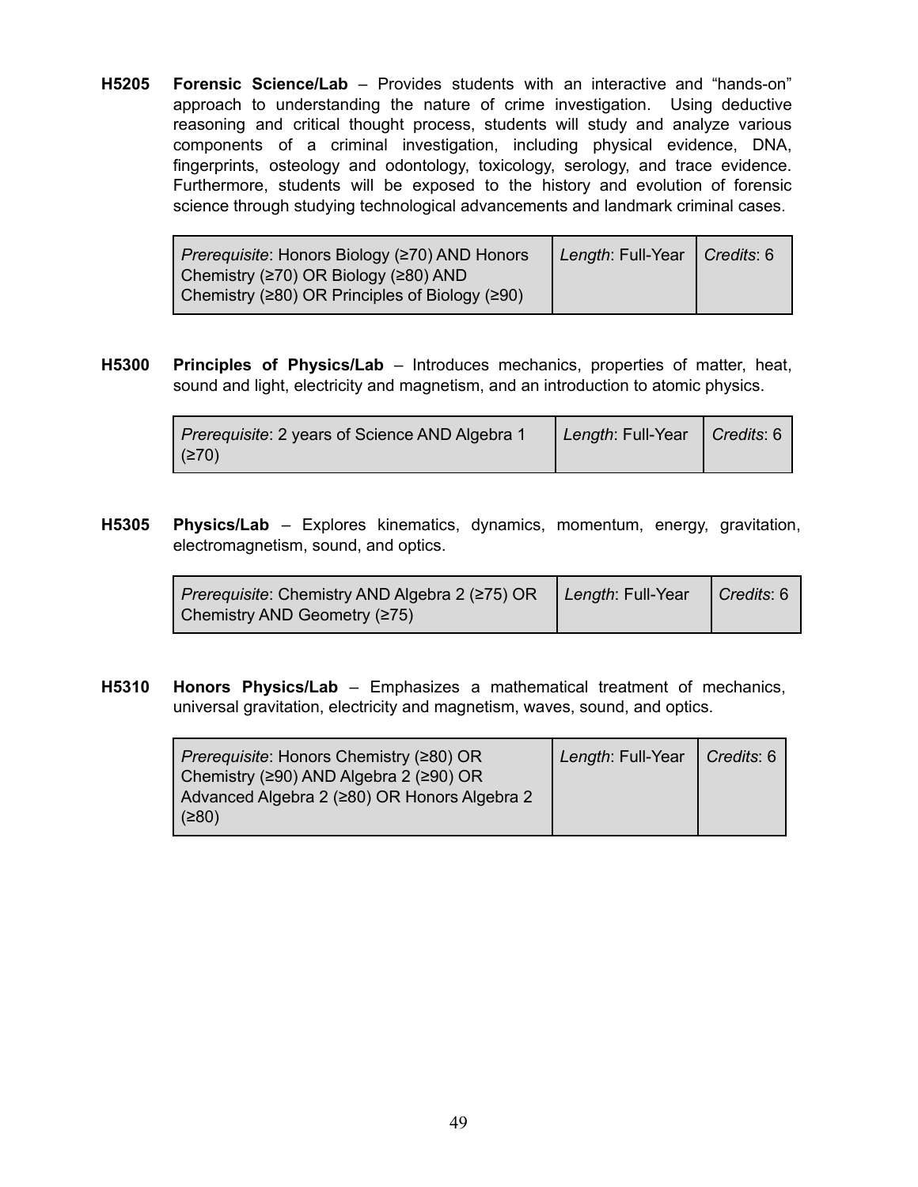**H5205 Forensic Science/Lab** – Provides students with an interactive and "hands-on" approach to understanding the nature of crime investigation. Using deductive reasoning and critical thought process, students will study and analyze various components of a criminal investigation, including physical evidence, DNA, fingerprints, osteology and odontology, toxicology, serology, and trace evidence. Furthermore, students will be exposed to the history and evolution of forensic science through studying technological advancements and landmark criminal cases.

| *Prerequisite*: Honors Biology (≥70) AND Honors Chemistry (≥70) OR Biology (≥80) AND Chemistry (≥80) OR Principles of Biology (≥90) | *Length*: Full-Year | *Credits*: 6 |
|---|---|---|

**H5300 Principles of Physics/Lab** – Introduces mechanics, properties of matter, heat, sound and light, electricity and magnetism, and an introduction to atomic physics.

| *Prerequisite*: 2 years of Science AND Algebra 1 (≥70) | *Length*: Full-Year | *Credits*: 6 |
|---|---|---|

**H5305 Physics/Lab** – Explores kinematics, dynamics, momentum, energy, gravitation, electromagnetism, sound, and optics.

| *Prerequisite*: Chemistry AND Algebra 2 (≥75) OR Chemistry AND Geometry (≥75) | *Length*: Full-Year | *Credits*: 6 |
|---|---|---|

**H5310 Honors Physics/Lab** – Emphasizes a mathematical treatment of mechanics, universal gravitation, electricity and magnetism, waves, sound, and optics.

| *Prerequisite*: Honors Chemistry (≥80) OR Chemistry (≥90) AND Algebra 2 (≥90) OR Advanced Algebra 2 (≥80) OR Honors Algebra 2 (≥80) | *Length*: Full-Year | *Credits*: 6 |
|---|---|---|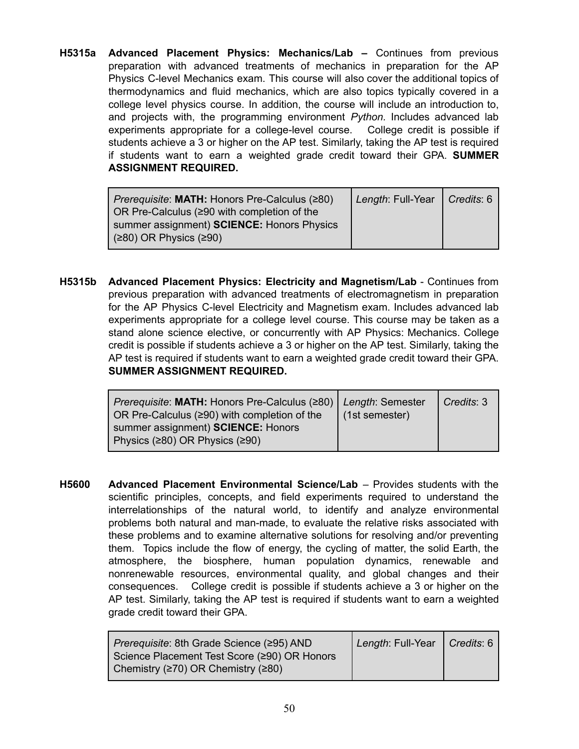**H5315a** **Advanced Placement Physics: Mechanics/Lab –** Continues from previous preparation with advanced treatments of mechanics in preparation for the AP Physics C-level Mechanics exam. This course will also cover the additional topics of thermodynamics and fluid mechanics, which are also topics typically covered in a college level physics course. In addition, the course will include an introduction to, and projects with, the programming environment *Python.* Includes advanced lab experiments appropriate for a college-level course. College credit is possible if students achieve a 3 or higher on the AP test. Similarly, taking the AP test is required if students want to earn a weighted grade credit toward their GPA. **SUMMER ASSIGNMENT REQUIRED.**

| *Prerequisite*: **MATH:** Honors Pre-Calculus (≥80) OR Pre-Calculus (≥90 with completion of the summer assignment) **SCIENCE:** Honors Physics (≥80) OR Physics (≥90) | *Length*: Full-Year | *Credits*: 6 |
|---|---|---|

**H5315b** **Advanced Placement Physics: Electricity and Magnetism/Lab** - Continues from previous preparation with advanced treatments of electromagnetism in preparation for the AP Physics C-level Electricity and Magnetism exam. Includes advanced lab experiments appropriate for a college level course. This course may be taken as a stand alone science elective, or concurrently with AP Physics: Mechanics. College credit is possible if students achieve a 3 or higher on the AP test. Similarly, taking the AP test is required if students want to earn a weighted grade credit toward their GPA. **SUMMER ASSIGNMENT REQUIRED.**

| *Prerequisite*: **MATH:** Honors Pre-Calculus (≥80) OR Pre-Calculus (≥90) with completion of the summer assignment) **SCIENCE:** Honors Physics (≥80) OR Physics (≥90) | *Length*: Semester (1st semester) | *Credits*: 3 |
|---|---|---|

**H5600** **Advanced Placement Environmental Science/Lab** – Provides students with the scientific principles, concepts, and field experiments required to understand the interrelationships of the natural world, to identify and analyze environmental problems both natural and man-made, to evaluate the relative risks associated with these problems and to examine alternative solutions for resolving and/or preventing them. Topics include the flow of energy, the cycling of matter, the solid Earth, the atmosphere, the biosphere, human population dynamics, renewable and nonrenewable resources, environmental quality, and global changes and their consequences. College credit is possible if students achieve a 3 or higher on the AP test. Similarly, taking the AP test is required if students want to earn a weighted grade credit toward their GPA.

| *Prerequisite*: 8th Grade Science (≥95) AND Science Placement Test Score (≥90) OR Honors Chemistry (≥70) OR Chemistry (≥80) | *Length*: Full-Year | *Credits*: 6 |
|---|---|---|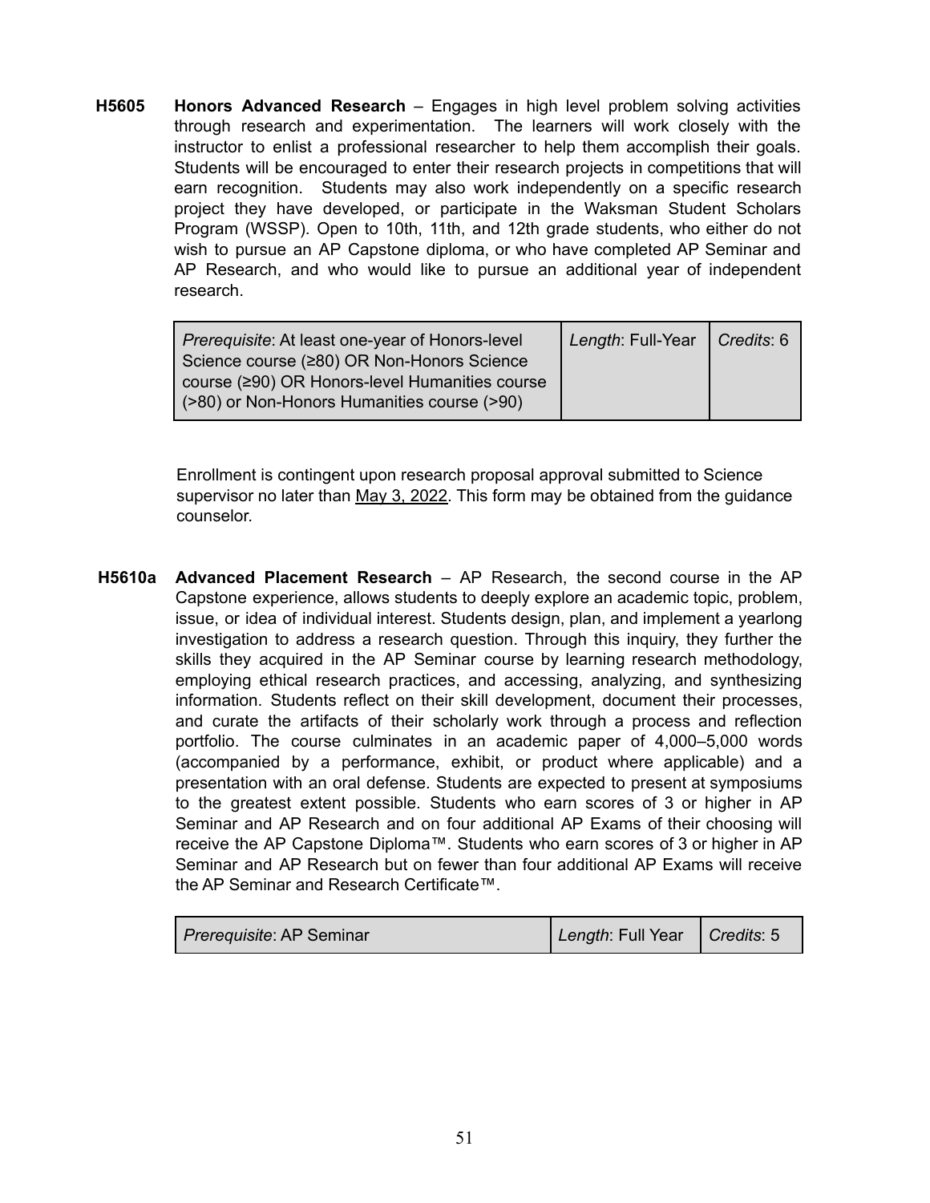**H5605** **Honors Advanced Research** – Engages in high level problem solving activities through research and experimentation. The learners will work closely with the instructor to enlist a professional researcher to help them accomplish their goals. Students will be encouraged to enter their research projects in competitions that will earn recognition. Students may also work independently on a specific research project they have developed, or participate in the Waksman Student Scholars Program (WSSP). Open to 10th, 11th, and 12th grade students, who either do not wish to pursue an AP Capstone diploma, or who have completed AP Seminar and AP Research, and who would like to pursue an additional year of independent research.

| *Prerequisite*: At least one-year of Honors-level Science course (≥80) OR Non-Honors Science course (≥90) OR Honors-level Humanities course (>80) or Non-Honors Humanities course (>90) | *Length*: Full-Year | *Credits*: 6 |
|---|---|---|

Enrollment is contingent upon research proposal approval submitted to Science supervisor no later than May 3, 2022. This form may be obtained from the guidance counselor.

**H5610a** **Advanced Placement Research** – AP Research, the second course in the AP Capstone experience, allows students to deeply explore an academic topic, problem, issue, or idea of individual interest. Students design, plan, and implement a yearlong investigation to address a research question. Through this inquiry, they further the skills they acquired in the AP Seminar course by learning research methodology, employing ethical research practices, and accessing, analyzing, and synthesizing information. Students reflect on their skill development, document their processes, and curate the artifacts of their scholarly work through a process and reflection portfolio. The course culminates in an academic paper of 4,000–5,000 words (accompanied by a performance, exhibit, or product where applicable) and a presentation with an oral defense. Students are expected to present at symposiums to the greatest extent possible. Students who earn scores of 3 or higher in AP Seminar and AP Research and on four additional AP Exams of their choosing will receive the AP Capstone Diploma™. Students who earn scores of 3 or higher in AP Seminar and AP Research but on fewer than four additional AP Exams will receive the AP Seminar and Research Certificate™.

| *Prerequisite*: AP Seminar | *Length*: Full Year | *Credits*: 5 |
|---|---|---|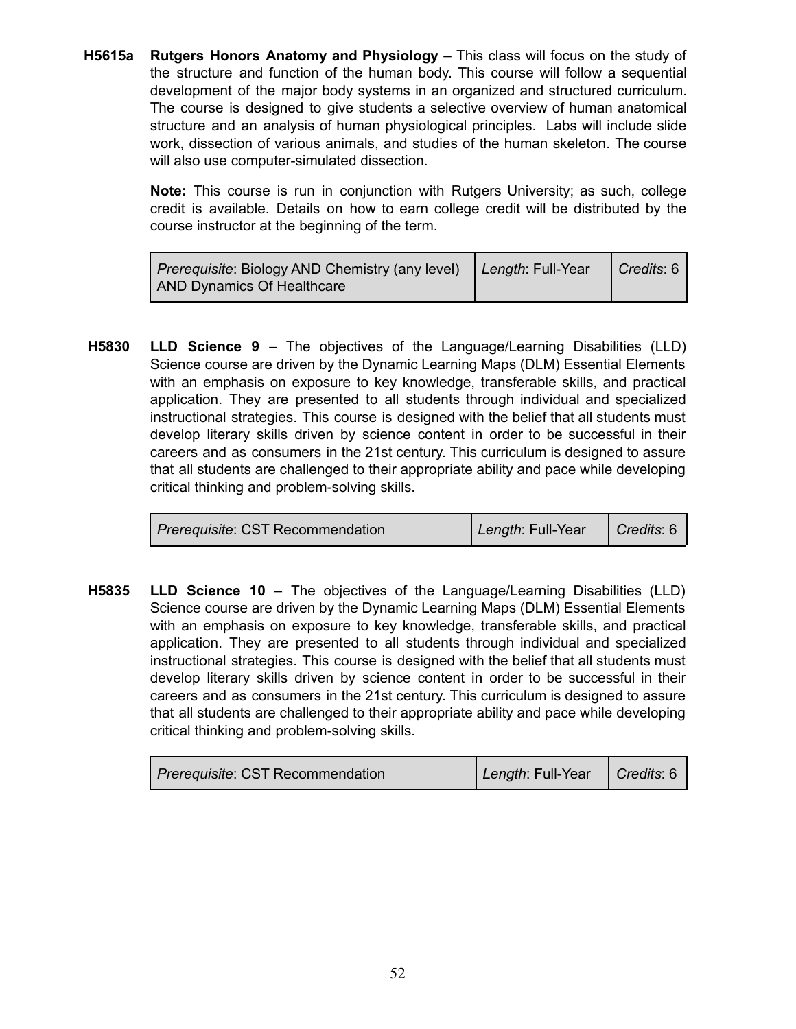**H5615a** **Rutgers Honors Anatomy and Physiology** – This class will focus on the study of the structure and function of the human body. This course will follow a sequential development of the major body systems in an organized and structured curriculum. The course is designed to give students a selective overview of human anatomical structure and an analysis of human physiological principles. Labs will include slide work, dissection of various animals, and studies of the human skeleton. The course will also use computer-simulated dissection.

**Note:** This course is run in conjunction with Rutgers University; as such, college credit is available. Details on how to earn college credit will be distributed by the course instructor at the beginning of the term.

| *Prerequisite*: Biology AND Chemistry (any level) AND Dynamics Of Healthcare | *Length*: Full-Year | *Credits*: 6 |
|---|---|---|

**H5830** **LLD Science 9** – The objectives of the Language/Learning Disabilities (LLD) Science course are driven by the Dynamic Learning Maps (DLM) Essential Elements with an emphasis on exposure to key knowledge, transferable skills, and practical application. They are presented to all students through individual and specialized instructional strategies. This course is designed with the belief that all students must develop literary skills driven by science content in order to be successful in their careers and as consumers in the 21st century. This curriculum is designed to assure that all students are challenged to their appropriate ability and pace while developing critical thinking and problem-solving skills.

| *Prerequisite*: CST Recommendation | *Length*: Full-Year | *Credits*: 6 |
|---|---|---|

**H5835** **LLD Science 10** – The objectives of the Language/Learning Disabilities (LLD) Science course are driven by the Dynamic Learning Maps (DLM) Essential Elements with an emphasis on exposure to key knowledge, transferable skills, and practical application. They are presented to all students through individual and specialized instructional strategies. This course is designed with the belief that all students must develop literary skills driven by science content in order to be successful in their careers and as consumers in the 21st century. This curriculum is designed to assure that all students are challenged to their appropriate ability and pace while developing critical thinking and problem-solving skills.

| *Prerequisite*: CST Recommendation | *Length*: Full-Year | *Credits*: 6 |
|---|---|---|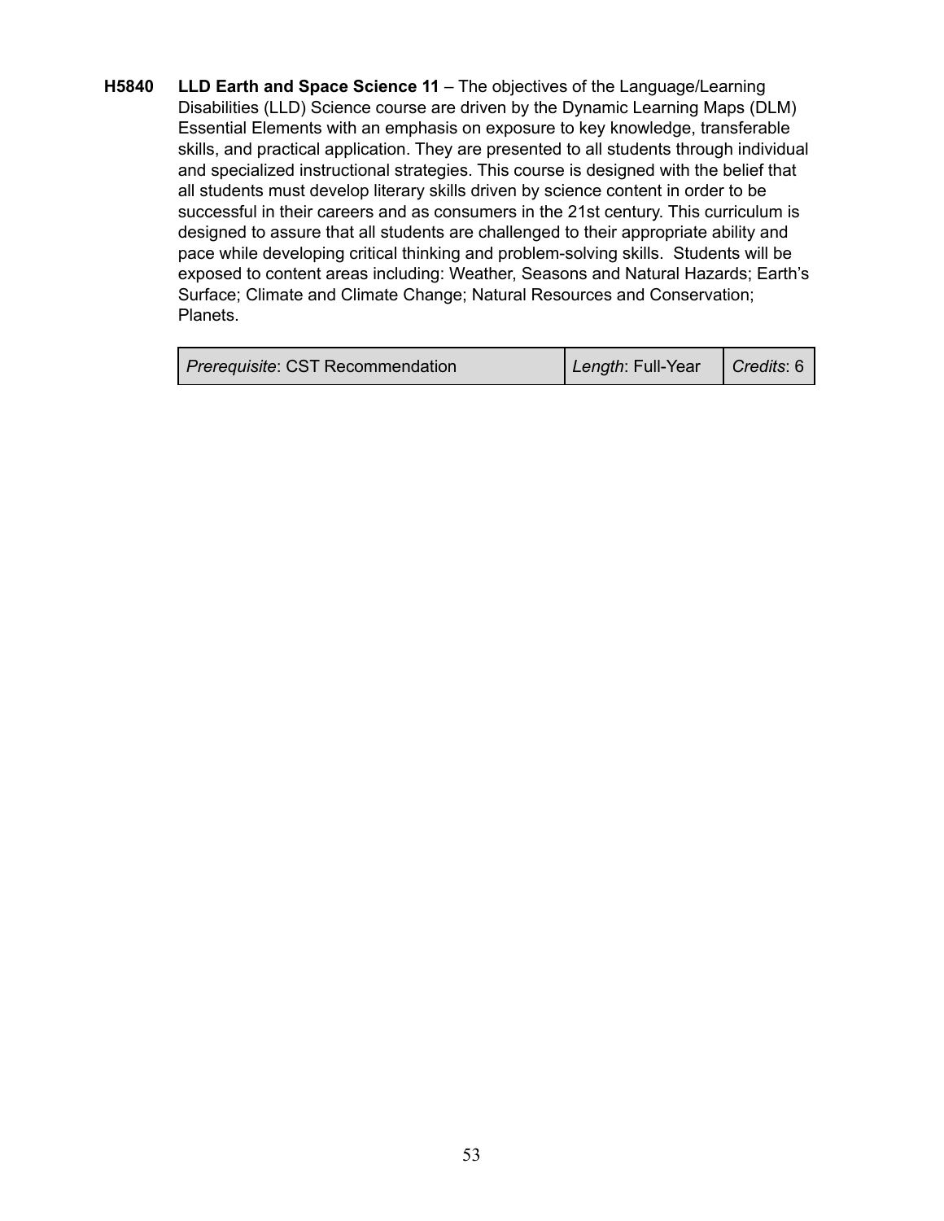**H5840** **LLD Earth and Space Science 11** – The objectives of the Language/Learning Disabilities (LLD) Science course are driven by the Dynamic Learning Maps (DLM) Essential Elements with an emphasis on exposure to key knowledge, transferable skills, and practical application. They are presented to all students through individual and specialized instructional strategies. This course is designed with the belief that all students must develop literary skills driven by science content in order to be successful in their careers and as consumers in the 21st century. This curriculum is designed to assure that all students are challenged to their appropriate ability and pace while developing critical thinking and problem-solving skills. Students will be exposed to content areas including: Weather, Seasons and Natural Hazards; Earth's Surface; Climate and Climate Change; Natural Resources and Conservation; Planets.

| *Prerequisite*: CST Recommendation | *Length*: Full-Year | *Credits*: 6 |
|---|---|---|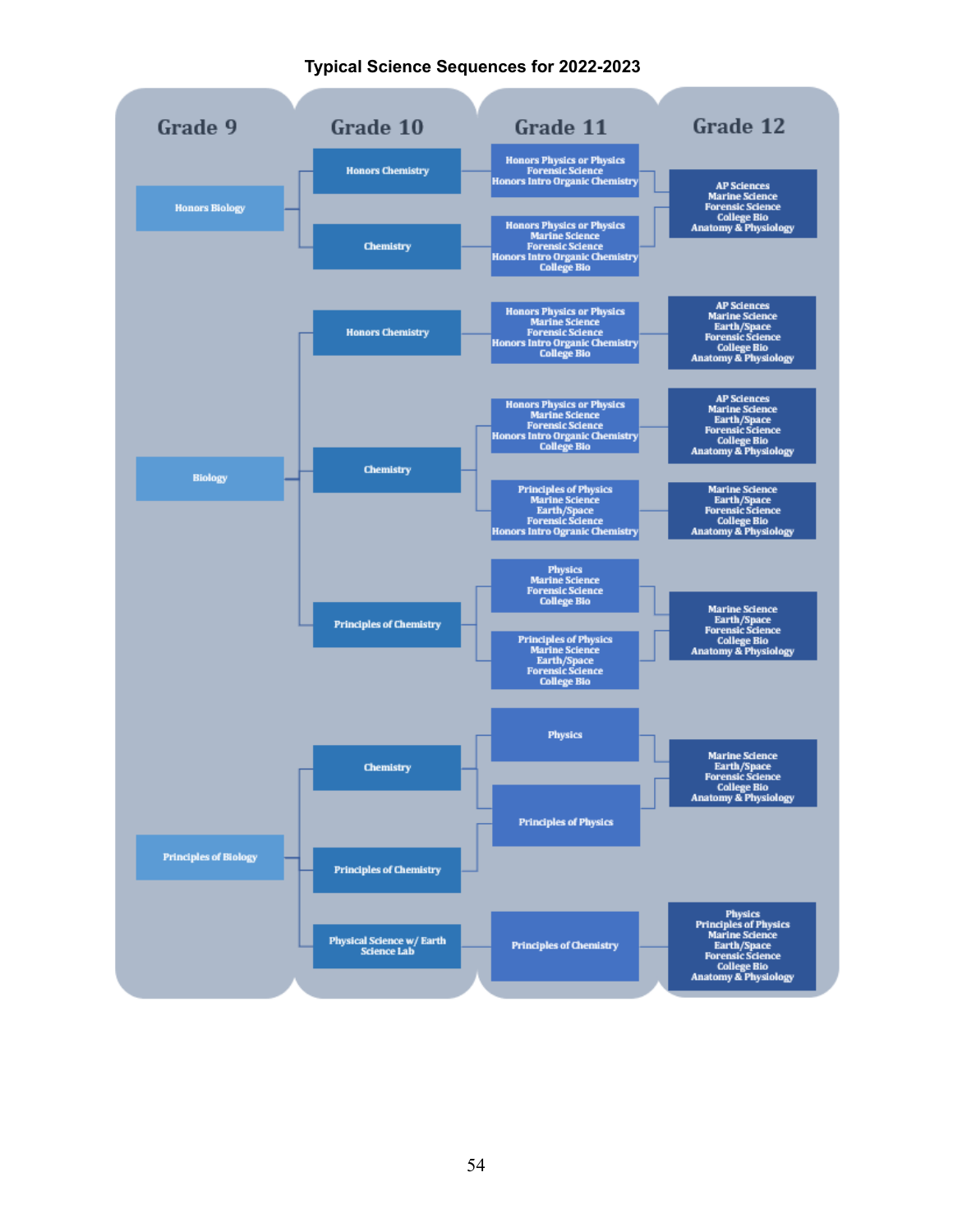# Typical Science Sequences for 2022-2023

| Grade 9 | Grade 10 | Grade 11 | Grade 12 |
| --- | --- | --- | --- |
| Honors Biology | Honors Chemistry | Honors Physics or Physics, Forensic Science, Honors Intro Organic Chemistry | AP Sciences, Marine Science, Forensic Science, College Bio, Anatomy & Physiology |
| Honors Biology | Chemistry | Honors Physics or Physics, Marine Science, Forensic Science, Honors Intro Organic Chemistry, College Bio | AP Sciences, Marine Science, Forensic Science, College Bio, Anatomy & Physiology |
| Biology | Honors Chemistry | Honors Physics or Physics, Marine Science, Forensic Science, Honors Intro Organic Chemistry, College Bio | AP Sciences, Marine Science, Earth/Space, Forensic Science, College Bio, Anatomy & Physiology |
| Biology | Chemistry | Honors Physics or Physics, Marine Science, Forensic Science, Honors Intro Organic Chemistry, College Bio | AP Sciences, Marine Science, Earth/Space, Forensic Science, College Bio, Anatomy & Physiology |
| Biology | Chemistry | Principles of Physics, Marine Science, Earth/Space, Forensic Science, Honors Intro Ogranic Chemistry | Marine Science, Earth/Space, Forensic Science, College Bio, Anatomy & Physiology |
| Biology | Principles of Chemistry | Physics, Marine Science, Forensic Science, College Bio | Marine Science, Earth/Space, Forensic Science, College Bio, Anatomy & Physiology |
| Biology | Principles of Chemistry | Principles of Physics, Marine Science, Earth/Space, Forensic Science, College Bio | Marine Science, Earth/Space, Forensic Science, College Bio, Anatomy & Physiology |
| Principles of Biology | Chemistry | Physics | Marine Science, Earth/Space, Forensic Science, College Bio, Anatomy & Physiology |
| Principles of Biology | Chemistry | Principles of Physics | Marine Science, Earth/Space, Forensic Science, College Bio, Anatomy & Physiology |
| Principles of Biology | Principles of Chemistry | Principles of Physics | Marine Science, Earth/Space, Forensic Science, College Bio, Anatomy & Physiology |
| Principles of Biology | Physical Science w/ Earth Science Lab | Principles of Chemistry | Physics, Principles of Physics, Marine Science, Earth/Space, Forensic Science, College Bio, Anatomy & Physiology |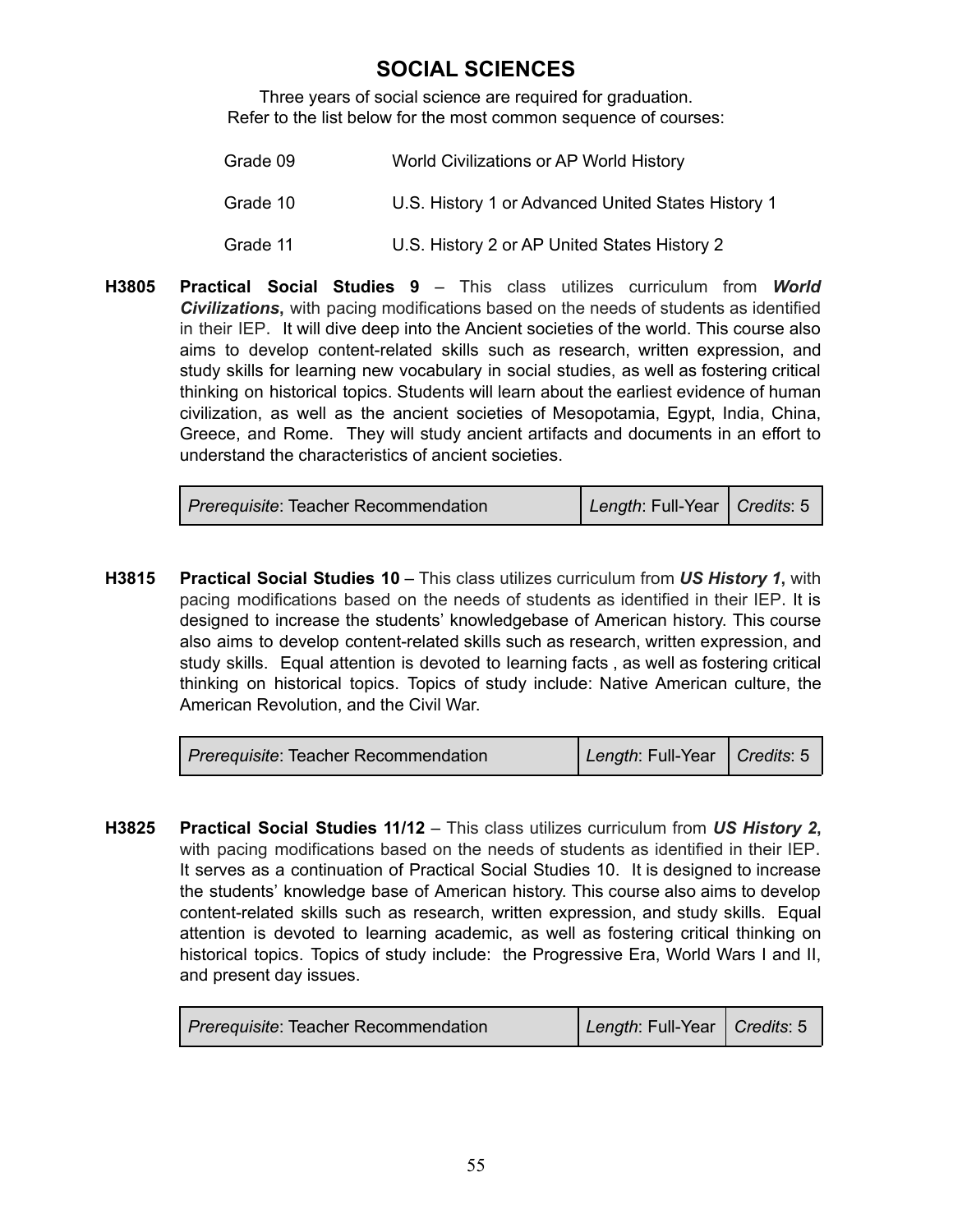# SOCIAL SCIENCES

Three years of social science are required for graduation.
Refer to the list below for the most common sequence of courses:

| | |
|---|---|
| Grade 09 | World Civilizations or AP World History |
| Grade 10 | U.S. History 1 or Advanced United States History 1 |
| Grade 11 | U.S. History 2 or AP United States History 2 |

**H3805** **Practical Social Studies 9** – This class utilizes curriculum from ***World Civilizations***, with pacing modifications based on the needs of students as identified in their IEP. It will dive deep into the Ancient societies of the world. This course also aims to develop content-related skills such as research, written expression, and study skills for learning new vocabulary in social studies, as well as fostering critical thinking on historical topics. Students will learn about the earliest evidence of human civilization, as well as the ancient societies of Mesopotamia, Egypt, India, China, Greece, and Rome. They will study ancient artifacts and documents in an effort to understand the characteristics of ancient societies.

| *Prerequisite*: Teacher Recommendation | *Length*: Full-Year | *Credits*: 5 |
|---|---|---|

**H3815** **Practical Social Studies 10** – This class utilizes curriculum from ***US History 1***, with pacing modifications based on the needs of students as identified in their IEP. It is designed to increase the students' knowledgebase of American history. This course also aims to develop content-related skills such as research, written expression, and study skills. Equal attention is devoted to learning facts , as well as fostering critical thinking on historical topics. Topics of study include: Native American culture, the American Revolution, and the Civil War.

| *Prerequisite*: Teacher Recommendation | *Length*: Full-Year | *Credits*: 5 |
|---|---|---|

**H3825** **Practical Social Studies 11/12** – This class utilizes curriculum from ***US History 2***, with pacing modifications based on the needs of students as identified in their IEP. It serves as a continuation of Practical Social Studies 10. It is designed to increase the students' knowledge base of American history. This course also aims to develop content-related skills such as research, written expression, and study skills. Equal attention is devoted to learning academic, as well as fostering critical thinking on historical topics. Topics of study include: the Progressive Era, World Wars I and II, and present day issues.

| *Prerequisite*: Teacher Recommendation | *Length*: Full-Year | *Credits*: 5 |
|---|---|---|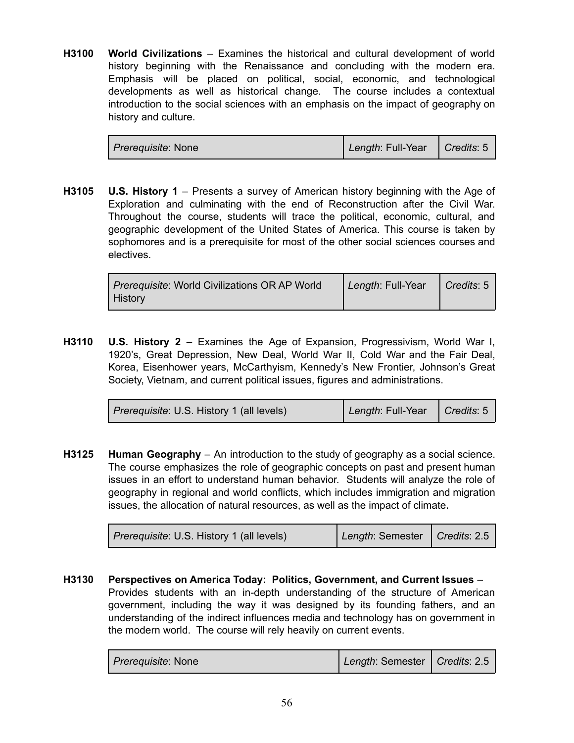**H3100** **World Civilizations** – Examines the historical and cultural development of world history beginning with the Renaissance and concluding with the modern era. Emphasis will be placed on political, social, economic, and technological developments as well as historical change. The course includes a contextual introduction to the social sciences with an emphasis on the impact of geography on history and culture.

| *Prerequisite*: None | *Length*: Full-Year | *Credits*: 5 |
|---|---|---|

**H3105** **U.S. History 1** – Presents a survey of American history beginning with the Age of Exploration and culminating with the end of Reconstruction after the Civil War. Throughout the course, students will trace the political, economic, cultural, and geographic development of the United States of America. This course is taken by sophomores and is a prerequisite for most of the other social sciences courses and electives.

| *Prerequisite*: World Civilizations OR AP World History | *Length*: Full-Year | *Credits*: 5 |
|---|---|---|

**H3110** **U.S. History 2** – Examines the Age of Expansion, Progressivism, World War I, 1920's, Great Depression, New Deal, World War II, Cold War and the Fair Deal, Korea, Eisenhower years, McCarthyism, Kennedy's New Frontier, Johnson's Great Society, Vietnam, and current political issues, figures and administrations.

| *Prerequisite*: U.S. History 1 (all levels) | *Length*: Full-Year | *Credits*: 5 |
|---|---|---|

**H3125** **Human Geography** – An introduction to the study of geography as a social science. The course emphasizes the role of geographic concepts on past and present human issues in an effort to understand human behavior. Students will analyze the role of geography in regional and world conflicts, which includes immigration and migration issues, the allocation of natural resources, as well as the impact of climate.

| *Prerequisite*: U.S. History 1 (all levels) | *Length*: Semester | *Credits*: 2.5 |
|---|---|---|

**H3130** **Perspectives on America Today: Politics, Government, and Current Issues** – Provides students with an in-depth understanding of the structure of American government, including the way it was designed by its founding fathers, and an understanding of the indirect influences media and technology has on government in the modern world. The course will rely heavily on current events.

| *Prerequisite*: None | *Length*: Semester | *Credits*: 2.5 |
|---|---|---|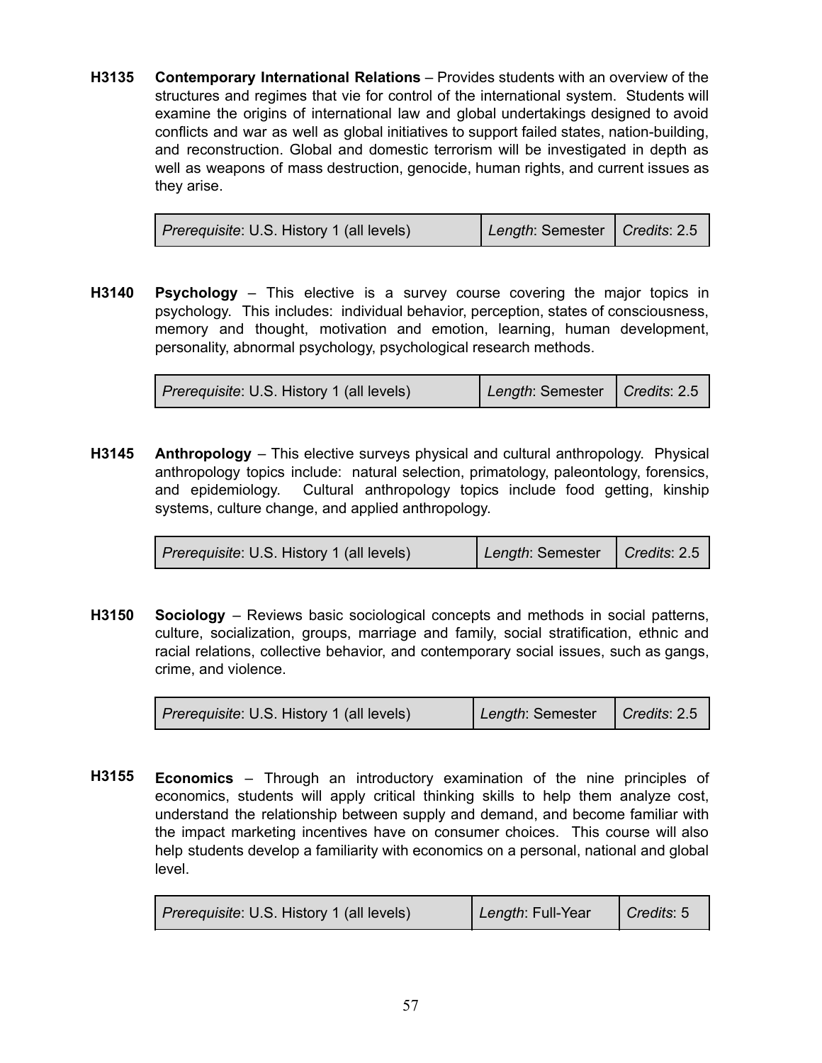**H3135 Contemporary International Relations** – Provides students with an overview of the structures and regimes that vie for control of the international system. Students will examine the origins of international law and global undertakings designed to avoid conflicts and war as well as global initiatives to support failed states, nation-building, and reconstruction. Global and domestic terrorism will be investigated in depth as well as weapons of mass destruction, genocide, human rights, and current issues as they arise.

| *Prerequisite*: U.S. History 1 (all levels) | *Length*: Semester | *Credits*: 2.5 |
|---|---|---|

**H3140 Psychology** – This elective is a survey course covering the major topics in psychology. This includes: individual behavior, perception, states of consciousness, memory and thought, motivation and emotion, learning, human development, personality, abnormal psychology, psychological research methods.

| *Prerequisite*: U.S. History 1 (all levels) | *Length*: Semester | *Credits*: 2.5 |
|---|---|---|

**H3145 Anthropology** – This elective surveys physical and cultural anthropology. Physical anthropology topics include: natural selection, primatology, paleontology, forensics, and epidemiology. Cultural anthropology topics include food getting, kinship systems, culture change, and applied anthropology.

| *Prerequisite*: U.S. History 1 (all levels) | *Length*: Semester | *Credits*: 2.5 |
|---|---|---|

**H3150 Sociology** – Reviews basic sociological concepts and methods in social patterns, culture, socialization, groups, marriage and family, social stratification, ethnic and racial relations, collective behavior, and contemporary social issues, such as gangs, crime, and violence.

| *Prerequisite*: U.S. History 1 (all levels) | *Length*: Semester | *Credits*: 2.5 |
|---|---|---|

**H3155 Economics** – Through an introductory examination of the nine principles of economics, students will apply critical thinking skills to help them analyze cost, understand the relationship between supply and demand, and become familiar with the impact marketing incentives have on consumer choices. This course will also help students develop a familiarity with economics on a personal, national and global level.

| *Prerequisite*: U.S. History 1 (all levels) | *Length*: Full-Year | *Credits*: 5 |
|---|---|---|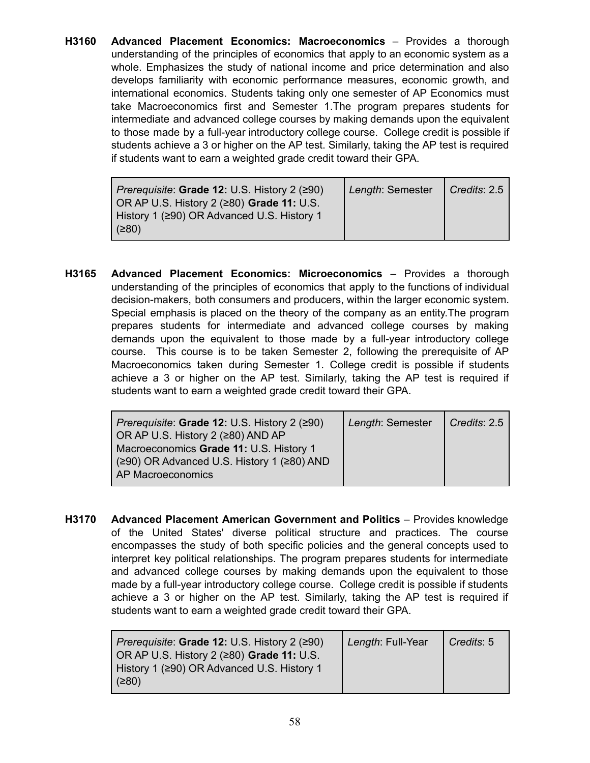**H3160 Advanced Placement Economics: Macroeconomics** – Provides a thorough understanding of the principles of economics that apply to an economic system as a whole. Emphasizes the study of national income and price determination and also develops familiarity with economic performance measures, economic growth, and international economics. Students taking only one semester of AP Economics must take Macroeconomics first and Semester 1.The program prepares students for intermediate and advanced college courses by making demands upon the equivalent to those made by a full-year introductory college course. College credit is possible if students achieve a 3 or higher on the AP test. Similarly, taking the AP test is required if students want to earn a weighted grade credit toward their GPA.

| *Prerequisite*: **Grade 12:** U.S. History 2 (≥90) OR AP U.S. History 2 (≥80) **Grade 11:** U.S. History 1 (≥90) OR Advanced U.S. History 1 (≥80) | *Length*: Semester | *Credits*: 2.5 |
|---|---|---|

**H3165 Advanced Placement Economics: Microeconomics** – Provides a thorough understanding of the principles of economics that apply to the functions of individual decision-makers, both consumers and producers, within the larger economic system. Special emphasis is placed on the theory of the company as an entity.The program prepares students for intermediate and advanced college courses by making demands upon the equivalent to those made by a full-year introductory college course. This course is to be taken Semester 2, following the prerequisite of AP Macroeconomics taken during Semester 1. College credit is possible if students achieve a 3 or higher on the AP test. Similarly, taking the AP test is required if students want to earn a weighted grade credit toward their GPA.

| *Prerequisite*: **Grade 12:** U.S. History 2 (≥90) OR AP U.S. History 2 (≥80) AND AP Macroeconomics **Grade 11:** U.S. History 1 (≥90) OR Advanced U.S. History 1 (≥80) AND AP Macroeconomics | *Length*: Semester | *Credits*: 2.5 |
|---|---|---|

**H3170 Advanced Placement American Government and Politics** – Provides knowledge of the United States' diverse political structure and practices. The course encompasses the study of both specific policies and the general concepts used to interpret key political relationships. The program prepares students for intermediate and advanced college courses by making demands upon the equivalent to those made by a full-year introductory college course. College credit is possible if students achieve a 3 or higher on the AP test. Similarly, taking the AP test is required if students want to earn a weighted grade credit toward their GPA.

| *Prerequisite*: **Grade 12:** U.S. History 2 (≥90) OR AP U.S. History 2 (≥80) **Grade 11:** U.S. History 1 (≥90) OR Advanced U.S. History 1 (≥80) | *Length*: Full-Year | *Credits*: 5 |
|---|---|---|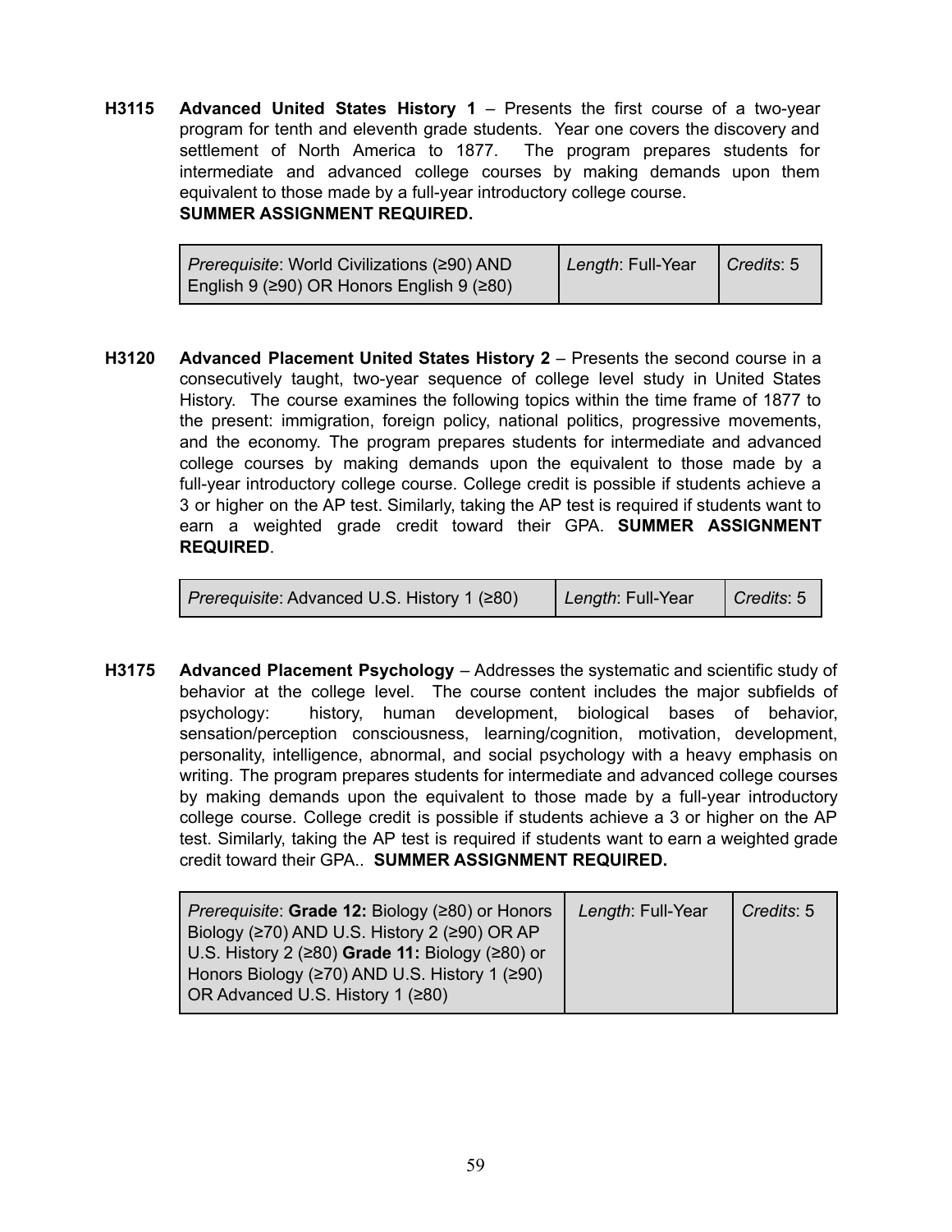**H3115 Advanced United States History 1** – Presents the first course of a two-year program for tenth and eleventh grade students. Year one covers the discovery and settlement of North America to 1877. The program prepares students for intermediate and advanced college courses by making demands upon them equivalent to those made by a full-year introductory college course.
**SUMMER ASSIGNMENT REQUIRED.**

| *Prerequisite*: World Civilizations (≥90) AND English 9 (≥90) OR Honors English 9 (≥80) | *Length*: Full-Year | *Credits*: 5 |
|---|---|---|

**H3120 Advanced Placement United States History 2** – Presents the second course in a consecutively taught, two-year sequence of college level study in United States History. The course examines the following topics within the time frame of 1877 to the present: immigration, foreign policy, national politics, progressive movements, and the economy. The program prepares students for intermediate and advanced college courses by making demands upon the equivalent to those made by a full-year introductory college course. College credit is possible if students achieve a 3 or higher on the AP test. Similarly, taking the AP test is required if students want to earn a weighted grade credit toward their GPA. **SUMMER ASSIGNMENT REQUIRED**.

| *Prerequisite*: Advanced U.S. History 1 (≥80) | *Length*: Full-Year | *Credits*: 5 |
|---|---|---|

**H3175 Advanced Placement Psychology** – Addresses the systematic and scientific study of behavior at the college level. The course content includes the major subfields of psychology: history, human development, biological bases of behavior, sensation/perception consciousness, learning/cognition, motivation, development, personality, intelligence, abnormal, and social psychology with a heavy emphasis on writing. The program prepares students for intermediate and advanced college courses by making demands upon the equivalent to those made by a full-year introductory college course. College credit is possible if students achieve a 3 or higher on the AP test. Similarly, taking the AP test is required if students want to earn a weighted grade credit toward their GPA.. **SUMMER ASSIGNMENT REQUIRED.**

| *Prerequisite*: **Grade 12:** Biology (≥80) or Honors Biology (≥70) AND U.S. History 2 (≥90) OR AP U.S. History 2 (≥80) **Grade 11:** Biology (≥80) or Honors Biology (≥70) AND U.S. History 1 (≥90) OR Advanced U.S. History 1 (≥80) | *Length*: Full-Year | *Credits*: 5 |
|---|---|---|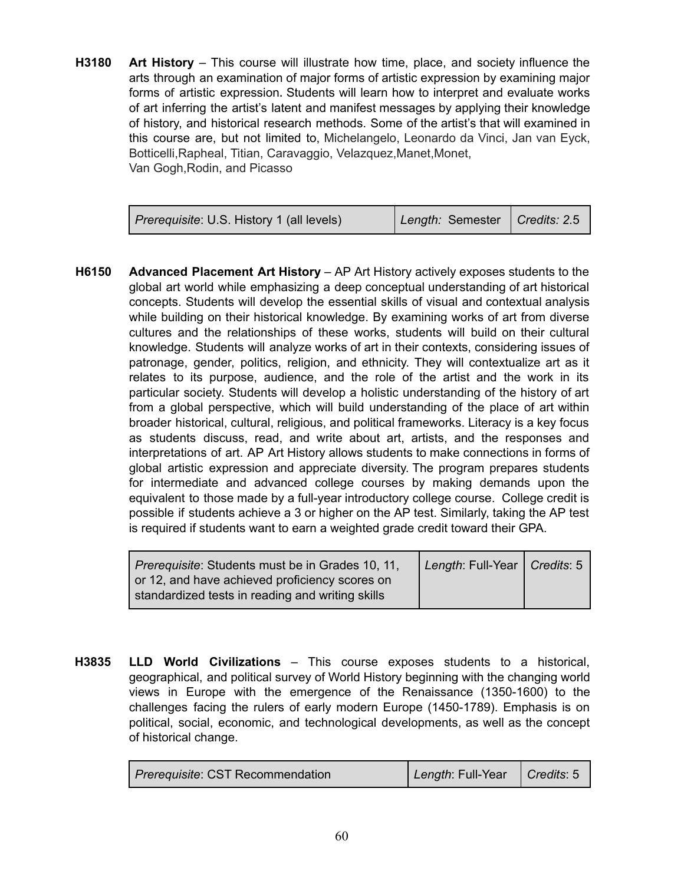**H3180** **Art History** – This course will illustrate how time, place, and society influence the arts through an examination of major forms of artistic expression by examining major forms of artistic expression. Students will learn how to interpret and evaluate works of art inferring the artist's latent and manifest messages by applying their knowledge of history, and historical research methods. Some of the artist's that will examined in this course are, but not limited to, Michelangelo, Leonardo da Vinci, Jan van Eyck, Botticelli,Rapheal, Titian, Caravaggio, Velazquez,Manet,Monet, Van Gogh,Rodin, and Picasso

| *Prerequisite*: U.S. History 1 (all levels) | *Length:* Semester | *Credits: 2.5* |
|---|---|---|

**H6150** **Advanced Placement Art History** – AP Art History actively exposes students to the global art world while emphasizing a deep conceptual understanding of art historical concepts. Students will develop the essential skills of visual and contextual analysis while building on their historical knowledge. By examining works of art from diverse cultures and the relationships of these works, students will build on their cultural knowledge. Students will analyze works of art in their contexts, considering issues of patronage, gender, politics, religion, and ethnicity. They will contextualize art as it relates to its purpose, audience, and the role of the artist and the work in its particular society. Students will develop a holistic understanding of the history of art from a global perspective, which will build understanding of the place of art within broader historical, cultural, religious, and political frameworks. Literacy is a key focus as students discuss, read, and write about art, artists, and the responses and interpretations of art. AP Art History allows students to make connections in forms of global artistic expression and appreciate diversity. The program prepares students for intermediate and advanced college courses by making demands upon the equivalent to those made by a full-year introductory college course. College credit is possible if students achieve a 3 or higher on the AP test. Similarly, taking the AP test is required if students want to earn a weighted grade credit toward their GPA.

| *Prerequisite*: Students must be in Grades 10, 11, or 12, and have achieved proficiency scores on standardized tests in reading and writing skills | *Length*: Full-Year | *Credits*: 5 |
|---|---|---|

**H3835** **LLD World Civilizations** – This course exposes students to a historical, geographical, and political survey of World History beginning with the changing world views in Europe with the emergence of the Renaissance (1350-1600) to the challenges facing the rulers of early modern Europe (1450-1789). Emphasis is on political, social, economic, and technological developments, as well as the concept of historical change.

| *Prerequisite*: CST Recommendation | *Length*: Full-Year | *Credits*: 5 |
|---|---|---|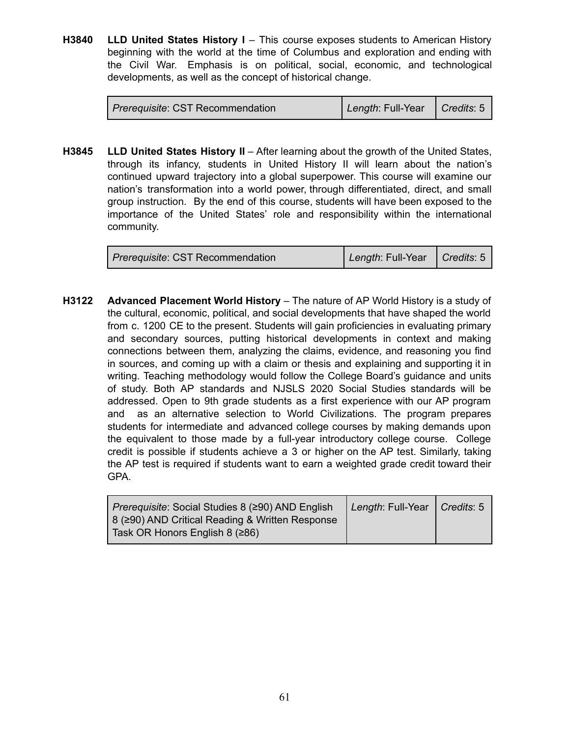**H3840 LLD United States History I** – This course exposes students to American History beginning with the world at the time of Columbus and exploration and ending with the Civil War. Emphasis is on political, social, economic, and technological developments, as well as the concept of historical change.

| *Prerequisite*: CST Recommendation | *Length*: Full-Year | *Credits*: 5 |
|---|---|---|

**H3845 LLD United States History II** – After learning about the growth of the United States, through its infancy, students in United History II will learn about the nation's continued upward trajectory into a global superpower. This course will examine our nation's transformation into a world power, through differentiated, direct, and small group instruction. By the end of this course, students will have been exposed to the importance of the United States' role and responsibility within the international community.

| *Prerequisite*: CST Recommendation | *Length*: Full-Year | *Credits*: 5 |
|---|---|---|

**H3122 Advanced Placement World History** – The nature of AP World History is a study of the cultural, economic, political, and social developments that have shaped the world from c. 1200 CE to the present. Students will gain proficiencies in evaluating primary and secondary sources, putting historical developments in context and making connections between them, analyzing the claims, evidence, and reasoning you find in sources, and coming up with a claim or thesis and explaining and supporting it in writing. Teaching methodology would follow the College Board's guidance and units of study. Both AP standards and NJSLS 2020 Social Studies standards will be addressed. Open to 9th grade students as a first experience with our AP program and as an alternative selection to World Civilizations. The program prepares students for intermediate and advanced college courses by making demands upon the equivalent to those made by a full-year introductory college course. College credit is possible if students achieve a 3 or higher on the AP test. Similarly, taking the AP test is required if students want to earn a weighted grade credit toward their GPA.

| *Prerequisite*: Social Studies 8 (≥90) AND English 8 (≥90) AND Critical Reading & Written Response Task OR Honors English 8 (≥86) | *Length*: Full-Year | *Credits*: 5 |
|---|---|---|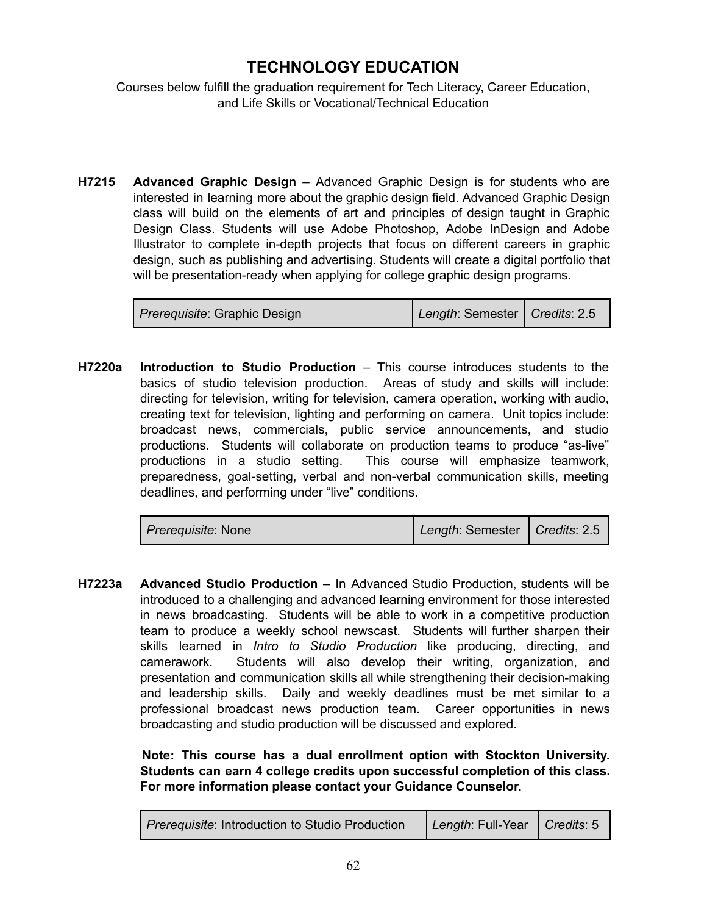# TECHNOLOGY EDUCATION

Courses below fulfill the graduation requirement for Tech Literacy, Career Education, and Life Skills or Vocational/Technical Education

**H7215** **Advanced Graphic Design** – Advanced Graphic Design is for students who are interested in learning more about the graphic design field. Advanced Graphic Design class will build on the elements of art and principles of design taught in Graphic Design Class. Students will use Adobe Photoshop, Adobe InDesign and Adobe Illustrator to complete in-depth projects that focus on different careers in graphic design, such as publishing and advertising. Students will create a digital portfolio that will be presentation-ready when applying for college graphic design programs.

| *Prerequisite*: Graphic Design | *Length*: Semester | *Credits*: 2.5 |
|---|---|---|

**H7220a** **Introduction to Studio Production** – This course introduces students to the basics of studio television production. Areas of study and skills will include: directing for television, writing for television, camera operation, working with audio, creating text for television, lighting and performing on camera. Unit topics include: broadcast news, commercials, public service announcements, and studio productions. Students will collaborate on production teams to produce "as-live" productions in a studio setting. This course will emphasize teamwork, preparedness, goal-setting, verbal and non-verbal communication skills, meeting deadlines, and performing under "live" conditions.

| *Prerequisite*: None | *Length*: Semester | *Credits*: 2.5 |
|---|---|---|

**H7223a** **Advanced Studio Production** – In Advanced Studio Production, students will be introduced to a challenging and advanced learning environment for those interested in news broadcasting. Students will be able to work in a competitive production team to produce a weekly school newscast. Students will further sharpen their skills learned in *Intro to Studio Production* like producing, directing, and camerawork. Students will also develop their writing, organization, and presentation and communication skills all while strengthening their decision-making and leadership skills. Daily and weekly deadlines must be met similar to a professional broadcast news production team. Career opportunities in news broadcasting and studio production will be discussed and explored.

**Note: This course has a dual enrollment option with Stockton University. Students can earn 4 college credits upon successful completion of this class. For more information please contact your Guidance Counselor.**

| *Prerequisite*: Introduction to Studio Production | *Length*: Full-Year | *Credits*: 5 |
|---|---|---|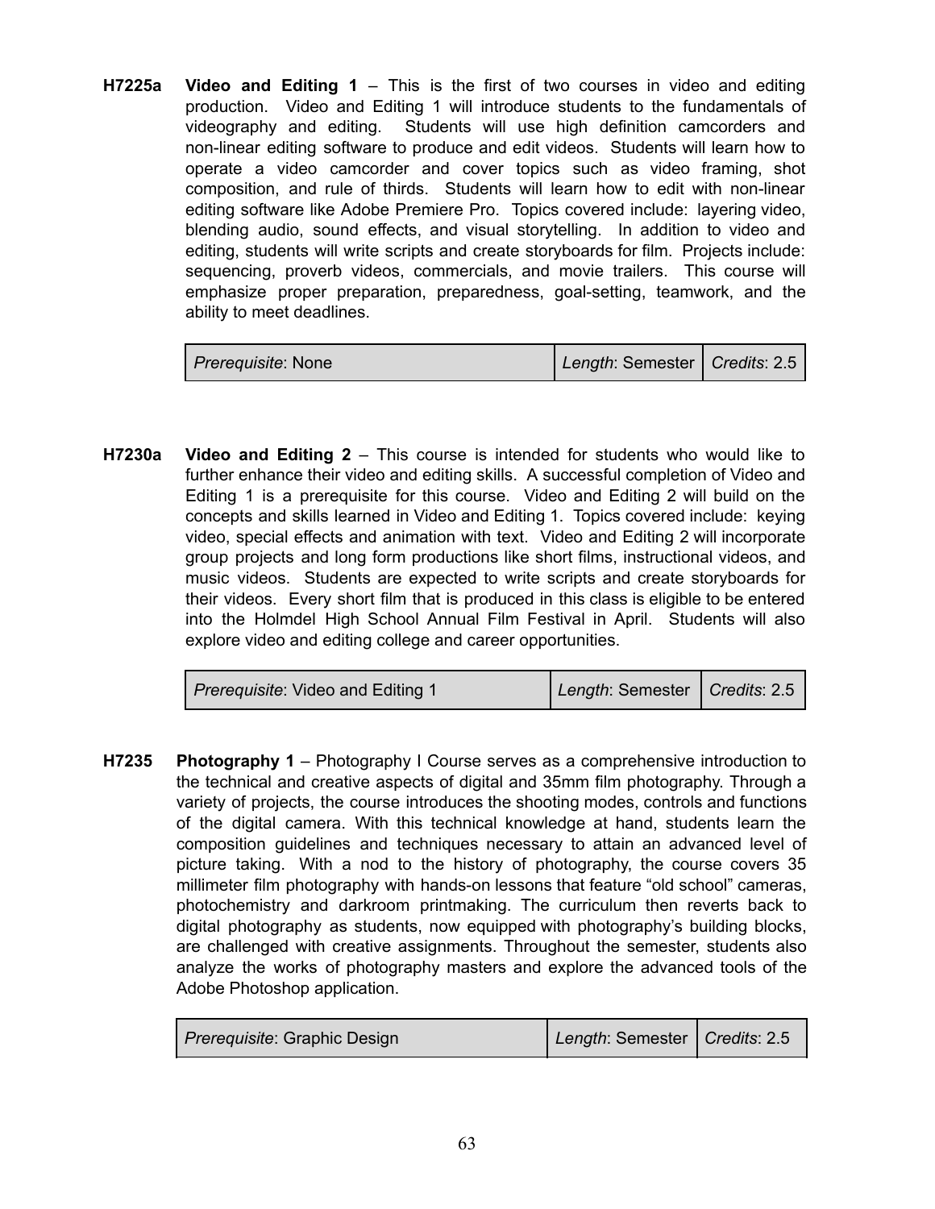**H7225a** **Video and Editing 1** – This is the first of two courses in video and editing production. Video and Editing 1 will introduce students to the fundamentals of videography and editing. Students will use high definition camcorders and non-linear editing software to produce and edit videos. Students will learn how to operate a video camcorder and cover topics such as video framing, shot composition, and rule of thirds. Students will learn how to edit with non-linear editing software like Adobe Premiere Pro. Topics covered include: layering video, blending audio, sound effects, and visual storytelling. In addition to video and editing, students will write scripts and create storyboards for film. Projects include: sequencing, proverb videos, commercials, and movie trailers. This course will emphasize proper preparation, preparedness, goal-setting, teamwork, and the ability to meet deadlines.

| *Prerequisite*: None | *Length*: Semester | *Credits*: 2.5 |
|---|---|---|

**H7230a** **Video and Editing 2** – This course is intended for students who would like to further enhance their video and editing skills. A successful completion of Video and Editing 1 is a prerequisite for this course. Video and Editing 2 will build on the concepts and skills learned in Video and Editing 1. Topics covered include: keying video, special effects and animation with text. Video and Editing 2 will incorporate group projects and long form productions like short films, instructional videos, and music videos. Students are expected to write scripts and create storyboards for their videos. Every short film that is produced in this class is eligible to be entered into the Holmdel High School Annual Film Festival in April. Students will also explore video and editing college and career opportunities.

| *Prerequisite*: Video and Editing 1 | *Length*: Semester | *Credits*: 2.5 |
|---|---|---|

**H7235** **Photography 1** – Photography I Course serves as a comprehensive introduction to the technical and creative aspects of digital and 35mm film photography. Through a variety of projects, the course introduces the shooting modes, controls and functions of the digital camera. With this technical knowledge at hand, students learn the composition guidelines and techniques necessary to attain an advanced level of picture taking. With a nod to the history of photography, the course covers 35 millimeter film photography with hands-on lessons that feature "old school" cameras, photochemistry and darkroom printmaking. The curriculum then reverts back to digital photography as students, now equipped with photography's building blocks, are challenged with creative assignments. Throughout the semester, students also analyze the works of photography masters and explore the advanced tools of the Adobe Photoshop application.

| *Prerequisite*: Graphic Design | *Length*: Semester | *Credits*: 2.5 |
|---|---|---|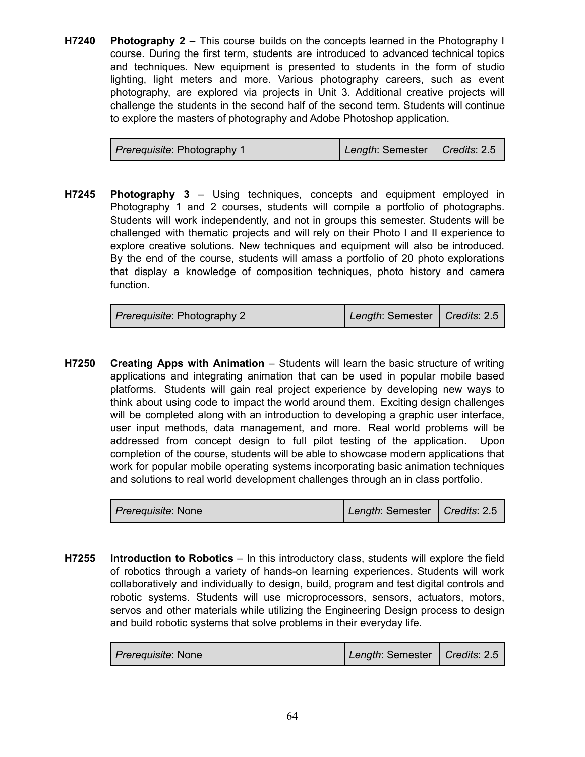**H7240 Photography 2** – This course builds on the concepts learned in the Photography I course. During the first term, students are introduced to advanced technical topics and techniques. New equipment is presented to students in the form of studio lighting, light meters and more. Various photography careers, such as event photography, are explored via projects in Unit 3. Additional creative projects will challenge the students in the second half of the second term. Students will continue to explore the masters of photography and Adobe Photoshop application.

| *Prerequisite*: Photography 1 | *Length*: Semester | *Credits*: 2.5 |
|---|---|---|

**H7245 Photography 3** – Using techniques, concepts and equipment employed in Photography 1 and 2 courses, students will compile a portfolio of photographs. Students will work independently, and not in groups this semester. Students will be challenged with thematic projects and will rely on their Photo I and II experience to explore creative solutions. New techniques and equipment will also be introduced. By the end of the course, students will amass a portfolio of 20 photo explorations that display a knowledge of composition techniques, photo history and camera function.

| *Prerequisite*: Photography 2 | *Length*: Semester | *Credits*: 2.5 |
|---|---|---|

**H7250 Creating Apps with Animation** – Students will learn the basic structure of writing applications and integrating animation that can be used in popular mobile based platforms. Students will gain real project experience by developing new ways to think about using code to impact the world around them. Exciting design challenges will be completed along with an introduction to developing a graphic user interface, user input methods, data management, and more. Real world problems will be addressed from concept design to full pilot testing of the application. Upon completion of the course, students will be able to showcase modern applications that work for popular mobile operating systems incorporating basic animation techniques and solutions to real world development challenges through an in class portfolio.

| *Prerequisite*: None | *Length*: Semester | *Credits*: 2.5 |
|---|---|---|

**H7255 Introduction to Robotics** – In this introductory class, students will explore the field of robotics through a variety of hands-on learning experiences. Students will work collaboratively and individually to design, build, program and test digital controls and robotic systems. Students will use microprocessors, sensors, actuators, motors, servos and other materials while utilizing the Engineering Design process to design and build robotic systems that solve problems in their everyday life.

| *Prerequisite*: None | *Length*: Semester | *Credits*: 2.5 |
|---|---|---|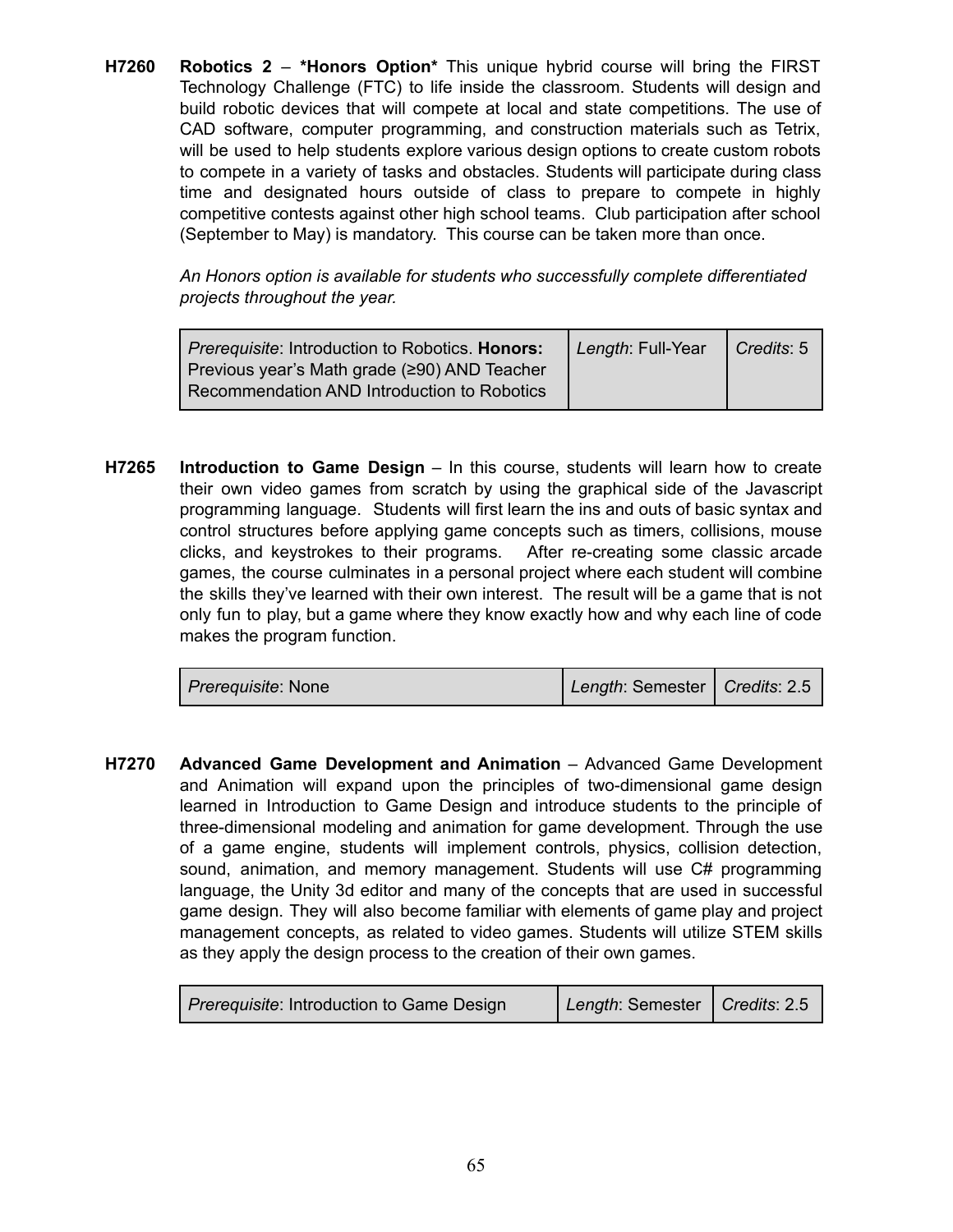**H7260** **Robotics 2** – ***Honors Option*** This unique hybrid course will bring the FIRST Technology Challenge (FTC) to life inside the classroom. Students will design and build robotic devices that will compete at local and state competitions. The use of CAD software, computer programming, and construction materials such as Tetrix, will be used to help students explore various design options to create custom robots to compete in a variety of tasks and obstacles. Students will participate during class time and designated hours outside of class to prepare to compete in highly competitive contests against other high school teams. Club participation after school (September to May) is mandatory. This course can be taken more than once.

*An Honors option is available for students who successfully complete differentiated projects throughout the year.*

| *Prerequisite*: Introduction to Robotics. **Honors:** Previous year's Math grade (≥90) AND Teacher Recommendation AND Introduction to Robotics | *Length*: Full-Year | *Credits*: 5 |
|---|---|---|

**H7265** **Introduction to Game Design** – In this course, students will learn how to create their own video games from scratch by using the graphical side of the Javascript programming language. Students will first learn the ins and outs of basic syntax and control structures before applying game concepts such as timers, collisions, mouse clicks, and keystrokes to their programs. After re-creating some classic arcade games, the course culminates in a personal project where each student will combine the skills they've learned with their own interest. The result will be a game that is not only fun to play, but a game where they know exactly how and why each line of code makes the program function.

| *Prerequisite*: None | *Length*: Semester | *Credits*: 2.5 |
|---|---|---|

**H7270** **Advanced Game Development and Animation** – Advanced Game Development and Animation will expand upon the principles of two-dimensional game design learned in Introduction to Game Design and introduce students to the principle of three-dimensional modeling and animation for game development. Through the use of a game engine, students will implement controls, physics, collision detection, sound, animation, and memory management. Students will use C# programming language, the Unity 3d editor and many of the concepts that are used in successful game design. They will also become familiar with elements of game play and project management concepts, as related to video games. Students will utilize STEM skills as they apply the design process to the creation of their own games.

| *Prerequisite*: Introduction to Game Design | *Length*: Semester | *Credits*: 2.5 |
|---|---|---|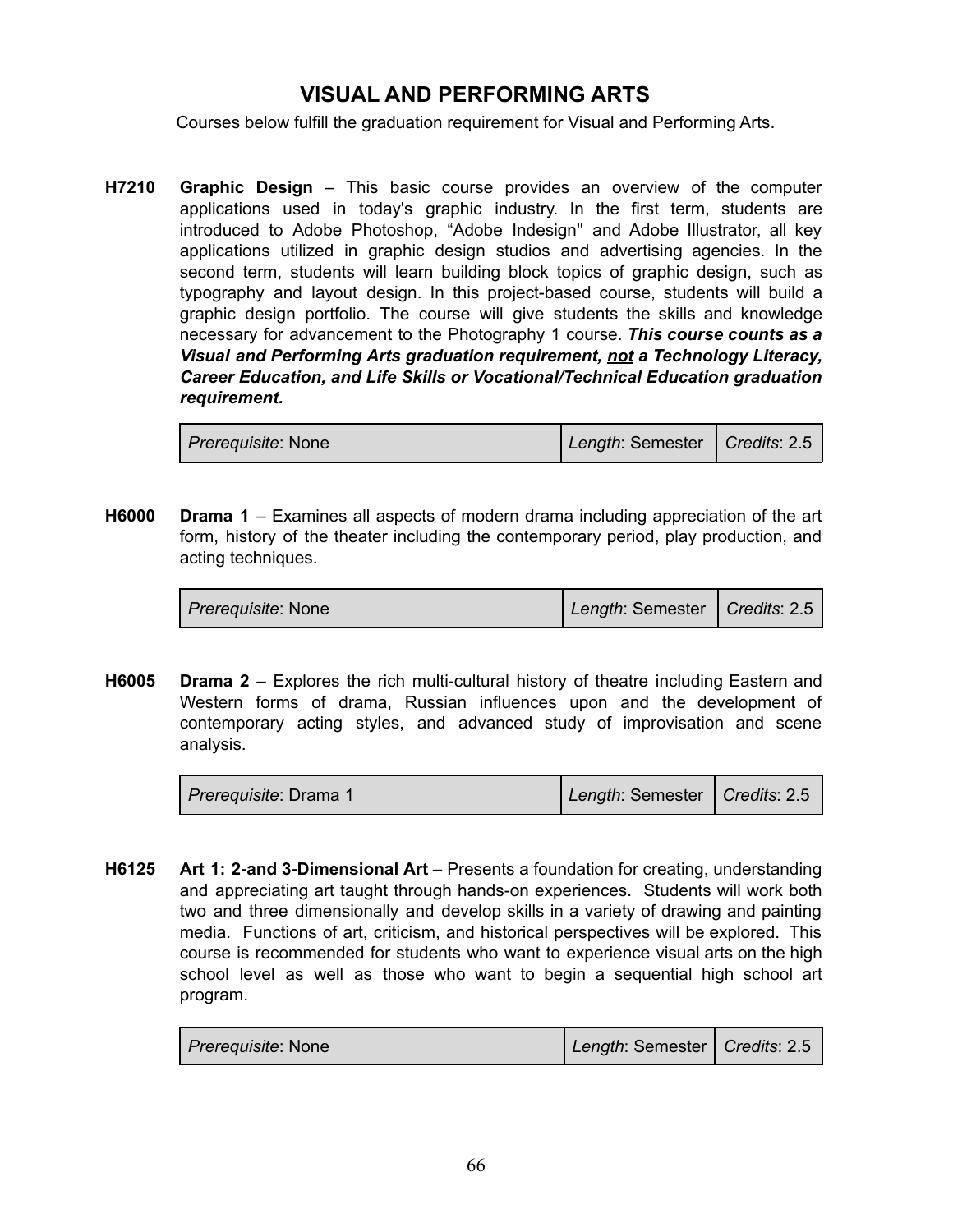# VISUAL AND PERFORMING ARTS

Courses below fulfill the graduation requirement for Visual and Performing Arts.

**H7210** **Graphic Design** – This basic course provides an overview of the computer applications used in today's graphic industry. In the first term, students are introduced to Adobe Photoshop, "Adobe Indesign" and Adobe Illustrator, all key applications utilized in graphic design studios and advertising agencies. In the second term, students will learn building block topics of graphic design, such as typography and layout design. In this project-based course, students will build a graphic design portfolio. The course will give students the skills and knowledge necessary for advancement to the Photography 1 course. ***This course counts as a Visual and Performing Arts graduation requirement, <u>not</u> a Technology Literacy, Career Education, and Life Skills or Vocational/Technical Education graduation requirement.***

| *Prerequisite*: None | *Length*: Semester | *Credits*: 2.5 |
|---|---|---|

**H6000** **Drama 1** – Examines all aspects of modern drama including appreciation of the art form, history of the theater including the contemporary period, play production, and acting techniques.

| *Prerequisite*: None | *Length*: Semester | *Credits*: 2.5 |
|---|---|---|

**H6005** **Drama 2** – Explores the rich multi-cultural history of theatre including Eastern and Western forms of drama, Russian influences upon and the development of contemporary acting styles, and advanced study of improvisation and scene analysis.

| *Prerequisite*: Drama 1 | *Length*: Semester | *Credits*: 2.5 |
|---|---|---|

**H6125** **Art 1: 2-and 3-Dimensional Art** – Presents a foundation for creating, understanding and appreciating art taught through hands-on experiences. Students will work both two and three dimensionally and develop skills in a variety of drawing and painting media. Functions of art, criticism, and historical perspectives will be explored. This course is recommended for students who want to experience visual arts on the high school level as well as those who want to begin a sequential high school art program.

| *Prerequisite*: None | *Length*: Semester | *Credits*: 2.5 |
|---|---|---|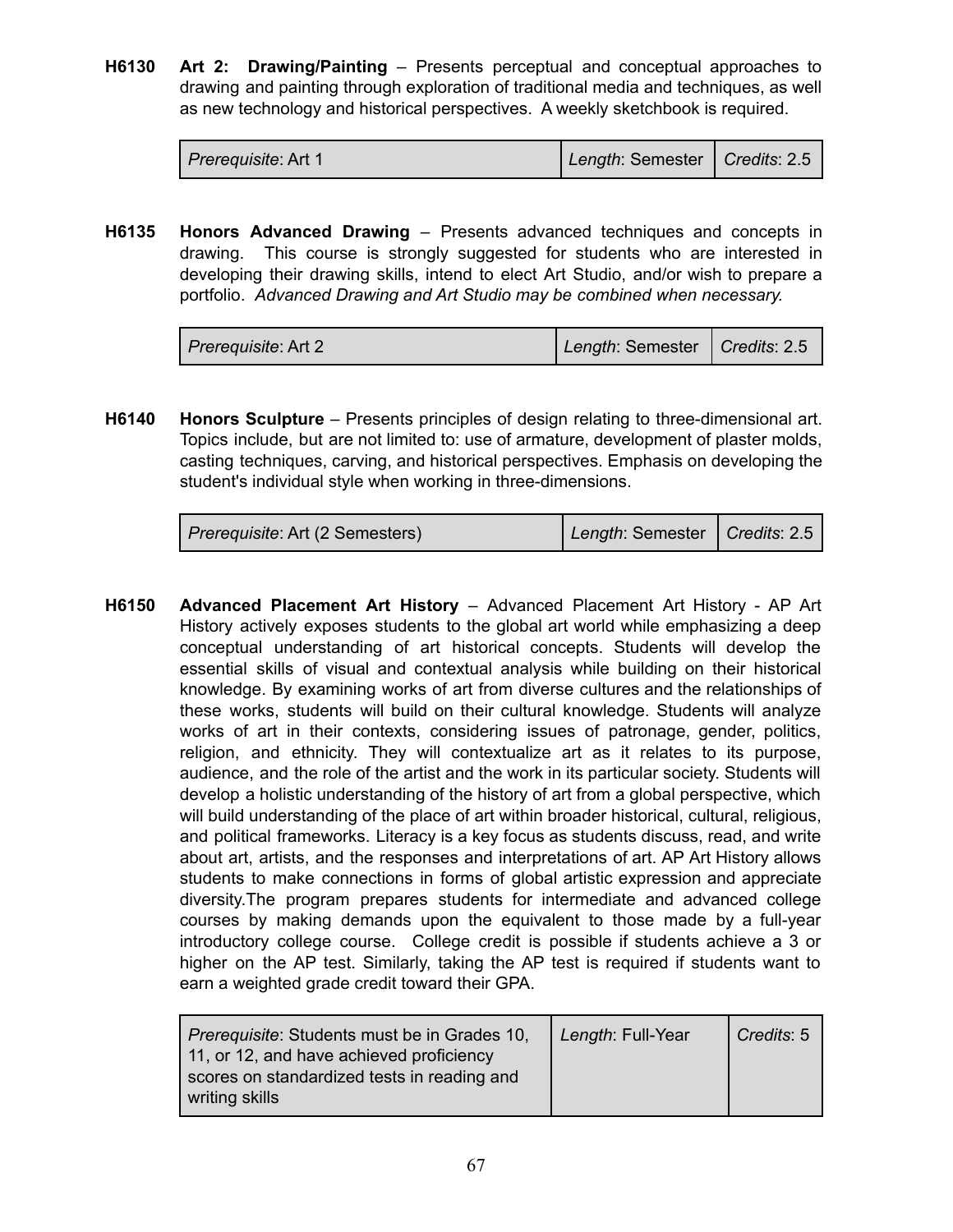**H6130** **Art 2: Drawing/Painting** – Presents perceptual and conceptual approaches to drawing and painting through exploration of traditional media and techniques, as well as new technology and historical perspectives. A weekly sketchbook is required.

| *Prerequisite*: Art 1 | *Length*: Semester | *Credits*: 2.5 |
|---|---|---|

**H6135** **Honors Advanced Drawing** – Presents advanced techniques and concepts in drawing. This course is strongly suggested for students who are interested in developing their drawing skills, intend to elect Art Studio, and/or wish to prepare a portfolio. *Advanced Drawing and Art Studio may be combined when necessary.*

| *Prerequisite*: Art 2 | *Length*: Semester | *Credits*: 2.5 |
|---|---|---|

**H6140** **Honors Sculpture** – Presents principles of design relating to three-dimensional art. Topics include, but are not limited to: use of armature, development of plaster molds, casting techniques, carving, and historical perspectives. Emphasis on developing the student's individual style when working in three-dimensions.

| *Prerequisite*: Art (2 Semesters) | *Length*: Semester | *Credits*: 2.5 |
|---|---|---|

**H6150** **Advanced Placement Art History** – Advanced Placement Art History - AP Art History actively exposes students to the global art world while emphasizing a deep conceptual understanding of art historical concepts. Students will develop the essential skills of visual and contextual analysis while building on their historical knowledge. By examining works of art from diverse cultures and the relationships of these works, students will build on their cultural knowledge. Students will analyze works of art in their contexts, considering issues of patronage, gender, politics, religion, and ethnicity. They will contextualize art as it relates to its purpose, audience, and the role of the artist and the work in its particular society. Students will develop a holistic understanding of the history of art from a global perspective, which will build understanding of the place of art within broader historical, cultural, religious, and political frameworks. Literacy is a key focus as students discuss, read, and write about art, artists, and the responses and interpretations of art. AP Art History allows students to make connections in forms of global artistic expression and appreciate diversity.The program prepares students for intermediate and advanced college courses by making demands upon the equivalent to those made by a full-year introductory college course. College credit is possible if students achieve a 3 or higher on the AP test. Similarly, taking the AP test is required if students want to earn a weighted grade credit toward their GPA.

| *Prerequisite*: Students must be in Grades 10, 11, or 12, and have achieved proficiency scores on standardized tests in reading and writing skills | *Length*: Full-Year | *Credits*: 5 |
|---|---|---|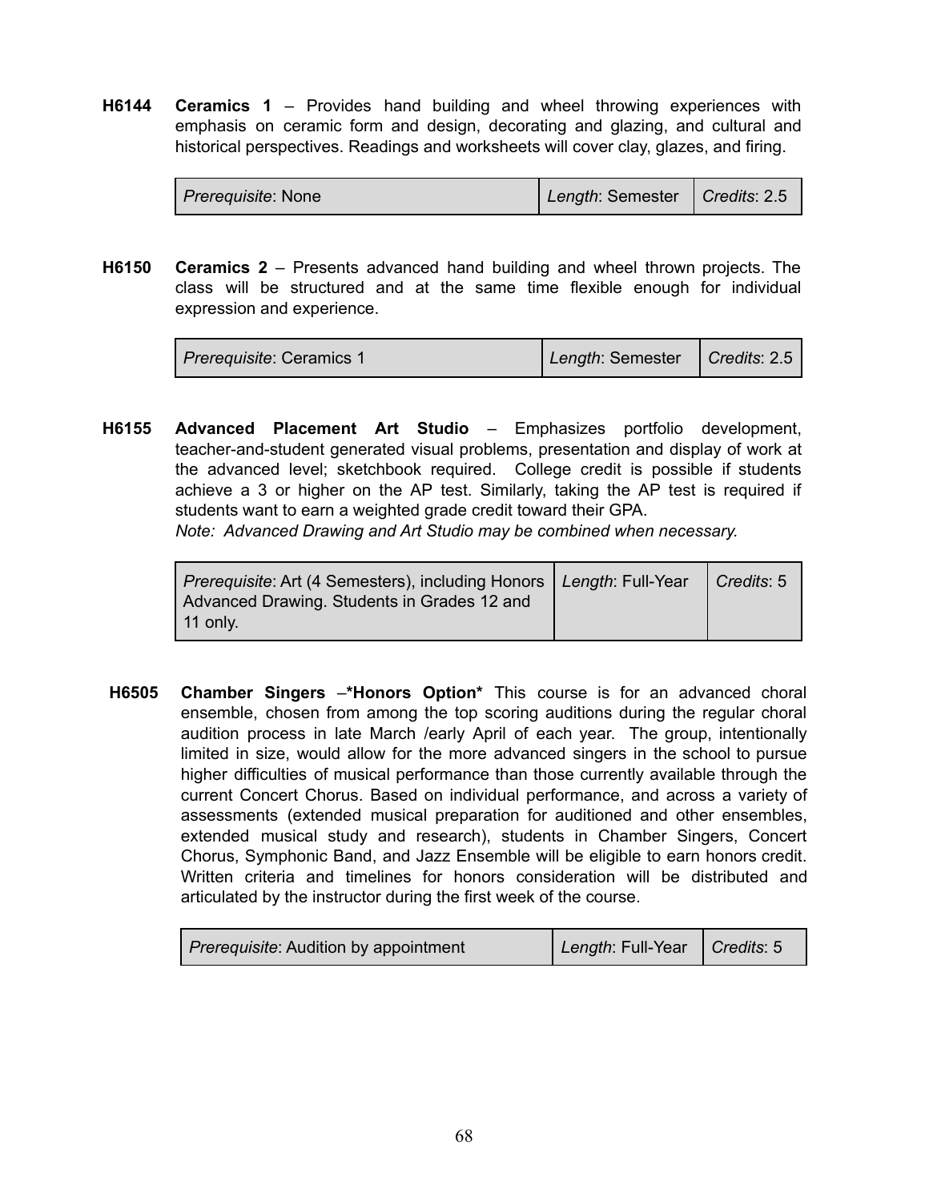**H6144** **Ceramics 1** – Provides hand building and wheel throwing experiences with emphasis on ceramic form and design, decorating and glazing, and cultural and historical perspectives. Readings and worksheets will cover clay, glazes, and firing.

| *Prerequisite*: None | *Length*: Semester | *Credits*: 2.5 |
|---|---|---|

**H6150** **Ceramics 2** – Presents advanced hand building and wheel thrown projects. The class will be structured and at the same time flexible enough for individual expression and experience.

| *Prerequisite*: Ceramics 1 | *Length*: Semester | *Credits*: 2.5 |
|---|---|---|

**H6155** **Advanced Placement Art Studio** – Emphasizes portfolio development, teacher-and-student generated visual problems, presentation and display of work at the advanced level; sketchbook required. College credit is possible if students achieve a 3 or higher on the AP test. Similarly, taking the AP test is required if students want to earn a weighted grade credit toward their GPA.

*Note: Advanced Drawing and Art Studio may be combined when necessary.*

| *Prerequisite*: Art (4 Semesters), including Honors Advanced Drawing. Students in Grades 12 and 11 only. | *Length*: Full-Year | *Credits*: 5 |
|---|---|---|

**H6505** **Chamber Singers** –**\*Honors Option\*** This course is for an advanced choral ensemble, chosen from among the top scoring auditions during the regular choral audition process in late March /early April of each year. The group, intentionally limited in size, would allow for the more advanced singers in the school to pursue higher difficulties of musical performance than those currently available through the current Concert Chorus. Based on individual performance, and across a variety of assessments (extended musical preparation for auditioned and other ensembles, extended musical study and research), students in Chamber Singers, Concert Chorus, Symphonic Band, and Jazz Ensemble will be eligible to earn honors credit. Written criteria and timelines for honors consideration will be distributed and articulated by the instructor during the first week of the course.

| *Prerequisite*: Audition by appointment | *Length*: Full-Year | *Credits*: 5 |
|---|---|---|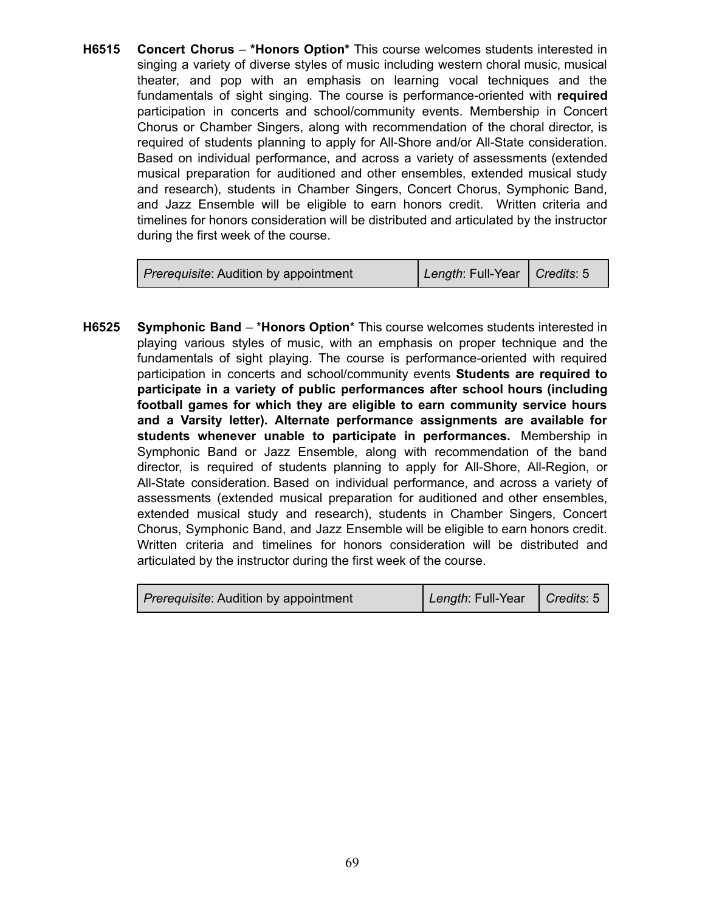**H6515 Concert Chorus** – ***Honors Option*** This course welcomes students interested in singing a variety of diverse styles of music including western choral music, musical theater, and pop with an emphasis on learning vocal techniques and the fundamentals of sight singing. The course is performance-oriented with **required** participation in concerts and school/community events. Membership in Concert Chorus or Chamber Singers, along with recommendation of the choral director, is required of students planning to apply for All-Shore and/or All-State consideration. Based on individual performance, and across a variety of assessments (extended musical preparation for auditioned and other ensembles, extended musical study and research), students in Chamber Singers, Concert Chorus, Symphonic Band, and Jazz Ensemble will be eligible to earn honors credit. Written criteria and timelines for honors consideration will be distributed and articulated by the instructor during the first week of the course.

| *Prerequisite*: Audition by appointment | *Length*: Full-Year | *Credits*: 5 |
|---|---|---|

**H6525 Symphonic Band** – ***Honors Option*** This course welcomes students interested in playing various styles of music, with an emphasis on proper technique and the fundamentals of sight playing. The course is performance-oriented with required participation in concerts and school/community events **Students are required to participate in a variety of public performances after school hours (including football games for which they are eligible to earn community service hours and a Varsity letter). Alternate performance assignments are available for students whenever unable to participate in performances.** Membership in Symphonic Band or Jazz Ensemble, along with recommendation of the band director, is required of students planning to apply for All-Shore, All-Region, or All-State consideration. Based on individual performance, and across a variety of assessments (extended musical preparation for auditioned and other ensembles, extended musical study and research), students in Chamber Singers, Concert Chorus, Symphonic Band, and Jazz Ensemble will be eligible to earn honors credit. Written criteria and timelines for honors consideration will be distributed and articulated by the instructor during the first week of the course.

| *Prerequisite*: Audition by appointment | *Length*: Full-Year | *Credits*: 5 |
|---|---|---|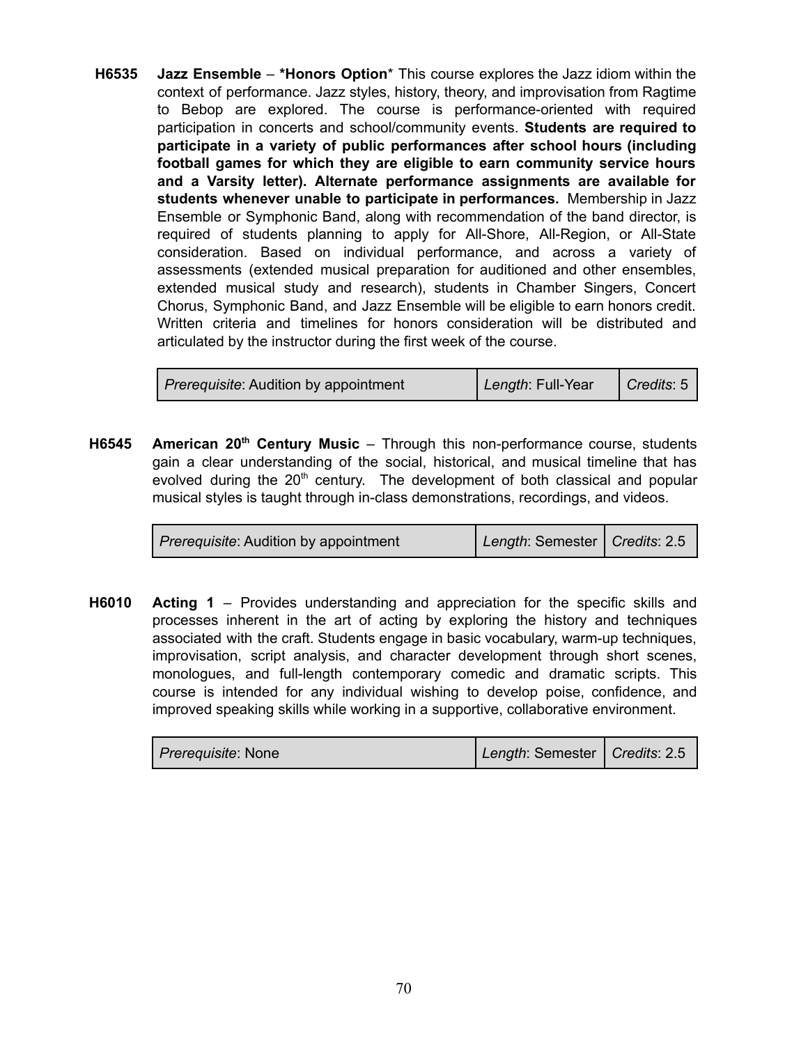**H6535 Jazz Ensemble** – ***Honors Option*** This course explores the Jazz idiom within the context of performance. Jazz styles, history, theory, and improvisation from Ragtime to Bebop are explored. The course is performance-oriented with required participation in concerts and school/community events. **Students are required to participate in a variety of public performances after school hours (including football games for which they are eligible to earn community service hours and a Varsity letter). Alternate performance assignments are available for students whenever unable to participate in performances.** Membership in Jazz Ensemble or Symphonic Band, along with recommendation of the band director, is required of students planning to apply for All-Shore, All-Region, or All-State consideration. Based on individual performance, and across a variety of assessments (extended musical preparation for auditioned and other ensembles, extended musical study and research), students in Chamber Singers, Concert Chorus, Symphonic Band, and Jazz Ensemble will be eligible to earn honors credit. Written criteria and timelines for honors consideration will be distributed and articulated by the instructor during the first week of the course.

| *Prerequisite*: Audition by appointment | *Length*: Full-Year | *Credits*: 5 |
|---|---|---|

**H6545 American 20th Century Music** – Through this non-performance course, students gain a clear understanding of the social, historical, and musical timeline that has evolved during the 20th century. The development of both classical and popular musical styles is taught through in-class demonstrations, recordings, and videos.

| *Prerequisite*: Audition by appointment | *Length*: Semester | *Credits*: 2.5 |
|---|---|---|

**H6010 Acting 1** – Provides understanding and appreciation for the specific skills and processes inherent in the art of acting by exploring the history and techniques associated with the craft. Students engage in basic vocabulary, warm-up techniques, improvisation, script analysis, and character development through short scenes, monologues, and full-length contemporary comedic and dramatic scripts. This course is intended for any individual wishing to develop poise, confidence, and improved speaking skills while working in a supportive, collaborative environment.

| *Prerequisite*: None | *Length*: Semester | *Credits*: 2.5 |
|---|---|---|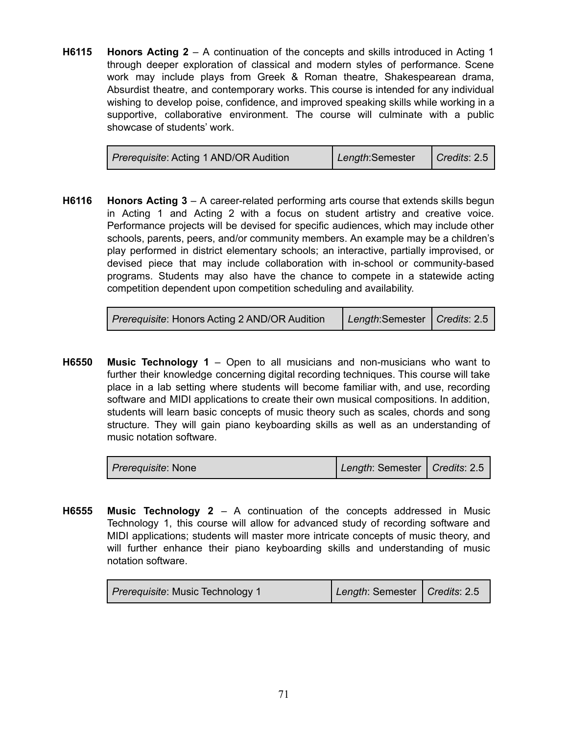**H6115** **Honors Acting 2** – A continuation of the concepts and skills introduced in Acting 1 through deeper exploration of classical and modern styles of performance. Scene work may include plays from Greek & Roman theatre, Shakespearean drama, Absurdist theatre, and contemporary works. This course is intended for any individual wishing to develop poise, confidence, and improved speaking skills while working in a supportive, collaborative environment. The course will culminate with a public showcase of students' work.

| *Prerequisite*: Acting 1 AND/OR Audition | *Length*:Semester | *Credits*: 2.5 |
|---|---|---|

**H6116** **Honors Acting 3** – A career-related performing arts course that extends skills begun in Acting 1 and Acting 2 with a focus on student artistry and creative voice. Performance projects will be devised for specific audiences, which may include other schools, parents, peers, and/or community members. An example may be a children's play performed in district elementary schools; an interactive, partially improvised, or devised piece that may include collaboration with in-school or community-based programs. Students may also have the chance to compete in a statewide acting competition dependent upon competition scheduling and availability.

| *Prerequisite*: Honors Acting 2 AND/OR Audition | *Length*:Semester | *Credits*: 2.5 |
|---|---|---|

**H6550** **Music Technology 1** – Open to all musicians and non-musicians who want to further their knowledge concerning digital recording techniques. This course will take place in a lab setting where students will become familiar with, and use, recording software and MIDI applications to create their own musical compositions. In addition, students will learn basic concepts of music theory such as scales, chords and song structure. They will gain piano keyboarding skills as well as an understanding of music notation software.

| *Prerequisite*: None | *Length*: Semester | *Credits*: 2.5 |
|---|---|---|

**H6555** **Music Technology 2** – A continuation of the concepts addressed in Music Technology 1, this course will allow for advanced study of recording software and MIDI applications; students will master more intricate concepts of music theory, and will further enhance their piano keyboarding skills and understanding of music notation software.

| *Prerequisite*: Music Technology 1 | *Length*: Semester | *Credits*: 2.5 |
|---|---|---|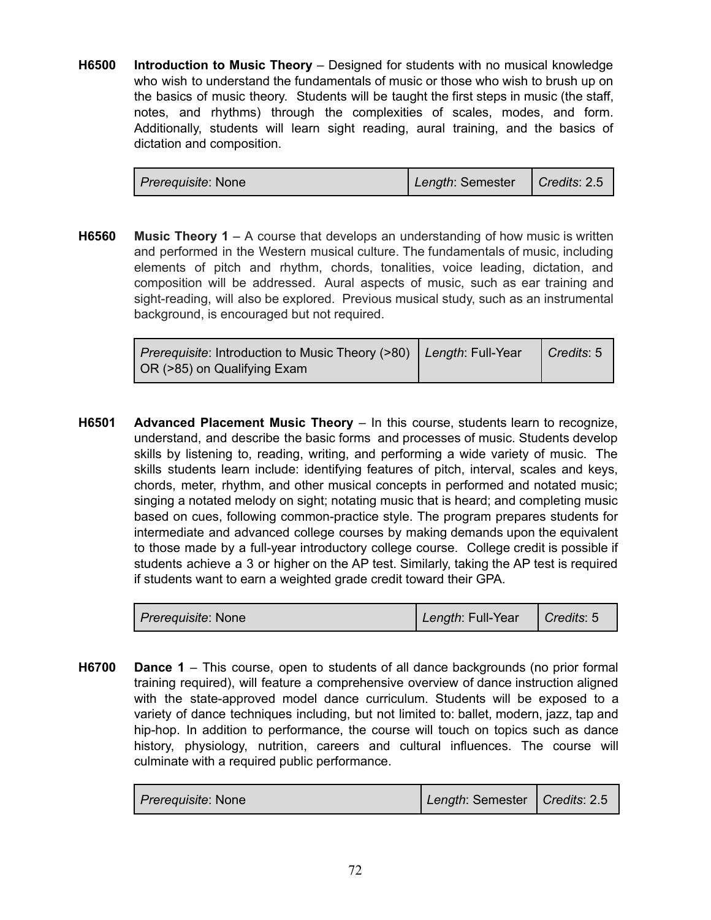**H6500** **Introduction to Music Theory** – Designed for students with no musical knowledge who wish to understand the fundamentals of music or those who wish to brush up on the basics of music theory. Students will be taught the first steps in music (the staff, notes, and rhythms) through the complexities of scales, modes, and form. Additionally, students will learn sight reading, aural training, and the basics of dictation and composition.

| *Prerequisite*: None | *Length*: Semester | *Credits*: 2.5 |
|---|---|---|

**H6560** **Music Theory 1** – A course that develops an understanding of how music is written and performed in the Western musical culture. The fundamentals of music, including elements of pitch and rhythm, chords, tonalities, voice leading, dictation, and composition will be addressed. Aural aspects of music, such as ear training and sight-reading, will also be explored. Previous musical study, such as an instrumental background, is encouraged but not required.

| *Prerequisite*: Introduction to Music Theory (>80) OR (>85) on Qualifying Exam | *Length*: Full-Year | *Credits*: 5 |
|---|---|---|

**H6501** **Advanced Placement Music Theory** – In this course, students learn to recognize, understand, and describe the basic forms and processes of music. Students develop skills by listening to, reading, writing, and performing a wide variety of music. The skills students learn include: identifying features of pitch, interval, scales and keys, chords, meter, rhythm, and other musical concepts in performed and notated music; singing a notated melody on sight; notating music that is heard; and completing music based on cues, following common-practice style. The program prepares students for intermediate and advanced college courses by making demands upon the equivalent to those made by a full-year introductory college course. College credit is possible if students achieve a 3 or higher on the AP test. Similarly, taking the AP test is required if students want to earn a weighted grade credit toward their GPA.

| *Prerequisite*: None | *Length*: Full-Year | *Credits*: 5 |
|---|---|---|

**H6700** **Dance 1** – This course, open to students of all dance backgrounds (no prior formal training required), will feature a comprehensive overview of dance instruction aligned with the state-approved model dance curriculum. Students will be exposed to a variety of dance techniques including, but not limited to: ballet, modern, jazz, tap and hip-hop. In addition to performance, the course will touch on topics such as dance history, physiology, nutrition, careers and cultural influences. The course will culminate with a required public performance.

| *Prerequisite*: None | *Length*: Semester | *Credits*: 2.5 |
|---|---|---|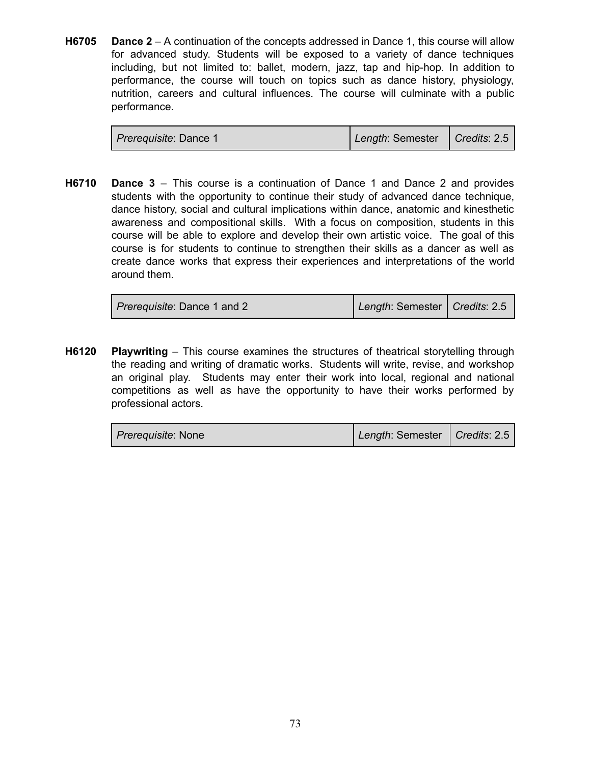**H6705** **Dance 2** – A continuation of the concepts addressed in Dance 1, this course will allow for advanced study. Students will be exposed to a variety of dance techniques including, but not limited to: ballet, modern, jazz, tap and hip-hop. In addition to performance, the course will touch on topics such as dance history, physiology, nutrition, careers and cultural influences. The course will culminate with a public performance.

| *Prerequisite*: Dance 1 | *Length*: Semester | *Credits*: 2.5 |
|---|---|---|

**H6710** **Dance 3** – This course is a continuation of Dance 1 and Dance 2 and provides students with the opportunity to continue their study of advanced dance technique, dance history, social and cultural implications within dance, anatomic and kinesthetic awareness and compositional skills. With a focus on composition, students in this course will be able to explore and develop their own artistic voice. The goal of this course is for students to continue to strengthen their skills as a dancer as well as create dance works that express their experiences and interpretations of the world around them.

| *Prerequisite*: Dance 1 and 2 | *Length*: Semester | *Credits*: 2.5 |
|---|---|---|

**H6120** **Playwriting** – This course examines the structures of theatrical storytelling through the reading and writing of dramatic works. Students will write, revise, and workshop an original play. Students may enter their work into local, regional and national competitions as well as have the opportunity to have their works performed by professional actors.

| *Prerequisite*: None | *Length*: Semester | *Credits*: 2.5 |
|---|---|---|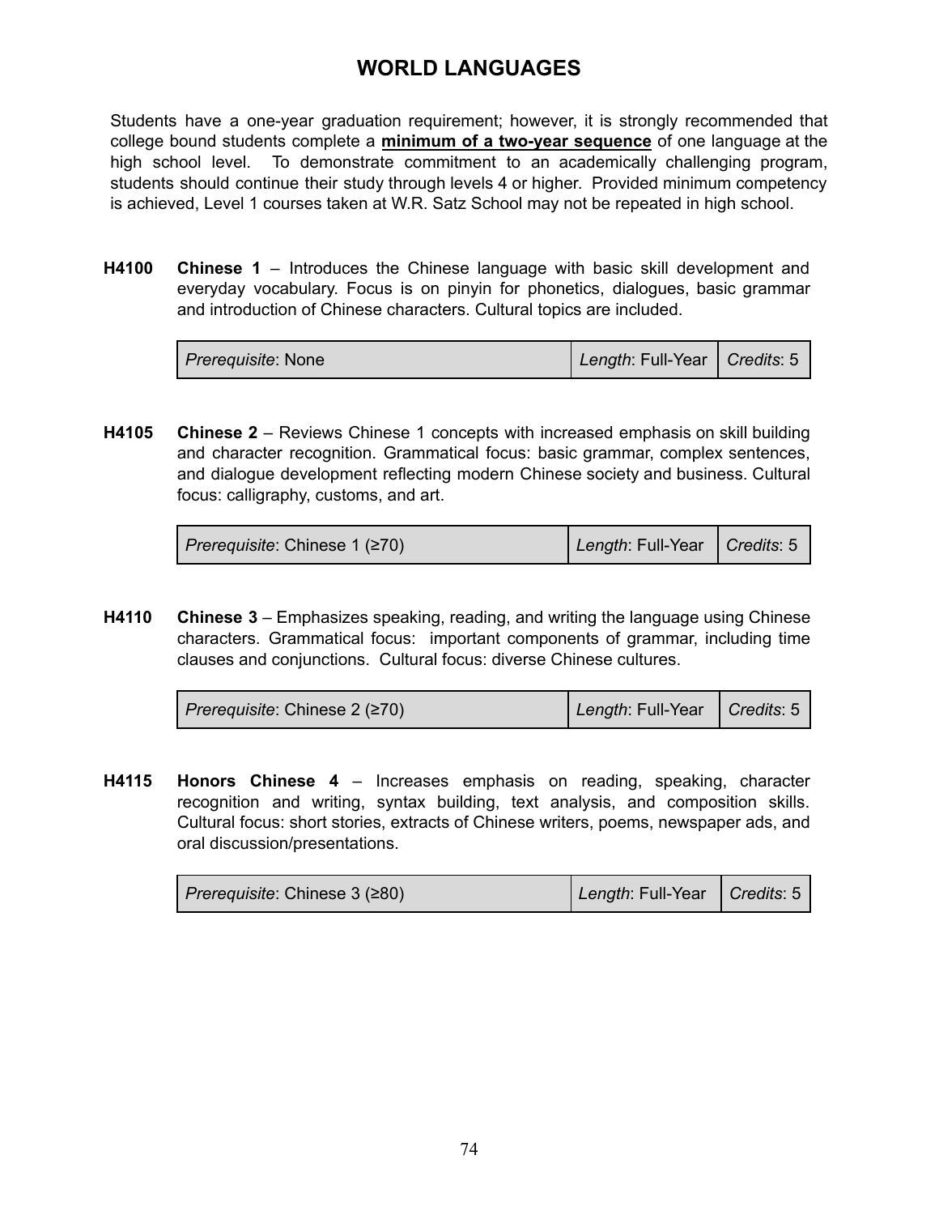# WORLD LANGUAGES

Students have a one-year graduation requirement; however, it is strongly recommended that college bound students complete a **minimum of a two-year sequence** of one language at the high school level. To demonstrate commitment to an academically challenging program, students should continue their study through levels 4 or higher. Provided minimum competency is achieved, Level 1 courses taken at W.R. Satz School may not be repeated in high school.

**H4100** **Chinese 1** – Introduces the Chinese language with basic skill development and everyday vocabulary. Focus is on pinyin for phonetics, dialogues, basic grammar and introduction of Chinese characters. Cultural topics are included.

| *Prerequisite*: None | *Length*: Full-Year | *Credits*: 5 |
|---|---|---|

**H4105** **Chinese 2** – Reviews Chinese 1 concepts with increased emphasis on skill building and character recognition. Grammatical focus: basic grammar, complex sentences, and dialogue development reflecting modern Chinese society and business. Cultural focus: calligraphy, customs, and art.

| *Prerequisite*: Chinese 1 (≥70) | *Length*: Full-Year | *Credits*: 5 |
|---|---|---|

**H4110** **Chinese 3** – Emphasizes speaking, reading, and writing the language using Chinese characters. Grammatical focus: important components of grammar, including time clauses and conjunctions. Cultural focus: diverse Chinese cultures.

| *Prerequisite*: Chinese 2 (≥70) | *Length*: Full-Year | *Credits*: 5 |
|---|---|---|

**H4115** **Honors Chinese 4** – Increases emphasis on reading, speaking, character recognition and writing, syntax building, text analysis, and composition skills. Cultural focus: short stories, extracts of Chinese writers, poems, newspaper ads, and oral discussion/presentations.

| *Prerequisite*: Chinese 3 (≥80) | *Length*: Full-Year | *Credits*: 5 |
|---|---|---|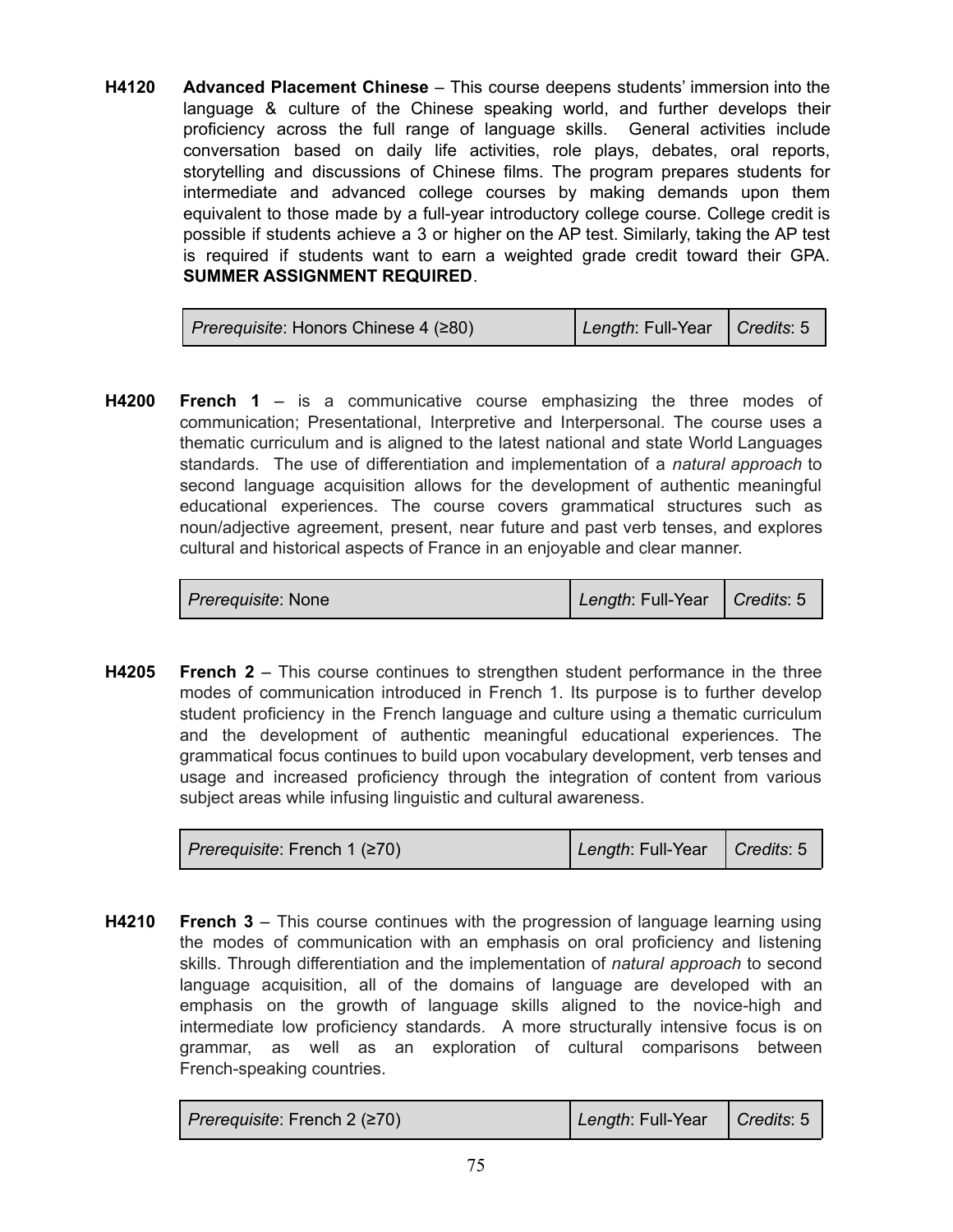**H4120 Advanced Placement Chinese** – This course deepens students' immersion into the language & culture of the Chinese speaking world, and further develops their proficiency across the full range of language skills. General activities include conversation based on daily life activities, role plays, debates, oral reports, storytelling and discussions of Chinese films. The program prepares students for intermediate and advanced college courses by making demands upon them equivalent to those made by a full-year introductory college course. College credit is possible if students achieve a 3 or higher on the AP test. Similarly, taking the AP test is required if students want to earn a weighted grade credit toward their GPA. **SUMMER ASSIGNMENT REQUIRED**.

| *Prerequisite*: Honors Chinese 4 (≥80) | *Length*: Full-Year | *Credits*: 5 |
|---|---|---|

**H4200 French 1** – is a communicative course emphasizing the three modes of communication; Presentational, Interpretive and Interpersonal. The course uses a thematic curriculum and is aligned to the latest national and state World Languages standards. The use of differentiation and implementation of a *natural approach* to second language acquisition allows for the development of authentic meaningful educational experiences. The course covers grammatical structures such as noun/adjective agreement, present, near future and past verb tenses, and explores cultural and historical aspects of France in an enjoyable and clear manner.

| *Prerequisite*: None | *Length*: Full-Year | *Credits*: 5 |
|---|---|---|

**H4205 French 2** – This course continues to strengthen student performance in the three modes of communication introduced in French 1. Its purpose is to further develop student proficiency in the French language and culture using a thematic curriculum and the development of authentic meaningful educational experiences. The grammatical focus continues to build upon vocabulary development, verb tenses and usage and increased proficiency through the integration of content from various subject areas while infusing linguistic and cultural awareness.

| *Prerequisite*: French 1 (≥70) | *Length*: Full-Year | *Credits*: 5 |
|---|---|---|

**H4210 French 3** – This course continues with the progression of language learning using the modes of communication with an emphasis on oral proficiency and listening skills. Through differentiation and the implementation of *natural approach* to second language acquisition, all of the domains of language are developed with an emphasis on the growth of language skills aligned to the novice-high and intermediate low proficiency standards. A more structurally intensive focus is on grammar, as well as an exploration of cultural comparisons between French-speaking countries.

| *Prerequisite*: French 2 (≥70) | *Length*: Full-Year | *Credits*: 5 |
|---|---|---|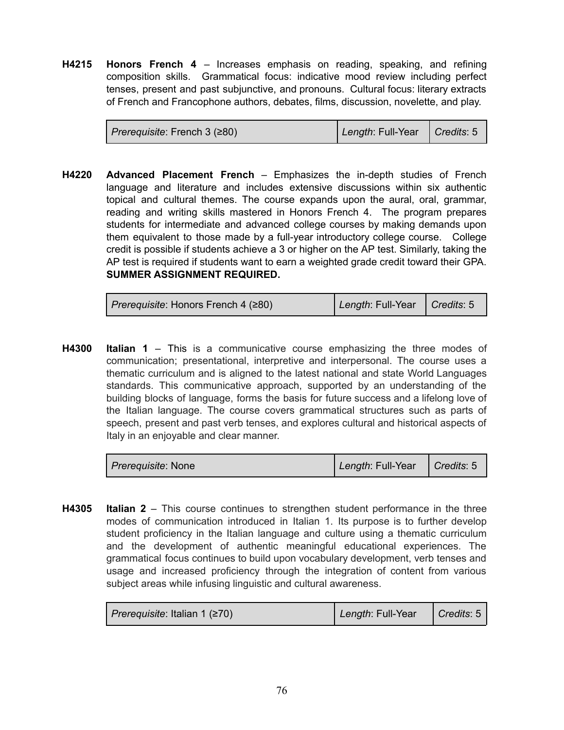**H4215** **Honors French 4** – Increases emphasis on reading, speaking, and refining composition skills. Grammatical focus: indicative mood review including perfect tenses, present and past subjunctive, and pronouns. Cultural focus: literary extracts of French and Francophone authors, debates, films, discussion, novelette, and play.

| *Prerequisite*: French 3 (≥80) | *Length*: Full-Year | *Credits*: 5 |
|---|---|---|

**H4220** **Advanced Placement French** – Emphasizes the in-depth studies of French language and literature and includes extensive discussions within six authentic topical and cultural themes. The course expands upon the aural, oral, grammar, reading and writing skills mastered in Honors French 4. The program prepares students for intermediate and advanced college courses by making demands upon them equivalent to those made by a full-year introductory college course. College credit is possible if students achieve a 3 or higher on the AP test. Similarly, taking the AP test is required if students want to earn a weighted grade credit toward their GPA. **SUMMER ASSIGNMENT REQUIRED.**

| *Prerequisite*: Honors French 4 (≥80) | *Length*: Full-Year | *Credits*: 5 |
|---|---|---|

**H4300** **Italian 1** – This is a communicative course emphasizing the three modes of communication; presentational, interpretive and interpersonal. The course uses a thematic curriculum and is aligned to the latest national and state World Languages standards. This communicative approach, supported by an understanding of the building blocks of language, forms the basis for future success and a lifelong love of the Italian language. The course covers grammatical structures such as parts of speech, present and past verb tenses, and explores cultural and historical aspects of Italy in an enjoyable and clear manner.

| *Prerequisite*: None | *Length*: Full-Year | *Credits*: 5 |
|---|---|---|

**H4305** **Italian 2** – This course continues to strengthen student performance in the three modes of communication introduced in Italian 1. Its purpose is to further develop student proficiency in the Italian language and culture using a thematic curriculum and the development of authentic meaningful educational experiences. The grammatical focus continues to build upon vocabulary development, verb tenses and usage and increased proficiency through the integration of content from various subject areas while infusing linguistic and cultural awareness.

| *Prerequisite*: Italian 1 (≥70) | *Length*: Full-Year | *Credits*: 5 |
|---|---|---|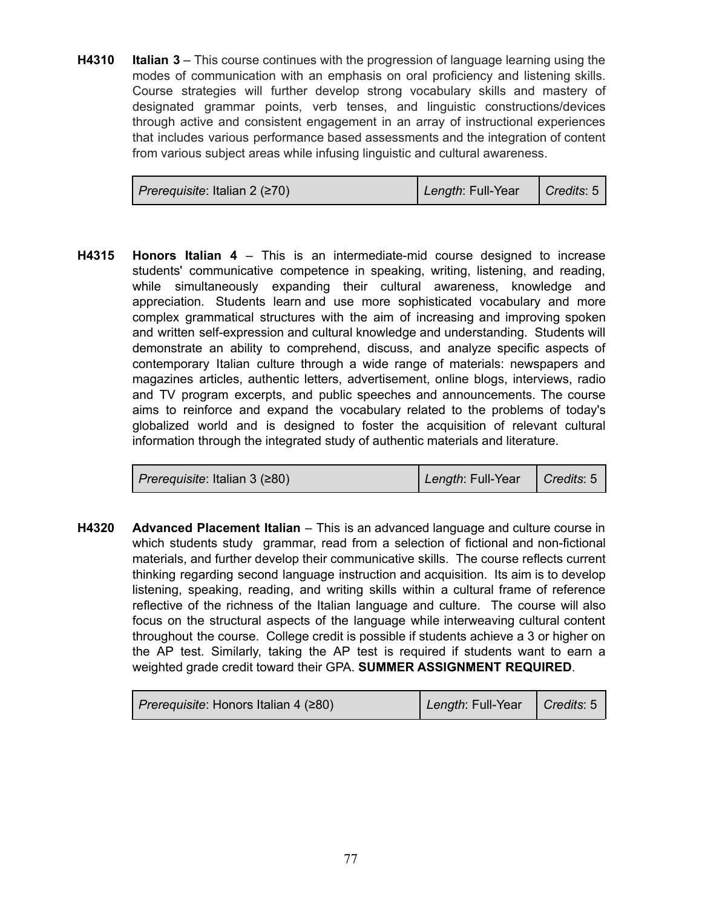**H4310** **Italian 3** – This course continues with the progression of language learning using the modes of communication with an emphasis on oral proficiency and listening skills. Course strategies will further develop strong vocabulary skills and mastery of designated grammar points, verb tenses, and linguistic constructions/devices through active and consistent engagement in an array of instructional experiences that includes various performance based assessments and the integration of content from various subject areas while infusing linguistic and cultural awareness.

| *Prerequisite*: Italian 2 (≥70) | *Length*: Full-Year | *Credits*: 5 |
|---|---|---|

**H4315** **Honors Italian 4** – This is an intermediate-mid course designed to increase students' communicative competence in speaking, writing, listening, and reading, while simultaneously expanding their cultural awareness, knowledge and appreciation. Students learn and use more sophisticated vocabulary and more complex grammatical structures with the aim of increasing and improving spoken and written self-expression and cultural knowledge and understanding. Students will demonstrate an ability to comprehend, discuss, and analyze specific aspects of contemporary Italian culture through a wide range of materials: newspapers and magazines articles, authentic letters, advertisement, online blogs, interviews, radio and TV program excerpts, and public speeches and announcements. The course aims to reinforce and expand the vocabulary related to the problems of today's globalized world and is designed to foster the acquisition of relevant cultural information through the integrated study of authentic materials and literature.

| *Prerequisite*: Italian 3 (≥80) | *Length*: Full-Year | *Credits*: 5 |
|---|---|---|

**H4320** **Advanced Placement Italian** – This is an advanced language and culture course in which students study grammar, read from a selection of fictional and non-fictional materials, and further develop their communicative skills. The course reflects current thinking regarding second language instruction and acquisition. Its aim is to develop listening, speaking, reading, and writing skills within a cultural frame of reference reflective of the richness of the Italian language and culture. The course will also focus on the structural aspects of the language while interweaving cultural content throughout the course. College credit is possible if students achieve a 3 or higher on the AP test. Similarly, taking the AP test is required if students want to earn a weighted grade credit toward their GPA. **SUMMER ASSIGNMENT REQUIRED**.

| *Prerequisite*: Honors Italian 4 (≥80) | *Length*: Full-Year | *Credits*: 5 |
|---|---|---|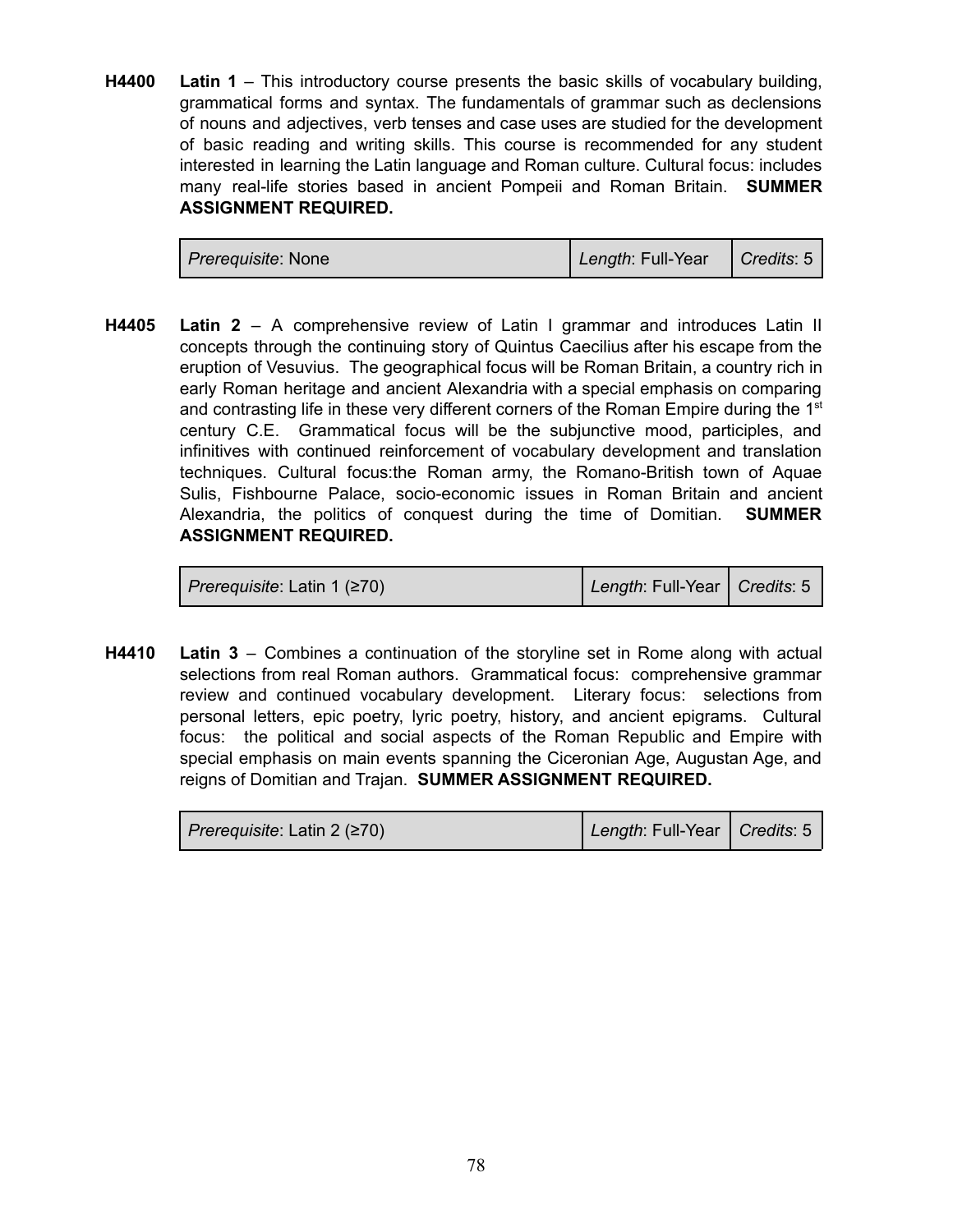**H4400** **Latin 1** – This introductory course presents the basic skills of vocabulary building, grammatical forms and syntax. The fundamentals of grammar such as declensions of nouns and adjectives, verb tenses and case uses are studied for the development of basic reading and writing skills. This course is recommended for any student interested in learning the Latin language and Roman culture. Cultural focus: includes many real-life stories based in ancient Pompeii and Roman Britain. **SUMMER ASSIGNMENT REQUIRED.**

| *Prerequisite*: None | *Length*: Full-Year | *Credits*: 5 |
|---|---|---|

**H4405** **Latin 2** – A comprehensive review of Latin I grammar and introduces Latin II concepts through the continuing story of Quintus Caecilius after his escape from the eruption of Vesuvius. The geographical focus will be Roman Britain, a country rich in early Roman heritage and ancient Alexandria with a special emphasis on comparing and contrasting life in these very different corners of the Roman Empire during the 1st century C.E. Grammatical focus will be the subjunctive mood, participles, and infinitives with continued reinforcement of vocabulary development and translation techniques. Cultural focus:the Roman army, the Romano-British town of Aquae Sulis, Fishbourne Palace, socio-economic issues in Roman Britain and ancient Alexandria, the politics of conquest during the time of Domitian. **SUMMER ASSIGNMENT REQUIRED.**

| *Prerequisite*: Latin 1 (≥70) | *Length*: Full-Year | *Credits*: 5 |
|---|---|---|

**H4410** **Latin 3** – Combines a continuation of the storyline set in Rome along with actual selections from real Roman authors. Grammatical focus: comprehensive grammar review and continued vocabulary development. Literary focus: selections from personal letters, epic poetry, lyric poetry, history, and ancient epigrams. Cultural focus: the political and social aspects of the Roman Republic and Empire with special emphasis on main events spanning the Ciceronian Age, Augustan Age, and reigns of Domitian and Trajan. **SUMMER ASSIGNMENT REQUIRED.**

| *Prerequisite*: Latin 2 (≥70) | *Length*: Full-Year | *Credits*: 5 |
|---|---|---|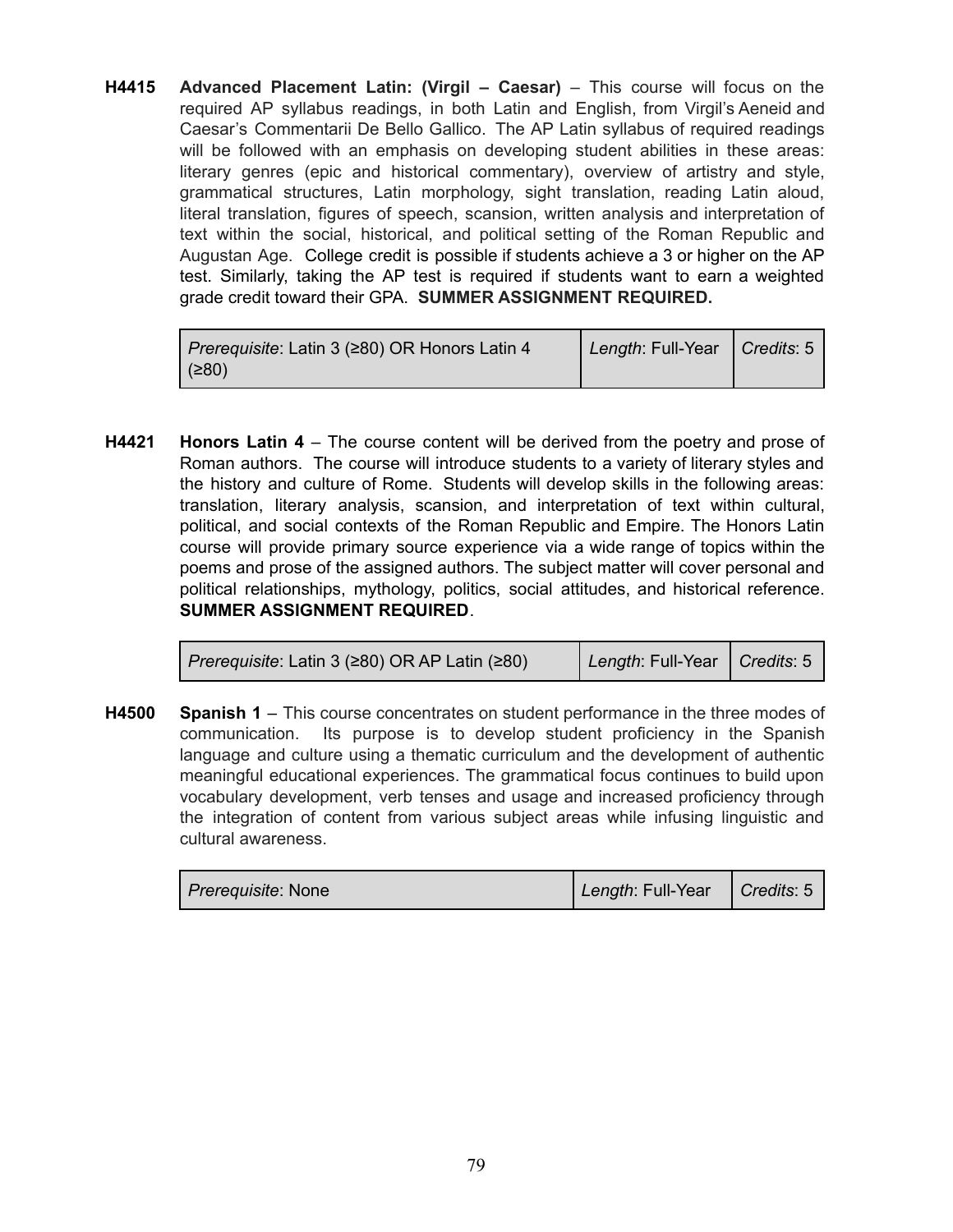**H4415** **Advanced Placement Latin: (Virgil – Caesar)** – This course will focus on the required AP syllabus readings, in both Latin and English, from Virgil's Aeneid and Caesar's Commentarii De Bello Gallico. The AP Latin syllabus of required readings will be followed with an emphasis on developing student abilities in these areas: literary genres (epic and historical commentary), overview of artistry and style, grammatical structures, Latin morphology, sight translation, reading Latin aloud, literal translation, figures of speech, scansion, written analysis and interpretation of text within the social, historical, and political setting of the Roman Republic and Augustan Age. College credit is possible if students achieve a 3 or higher on the AP test. Similarly, taking the AP test is required if students want to earn a weighted grade credit toward their GPA. **SUMMER ASSIGNMENT REQUIRED.**

| *Prerequisite*: Latin 3 (≥80) OR Honors Latin 4 (≥80) | *Length*: Full-Year | *Credits*: 5 |
|---|---|---|

**H4421** **Honors Latin 4** – The course content will be derived from the poetry and prose of Roman authors. The course will introduce students to a variety of literary styles and the history and culture of Rome. Students will develop skills in the following areas: translation, literary analysis, scansion, and interpretation of text within cultural, political, and social contexts of the Roman Republic and Empire. The Honors Latin course will provide primary source experience via a wide range of topics within the poems and prose of the assigned authors. The subject matter will cover personal and political relationships, mythology, politics, social attitudes, and historical reference. **SUMMER ASSIGNMENT REQUIRED**.

| *Prerequisite*: Latin 3 (≥80) OR AP Latin (≥80) | *Length*: Full-Year | *Credits*: 5 |
|---|---|---|

**H4500** **Spanish 1** – This course concentrates on student performance in the three modes of communication. Its purpose is to develop student proficiency in the Spanish language and culture using a thematic curriculum and the development of authentic meaningful educational experiences. The grammatical focus continues to build upon vocabulary development, verb tenses and usage and increased proficiency through the integration of content from various subject areas while infusing linguistic and cultural awareness.

| *Prerequisite*: None | *Length*: Full-Year | *Credits*: 5 |
|---|---|---|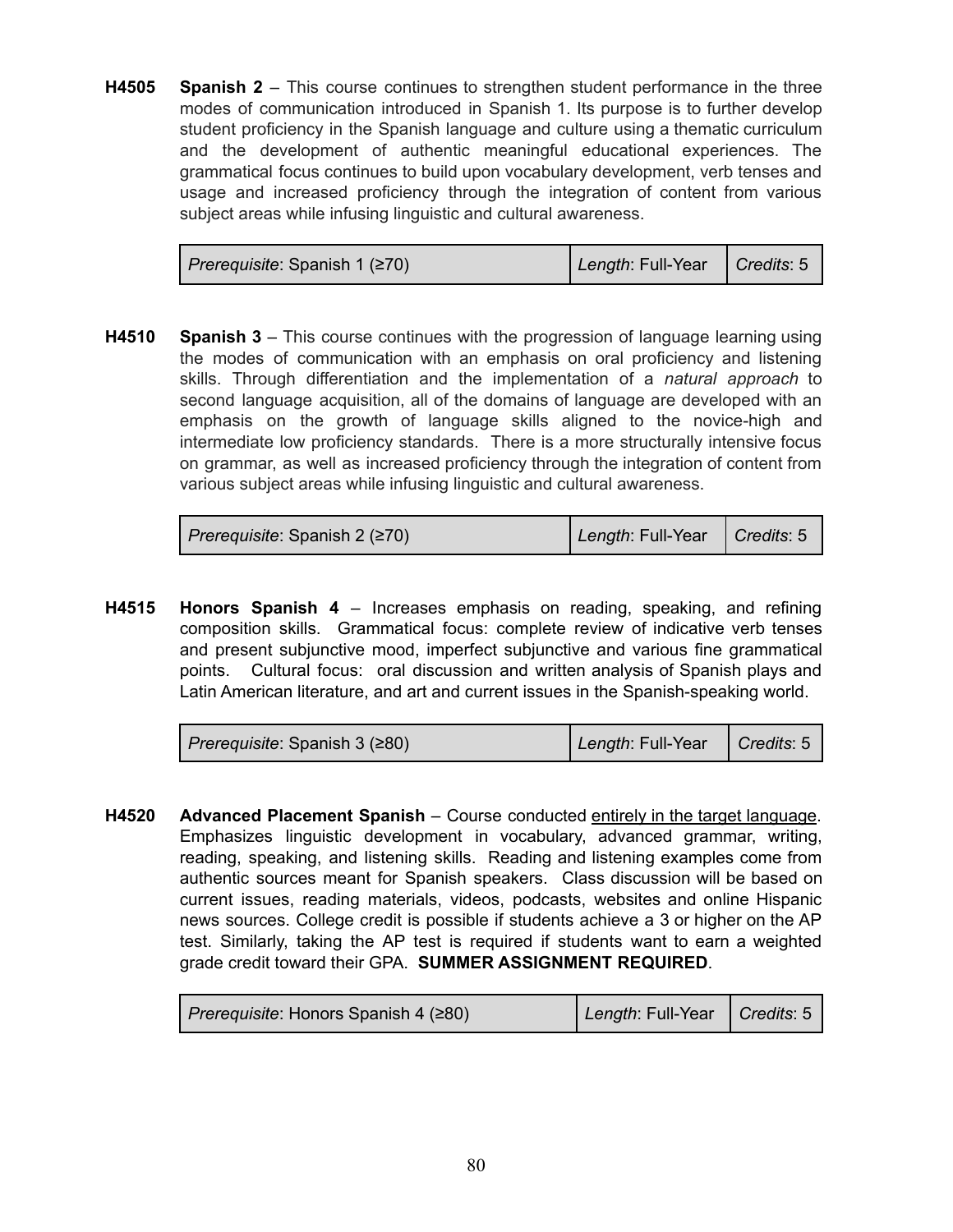**H4505** **Spanish 2** – This course continues to strengthen student performance in the three modes of communication introduced in Spanish 1. Its purpose is to further develop student proficiency in the Spanish language and culture using a thematic curriculum and the development of authentic meaningful educational experiences. The grammatical focus continues to build upon vocabulary development, verb tenses and usage and increased proficiency through the integration of content from various subject areas while infusing linguistic and cultural awareness.

| *Prerequisite*: Spanish 1 (≥70) | *Length*: Full-Year | *Credits*: 5 |
|---|---|---|

**H4510** **Spanish 3** – This course continues with the progression of language learning using the modes of communication with an emphasis on oral proficiency and listening skills. Through differentiation and the implementation of a *natural approach* to second language acquisition, all of the domains of language are developed with an emphasis on the growth of language skills aligned to the novice-high and intermediate low proficiency standards. There is a more structurally intensive focus on grammar, as well as increased proficiency through the integration of content from various subject areas while infusing linguistic and cultural awareness.

| *Prerequisite*: Spanish 2 (≥70) | *Length*: Full-Year | *Credits*: 5 |
|---|---|---|

**H4515** **Honors Spanish 4** – Increases emphasis on reading, speaking, and refining composition skills. Grammatical focus: complete review of indicative verb tenses and present subjunctive mood, imperfect subjunctive and various fine grammatical points. Cultural focus: oral discussion and written analysis of Spanish plays and Latin American literature, and art and current issues in the Spanish-speaking world.

| *Prerequisite*: Spanish 3 (≥80) | *Length*: Full-Year | *Credits*: 5 |
|---|---|---|

**H4520** **Advanced Placement Spanish** – Course conducted <u>entirely in the target language</u>. Emphasizes linguistic development in vocabulary, advanced grammar, writing, reading, speaking, and listening skills. Reading and listening examples come from authentic sources meant for Spanish speakers. Class discussion will be based on current issues, reading materials, videos, podcasts, websites and online Hispanic news sources. College credit is possible if students achieve a 3 or higher on the AP test. Similarly, taking the AP test is required if students want to earn a weighted grade credit toward their GPA. **SUMMER ASSIGNMENT REQUIRED**.

| *Prerequisite*: Honors Spanish 4 (≥80) | *Length*: Full-Year | *Credits*: 5 |
|---|---|---|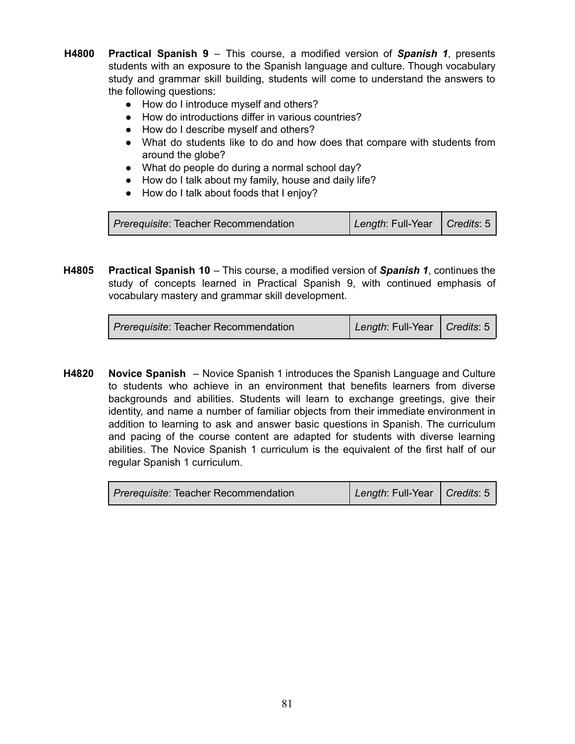**H4800** **Practical Spanish 9** – This course, a modified version of ***Spanish 1***, presents students with an exposure to the Spanish language and culture. Though vocabulary study and grammar skill building, students will come to understand the answers to the following questions:

- How do I introduce myself and others?
- How do introductions differ in various countries?
- How do I describe myself and others?
- What do students like to do and how does that compare with students from around the globe?
- What do people do during a normal school day?
- How do I talk about my family, house and daily life?
- How do I talk about foods that I enjoy?

| *Prerequisite*: Teacher Recommendation | *Length*: Full-Year | *Credits*: 5 |
|---|---|---|

**H4805** **Practical Spanish 10** – This course, a modified version of ***Spanish 1***, continues the study of concepts learned in Practical Spanish 9, with continued emphasis of vocabulary mastery and grammar skill development.

| *Prerequisite*: Teacher Recommendation | *Length*: Full-Year | *Credits*: 5 |
|---|---|---|

**H4820** **Novice Spanish** – Novice Spanish 1 introduces the Spanish Language and Culture to students who achieve in an environment that benefits learners from diverse backgrounds and abilities. Students will learn to exchange greetings, give their identity, and name a number of familiar objects from their immediate environment in addition to learning to ask and answer basic questions in Spanish. The curriculum and pacing of the course content are adapted for students with diverse learning abilities. The Novice Spanish 1 curriculum is the equivalent of the first half of our regular Spanish 1 curriculum.

| *Prerequisite*: Teacher Recommendation | *Length*: Full-Year | *Credits*: 5 |
|---|---|---|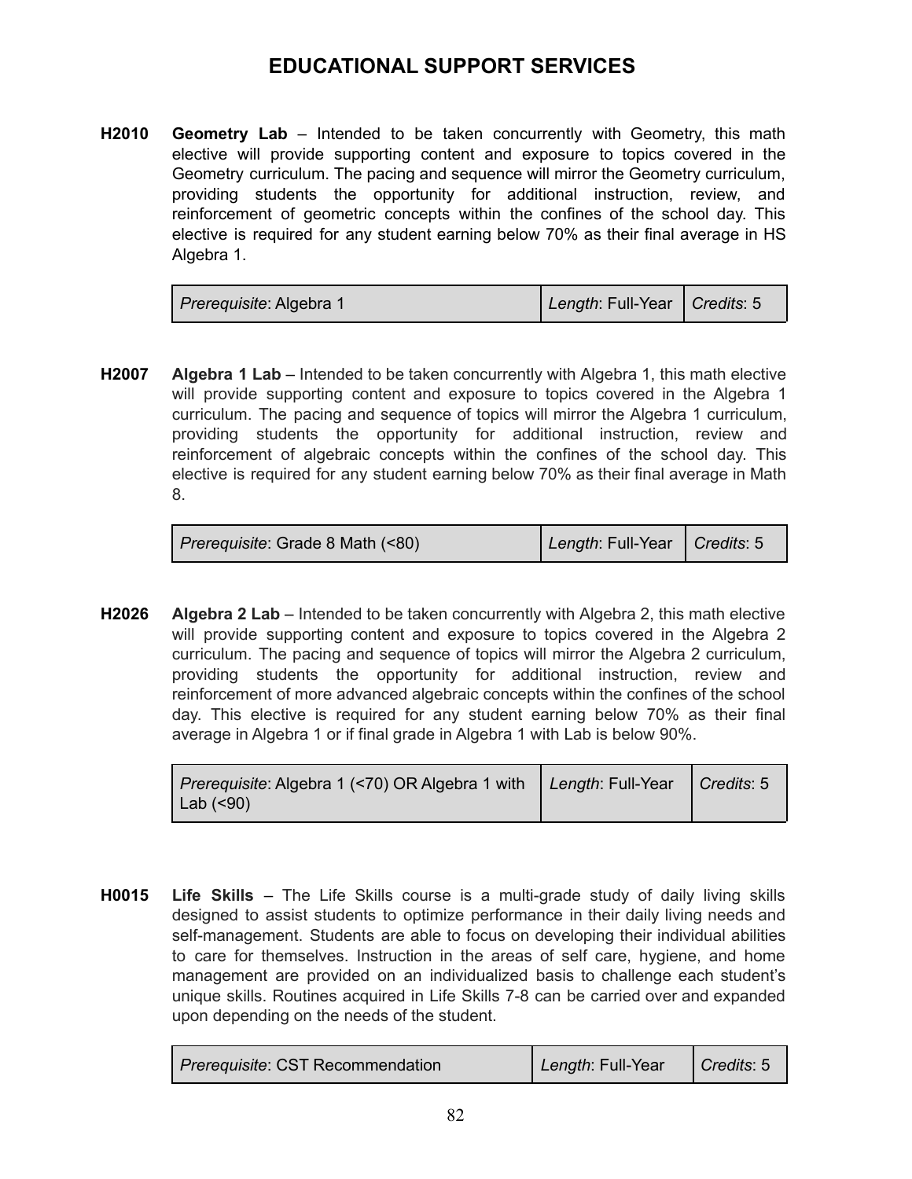# EDUCATIONAL SUPPORT SERVICES

**H2010** **Geometry Lab** – Intended to be taken concurrently with Geometry, this math elective will provide supporting content and exposure to topics covered in the Geometry curriculum. The pacing and sequence will mirror the Geometry curriculum, providing students the opportunity for additional instruction, review, and reinforcement of geometric concepts within the confines of the school day. This elective is required for any student earning below 70% as their final average in HS Algebra 1.

| *Prerequisite*: Algebra 1 | *Length*: Full-Year | *Credits*: 5 |
|---|---|---|

**H2007** **Algebra 1 Lab** – Intended to be taken concurrently with Algebra 1, this math elective will provide supporting content and exposure to topics covered in the Algebra 1 curriculum. The pacing and sequence of topics will mirror the Algebra 1 curriculum, providing students the opportunity for additional instruction, review and reinforcement of algebraic concepts within the confines of the school day. This elective is required for any student earning below 70% as their final average in Math 8.

| *Prerequisite*: Grade 8 Math (<80) | *Length*: Full-Year | *Credits*: 5 |
|---|---|---|

**H2026** **Algebra 2 Lab** – Intended to be taken concurrently with Algebra 2, this math elective will provide supporting content and exposure to topics covered in the Algebra 2 curriculum. The pacing and sequence of topics will mirror the Algebra 2 curriculum, providing students the opportunity for additional instruction, review and reinforcement of more advanced algebraic concepts within the confines of the school day. This elective is required for any student earning below 70% as their final average in Algebra 1 or if final grade in Algebra 1 with Lab is below 90%.

| *Prerequisite*: Algebra 1 (<70) OR Algebra 1 with Lab (<90) | *Length*: Full-Year | *Credits*: 5 |
|---|---|---|

**H0015** **Life Skills** – The Life Skills course is a multi-grade study of daily living skills designed to assist students to optimize performance in their daily living needs and self-management. Students are able to focus on developing their individual abilities to care for themselves. Instruction in the areas of self care, hygiene, and home management are provided on an individualized basis to challenge each student's unique skills. Routines acquired in Life Skills 7-8 can be carried over and expanded upon depending on the needs of the student.

| *Prerequisite*: CST Recommendation | *Length*: Full-Year | *Credits*: 5 |
|---|---|---|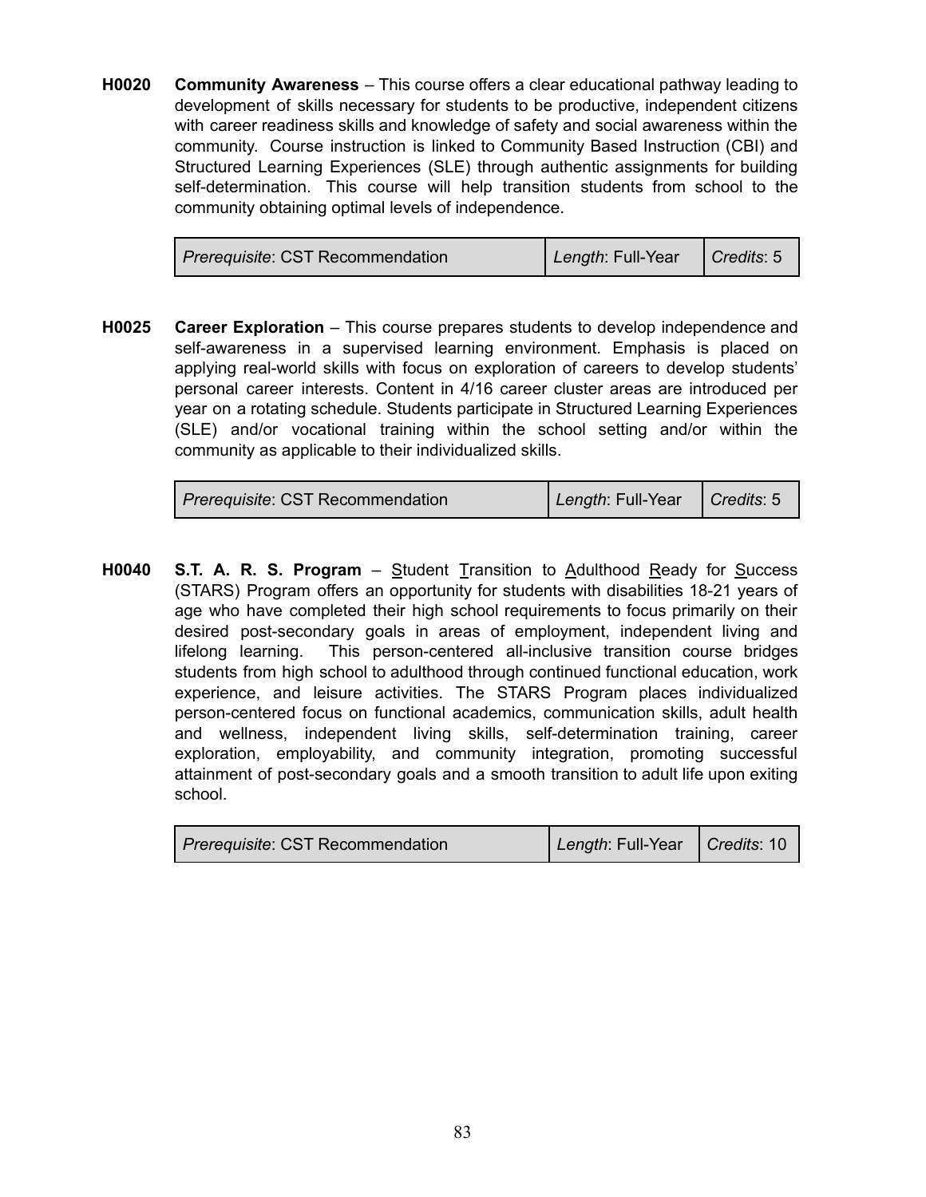**H0020** **Community Awareness** – This course offers a clear educational pathway leading to development of skills necessary for students to be productive, independent citizens with career readiness skills and knowledge of safety and social awareness within the community. Course instruction is linked to Community Based Instruction (CBI) and Structured Learning Experiences (SLE) through authentic assignments for building self-determination. This course will help transition students from school to the community obtaining optimal levels of independence.

| *Prerequisite*: CST Recommendation | *Length*: Full-Year | *Credits*: 5 |
|---|---|---|

**H0025** **Career Exploration** – This course prepares students to develop independence and self-awareness in a supervised learning environment. Emphasis is placed on applying real-world skills with focus on exploration of careers to develop students' personal career interests. Content in 4/16 career cluster areas are introduced per year on a rotating schedule. Students participate in Structured Learning Experiences (SLE) and/or vocational training within the school setting and/or within the community as applicable to their individualized skills.

| *Prerequisite*: CST Recommendation | *Length*: Full-Year | *Credits*: 5 |
|---|---|---|

**H0040** **S.T. A. R. S. Program** – <u>S</u>tudent <u>T</u>ransition to <u>A</u>dulthood <u>R</u>eady for <u>S</u>uccess (STARS) Program offers an opportunity for students with disabilities 18-21 years of age who have completed their high school requirements to focus primarily on their desired post-secondary goals in areas of employment, independent living and lifelong learning. This person-centered all-inclusive transition course bridges students from high school to adulthood through continued functional education, work experience, and leisure activities. The STARS Program places individualized person-centered focus on functional academics, communication skills, adult health and wellness, independent living skills, self-determination training, career exploration, employability, and community integration, promoting successful attainment of post-secondary goals and a smooth transition to adult life upon exiting school.

| *Prerequisite*: CST Recommendation | *Length*: Full-Year | *Credits*: 10 |
|---|---|---|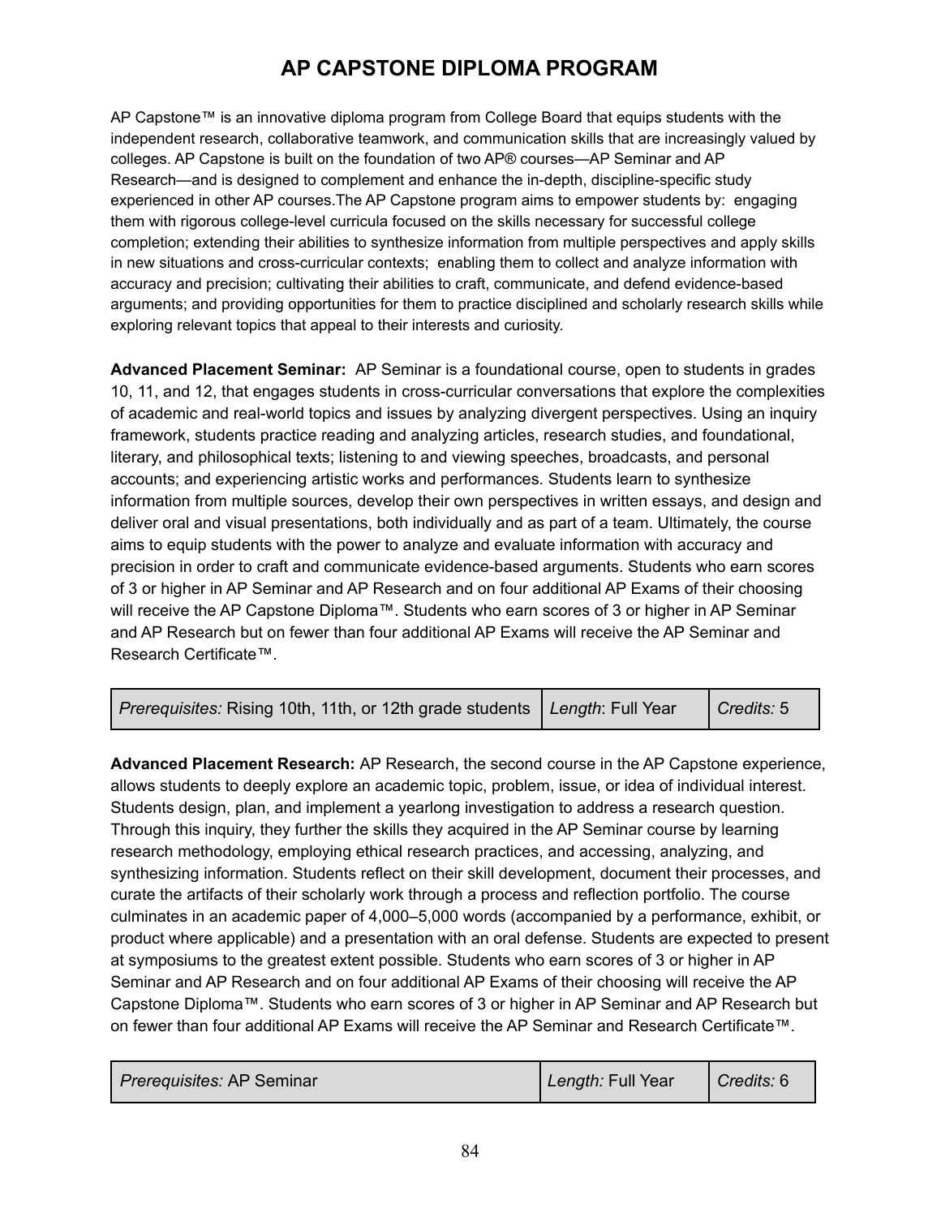# AP CAPSTONE DIPLOMA PROGRAM

AP Capstone™ is an innovative diploma program from College Board that equips students with the independent research, collaborative teamwork, and communication skills that are increasingly valued by colleges. AP Capstone is built on the foundation of two AP® courses—AP Seminar and AP Research—and is designed to complement and enhance the in-depth, discipline-specific study experienced in other AP courses.The AP Capstone program aims to empower students by: engaging them with rigorous college-level curricula focused on the skills necessary for successful college completion; extending their abilities to synthesize information from multiple perspectives and apply skills in new situations and cross-curricular contexts; enabling them to collect and analyze information with accuracy and precision; cultivating their abilities to craft, communicate, and defend evidence-based arguments; and providing opportunities for them to practice disciplined and scholarly research skills while exploring relevant topics that appeal to their interests and curiosity.

**Advanced Placement Seminar:** AP Seminar is a foundational course, open to students in grades 10, 11, and 12, that engages students in cross-curricular conversations that explore the complexities of academic and real-world topics and issues by analyzing divergent perspectives. Using an inquiry framework, students practice reading and analyzing articles, research studies, and foundational, literary, and philosophical texts; listening to and viewing speeches, broadcasts, and personal accounts; and experiencing artistic works and performances. Students learn to synthesize information from multiple sources, develop their own perspectives in written essays, and design and deliver oral and visual presentations, both individually and as part of a team. Ultimately, the course aims to equip students with the power to analyze and evaluate information with accuracy and precision in order to craft and communicate evidence-based arguments. Students who earn scores of 3 or higher in AP Seminar and AP Research and on four additional AP Exams of their choosing will receive the AP Capstone Diploma™. Students who earn scores of 3 or higher in AP Seminar and AP Research but on fewer than four additional AP Exams will receive the AP Seminar and Research Certificate™.

| *Prerequisites:* Rising 10th, 11th, or 12th grade students | *Length*: Full Year | *Credits:* 5 |
|---|---|---|

**Advanced Placement Research:** AP Research, the second course in the AP Capstone experience, allows students to deeply explore an academic topic, problem, issue, or idea of individual interest. Students design, plan, and implement a yearlong investigation to address a research question. Through this inquiry, they further the skills they acquired in the AP Seminar course by learning research methodology, employing ethical research practices, and accessing, analyzing, and synthesizing information. Students reflect on their skill development, document their processes, and curate the artifacts of their scholarly work through a process and reflection portfolio. The course culminates in an academic paper of 4,000–5,000 words (accompanied by a performance, exhibit, or product where applicable) and a presentation with an oral defense. Students are expected to present at symposiums to the greatest extent possible. Students who earn scores of 3 or higher in AP Seminar and AP Research and on four additional AP Exams of their choosing will receive the AP Capstone Diploma™. Students who earn scores of 3 or higher in AP Seminar and AP Research but on fewer than four additional AP Exams will receive the AP Seminar and Research Certificate™.

| *Prerequisites:* AP Seminar | *Length:* Full Year | *Credits:* 6 |
|---|---|---|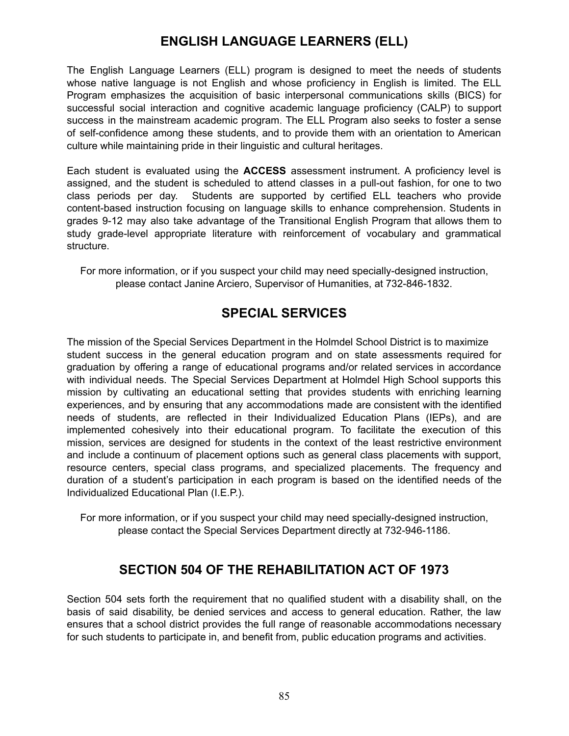## ENGLISH LANGUAGE LEARNERS (ELL)

The English Language Learners (ELL) program is designed to meet the needs of students whose native language is not English and whose proficiency in English is limited. The ELL Program emphasizes the acquisition of basic interpersonal communications skills (BICS) for successful social interaction and cognitive academic language proficiency (CALP) to support success in the mainstream academic program. The ELL Program also seeks to foster a sense of self-confidence among these students, and to provide them with an orientation to American culture while maintaining pride in their linguistic and cultural heritages.

Each student is evaluated using the **ACCESS** assessment instrument. A proficiency level is assigned, and the student is scheduled to attend classes in a pull-out fashion, for one to two class periods per day. Students are supported by certified ELL teachers who provide content-based instruction focusing on language skills to enhance comprehension. Students in grades 9-12 may also take advantage of the Transitional English Program that allows them to study grade-level appropriate literature with reinforcement of vocabulary and grammatical structure.

For more information, or if you suspect your child may need specially-designed instruction, please contact Janine Arciero, Supervisor of Humanities, at 732-846-1832.

## SPECIAL SERVICES

The mission of the Special Services Department in the Holmdel School District is to maximize student success in the general education program and on state assessments required for graduation by offering a range of educational programs and/or related services in accordance with individual needs. The Special Services Department at Holmdel High School supports this mission by cultivating an educational setting that provides students with enriching learning experiences, and by ensuring that any accommodations made are consistent with the identified needs of students, are reflected in their Individualized Education Plans (IEPs), and are implemented cohesively into their educational program. To facilitate the execution of this mission, services are designed for students in the context of the least restrictive environment and include a continuum of placement options such as general class placements with support, resource centers, special class programs, and specialized placements. The frequency and duration of a student's participation in each program is based on the identified needs of the Individualized Educational Plan (I.E.P.).

For more information, or if you suspect your child may need specially-designed instruction, please contact the Special Services Department directly at 732-946-1186.

## SECTION 504 OF THE REHABILITATION ACT OF 1973

Section 504 sets forth the requirement that no qualified student with a disability shall, on the basis of said disability, be denied services and access to general education. Rather, the law ensures that a school district provides the full range of reasonable accommodations necessary for such students to participate in, and benefit from, public education programs and activities.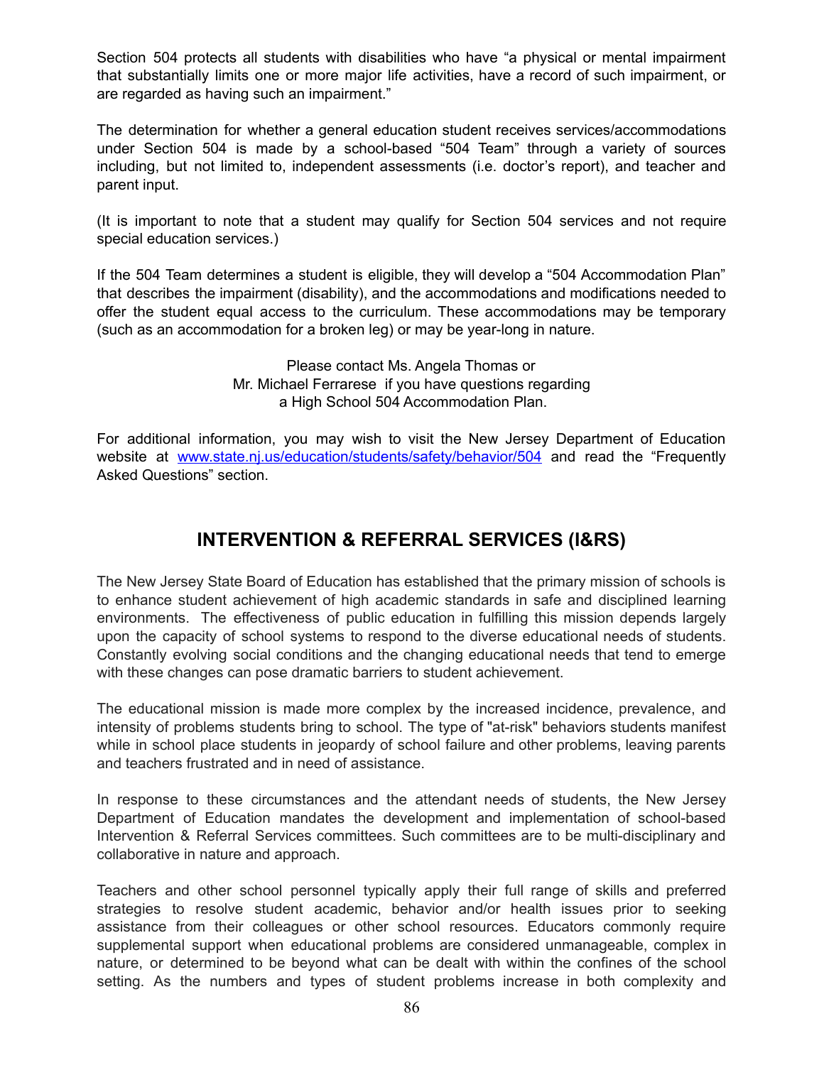Section 504 protects all students with disabilities who have "a physical or mental impairment that substantially limits one or more major life activities, have a record of such impairment, or are regarded as having such an impairment."

The determination for whether a general education student receives services/accommodations under Section 504 is made by a school-based "504 Team" through a variety of sources including, but not limited to, independent assessments (i.e. doctor's report), and teacher and parent input.

(It is important to note that a student may qualify for Section 504 services and not require special education services.)

If the 504 Team determines a student is eligible, they will develop a "504 Accommodation Plan" that describes the impairment (disability), and the accommodations and modifications needed to offer the student equal access to the curriculum. These accommodations may be temporary (such as an accommodation for a broken leg) or may be year-long in nature.

Please contact Ms. Angela Thomas or
Mr. Michael Ferrarese if you have questions regarding
a High School 504 Accommodation Plan.

For additional information, you may wish to visit the New Jersey Department of Education website at www.state.nj.us/education/students/safety/behavior/504 and read the "Frequently Asked Questions" section.

## INTERVENTION & REFERRAL SERVICES (I&RS)

The New Jersey State Board of Education has established that the primary mission of schools is to enhance student achievement of high academic standards in safe and disciplined learning environments. The effectiveness of public education in fulfilling this mission depends largely upon the capacity of school systems to respond to the diverse educational needs of students. Constantly evolving social conditions and the changing educational needs that tend to emerge with these changes can pose dramatic barriers to student achievement.

The educational mission is made more complex by the increased incidence, prevalence, and intensity of problems students bring to school. The type of "at-risk" behaviors students manifest while in school place students in jeopardy of school failure and other problems, leaving parents and teachers frustrated and in need of assistance.

In response to these circumstances and the attendant needs of students, the New Jersey Department of Education mandates the development and implementation of school-based Intervention & Referral Services committees. Such committees are to be multi-disciplinary and collaborative in nature and approach.

Teachers and other school personnel typically apply their full range of skills and preferred strategies to resolve student academic, behavior and/or health issues prior to seeking assistance from their colleagues or other school resources. Educators commonly require supplemental support when educational problems are considered unmanageable, complex in nature, or determined to be beyond what can be dealt with within the confines of the school setting. As the numbers and types of student problems increase in both complexity and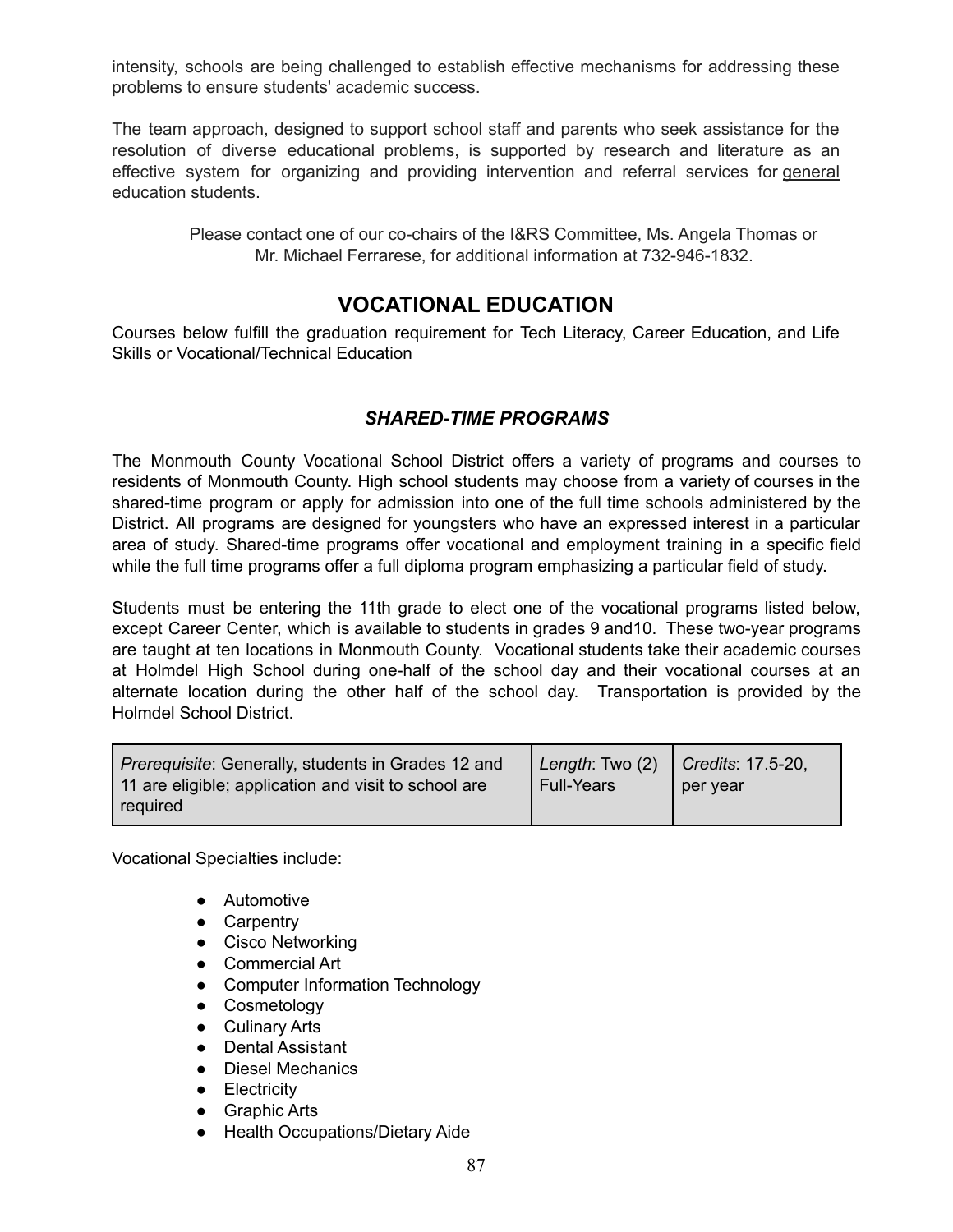intensity, schools are being challenged to establish effective mechanisms for addressing these problems to ensure students' academic success.

The team approach, designed to support school staff and parents who seek assistance for the resolution of diverse educational problems, is supported by research and literature as an effective system for organizing and providing intervention and referral services for general education students.

Please contact one of our co-chairs of the I&RS Committee, Ms. Angela Thomas or Mr. Michael Ferrarese, for additional information at 732-946-1832.

## VOCATIONAL EDUCATION

Courses below fulfill the graduation requirement for Tech Literacy, Career Education, and Life Skills or Vocational/Technical Education

### *SHARED-TIME PROGRAMS*

The Monmouth County Vocational School District offers a variety of programs and courses to residents of Monmouth County. High school students may choose from a variety of courses in the shared-time program or apply for admission into one of the full time schools administered by the District. All programs are designed for youngsters who have an expressed interest in a particular area of study. Shared-time programs offer vocational and employment training in a specific field while the full time programs offer a full diploma program emphasizing a particular field of study.

Students must be entering the 11th grade to elect one of the vocational programs listed below, except Career Center, which is available to students in grades 9 and10. These two-year programs are taught at ten locations in Monmouth County. Vocational students take their academic courses at Holmdel High School during one-half of the school day and their vocational courses at an alternate location during the other half of the school day. Transportation is provided by the Holmdel School District.

| *Prerequisite*: Generally, students in Grades 12 and 11 are eligible; application and visit to school are required | *Length*: Two (2) Full-Years | *Credits*: 17.5-20, per year |
|---|---|---|

Vocational Specialties include:

- Automotive
- Carpentry
- Cisco Networking
- Commercial Art
- Computer Information Technology
- Cosmetology
- Culinary Arts
- Dental Assistant
- Diesel Mechanics
- Electricity
- Graphic Arts
- Health Occupations/Dietary Aide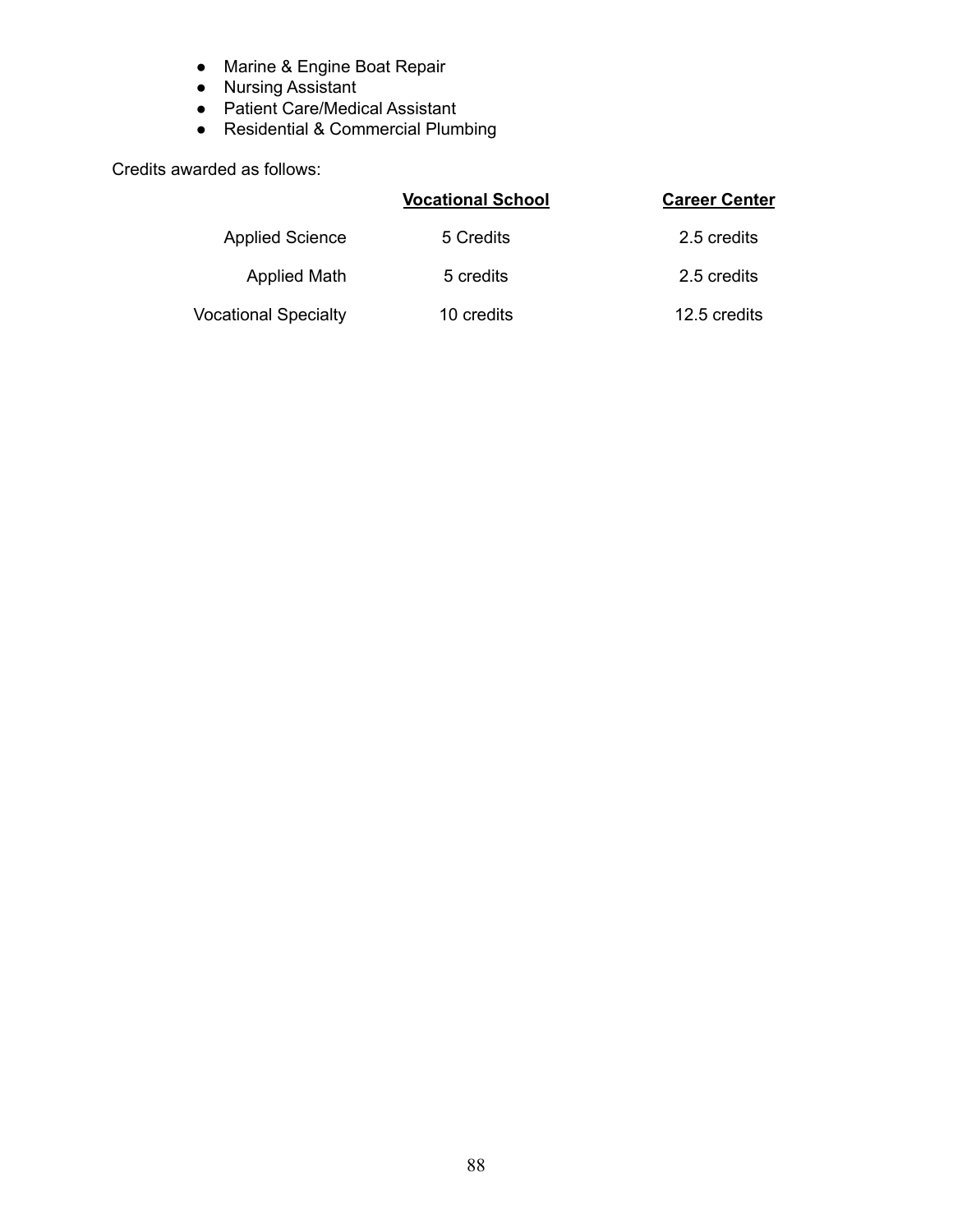- Marine & Engine Boat Repair
- Nursing Assistant
- Patient Care/Medical Assistant
- Residential & Commercial Plumbing

Credits awarded as follows:

| | **Vocational School** | **Career Center** |
|---|---|---|
| Applied Science | 5 Credits | 2.5 credits |
| Applied Math | 5 credits | 2.5 credits |
| Vocational Specialty | 10 credits | 12.5 credits |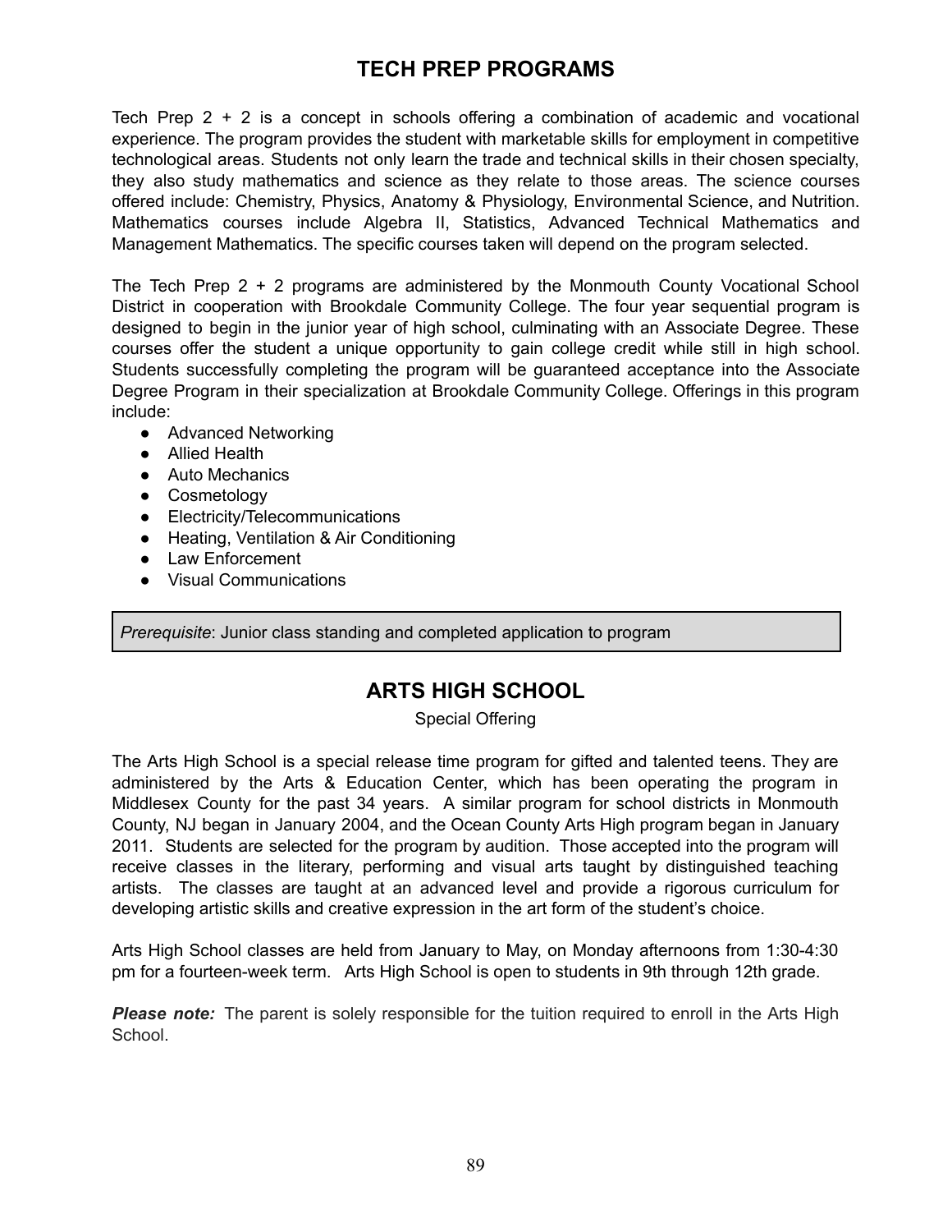# TECH PREP PROGRAMS

Tech Prep 2 + 2 is a concept in schools offering a combination of academic and vocational experience. The program provides the student with marketable skills for employment in competitive technological areas. Students not only learn the trade and technical skills in their chosen specialty, they also study mathematics and science as they relate to those areas. The science courses offered include: Chemistry, Physics, Anatomy & Physiology, Environmental Science, and Nutrition. Mathematics courses include Algebra II, Statistics, Advanced Technical Mathematics and Management Mathematics. The specific courses taken will depend on the program selected.

The Tech Prep 2 + 2 programs are administered by the Monmouth County Vocational School District in cooperation with Brookdale Community College. The four year sequential program is designed to begin in the junior year of high school, culminating with an Associate Degree. These courses offer the student a unique opportunity to gain college credit while still in high school. Students successfully completing the program will be guaranteed acceptance into the Associate Degree Program in their specialization at Brookdale Community College. Offerings in this program include:

- Advanced Networking
- Allied Health
- Auto Mechanics
- Cosmetology
- Electricity/Telecommunications
- Heating, Ventilation & Air Conditioning
- Law Enforcement
- Visual Communications

*Prerequisite*: Junior class standing and completed application to program

# ARTS HIGH SCHOOL

Special Offering

The Arts High School is a special release time program for gifted and talented teens. They are administered by the Arts & Education Center, which has been operating the program in Middlesex County for the past 34 years. A similar program for school districts in Monmouth County, NJ began in January 2004, and the Ocean County Arts High program began in January 2011. Students are selected for the program by audition. Those accepted into the program will receive classes in the literary, performing and visual arts taught by distinguished teaching artists. The classes are taught at an advanced level and provide a rigorous curriculum for developing artistic skills and creative expression in the art form of the student's choice.

Arts High School classes are held from January to May, on Monday afternoons from 1:30-4:30 pm for a fourteen-week term. Arts High School is open to students in 9th through 12th grade.

***Please note:*** The parent is solely responsible for the tuition required to enroll in the Arts High School.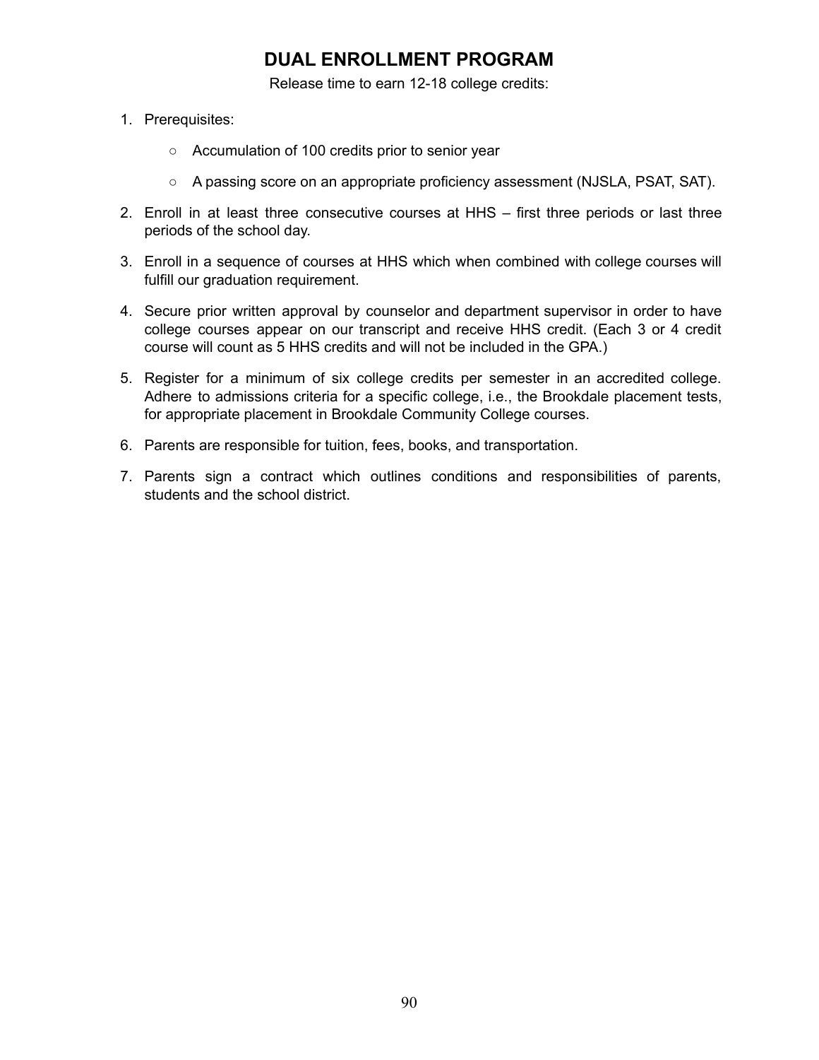# DUAL ENROLLMENT PROGRAM

Release time to earn 12-18 college credits:

1. Prerequisites:
   - Accumulation of 100 credits prior to senior year
   - A passing score on an appropriate proficiency assessment (NJSLA, PSAT, SAT).
2. Enroll in at least three consecutive courses at HHS – first three periods or last three periods of the school day.
3. Enroll in a sequence of courses at HHS which when combined with college courses will fulfill our graduation requirement.
4. Secure prior written approval by counselor and department supervisor in order to have college courses appear on our transcript and receive HHS credit. (Each 3 or 4 credit course will count as 5 HHS credits and will not be included in the GPA.)
5. Register for a minimum of six college credits per semester in an accredited college. Adhere to admissions criteria for a specific college, i.e., the Brookdale placement tests, for appropriate placement in Brookdale Community College courses.
6. Parents are responsible for tuition, fees, books, and transportation.
7. Parents sign a contract which outlines conditions and responsibilities of parents, students and the school district.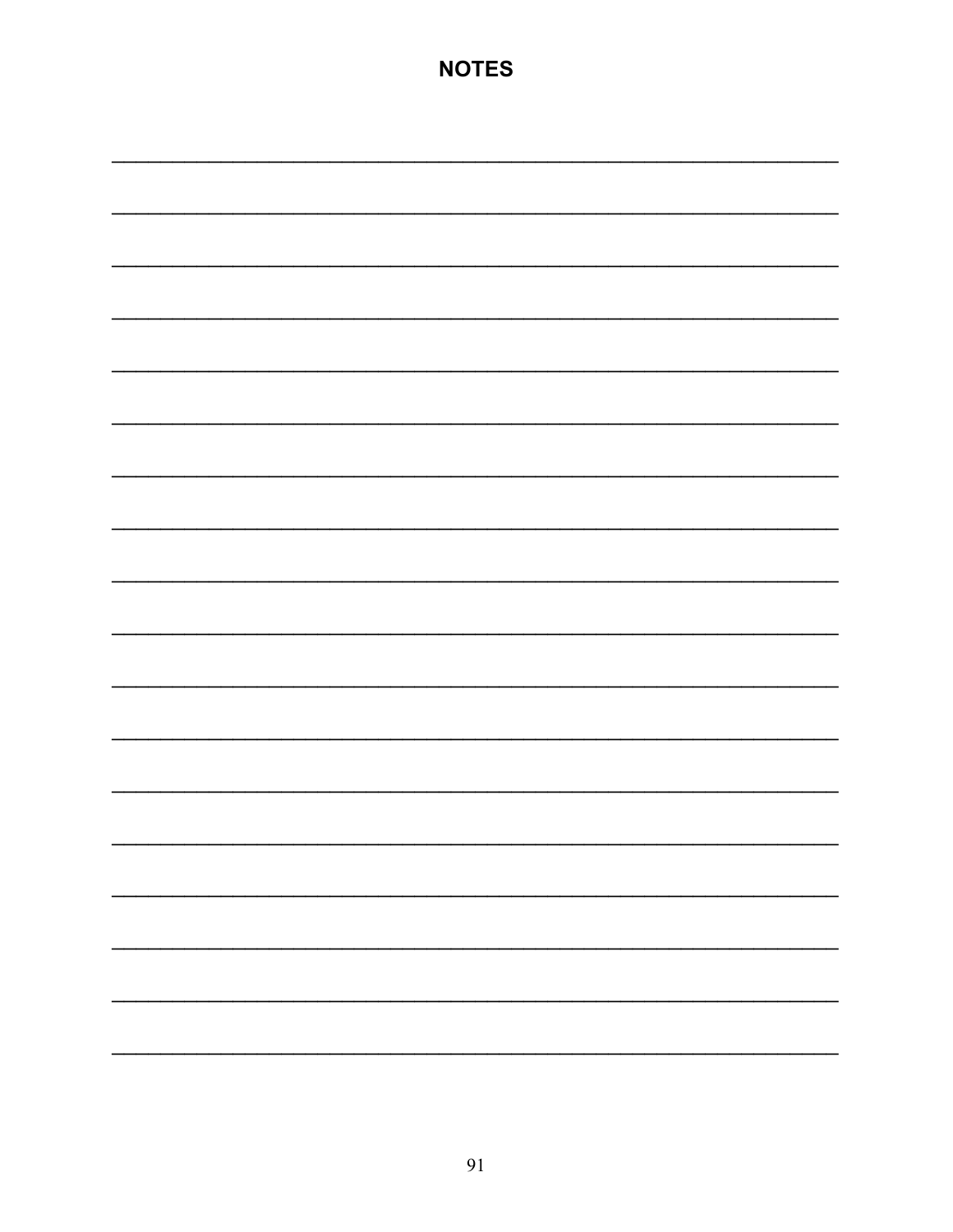# NOTES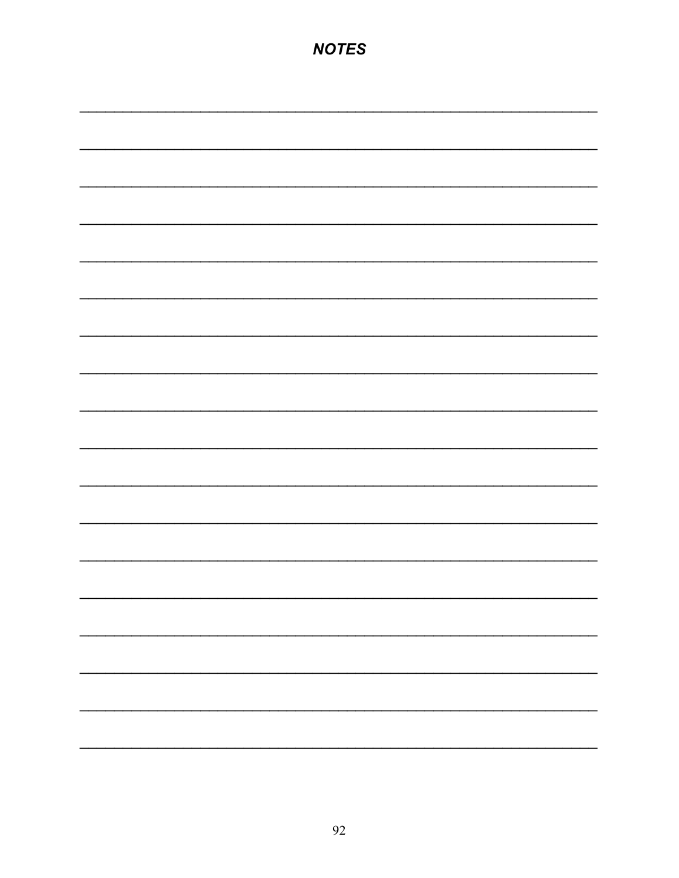***NOTES***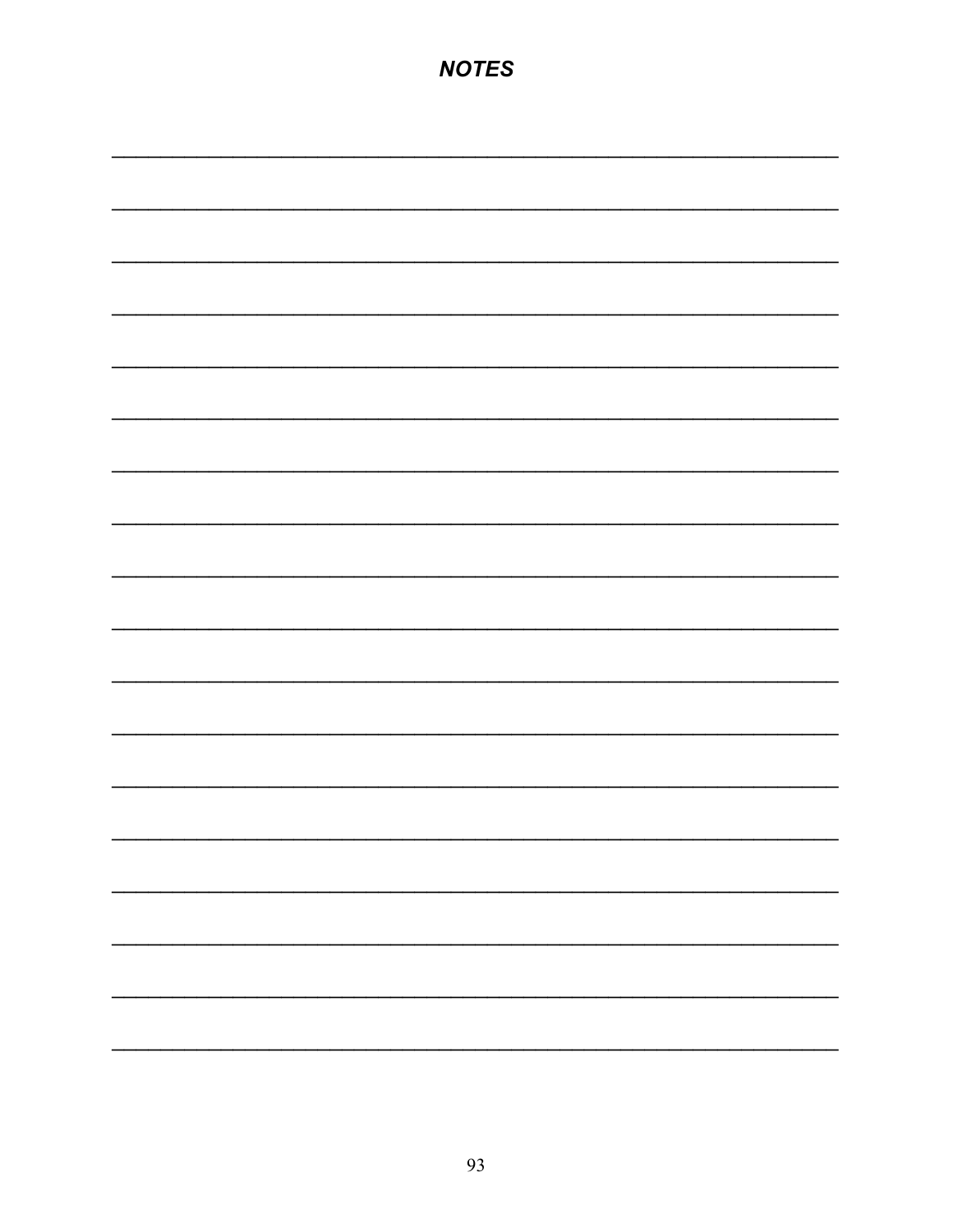### ***NOTES***